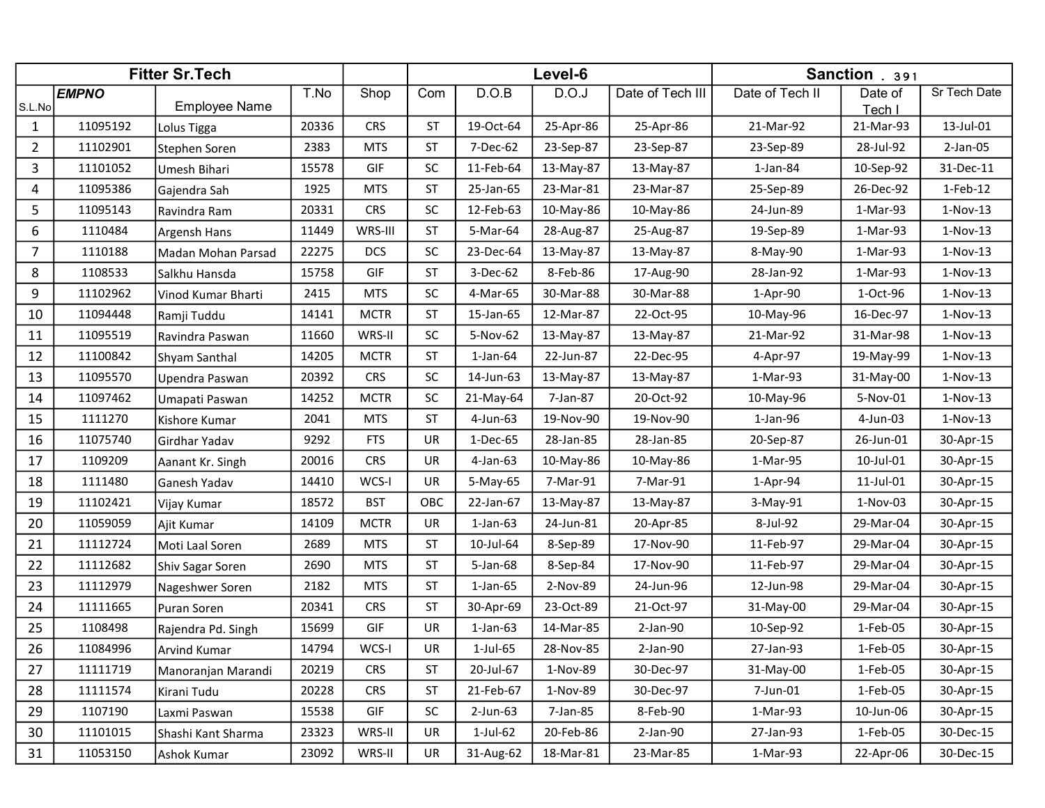| Fitter Sr.Tech | | | | | Level-6 | | | | Sanction . 391 | | |
|---|---|---|---|---|---|---|---|---|---|---|---|
| S.L.No | ***EMPNO*** | Employee Name | T.No | Shop | Com | D.O.B | D.O.J | Date of Tech III | Date of Tech II | Date of Tech I | Sr Tech Date |
| 1 | 11095192 | Lolus Tigga | 20336 | CRS | ST | 19-Oct-64 | 25-Apr-86 | 25-Apr-86 | 21-Mar-92 | 21-Mar-93 | 13-Jul-01 |
| 2 | 11102901 | Stephen Soren | 2383 | MTS | ST | 7-Dec-62 | 23-Sep-87 | 23-Sep-87 | 23-Sep-89 | 28-Jul-92 | 2-Jan-05 |
| 3 | 11101052 | Umesh Bihari | 15578 | GIF | SC | 11-Feb-64 | 13-May-87 | 13-May-87 | 1-Jan-84 | 10-Sep-92 | 31-Dec-11 |
| 4 | 11095386 | Gajendra Sah | 1925 | MTS | ST | 25-Jan-65 | 23-Mar-81 | 23-Mar-87 | 25-Sep-89 | 26-Dec-92 | 1-Feb-12 |
| 5 | 11095143 | Ravindra Ram | 20331 | CRS | SC | 12-Feb-63 | 10-May-86 | 10-May-86 | 24-Jun-89 | 1-Mar-93 | 1-Nov-13 |
| 6 | 1110484 | Argensh Hans | 11449 | WRS-III | ST | 5-Mar-64 | 28-Aug-87 | 25-Aug-87 | 19-Sep-89 | 1-Mar-93 | 1-Nov-13 |
| 7 | 1110188 | Madan Mohan Parsad | 22275 | DCS | SC | 23-Dec-64 | 13-May-87 | 13-May-87 | 8-May-90 | 1-Mar-93 | 1-Nov-13 |
| 8 | 1108533 | Salkhu Hansda | 15758 | GIF | ST | 3-Dec-62 | 8-Feb-86 | 17-Aug-90 | 28-Jan-92 | 1-Mar-93 | 1-Nov-13 |
| 9 | 11102962 | Vinod Kumar Bharti | 2415 | MTS | SC | 4-Mar-65 | 30-Mar-88 | 30-Mar-88 | 1-Apr-90 | 1-Oct-96 | 1-Nov-13 |
| 10 | 11094448 | Ramji Tuddu | 14141 | MCTR | ST | 15-Jan-65 | 12-Mar-87 | 22-Oct-95 | 10-May-96 | 16-Dec-97 | 1-Nov-13 |
| 11 | 11095519 | Ravindra Paswan | 11660 | WRS-II | SC | 5-Nov-62 | 13-May-87 | 13-May-87 | 21-Mar-92 | 31-Mar-98 | 1-Nov-13 |
| 12 | 11100842 | Shyam Santhal | 14205 | MCTR | ST | 1-Jan-64 | 22-Jun-87 | 22-Dec-95 | 4-Apr-97 | 19-May-99 | 1-Nov-13 |
| 13 | 11095570 | Upendra Paswan | 20392 | CRS | SC | 14-Jun-63 | 13-May-87 | 13-May-87 | 1-Mar-93 | 31-May-00 | 1-Nov-13 |
| 14 | 11097462 | Umapati Paswan | 14252 | MCTR | SC | 21-May-64 | 7-Jan-87 | 20-Oct-92 | 10-May-96 | 5-Nov-01 | 1-Nov-13 |
| 15 | 1111270 | Kishore Kumar | 2041 | MTS | ST | 4-Jun-63 | 19-Nov-90 | 19-Nov-90 | 1-Jan-96 | 4-Jun-03 | 1-Nov-13 |
| 16 | 11075740 | Girdhar Yadav | 9292 | FTS | UR | 1-Dec-65 | 28-Jan-85 | 28-Jan-85 | 20-Sep-87 | 26-Jun-01 | 30-Apr-15 |
| 17 | 1109209 | Aanant Kr. Singh | 20016 | CRS | UR | 4-Jan-63 | 10-May-86 | 10-May-86 | 1-Mar-95 | 10-Jul-01 | 30-Apr-15 |
| 18 | 1111480 | Ganesh Yadav | 14410 | WCS-I | UR | 5-May-65 | 7-Mar-91 | 7-Mar-91 | 1-Apr-94 | 11-Jul-01 | 30-Apr-15 |
| 19 | 11102421 | Vijay Kumar | 18572 | BST | OBC | 22-Jan-67 | 13-May-87 | 13-May-87 | 3-May-91 | 1-Nov-03 | 30-Apr-15 |
| 20 | 11059059 | Ajit Kumar | 14109 | MCTR | UR | 1-Jan-63 | 24-Jun-81 | 20-Apr-85 | 8-Jul-92 | 29-Mar-04 | 30-Apr-15 |
| 21 | 11112724 | Moti Laal Soren | 2689 | MTS | ST | 10-Jul-64 | 8-Sep-89 | 17-Nov-90 | 11-Feb-97 | 29-Mar-04 | 30-Apr-15 |
| 22 | 11112682 | Shiv Sagar Soren | 2690 | MTS | ST | 5-Jan-68 | 8-Sep-84 | 17-Nov-90 | 11-Feb-97 | 29-Mar-04 | 30-Apr-15 |
| 23 | 11112979 | Nageshwer Soren | 2182 | MTS | ST | 1-Jan-65 | 2-Nov-89 | 24-Jun-96 | 12-Jun-98 | 29-Mar-04 | 30-Apr-15 |
| 24 | 11111665 | Puran Soren | 20341 | CRS | ST | 30-Apr-69 | 23-Oct-89 | 21-Oct-97 | 31-May-00 | 29-Mar-04 | 30-Apr-15 |
| 25 | 1108498 | Rajendra Pd. Singh | 15699 | GIF | UR | 1-Jan-63 | 14-Mar-85 | 2-Jan-90 | 10-Sep-92 | 1-Feb-05 | 30-Apr-15 |
| 26 | 11084996 | Arvind Kumar | 14794 | WCS-I | UR | 1-Jul-65 | 28-Nov-85 | 2-Jan-90 | 27-Jan-93 | 1-Feb-05 | 30-Apr-15 |
| 27 | 11111719 | Manoranjan Marandi | 20219 | CRS | ST | 20-Jul-67 | 1-Nov-89 | 30-Dec-97 | 31-May-00 | 1-Feb-05 | 30-Apr-15 |
| 28 | 11111574 | Kirani Tudu | 20228 | CRS | ST | 21-Feb-67 | 1-Nov-89 | 30-Dec-97 | 7-Jun-01 | 1-Feb-05 | 30-Apr-15 |
| 29 | 1107190 | Laxmi Paswan | 15538 | GIF | SC | 2-Jun-63 | 7-Jan-85 | 8-Feb-90 | 1-Mar-93 | 10-Jun-06 | 30-Apr-15 |
| 30 | 11101015 | Shashi Kant Sharma | 23323 | WRS-II | UR | 1-Jul-62 | 20-Feb-86 | 2-Jan-90 | 27-Jan-93 | 1-Feb-05 | 30-Dec-15 |
| 31 | 11053150 | Ashok Kumar | 23092 | WRS-II | UR | 31-Aug-62 | 18-Mar-81 | 23-Mar-85 | 1-Mar-93 | 22-Apr-06 | 30-Dec-15 |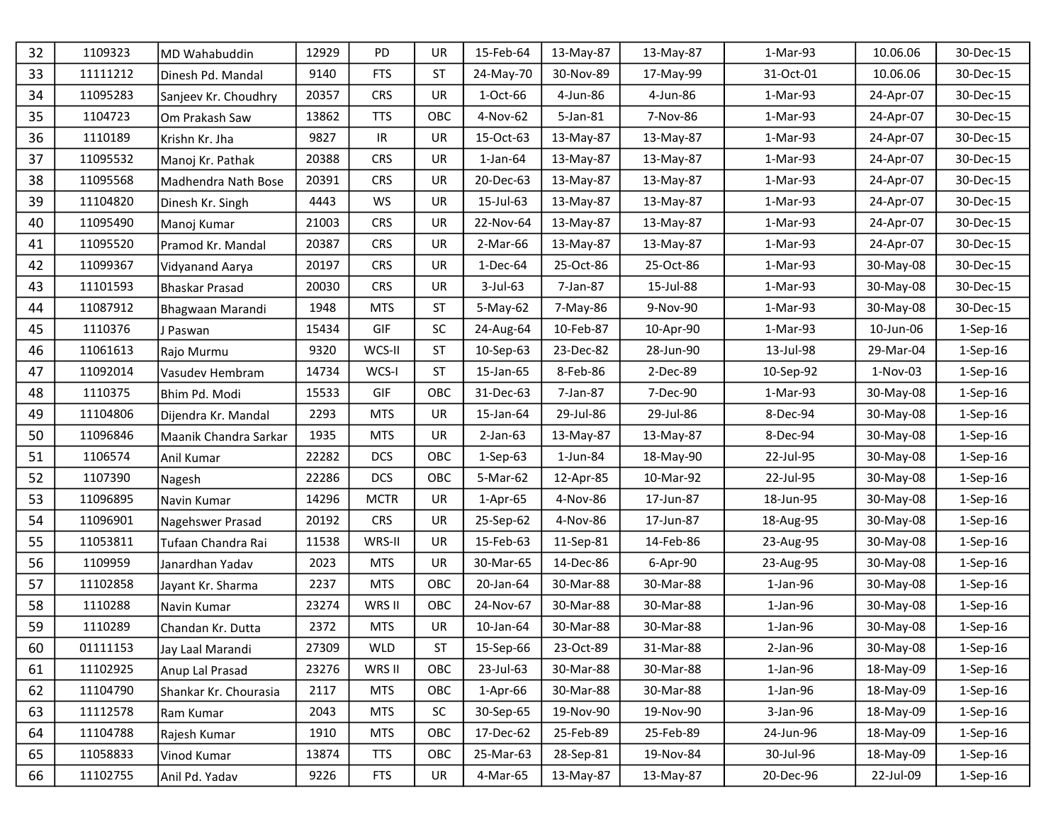| | | | | | | | | | | | |
|---|---|---|---|---|---|---|---|---|---|---|---|
| 32 | 1109323 | MD Wahabuddin | 12929 | PD | UR | 15-Feb-64 | 13-May-87 | 13-May-87 | 1-Mar-93 | 10.06.06 | 30-Dec-15 |
| 33 | 11111212 | Dinesh Pd. Mandal | 9140 | FTS | ST | 24-May-70 | 30-Nov-89 | 17-May-99 | 31-Oct-01 | 10.06.06 | 30-Dec-15 |
| 34 | 11095283 | Sanjeev Kr. Choudhry | 20357 | CRS | UR | 1-Oct-66 | 4-Jun-86 | 4-Jun-86 | 1-Mar-93 | 24-Apr-07 | 30-Dec-15 |
| 35 | 1104723 | Om Prakash Saw | 13862 | TTS | OBC | 4-Nov-62 | 5-Jan-81 | 7-Nov-86 | 1-Mar-93 | 24-Apr-07 | 30-Dec-15 |
| 36 | 1110189 | Krishn Kr. Jha | 9827 | IR | UR | 15-Oct-63 | 13-May-87 | 13-May-87 | 1-Mar-93 | 24-Apr-07 | 30-Dec-15 |
| 37 | 11095532 | Manoj Kr. Pathak | 20388 | CRS | UR | 1-Jan-64 | 13-May-87 | 13-May-87 | 1-Mar-93 | 24-Apr-07 | 30-Dec-15 |
| 38 | 11095568 | Madhendra Nath Bose | 20391 | CRS | UR | 20-Dec-63 | 13-May-87 | 13-May-87 | 1-Mar-93 | 24-Apr-07 | 30-Dec-15 |
| 39 | 11104820 | Dinesh Kr. Singh | 4443 | WS | UR | 15-Jul-63 | 13-May-87 | 13-May-87 | 1-Mar-93 | 24-Apr-07 | 30-Dec-15 |
| 40 | 11095490 | Manoj Kumar | 21003 | CRS | UR | 22-Nov-64 | 13-May-87 | 13-May-87 | 1-Mar-93 | 24-Apr-07 | 30-Dec-15 |
| 41 | 11095520 | Pramod Kr. Mandal | 20387 | CRS | UR | 2-Mar-66 | 13-May-87 | 13-May-87 | 1-Mar-93 | 24-Apr-07 | 30-Dec-15 |
| 42 | 11099367 | Vidyanand Aarya | 20197 | CRS | UR | 1-Dec-64 | 25-Oct-86 | 25-Oct-86 | 1-Mar-93 | 30-May-08 | 30-Dec-15 |
| 43 | 11101593 | Bhaskar Prasad | 20030 | CRS | UR | 3-Jul-63 | 7-Jan-87 | 15-Jul-88 | 1-Mar-93 | 30-May-08 | 30-Dec-15 |
| 44 | 11087912 | Bhagwaan Marandi | 1948 | MTS | ST | 5-May-62 | 7-May-86 | 9-Nov-90 | 1-Mar-93 | 30-May-08 | 30-Dec-15 |
| 45 | 1110376 | J Paswan | 15434 | GIF | SC | 24-Aug-64 | 10-Feb-87 | 10-Apr-90 | 1-Mar-93 | 10-Jun-06 | 1-Sep-16 |
| 46 | 11061613 | Rajo Murmu | 9320 | WCS-II | ST | 10-Sep-63 | 23-Dec-82 | 28-Jun-90 | 13-Jul-98 | 29-Mar-04 | 1-Sep-16 |
| 47 | 11092014 | Vasudev Hembram | 14734 | WCS-I | ST | 15-Jan-65 | 8-Feb-86 | 2-Dec-89 | 10-Sep-92 | 1-Nov-03 | 1-Sep-16 |
| 48 | 1110375 | Bhim Pd. Modi | 15533 | GIF | OBC | 31-Dec-63 | 7-Jan-87 | 7-Dec-90 | 1-Mar-93 | 30-May-08 | 1-Sep-16 |
| 49 | 11104806 | Dijendra Kr. Mandal | 2293 | MTS | UR | 15-Jan-64 | 29-Jul-86 | 29-Jul-86 | 8-Dec-94 | 30-May-08 | 1-Sep-16 |
| 50 | 11096846 | Maanik Chandra Sarkar | 1935 | MTS | UR | 2-Jan-63 | 13-May-87 | 13-May-87 | 8-Dec-94 | 30-May-08 | 1-Sep-16 |
| 51 | 1106574 | Anil Kumar | 22282 | DCS | OBC | 1-Sep-63 | 1-Jun-84 | 18-May-90 | 22-Jul-95 | 30-May-08 | 1-Sep-16 |
| 52 | 1107390 | Nagesh | 22286 | DCS | OBC | 5-Mar-62 | 12-Apr-85 | 10-Mar-92 | 22-Jul-95 | 30-May-08 | 1-Sep-16 |
| 53 | 11096895 | Navin Kumar | 14296 | MCTR | UR | 1-Apr-65 | 4-Nov-86 | 17-Jun-87 | 18-Jun-95 | 30-May-08 | 1-Sep-16 |
| 54 | 11096901 | Nagehswer Prasad | 20192 | CRS | UR | 25-Sep-62 | 4-Nov-86 | 17-Jun-87 | 18-Aug-95 | 30-May-08 | 1-Sep-16 |
| 55 | 11053811 | Tufaan Chandra Rai | 11538 | WRS-II | UR | 15-Feb-63 | 11-Sep-81 | 14-Feb-86 | 23-Aug-95 | 30-May-08 | 1-Sep-16 |
| 56 | 1109959 | Janardhan Yadav | 2023 | MTS | UR | 30-Mar-65 | 14-Dec-86 | 6-Apr-90 | 23-Aug-95 | 30-May-08 | 1-Sep-16 |
| 57 | 11102858 | Jayant Kr. Sharma | 2237 | MTS | OBC | 20-Jan-64 | 30-Mar-88 | 30-Mar-88 | 1-Jan-96 | 30-May-08 | 1-Sep-16 |
| 58 | 1110288 | Navin Kumar | 23274 | WRS II | OBC | 24-Nov-67 | 30-Mar-88 | 30-Mar-88 | 1-Jan-96 | 30-May-08 | 1-Sep-16 |
| 59 | 1110289 | Chandan Kr. Dutta | 2372 | MTS | UR | 10-Jan-64 | 30-Mar-88 | 30-Mar-88 | 1-Jan-96 | 30-May-08 | 1-Sep-16 |
| 60 | 01111153 | Jay Laal Marandi | 27309 | WLD | ST | 15-Sep-66 | 23-Oct-89 | 31-Mar-88 | 2-Jan-96 | 30-May-08 | 1-Sep-16 |
| 61 | 11102925 | Anup Lal Prasad | 23276 | WRS II | OBC | 23-Jul-63 | 30-Mar-88 | 30-Mar-88 | 1-Jan-96 | 18-May-09 | 1-Sep-16 |
| 62 | 11104790 | Shankar Kr. Chourasia | 2117 | MTS | OBC | 1-Apr-66 | 30-Mar-88 | 30-Mar-88 | 1-Jan-96 | 18-May-09 | 1-Sep-16 |
| 63 | 11112578 | Ram Kumar | 2043 | MTS | SC | 30-Sep-65 | 19-Nov-90 | 19-Nov-90 | 3-Jan-96 | 18-May-09 | 1-Sep-16 |
| 64 | 11104788 | Rajesh Kumar | 1910 | MTS | OBC | 17-Dec-62 | 25-Feb-89 | 25-Feb-89 | 24-Jun-96 | 18-May-09 | 1-Sep-16 |
| 65 | 11058833 | Vinod Kumar | 13874 | TTS | OBC | 25-Mar-63 | 28-Sep-81 | 19-Nov-84 | 30-Jul-96 | 18-May-09 | 1-Sep-16 |
| 66 | 11102755 | Anil Pd. Yadav | 9226 | FTS | UR | 4-Mar-65 | 13-May-87 | 13-May-87 | 20-Dec-96 | 22-Jul-09 | 1-Sep-16 |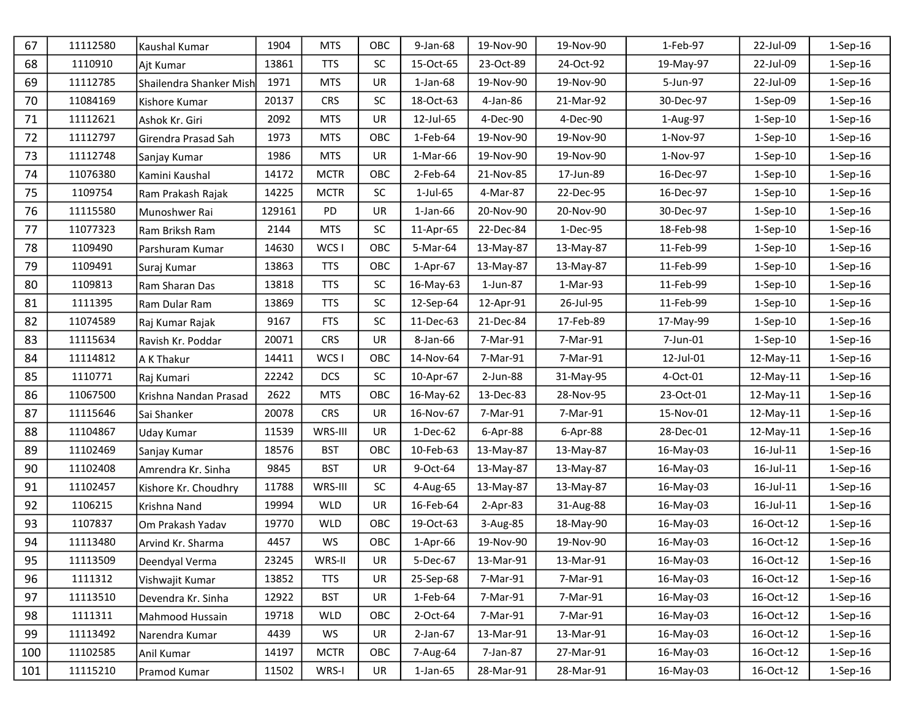| | | | | | | | | | | | |
|---|---|---|---|---|---|---|---|---|---|---|---|
| 67 | 11112580 | Kaushal Kumar | 1904 | MTS | OBC | 9-Jan-68 | 19-Nov-90 | 19-Nov-90 | 1-Feb-97 | 22-Jul-09 | 1-Sep-16 |
| 68 | 1110910 | Ajt Kumar | 13861 | TTS | SC | 15-Oct-65 | 23-Oct-89 | 24-Oct-92 | 19-May-97 | 22-Jul-09 | 1-Sep-16 |
| 69 | 11112785 | Shailendra Shanker Mish | 1971 | MTS | UR | 1-Jan-68 | 19-Nov-90 | 19-Nov-90 | 5-Jun-97 | 22-Jul-09 | 1-Sep-16 |
| 70 | 11084169 | Kishore Kumar | 20137 | CRS | SC | 18-Oct-63 | 4-Jan-86 | 21-Mar-92 | 30-Dec-97 | 1-Sep-09 | 1-Sep-16 |
| 71 | 11112621 | Ashok Kr. Giri | 2092 | MTS | UR | 12-Jul-65 | 4-Dec-90 | 4-Dec-90 | 1-Aug-97 | 1-Sep-10 | 1-Sep-16 |
| 72 | 11112797 | Girendra Prasad Sah | 1973 | MTS | OBC | 1-Feb-64 | 19-Nov-90 | 19-Nov-90 | 1-Nov-97 | 1-Sep-10 | 1-Sep-16 |
| 73 | 11112748 | Sanjay Kumar | 1986 | MTS | UR | 1-Mar-66 | 19-Nov-90 | 19-Nov-90 | 1-Nov-97 | 1-Sep-10 | 1-Sep-16 |
| 74 | 11076380 | Kamini Kaushal | 14172 | MCTR | OBC | 2-Feb-64 | 21-Nov-85 | 17-Jun-89 | 16-Dec-97 | 1-Sep-10 | 1-Sep-16 |
| 75 | 1109754 | Ram Prakash Rajak | 14225 | MCTR | SC | 1-Jul-65 | 4-Mar-87 | 22-Dec-95 | 16-Dec-97 | 1-Sep-10 | 1-Sep-16 |
| 76 | 11115580 | Munoshwer Rai | 129161 | PD | UR | 1-Jan-66 | 20-Nov-90 | 20-Nov-90 | 30-Dec-97 | 1-Sep-10 | 1-Sep-16 |
| 77 | 11077323 | Ram Briksh Ram | 2144 | MTS | SC | 11-Apr-65 | 22-Dec-84 | 1-Dec-95 | 18-Feb-98 | 1-Sep-10 | 1-Sep-16 |
| 78 | 1109490 | Parshuram Kumar | 14630 | WCS I | OBC | 5-Mar-64 | 13-May-87 | 13-May-87 | 11-Feb-99 | 1-Sep-10 | 1-Sep-16 |
| 79 | 1109491 | Suraj Kumar | 13863 | TTS | OBC | 1-Apr-67 | 13-May-87 | 13-May-87 | 11-Feb-99 | 1-Sep-10 | 1-Sep-16 |
| 80 | 1109813 | Ram Sharan Das | 13818 | TTS | SC | 16-May-63 | 1-Jun-87 | 1-Mar-93 | 11-Feb-99 | 1-Sep-10 | 1-Sep-16 |
| 81 | 1111395 | Ram Dular Ram | 13869 | TTS | SC | 12-Sep-64 | 12-Apr-91 | 26-Jul-95 | 11-Feb-99 | 1-Sep-10 | 1-Sep-16 |
| 82 | 11074589 | Raj Kumar Rajak | 9167 | FTS | SC | 11-Dec-63 | 21-Dec-84 | 17-Feb-89 | 17-May-99 | 1-Sep-10 | 1-Sep-16 |
| 83 | 11115634 | Ravish Kr. Poddar | 20071 | CRS | UR | 8-Jan-66 | 7-Mar-91 | 7-Mar-91 | 7-Jun-01 | 1-Sep-10 | 1-Sep-16 |
| 84 | 11114812 | A K Thakur | 14411 | WCS I | OBC | 14-Nov-64 | 7-Mar-91 | 7-Mar-91 | 12-Jul-01 | 12-May-11 | 1-Sep-16 |
| 85 | 1110771 | Raj Kumari | 22242 | DCS | SC | 10-Apr-67 | 2-Jun-88 | 31-May-95 | 4-Oct-01 | 12-May-11 | 1-Sep-16 |
| 86 | 11067500 | Krishna Nandan Prasad | 2622 | MTS | OBC | 16-May-62 | 13-Dec-83 | 28-Nov-95 | 23-Oct-01 | 12-May-11 | 1-Sep-16 |
| 87 | 11115646 | Sai Shanker | 20078 | CRS | UR | 16-Nov-67 | 7-Mar-91 | 7-Mar-91 | 15-Nov-01 | 12-May-11 | 1-Sep-16 |
| 88 | 11104867 | Uday Kumar | 11539 | WRS-III | UR | 1-Dec-62 | 6-Apr-88 | 6-Apr-88 | 28-Dec-01 | 12-May-11 | 1-Sep-16 |
| 89 | 11102469 | Sanjay Kumar | 18576 | BST | OBC | 10-Feb-63 | 13-May-87 | 13-May-87 | 16-May-03 | 16-Jul-11 | 1-Sep-16 |
| 90 | 11102408 | Amrendra Kr. Sinha | 9845 | BST | UR | 9-Oct-64 | 13-May-87 | 13-May-87 | 16-May-03 | 16-Jul-11 | 1-Sep-16 |
| 91 | 11102457 | Kishore Kr. Choudhry | 11788 | WRS-III | SC | 4-Aug-65 | 13-May-87 | 13-May-87 | 16-May-03 | 16-Jul-11 | 1-Sep-16 |
| 92 | 1106215 | Krishna Nand | 19994 | WLD | UR | 16-Feb-64 | 2-Apr-83 | 31-Aug-88 | 16-May-03 | 16-Jul-11 | 1-Sep-16 |
| 93 | 1107837 | Om Prakash Yadav | 19770 | WLD | OBC | 19-Oct-63 | 3-Aug-85 | 18-May-90 | 16-May-03 | 16-Oct-12 | 1-Sep-16 |
| 94 | 11113480 | Arvind Kr. Sharma | 4457 | WS | OBC | 1-Apr-66 | 19-Nov-90 | 19-Nov-90 | 16-May-03 | 16-Oct-12 | 1-Sep-16 |
| 95 | 11113509 | Deendyal Verma | 23245 | WRS-II | UR | 5-Dec-67 | 13-Mar-91 | 13-Mar-91 | 16-May-03 | 16-Oct-12 | 1-Sep-16 |
| 96 | 1111312 | Vishwajit Kumar | 13852 | TTS | UR | 25-Sep-68 | 7-Mar-91 | 7-Mar-91 | 16-May-03 | 16-Oct-12 | 1-Sep-16 |
| 97 | 11113510 | Devendra Kr. Sinha | 12922 | BST | UR | 1-Feb-64 | 7-Mar-91 | 7-Mar-91 | 16-May-03 | 16-Oct-12 | 1-Sep-16 |
| 98 | 1111311 | Mahmood Hussain | 19718 | WLD | OBC | 2-Oct-64 | 7-Mar-91 | 7-Mar-91 | 16-May-03 | 16-Oct-12 | 1-Sep-16 |
| 99 | 11113492 | Narendra Kumar | 4439 | WS | UR | 2-Jan-67 | 13-Mar-91 | 13-Mar-91 | 16-May-03 | 16-Oct-12 | 1-Sep-16 |
| 100 | 11102585 | Anil Kumar | 14197 | MCTR | OBC | 7-Aug-64 | 7-Jan-87 | 27-Mar-91 | 16-May-03 | 16-Oct-12 | 1-Sep-16 |
| 101 | 11115210 | Pramod Kumar | 11502 | WRS-I | UR | 1-Jan-65 | 28-Mar-91 | 28-Mar-91 | 16-May-03 | 16-Oct-12 | 1-Sep-16 |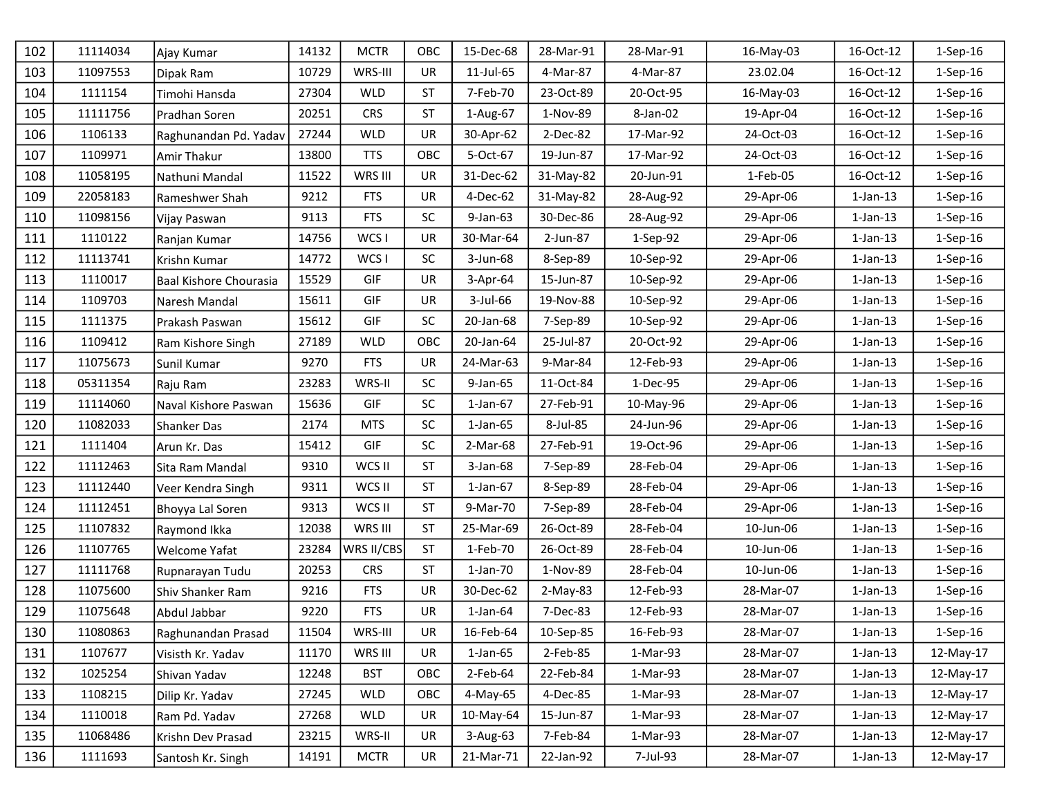| | | | | | | | | | | | |
|---|---|---|---|---|---|---|---|---|---|---|---|
| 102 | 11114034 | Ajay Kumar | 14132 | MCTR | OBC | 15-Dec-68 | 28-Mar-91 | 28-Mar-91 | 16-May-03 | 16-Oct-12 | 1-Sep-16 |
| 103 | 11097553 | Dipak Ram | 10729 | WRS-III | UR | 11-Jul-65 | 4-Mar-87 | 4-Mar-87 | 23.02.04 | 16-Oct-12 | 1-Sep-16 |
| 104 | 1111154 | Timohi Hansda | 27304 | WLD | ST | 7-Feb-70 | 23-Oct-89 | 20-Oct-95 | 16-May-03 | 16-Oct-12 | 1-Sep-16 |
| 105 | 11111756 | Pradhan Soren | 20251 | CRS | ST | 1-Aug-67 | 1-Nov-89 | 8-Jan-02 | 19-Apr-04 | 16-Oct-12 | 1-Sep-16 |
| 106 | 1106133 | Raghunandan Pd. Yadav | 27244 | WLD | UR | 30-Apr-62 | 2-Dec-82 | 17-Mar-92 | 24-Oct-03 | 16-Oct-12 | 1-Sep-16 |
| 107 | 1109971 | Amir Thakur | 13800 | TTS | OBC | 5-Oct-67 | 19-Jun-87 | 17-Mar-92 | 24-Oct-03 | 16-Oct-12 | 1-Sep-16 |
| 108 | 11058195 | Nathuni Mandal | 11522 | WRS III | UR | 31-Dec-62 | 31-May-82 | 20-Jun-91 | 1-Feb-05 | 16-Oct-12 | 1-Sep-16 |
| 109 | 22058183 | Rameshwer Shah | 9212 | FTS | UR | 4-Dec-62 | 31-May-82 | 28-Aug-92 | 29-Apr-06 | 1-Jan-13 | 1-Sep-16 |
| 110 | 11098156 | Vijay Paswan | 9113 | FTS | SC | 9-Jan-63 | 30-Dec-86 | 28-Aug-92 | 29-Apr-06 | 1-Jan-13 | 1-Sep-16 |
| 111 | 1110122 | Ranjan Kumar | 14756 | WCS I | UR | 30-Mar-64 | 2-Jun-87 | 1-Sep-92 | 29-Apr-06 | 1-Jan-13 | 1-Sep-16 |
| 112 | 11113741 | Krishn Kumar | 14772 | WCS I | SC | 3-Jun-68 | 8-Sep-89 | 10-Sep-92 | 29-Apr-06 | 1-Jan-13 | 1-Sep-16 |
| 113 | 1110017 | Baal Kishore Chourasia | 15529 | GIF | UR | 3-Apr-64 | 15-Jun-87 | 10-Sep-92 | 29-Apr-06 | 1-Jan-13 | 1-Sep-16 |
| 114 | 1109703 | Naresh Mandal | 15611 | GIF | UR | 3-Jul-66 | 19-Nov-88 | 10-Sep-92 | 29-Apr-06 | 1-Jan-13 | 1-Sep-16 |
| 115 | 1111375 | Prakash Paswan | 15612 | GIF | SC | 20-Jan-68 | 7-Sep-89 | 10-Sep-92 | 29-Apr-06 | 1-Jan-13 | 1-Sep-16 |
| 116 | 1109412 | Ram Kishore Singh | 27189 | WLD | OBC | 20-Jan-64 | 25-Jul-87 | 20-Oct-92 | 29-Apr-06 | 1-Jan-13 | 1-Sep-16 |
| 117 | 11075673 | Sunil Kumar | 9270 | FTS | UR | 24-Mar-63 | 9-Mar-84 | 12-Feb-93 | 29-Apr-06 | 1-Jan-13 | 1-Sep-16 |
| 118 | 05311354 | Raju Ram | 23283 | WRS-II | SC | 9-Jan-65 | 11-Oct-84 | 1-Dec-95 | 29-Apr-06 | 1-Jan-13 | 1-Sep-16 |
| 119 | 11114060 | Naval Kishore Paswan | 15636 | GIF | SC | 1-Jan-67 | 27-Feb-91 | 10-May-96 | 29-Apr-06 | 1-Jan-13 | 1-Sep-16 |
| 120 | 11082033 | Shanker Das | 2174 | MTS | SC | 1-Jan-65 | 8-Jul-85 | 24-Jun-96 | 29-Apr-06 | 1-Jan-13 | 1-Sep-16 |
| 121 | 1111404 | Arun Kr. Das | 15412 | GIF | SC | 2-Mar-68 | 27-Feb-91 | 19-Oct-96 | 29-Apr-06 | 1-Jan-13 | 1-Sep-16 |
| 122 | 11112463 | Sita Ram Mandal | 9310 | WCS II | ST | 3-Jan-68 | 7-Sep-89 | 28-Feb-04 | 29-Apr-06 | 1-Jan-13 | 1-Sep-16 |
| 123 | 11112440 | Veer Kendra Singh | 9311 | WCS II | ST | 1-Jan-67 | 8-Sep-89 | 28-Feb-04 | 29-Apr-06 | 1-Jan-13 | 1-Sep-16 |
| 124 | 11112451 | Bhoyya Lal Soren | 9313 | WCS II | ST | 9-Mar-70 | 7-Sep-89 | 28-Feb-04 | 29-Apr-06 | 1-Jan-13 | 1-Sep-16 |
| 125 | 11107832 | Raymond Ikka | 12038 | WRS III | ST | 25-Mar-69 | 26-Oct-89 | 28-Feb-04 | 10-Jun-06 | 1-Jan-13 | 1-Sep-16 |
| 126 | 11107765 | Welcome Yafat | 23284 | WRS II/CBS | ST | 1-Feb-70 | 26-Oct-89 | 28-Feb-04 | 10-Jun-06 | 1-Jan-13 | 1-Sep-16 |
| 127 | 11111768 | Rupnarayan Tudu | 20253 | CRS | ST | 1-Jan-70 | 1-Nov-89 | 28-Feb-04 | 10-Jun-06 | 1-Jan-13 | 1-Sep-16 |
| 128 | 11075600 | Shiv Shanker Ram | 9216 | FTS | UR | 30-Dec-62 | 2-May-83 | 12-Feb-93 | 28-Mar-07 | 1-Jan-13 | 1-Sep-16 |
| 129 | 11075648 | Abdul Jabbar | 9220 | FTS | UR | 1-Jan-64 | 7-Dec-83 | 12-Feb-93 | 28-Mar-07 | 1-Jan-13 | 1-Sep-16 |
| 130 | 11080863 | Raghunandan Prasad | 11504 | WRS-III | UR | 16-Feb-64 | 10-Sep-85 | 16-Feb-93 | 28-Mar-07 | 1-Jan-13 | 1-Sep-16 |
| 131 | 1107677 | Visisth Kr. Yadav | 11170 | WRS III | UR | 1-Jan-65 | 2-Feb-85 | 1-Mar-93 | 28-Mar-07 | 1-Jan-13 | 12-May-17 |
| 132 | 1025254 | Shivan Yadav | 12248 | BST | OBC | 2-Feb-64 | 22-Feb-84 | 1-Mar-93 | 28-Mar-07 | 1-Jan-13 | 12-May-17 |
| 133 | 1108215 | Dilip Kr. Yadav | 27245 | WLD | OBC | 4-May-65 | 4-Dec-85 | 1-Mar-93 | 28-Mar-07 | 1-Jan-13 | 12-May-17 |
| 134 | 1110018 | Ram Pd. Yadav | 27268 | WLD | UR | 10-May-64 | 15-Jun-87 | 1-Mar-93 | 28-Mar-07 | 1-Jan-13 | 12-May-17 |
| 135 | 11068486 | Krishn Dev Prasad | 23215 | WRS-II | UR | 3-Aug-63 | 7-Feb-84 | 1-Mar-93 | 28-Mar-07 | 1-Jan-13 | 12-May-17 |
| 136 | 1111693 | Santosh Kr. Singh | 14191 | MCTR | UR | 21-Mar-71 | 22-Jan-92 | 7-Jul-93 | 28-Mar-07 | 1-Jan-13 | 12-May-17 |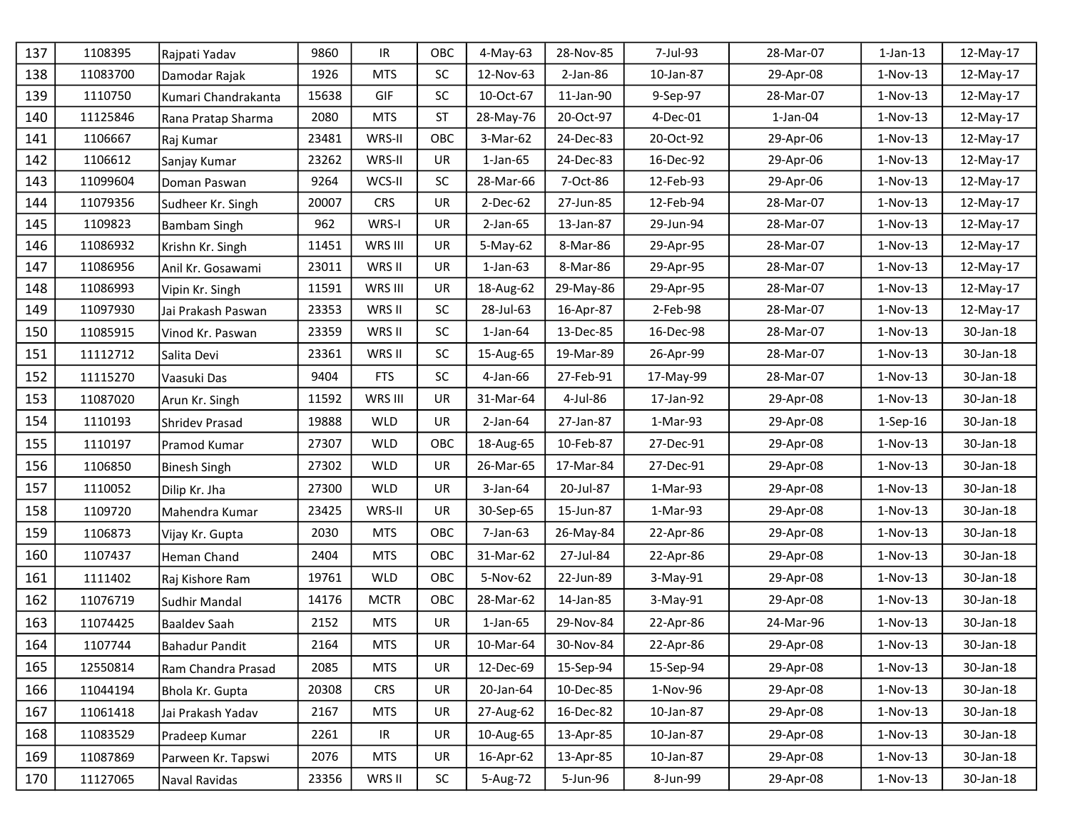| 137 | 1108395 | Rajpati Yadav | 9860 | IR | OBC | 4-May-63 | 28-Nov-85 | 7-Jul-93 | 28-Mar-07 | 1-Jan-13 | 12-May-17 |
|---|---|---|---|---|---|---|---|---|---|---|---|
| 138 | 11083700 | Damodar Rajak | 1926 | MTS | SC | 12-Nov-63 | 2-Jan-86 | 10-Jan-87 | 29-Apr-08 | 1-Nov-13 | 12-May-17 |
| 139 | 1110750 | Kumari Chandrakanta | 15638 | GIF | SC | 10-Oct-67 | 11-Jan-90 | 9-Sep-97 | 28-Mar-07 | 1-Nov-13 | 12-May-17 |
| 140 | 11125846 | Rana Pratap Sharma | 2080 | MTS | ST | 28-May-76 | 20-Oct-97 | 4-Dec-01 | 1-Jan-04 | 1-Nov-13 | 12-May-17 |
| 141 | 1106667 | Raj Kumar | 23481 | WRS-II | OBC | 3-Mar-62 | 24-Dec-83 | 20-Oct-92 | 29-Apr-06 | 1-Nov-13 | 12-May-17 |
| 142 | 1106612 | Sanjay Kumar | 23262 | WRS-II | UR | 1-Jan-65 | 24-Dec-83 | 16-Dec-92 | 29-Apr-06 | 1-Nov-13 | 12-May-17 |
| 143 | 11099604 | Doman Paswan | 9264 | WCS-II | SC | 28-Mar-66 | 7-Oct-86 | 12-Feb-93 | 29-Apr-06 | 1-Nov-13 | 12-May-17 |
| 144 | 11079356 | Sudheer Kr. Singh | 20007 | CRS | UR | 2-Dec-62 | 27-Jun-85 | 12-Feb-94 | 28-Mar-07 | 1-Nov-13 | 12-May-17 |
| 145 | 1109823 | Bambam Singh | 962 | WRS-I | UR | 2-Jan-65 | 13-Jan-87 | 29-Jun-94 | 28-Mar-07 | 1-Nov-13 | 12-May-17 |
| 146 | 11086932 | Krishn Kr. Singh | 11451 | WRS III | UR | 5-May-62 | 8-Mar-86 | 29-Apr-95 | 28-Mar-07 | 1-Nov-13 | 12-May-17 |
| 147 | 11086956 | Anil Kr. Gosawami | 23011 | WRS II | UR | 1-Jan-63 | 8-Mar-86 | 29-Apr-95 | 28-Mar-07 | 1-Nov-13 | 12-May-17 |
| 148 | 11086993 | Vipin Kr. Singh | 11591 | WRS III | UR | 18-Aug-62 | 29-May-86 | 29-Apr-95 | 28-Mar-07 | 1-Nov-13 | 12-May-17 |
| 149 | 11097930 | Jai Prakash Paswan | 23353 | WRS II | SC | 28-Jul-63 | 16-Apr-87 | 2-Feb-98 | 28-Mar-07 | 1-Nov-13 | 12-May-17 |
| 150 | 11085915 | Vinod Kr. Paswan | 23359 | WRS II | SC | 1-Jan-64 | 13-Dec-85 | 16-Dec-98 | 28-Mar-07 | 1-Nov-13 | 30-Jan-18 |
| 151 | 11112712 | Salita Devi | 23361 | WRS II | SC | 15-Aug-65 | 19-Mar-89 | 26-Apr-99 | 28-Mar-07 | 1-Nov-13 | 30-Jan-18 |
| 152 | 11115270 | Vaasuki Das | 9404 | FTS | SC | 4-Jan-66 | 27-Feb-91 | 17-May-99 | 28-Mar-07 | 1-Nov-13 | 30-Jan-18 |
| 153 | 11087020 | Arun Kr. Singh | 11592 | WRS III | UR | 31-Mar-64 | 4-Jul-86 | 17-Jan-92 | 29-Apr-08 | 1-Nov-13 | 30-Jan-18 |
| 154 | 1110193 | Shridev Prasad | 19888 | WLD | UR | 2-Jan-64 | 27-Jan-87 | 1-Mar-93 | 29-Apr-08 | 1-Sep-16 | 30-Jan-18 |
| 155 | 1110197 | Pramod Kumar | 27307 | WLD | OBC | 18-Aug-65 | 10-Feb-87 | 27-Dec-91 | 29-Apr-08 | 1-Nov-13 | 30-Jan-18 |
| 156 | 1106850 | Binesh Singh | 27302 | WLD | UR | 26-Mar-65 | 17-Mar-84 | 27-Dec-91 | 29-Apr-08 | 1-Nov-13 | 30-Jan-18 |
| 157 | 1110052 | Dilip Kr. Jha | 27300 | WLD | UR | 3-Jan-64 | 20-Jul-87 | 1-Mar-93 | 29-Apr-08 | 1-Nov-13 | 30-Jan-18 |
| 158 | 1109720 | Mahendra Kumar | 23425 | WRS-II | UR | 30-Sep-65 | 15-Jun-87 | 1-Mar-93 | 29-Apr-08 | 1-Nov-13 | 30-Jan-18 |
| 159 | 1106873 | Vijay Kr. Gupta | 2030 | MTS | OBC | 7-Jan-63 | 26-May-84 | 22-Apr-86 | 29-Apr-08 | 1-Nov-13 | 30-Jan-18 |
| 160 | 1107437 | Heman Chand | 2404 | MTS | OBC | 31-Mar-62 | 27-Jul-84 | 22-Apr-86 | 29-Apr-08 | 1-Nov-13 | 30-Jan-18 |
| 161 | 1111402 | Raj Kishore Ram | 19761 | WLD | OBC | 5-Nov-62 | 22-Jun-89 | 3-May-91 | 29-Apr-08 | 1-Nov-13 | 30-Jan-18 |
| 162 | 11076719 | Sudhir Mandal | 14176 | MCTR | OBC | 28-Mar-62 | 14-Jan-85 | 3-May-91 | 29-Apr-08 | 1-Nov-13 | 30-Jan-18 |
| 163 | 11074425 | Baaldev Saah | 2152 | MTS | UR | 1-Jan-65 | 29-Nov-84 | 22-Apr-86 | 24-Mar-96 | 1-Nov-13 | 30-Jan-18 |
| 164 | 1107744 | Bahadur Pandit | 2164 | MTS | UR | 10-Mar-64 | 30-Nov-84 | 22-Apr-86 | 29-Apr-08 | 1-Nov-13 | 30-Jan-18 |
| 165 | 12550814 | Ram Chandra Prasad | 2085 | MTS | UR | 12-Dec-69 | 15-Sep-94 | 15-Sep-94 | 29-Apr-08 | 1-Nov-13 | 30-Jan-18 |
| 166 | 11044194 | Bhola Kr. Gupta | 20308 | CRS | UR | 20-Jan-64 | 10-Dec-85 | 1-Nov-96 | 29-Apr-08 | 1-Nov-13 | 30-Jan-18 |
| 167 | 11061418 | Jai Prakash Yadav | 2167 | MTS | UR | 27-Aug-62 | 16-Dec-82 | 10-Jan-87 | 29-Apr-08 | 1-Nov-13 | 30-Jan-18 |
| 168 | 11083529 | Pradeep Kumar | 2261 | IR | UR | 10-Aug-65 | 13-Apr-85 | 10-Jan-87 | 29-Apr-08 | 1-Nov-13 | 30-Jan-18 |
| 169 | 11087869 | Parween Kr. Tapswi | 2076 | MTS | UR | 16-Apr-62 | 13-Apr-85 | 10-Jan-87 | 29-Apr-08 | 1-Nov-13 | 30-Jan-18 |
| 170 | 11127065 | Naval Ravidas | 23356 | WRS II | SC | 5-Aug-72 | 5-Jun-96 | 8-Jun-99 | 29-Apr-08 | 1-Nov-13 | 30-Jan-18 |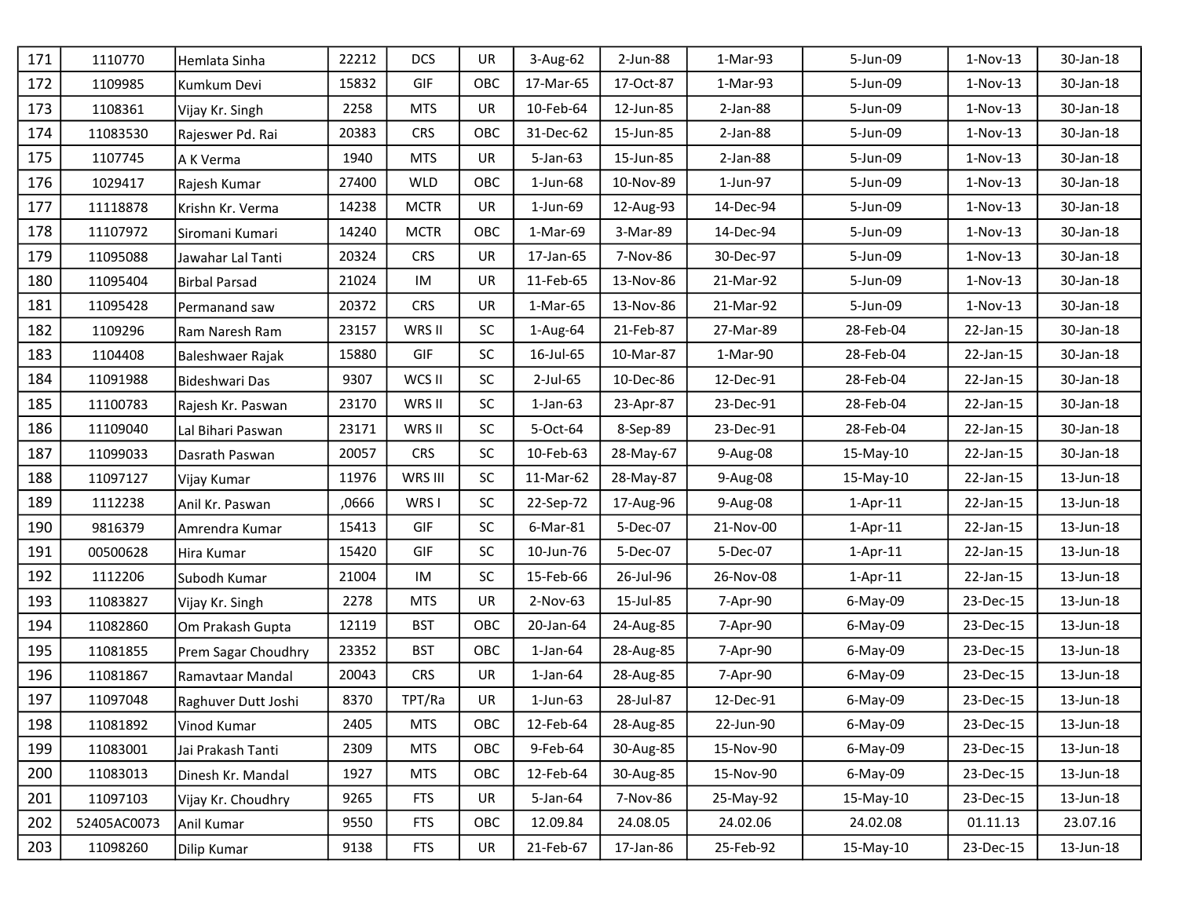| 171 | 1110770 | Hemlata Sinha | 22212 | DCS | UR | 3-Aug-62 | 2-Jun-88 | 1-Mar-93 | 5-Jun-09 | 1-Nov-13 | 30-Jan-18 |
|---|---|---|---|---|---|---|---|---|---|---|---|
| 172 | 1109985 | Kumkum Devi | 15832 | GIF | OBC | 17-Mar-65 | 17-Oct-87 | 1-Mar-93 | 5-Jun-09 | 1-Nov-13 | 30-Jan-18 |
| 173 | 1108361 | Vijay Kr. Singh | 2258 | MTS | UR | 10-Feb-64 | 12-Jun-85 | 2-Jan-88 | 5-Jun-09 | 1-Nov-13 | 30-Jan-18 |
| 174 | 11083530 | Rajeswer Pd. Rai | 20383 | CRS | OBC | 31-Dec-62 | 15-Jun-85 | 2-Jan-88 | 5-Jun-09 | 1-Nov-13 | 30-Jan-18 |
| 175 | 1107745 | A K Verma | 1940 | MTS | UR | 5-Jan-63 | 15-Jun-85 | 2-Jan-88 | 5-Jun-09 | 1-Nov-13 | 30-Jan-18 |
| 176 | 1029417 | Rajesh Kumar | 27400 | WLD | OBC | 1-Jun-68 | 10-Nov-89 | 1-Jun-97 | 5-Jun-09 | 1-Nov-13 | 30-Jan-18 |
| 177 | 11118878 | Krishn Kr. Verma | 14238 | MCTR | UR | 1-Jun-69 | 12-Aug-93 | 14-Dec-94 | 5-Jun-09 | 1-Nov-13 | 30-Jan-18 |
| 178 | 11107972 | Siromani Kumari | 14240 | MCTR | OBC | 1-Mar-69 | 3-Mar-89 | 14-Dec-94 | 5-Jun-09 | 1-Nov-13 | 30-Jan-18 |
| 179 | 11095088 | Jawahar Lal Tanti | 20324 | CRS | UR | 17-Jan-65 | 7-Nov-86 | 30-Dec-97 | 5-Jun-09 | 1-Nov-13 | 30-Jan-18 |
| 180 | 11095404 | Birbal Parsad | 21024 | IM | UR | 11-Feb-65 | 13-Nov-86 | 21-Mar-92 | 5-Jun-09 | 1-Nov-13 | 30-Jan-18 |
| 181 | 11095428 | Permanand saw | 20372 | CRS | UR | 1-Mar-65 | 13-Nov-86 | 21-Mar-92 | 5-Jun-09 | 1-Nov-13 | 30-Jan-18 |
| 182 | 1109296 | Ram Naresh Ram | 23157 | WRS II | SC | 1-Aug-64 | 21-Feb-87 | 27-Mar-89 | 28-Feb-04 | 22-Jan-15 | 30-Jan-18 |
| 183 | 1104408 | Baleshwaer Rajak | 15880 | GIF | SC | 16-Jul-65 | 10-Mar-87 | 1-Mar-90 | 28-Feb-04 | 22-Jan-15 | 30-Jan-18 |
| 184 | 11091988 | Bideshwari Das | 9307 | WCS II | SC | 2-Jul-65 | 10-Dec-86 | 12-Dec-91 | 28-Feb-04 | 22-Jan-15 | 30-Jan-18 |
| 185 | 11100783 | Rajesh Kr. Paswan | 23170 | WRS II | SC | 1-Jan-63 | 23-Apr-87 | 23-Dec-91 | 28-Feb-04 | 22-Jan-15 | 30-Jan-18 |
| 186 | 11109040 | Lal Bihari Paswan | 23171 | WRS II | SC | 5-Oct-64 | 8-Sep-89 | 23-Dec-91 | 28-Feb-04 | 22-Jan-15 | 30-Jan-18 |
| 187 | 11099033 | Dasrath Paswan | 20057 | CRS | SC | 10-Feb-63 | 28-May-67 | 9-Aug-08 | 15-May-10 | 22-Jan-15 | 30-Jan-18 |
| 188 | 11097127 | Vijay Kumar | 11976 | WRS III | SC | 11-Mar-62 | 28-May-87 | 9-Aug-08 | 15-May-10 | 22-Jan-15 | 13-Jun-18 |
| 189 | 1112238 | Anil Kr. Paswan | ,0666 | WRS I | SC | 22-Sep-72 | 17-Aug-96 | 9-Aug-08 | 1-Apr-11 | 22-Jan-15 | 13-Jun-18 |
| 190 | 9816379 | Amrendra Kumar | 15413 | GIF | SC | 6-Mar-81 | 5-Dec-07 | 21-Nov-00 | 1-Apr-11 | 22-Jan-15 | 13-Jun-18 |
| 191 | 00500628 | Hira Kumar | 15420 | GIF | SC | 10-Jun-76 | 5-Dec-07 | 5-Dec-07 | 1-Apr-11 | 22-Jan-15 | 13-Jun-18 |
| 192 | 1112206 | Subodh Kumar | 21004 | IM | SC | 15-Feb-66 | 26-Jul-96 | 26-Nov-08 | 1-Apr-11 | 22-Jan-15 | 13-Jun-18 |
| 193 | 11083827 | Vijay Kr. Singh | 2278 | MTS | UR | 2-Nov-63 | 15-Jul-85 | 7-Apr-90 | 6-May-09 | 23-Dec-15 | 13-Jun-18 |
| 194 | 11082860 | Om Prakash Gupta | 12119 | BST | OBC | 20-Jan-64 | 24-Aug-85 | 7-Apr-90 | 6-May-09 | 23-Dec-15 | 13-Jun-18 |
| 195 | 11081855 | Prem Sagar Choudhry | 23352 | BST | OBC | 1-Jan-64 | 28-Aug-85 | 7-Apr-90 | 6-May-09 | 23-Dec-15 | 13-Jun-18 |
| 196 | 11081867 | Ramavtaar Mandal | 20043 | CRS | UR | 1-Jan-64 | 28-Aug-85 | 7-Apr-90 | 6-May-09 | 23-Dec-15 | 13-Jun-18 |
| 197 | 11097048 | Raghuver Dutt Joshi | 8370 | TPT/Ra | UR | 1-Jun-63 | 28-Jul-87 | 12-Dec-91 | 6-May-09 | 23-Dec-15 | 13-Jun-18 |
| 198 | 11081892 | Vinod Kumar | 2405 | MTS | OBC | 12-Feb-64 | 28-Aug-85 | 22-Jun-90 | 6-May-09 | 23-Dec-15 | 13-Jun-18 |
| 199 | 11083001 | Jai Prakash Tanti | 2309 | MTS | OBC | 9-Feb-64 | 30-Aug-85 | 15-Nov-90 | 6-May-09 | 23-Dec-15 | 13-Jun-18 |
| 200 | 11083013 | Dinesh Kr. Mandal | 1927 | MTS | OBC | 12-Feb-64 | 30-Aug-85 | 15-Nov-90 | 6-May-09 | 23-Dec-15 | 13-Jun-18 |
| 201 | 11097103 | Vijay Kr. Choudhry | 9265 | FTS | UR | 5-Jan-64 | 7-Nov-86 | 25-May-92 | 15-May-10 | 23-Dec-15 | 13-Jun-18 |
| 202 | 52405AC0073 | Anil Kumar | 9550 | FTS | OBC | 12.09.84 | 24.08.05 | 24.02.06 | 24.02.08 | 01.11.13 | 23.07.16 |
| 203 | 11098260 | Dilip Kumar | 9138 | FTS | UR | 21-Feb-67 | 17-Jan-86 | 25-Feb-92 | 15-May-10 | 23-Dec-15 | 13-Jun-18 |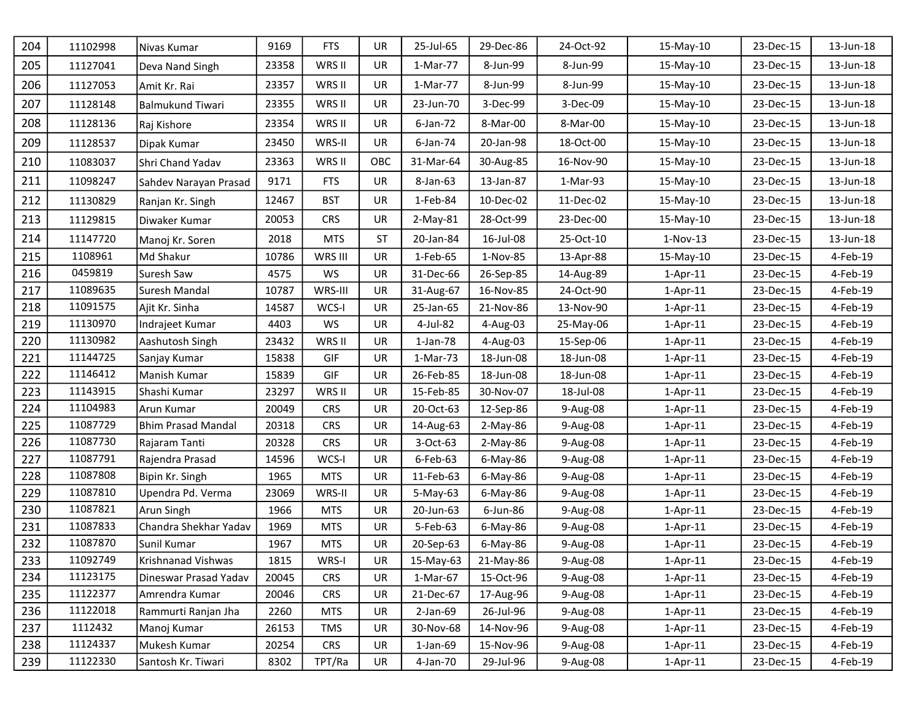| 204 | 11102998 | Nivas Kumar | 9169 | FTS | UR | 25-Jul-65 | 29-Dec-86 | 24-Oct-92 | 15-May-10 | 23-Dec-15 | 13-Jun-18 |
|---|---|---|---|---|---|---|---|---|---|---|---|
| 205 | 11127041 | Deva Nand Singh | 23358 | WRS II | UR | 1-Mar-77 | 8-Jun-99 | 8-Jun-99 | 15-May-10 | 23-Dec-15 | 13-Jun-18 |
| 206 | 11127053 | Amit Kr. Rai | 23357 | WRS II | UR | 1-Mar-77 | 8-Jun-99 | 8-Jun-99 | 15-May-10 | 23-Dec-15 | 13-Jun-18 |
| 207 | 11128148 | Balmukund Tiwari | 23355 | WRS II | UR | 23-Jun-70 | 3-Dec-99 | 3-Dec-09 | 15-May-10 | 23-Dec-15 | 13-Jun-18 |
| 208 | 11128136 | Raj Kishore | 23354 | WRS II | UR | 6-Jan-72 | 8-Mar-00 | 8-Mar-00 | 15-May-10 | 23-Dec-15 | 13-Jun-18 |
| 209 | 11128537 | Dipak Kumar | 23450 | WRS-II | UR | 6-Jan-74 | 20-Jan-98 | 18-Oct-00 | 15-May-10 | 23-Dec-15 | 13-Jun-18 |
| 210 | 11083037 | Shri Chand Yadav | 23363 | WRS II | OBC | 31-Mar-64 | 30-Aug-85 | 16-Nov-90 | 15-May-10 | 23-Dec-15 | 13-Jun-18 |
| 211 | 11098247 | Sahdev Narayan Prasad | 9171 | FTS | UR | 8-Jan-63 | 13-Jan-87 | 1-Mar-93 | 15-May-10 | 23-Dec-15 | 13-Jun-18 |
| 212 | 11130829 | Ranjan Kr. Singh | 12467 | BST | UR | 1-Feb-84 | 10-Dec-02 | 11-Dec-02 | 15-May-10 | 23-Dec-15 | 13-Jun-18 |
| 213 | 11129815 | Diwaker Kumar | 20053 | CRS | UR | 2-May-81 | 28-Oct-99 | 23-Dec-00 | 15-May-10 | 23-Dec-15 | 13-Jun-18 |
| 214 | 11147720 | Manoj Kr. Soren | 2018 | MTS | ST | 20-Jan-84 | 16-Jul-08 | 25-Oct-10 | 1-Nov-13 | 23-Dec-15 | 13-Jun-18 |
| 215 | 1108961 | Md Shakur | 10786 | WRS III | UR | 1-Feb-65 | 1-Nov-85 | 13-Apr-88 | 15-May-10 | 23-Dec-15 | 4-Feb-19 |
| 216 | 0459819 | Suresh Saw | 4575 | WS | UR | 31-Dec-66 | 26-Sep-85 | 14-Aug-89 | 1-Apr-11 | 23-Dec-15 | 4-Feb-19 |
| 217 | 11089635 | Suresh Mandal | 10787 | WRS-III | UR | 31-Aug-67 | 16-Nov-85 | 24-Oct-90 | 1-Apr-11 | 23-Dec-15 | 4-Feb-19 |
| 218 | 11091575 | Ajit Kr. Sinha | 14587 | WCS-I | UR | 25-Jan-65 | 21-Nov-86 | 13-Nov-90 | 1-Apr-11 | 23-Dec-15 | 4-Feb-19 |
| 219 | 11130970 | Indrajeet Kumar | 4403 | WS | UR | 4-Jul-82 | 4-Aug-03 | 25-May-06 | 1-Apr-11 | 23-Dec-15 | 4-Feb-19 |
| 220 | 11130982 | Aashutosh Singh | 23432 | WRS II | UR | 1-Jan-78 | 4-Aug-03 | 15-Sep-06 | 1-Apr-11 | 23-Dec-15 | 4-Feb-19 |
| 221 | 11144725 | Sanjay Kumar | 15838 | GIF | UR | 1-Mar-73 | 18-Jun-08 | 18-Jun-08 | 1-Apr-11 | 23-Dec-15 | 4-Feb-19 |
| 222 | 11146412 | Manish Kumar | 15839 | GIF | UR | 26-Feb-85 | 18-Jun-08 | 18-Jun-08 | 1-Apr-11 | 23-Dec-15 | 4-Feb-19 |
| 223 | 11143915 | Shashi Kumar | 23297 | WRS II | UR | 15-Feb-85 | 30-Nov-07 | 18-Jul-08 | 1-Apr-11 | 23-Dec-15 | 4-Feb-19 |
| 224 | 11104983 | Arun Kumar | 20049 | CRS | UR | 20-Oct-63 | 12-Sep-86 | 9-Aug-08 | 1-Apr-11 | 23-Dec-15 | 4-Feb-19 |
| 225 | 11087729 | Bhim Prasad Mandal | 20318 | CRS | UR | 14-Aug-63 | 2-May-86 | 9-Aug-08 | 1-Apr-11 | 23-Dec-15 | 4-Feb-19 |
| 226 | 11087730 | Rajaram Tanti | 20328 | CRS | UR | 3-Oct-63 | 2-May-86 | 9-Aug-08 | 1-Apr-11 | 23-Dec-15 | 4-Feb-19 |
| 227 | 11087791 | Rajendra Prasad | 14596 | WCS-I | UR | 6-Feb-63 | 6-May-86 | 9-Aug-08 | 1-Apr-11 | 23-Dec-15 | 4-Feb-19 |
| 228 | 11087808 | Bipin Kr. Singh | 1965 | MTS | UR | 11-Feb-63 | 6-May-86 | 9-Aug-08 | 1-Apr-11 | 23-Dec-15 | 4-Feb-19 |
| 229 | 11087810 | Upendra Pd. Verma | 23069 | WRS-II | UR | 5-May-63 | 6-May-86 | 9-Aug-08 | 1-Apr-11 | 23-Dec-15 | 4-Feb-19 |
| 230 | 11087821 | Arun Singh | 1966 | MTS | UR | 20-Jun-63 | 6-Jun-86 | 9-Aug-08 | 1-Apr-11 | 23-Dec-15 | 4-Feb-19 |
| 231 | 11087833 | Chandra Shekhar Yadav | 1969 | MTS | UR | 5-Feb-63 | 6-May-86 | 9-Aug-08 | 1-Apr-11 | 23-Dec-15 | 4-Feb-19 |
| 232 | 11087870 | Sunil Kumar | 1967 | MTS | UR | 20-Sep-63 | 6-May-86 | 9-Aug-08 | 1-Apr-11 | 23-Dec-15 | 4-Feb-19 |
| 233 | 11092749 | Krishnanad Vishwas | 1815 | WRS-I | UR | 15-May-63 | 21-May-86 | 9-Aug-08 | 1-Apr-11 | 23-Dec-15 | 4-Feb-19 |
| 234 | 11123175 | Dineswar Prasad Yadav | 20045 | CRS | UR | 1-Mar-67 | 15-Oct-96 | 9-Aug-08 | 1-Apr-11 | 23-Dec-15 | 4-Feb-19 |
| 235 | 11122377 | Amrendra Kumar | 20046 | CRS | UR | 21-Dec-67 | 17-Aug-96 | 9-Aug-08 | 1-Apr-11 | 23-Dec-15 | 4-Feb-19 |
| 236 | 11122018 | Rammurti Ranjan Jha | 2260 | MTS | UR | 2-Jan-69 | 26-Jul-96 | 9-Aug-08 | 1-Apr-11 | 23-Dec-15 | 4-Feb-19 |
| 237 | 1112432 | Manoj Kumar | 26153 | TMS | UR | 30-Nov-68 | 14-Nov-96 | 9-Aug-08 | 1-Apr-11 | 23-Dec-15 | 4-Feb-19 |
| 238 | 11124337 | Mukesh Kumar | 20254 | CRS | UR | 1-Jan-69 | 15-Nov-96 | 9-Aug-08 | 1-Apr-11 | 23-Dec-15 | 4-Feb-19 |
| 239 | 11122330 | Santosh Kr. Tiwari | 8302 | TPT/Ra | UR | 4-Jan-70 | 29-Jul-96 | 9-Aug-08 | 1-Apr-11 | 23-Dec-15 | 4-Feb-19 |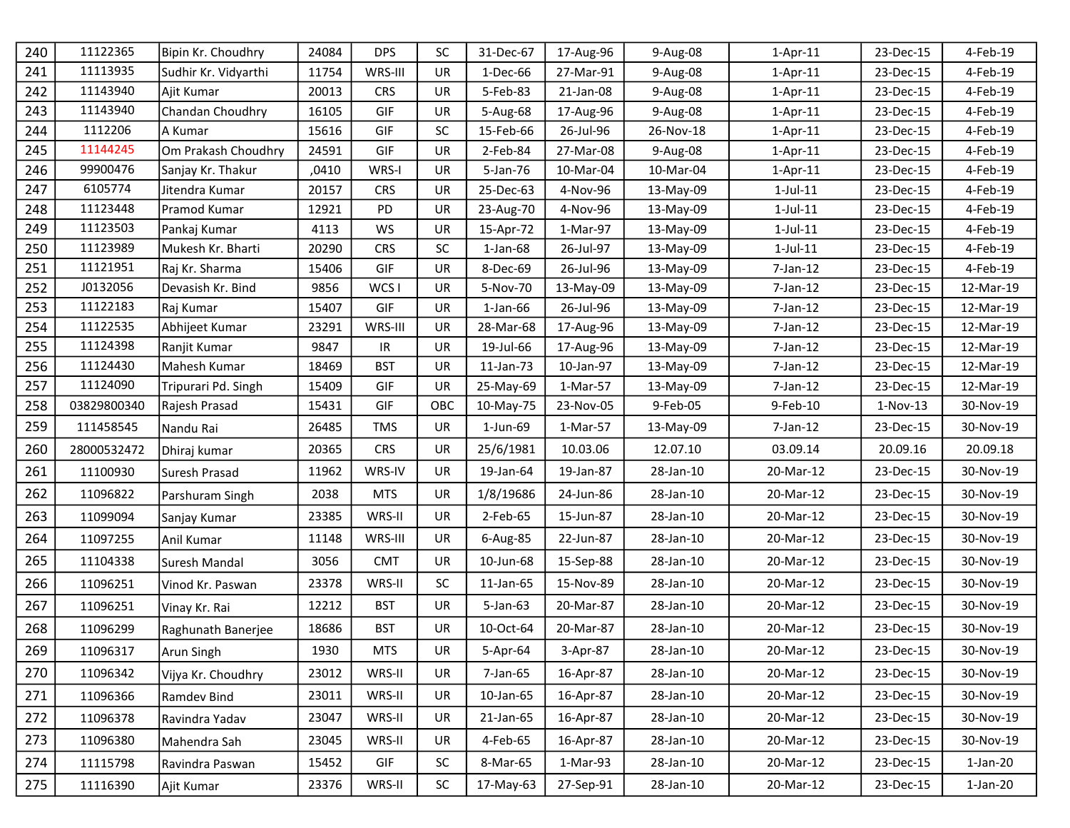| 240 | 11122365 | Bipin Kr. Choudhry | 24084 | DPS | SC | 31-Dec-67 | 17-Aug-96 | 9-Aug-08 | 1-Apr-11 | 23-Dec-15 | 4-Feb-19 |
|---|---|---|---|---|---|---|---|---|---|---|---|
| 241 | 11113935 | Sudhir Kr. Vidyarthi | 11754 | WRS-III | UR | 1-Dec-66 | 27-Mar-91 | 9-Aug-08 | 1-Apr-11 | 23-Dec-15 | 4-Feb-19 |
| 242 | 11143940 | Ajit Kumar | 20013 | CRS | UR | 5-Feb-83 | 21-Jan-08 | 9-Aug-08 | 1-Apr-11 | 23-Dec-15 | 4-Feb-19 |
| 243 | 11143940 | Chandan Choudhry | 16105 | GIF | UR | 5-Aug-68 | 17-Aug-96 | 9-Aug-08 | 1-Apr-11 | 23-Dec-15 | 4-Feb-19 |
| 244 | 1112206 | A Kumar | 15616 | GIF | SC | 15-Feb-66 | 26-Jul-96 | 26-Nov-18 | 1-Apr-11 | 23-Dec-15 | 4-Feb-19 |
| 245 | 11144245 | Om Prakash Choudhry | 24591 | GIF | UR | 2-Feb-84 | 27-Mar-08 | 9-Aug-08 | 1-Apr-11 | 23-Dec-15 | 4-Feb-19 |
| 246 | 99900476 | Sanjay Kr. Thakur | ,0410 | WRS-I | UR | 5-Jan-76 | 10-Mar-04 | 10-Mar-04 | 1-Apr-11 | 23-Dec-15 | 4-Feb-19 |
| 247 | 6105774 | Jitendra Kumar | 20157 | CRS | UR | 25-Dec-63 | 4-Nov-96 | 13-May-09 | 1-Jul-11 | 23-Dec-15 | 4-Feb-19 |
| 248 | 11123448 | Pramod Kumar | 12921 | PD | UR | 23-Aug-70 | 4-Nov-96 | 13-May-09 | 1-Jul-11 | 23-Dec-15 | 4-Feb-19 |
| 249 | 11123503 | Pankaj Kumar | 4113 | WS | UR | 15-Apr-72 | 1-Mar-97 | 13-May-09 | 1-Jul-11 | 23-Dec-15 | 4-Feb-19 |
| 250 | 11123989 | Mukesh Kr. Bharti | 20290 | CRS | SC | 1-Jan-68 | 26-Jul-97 | 13-May-09 | 1-Jul-11 | 23-Dec-15 | 4-Feb-19 |
| 251 | 11121951 | Raj Kr. Sharma | 15406 | GIF | UR | 8-Dec-69 | 26-Jul-96 | 13-May-09 | 7-Jan-12 | 23-Dec-15 | 4-Feb-19 |
| 252 | J0132056 | Devasish Kr. Bind | 9856 | WCS I | UR | 5-Nov-70 | 13-May-09 | 13-May-09 | 7-Jan-12 | 23-Dec-15 | 12-Mar-19 |
| 253 | 11122183 | Raj Kumar | 15407 | GIF | UR | 1-Jan-66 | 26-Jul-96 | 13-May-09 | 7-Jan-12 | 23-Dec-15 | 12-Mar-19 |
| 254 | 11122535 | Abhijeet Kumar | 23291 | WRS-III | UR | 28-Mar-68 | 17-Aug-96 | 13-May-09 | 7-Jan-12 | 23-Dec-15 | 12-Mar-19 |
| 255 | 11124398 | Ranjit Kumar | 9847 | IR | UR | 19-Jul-66 | 17-Aug-96 | 13-May-09 | 7-Jan-12 | 23-Dec-15 | 12-Mar-19 |
| 256 | 11124430 | Mahesh Kumar | 18469 | BST | UR | 11-Jan-73 | 10-Jan-97 | 13-May-09 | 7-Jan-12 | 23-Dec-15 | 12-Mar-19 |
| 257 | 11124090 | Tripurari Pd. Singh | 15409 | GIF | UR | 25-May-69 | 1-Mar-57 | 13-May-09 | 7-Jan-12 | 23-Dec-15 | 12-Mar-19 |
| 258 | 03829800340 | Rajesh Prasad | 15431 | GIF | OBC | 10-May-75 | 23-Nov-05 | 9-Feb-05 | 9-Feb-10 | 1-Nov-13 | 30-Nov-19 |
| 259 | 111458545 | Nandu Rai | 26485 | TMS | UR | 1-Jun-69 | 1-Mar-57 | 13-May-09 | 7-Jan-12 | 23-Dec-15 | 30-Nov-19 |
| 260 | 28000532472 | Dhiraj kumar | 20365 | CRS | UR | 25/6/1981 | 10.03.06 | 12.07.10 | 03.09.14 | 20.09.16 | 20.09.18 |
| 261 | 11100930 | Suresh Prasad | 11962 | WRS-IV | UR | 19-Jan-64 | 19-Jan-87 | 28-Jan-10 | 20-Mar-12 | 23-Dec-15 | 30-Nov-19 |
| 262 | 11096822 | Parshuram Singh | 2038 | MTS | UR | 1/8/19686 | 24-Jun-86 | 28-Jan-10 | 20-Mar-12 | 23-Dec-15 | 30-Nov-19 |
| 263 | 11099094 | Sanjay Kumar | 23385 | WRS-II | UR | 2-Feb-65 | 15-Jun-87 | 28-Jan-10 | 20-Mar-12 | 23-Dec-15 | 30-Nov-19 |
| 264 | 11097255 | Anil Kumar | 11148 | WRS-III | UR | 6-Aug-85 | 22-Jun-87 | 28-Jan-10 | 20-Mar-12 | 23-Dec-15 | 30-Nov-19 |
| 265 | 11104338 | Suresh Mandal | 3056 | CMT | UR | 10-Jun-68 | 15-Sep-88 | 28-Jan-10 | 20-Mar-12 | 23-Dec-15 | 30-Nov-19 |
| 266 | 11096251 | Vinod Kr. Paswan | 23378 | WRS-II | SC | 11-Jan-65 | 15-Nov-89 | 28-Jan-10 | 20-Mar-12 | 23-Dec-15 | 30-Nov-19 |
| 267 | 11096251 | Vinay Kr. Rai | 12212 | BST | UR | 5-Jan-63 | 20-Mar-87 | 28-Jan-10 | 20-Mar-12 | 23-Dec-15 | 30-Nov-19 |
| 268 | 11096299 | Raghunath Banerjee | 18686 | BST | UR | 10-Oct-64 | 20-Mar-87 | 28-Jan-10 | 20-Mar-12 | 23-Dec-15 | 30-Nov-19 |
| 269 | 11096317 | Arun Singh | 1930 | MTS | UR | 5-Apr-64 | 3-Apr-87 | 28-Jan-10 | 20-Mar-12 | 23-Dec-15 | 30-Nov-19 |
| 270 | 11096342 | Vijya Kr. Choudhry | 23012 | WRS-II | UR | 7-Jan-65 | 16-Apr-87 | 28-Jan-10 | 20-Mar-12 | 23-Dec-15 | 30-Nov-19 |
| 271 | 11096366 | Ramdev Bind | 23011 | WRS-II | UR | 10-Jan-65 | 16-Apr-87 | 28-Jan-10 | 20-Mar-12 | 23-Dec-15 | 30-Nov-19 |
| 272 | 11096378 | Ravindra Yadav | 23047 | WRS-II | UR | 21-Jan-65 | 16-Apr-87 | 28-Jan-10 | 20-Mar-12 | 23-Dec-15 | 30-Nov-19 |
| 273 | 11096380 | Mahendra Sah | 23045 | WRS-II | UR | 4-Feb-65 | 16-Apr-87 | 28-Jan-10 | 20-Mar-12 | 23-Dec-15 | 30-Nov-19 |
| 274 | 11115798 | Ravindra Paswan | 15452 | GIF | SC | 8-Mar-65 | 1-Mar-93 | 28-Jan-10 | 20-Mar-12 | 23-Dec-15 | 1-Jan-20 |
| 275 | 11116390 | Ajit Kumar | 23376 | WRS-II | SC | 17-May-63 | 27-Sep-91 | 28-Jan-10 | 20-Mar-12 | 23-Dec-15 | 1-Jan-20 |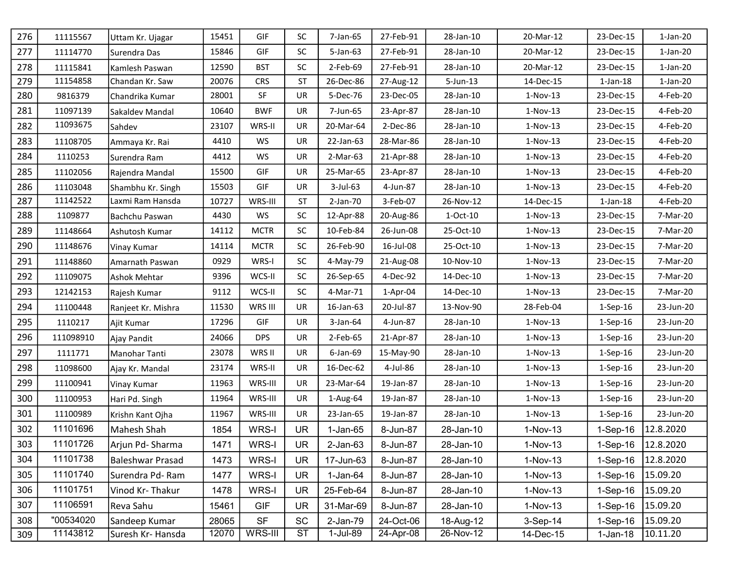| | | | | | | | | | | | |
|---|---|---|---|---|---|---|---|---|---|---|---|
| 276 | 11115567 | Uttam Kr. Ujagar | 15451 | GIF | SC | 7-Jan-65 | 27-Feb-91 | 28-Jan-10 | 20-Mar-12 | 23-Dec-15 | 1-Jan-20 |
| 277 | 11114770 | Surendra Das | 15846 | GIF | SC | 5-Jan-63 | 27-Feb-91 | 28-Jan-10 | 20-Mar-12 | 23-Dec-15 | 1-Jan-20 |
| 278 | 11115841 | Kamlesh Paswan | 12590 | BST | SC | 2-Feb-69 | 27-Feb-91 | 28-Jan-10 | 20-Mar-12 | 23-Dec-15 | 1-Jan-20 |
| 279 | 11154858 | Chandan Kr. Saw | 20076 | CRS | ST | 26-Dec-86 | 27-Aug-12 | 5-Jun-13 | 14-Dec-15 | 1-Jan-18 | 1-Jan-20 |
| 280 | 9816379 | Chandrika Kumar | 28001 | SF | UR | 5-Dec-76 | 23-Dec-05 | 28-Jan-10 | 1-Nov-13 | 23-Dec-15 | 4-Feb-20 |
| 281 | 11097139 | Sakaldev Mandal | 10640 | BWF | UR | 7-Jun-65 | 23-Apr-87 | 28-Jan-10 | 1-Nov-13 | 23-Dec-15 | 4-Feb-20 |
| 282 | 11093675 | Sahdev | 23107 | WRS-II | UR | 20-Mar-64 | 2-Dec-86 | 28-Jan-10 | 1-Nov-13 | 23-Dec-15 | 4-Feb-20 |
| 283 | 11108705 | Ammaya Kr. Rai | 4410 | WS | UR | 22-Jan-63 | 28-Mar-86 | 28-Jan-10 | 1-Nov-13 | 23-Dec-15 | 4-Feb-20 |
| 284 | 1110253 | Surendra Ram | 4412 | WS | UR | 2-Mar-63 | 21-Apr-88 | 28-Jan-10 | 1-Nov-13 | 23-Dec-15 | 4-Feb-20 |
| 285 | 11102056 | Rajendra Mandal | 15500 | GIF | UR | 25-Mar-65 | 23-Apr-87 | 28-Jan-10 | 1-Nov-13 | 23-Dec-15 | 4-Feb-20 |
| 286 | 11103048 | Shambhu Kr. Singh | 15503 | GIF | UR | 3-Jul-63 | 4-Jun-87 | 28-Jan-10 | 1-Nov-13 | 23-Dec-15 | 4-Feb-20 |
| 287 | 11142522 | Laxmi Ram Hansda | 10727 | WRS-III | ST | 2-Jan-70 | 3-Feb-07 | 26-Nov-12 | 14-Dec-15 | 1-Jan-18 | 4-Feb-20 |
| 288 | 1109877 | Bachchu Paswan | 4430 | WS | SC | 12-Apr-88 | 20-Aug-86 | 1-Oct-10 | 1-Nov-13 | 23-Dec-15 | 7-Mar-20 |
| 289 | 11148664 | Ashutosh Kumar | 14112 | MCTR | SC | 10-Feb-84 | 26-Jun-08 | 25-Oct-10 | 1-Nov-13 | 23-Dec-15 | 7-Mar-20 |
| 290 | 11148676 | Vinay Kumar | 14114 | MCTR | SC | 26-Feb-90 | 16-Jul-08 | 25-Oct-10 | 1-Nov-13 | 23-Dec-15 | 7-Mar-20 |
| 291 | 11148860 | Amarnath Paswan | 0929 | WRS-I | SC | 4-May-79 | 21-Aug-08 | 10-Nov-10 | 1-Nov-13 | 23-Dec-15 | 7-Mar-20 |
| 292 | 11109075 | Ashok Mehtar | 9396 | WCS-II | SC | 26-Sep-65 | 4-Dec-92 | 14-Dec-10 | 1-Nov-13 | 23-Dec-15 | 7-Mar-20 |
| 293 | 12142153 | Rajesh Kumar | 9112 | WCS-II | SC | 4-Mar-71 | 1-Apr-04 | 14-Dec-10 | 1-Nov-13 | 23-Dec-15 | 7-Mar-20 |
| 294 | 11100448 | Ranjeet Kr. Mishra | 11530 | WRS III | UR | 16-Jan-63 | 20-Jul-87 | 13-Nov-90 | 28-Feb-04 | 1-Sep-16 | 23-Jun-20 |
| 295 | 1110217 | Ajit Kumar | 17296 | GIF | UR | 3-Jan-64 | 4-Jun-87 | 28-Jan-10 | 1-Nov-13 | 1-Sep-16 | 23-Jun-20 |
| 296 | 111098910 | Ajay Pandit | 24066 | DPS | UR | 2-Feb-65 | 21-Apr-87 | 28-Jan-10 | 1-Nov-13 | 1-Sep-16 | 23-Jun-20 |
| 297 | 1111771 | Manohar Tanti | 23078 | WRS II | UR | 6-Jan-69 | 15-May-90 | 28-Jan-10 | 1-Nov-13 | 1-Sep-16 | 23-Jun-20 |
| 298 | 11098600 | Ajay Kr. Mandal | 23174 | WRS-II | UR | 16-Dec-62 | 4-Jul-86 | 28-Jan-10 | 1-Nov-13 | 1-Sep-16 | 23-Jun-20 |
| 299 | 11100941 | Vinay Kumar | 11963 | WRS-III | UR | 23-Mar-64 | 19-Jan-87 | 28-Jan-10 | 1-Nov-13 | 1-Sep-16 | 23-Jun-20 |
| 300 | 11100953 | Hari Pd. Singh | 11964 | WRS-III | UR | 1-Aug-64 | 19-Jan-87 | 28-Jan-10 | 1-Nov-13 | 1-Sep-16 | 23-Jun-20 |
| 301 | 11100989 | Krishn Kant Ojha | 11967 | WRS-III | UR | 23-Jan-65 | 19-Jan-87 | 28-Jan-10 | 1-Nov-13 | 1-Sep-16 | 23-Jun-20 |
| 302 | 11101696 | Mahesh Shah | 1854 | WRS-I | UR | 1-Jan-65 | 8-Jun-87 | 28-Jan-10 | 1-Nov-13 | 1-Sep-16 | 12.8.2020 |
| 303 | 11101726 | Arjun Pd- Sharma | 1471 | WRS-I | UR | 2-Jan-63 | 8-Jun-87 | 28-Jan-10 | 1-Nov-13 | 1-Sep-16 | 12.8.2020 |
| 304 | 11101738 | Baleshwar Prasad | 1473 | WRS-I | UR | 17-Jun-63 | 8-Jun-87 | 28-Jan-10 | 1-Nov-13 | 1-Sep-16 | 12.8.2020 |
| 305 | 11101740 | Surendra Pd- Ram | 1477 | WRS-I | UR | 1-Jan-64 | 8-Jun-87 | 28-Jan-10 | 1-Nov-13 | 1-Sep-16 | 15.09.20 |
| 306 | 11101751 | Vinod Kr- Thakur | 1478 | WRS-I | UR | 25-Feb-64 | 8-Jun-87 | 28-Jan-10 | 1-Nov-13 | 1-Sep-16 | 15.09.20 |
| 307 | 11106591 | Reva Sahu | 15461 | GIF | UR | 31-Mar-69 | 8-Jun-87 | 28-Jan-10 | 1-Nov-13 | 1-Sep-16 | 15.09.20 |
| 308 | "00534020 | Sandeep Kumar | 28065 | SF | SC | 2-Jan-79 | 24-Oct-06 | 18-Aug-12 | 3-Sep-14 | 1-Sep-16 | 15.09.20 |
| 309 | 11143812 | Suresh Kr- Hansda | 12070 | WRS-III | ST | 1-Jul-89 | 24-Apr-08 | 26-Nov-12 | 14-Dec-15 | 1-Jan-18 | 10.11.20 |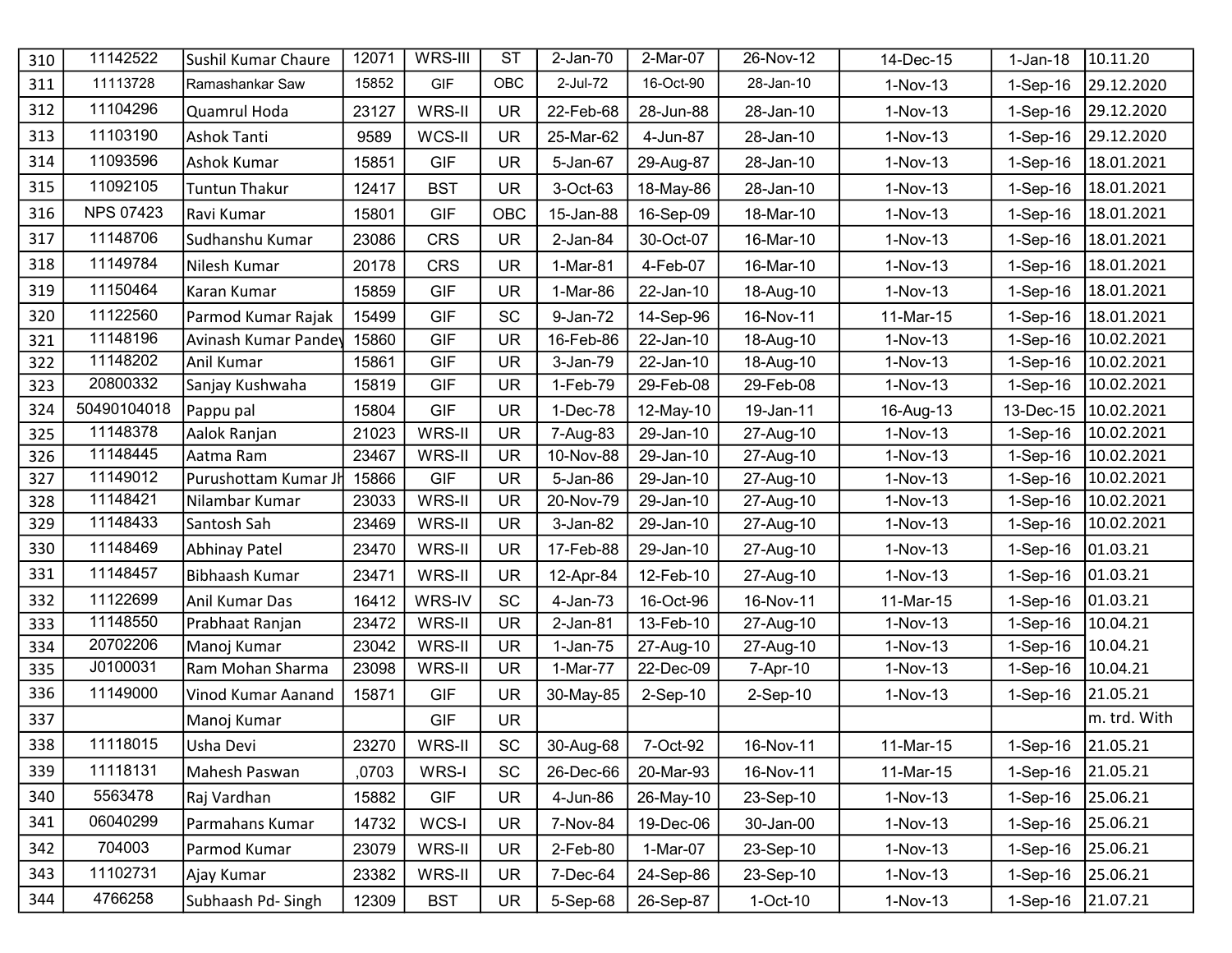| 310 | 11142522 | Sushil Kumar Chaure | 12071 | WRS-III | ST | 2-Jan-70 | 2-Mar-07 | 26-Nov-12 | 14-Dec-15 | 1-Jan-18 | 10.11.20 |
|---|---|---|---|---|---|---|---|---|---|---|---|
| 311 | 11113728 | Ramashankar Saw | 15852 | GIF | OBC | 2-Jul-72 | 16-Oct-90 | 28-Jan-10 | 1-Nov-13 | 1-Sep-16 | 29.12.2020 |
| 312 | 11104296 | Quamrul Hoda | 23127 | WRS-II | UR | 22-Feb-68 | 28-Jun-88 | 28-Jan-10 | 1-Nov-13 | 1-Sep-16 | 29.12.2020 |
| 313 | 11103190 | Ashok Tanti | 9589 | WCS-II | UR | 25-Mar-62 | 4-Jun-87 | 28-Jan-10 | 1-Nov-13 | 1-Sep-16 | 29.12.2020 |
| 314 | 11093596 | Ashok Kumar | 15851 | GIF | UR | 5-Jan-67 | 29-Aug-87 | 28-Jan-10 | 1-Nov-13 | 1-Sep-16 | 18.01.2021 |
| 315 | 11092105 | Tuntun Thakur | 12417 | BST | UR | 3-Oct-63 | 18-May-86 | 28-Jan-10 | 1-Nov-13 | 1-Sep-16 | 18.01.2021 |
| 316 | NPS 07423 | Ravi Kumar | 15801 | GIF | OBC | 15-Jan-88 | 16-Sep-09 | 18-Mar-10 | 1-Nov-13 | 1-Sep-16 | 18.01.2021 |
| 317 | 11148706 | Sudhanshu Kumar | 23086 | CRS | UR | 2-Jan-84 | 30-Oct-07 | 16-Mar-10 | 1-Nov-13 | 1-Sep-16 | 18.01.2021 |
| 318 | 11149784 | Nilesh Kumar | 20178 | CRS | UR | 1-Mar-81 | 4-Feb-07 | 16-Mar-10 | 1-Nov-13 | 1-Sep-16 | 18.01.2021 |
| 319 | 11150464 | Karan Kumar | 15859 | GIF | UR | 1-Mar-86 | 22-Jan-10 | 18-Aug-10 | 1-Nov-13 | 1-Sep-16 | 18.01.2021 |
| 320 | 11122560 | Parmod Kumar Rajak | 15499 | GIF | SC | 9-Jan-72 | 14-Sep-96 | 16-Nov-11 | 11-Mar-15 | 1-Sep-16 | 18.01.2021 |
| 321 | 11148196 | Avinash Kumar Pandey | 15860 | GIF | UR | 16-Feb-86 | 22-Jan-10 | 18-Aug-10 | 1-Nov-13 | 1-Sep-16 | 10.02.2021 |
| 322 | 11148202 | Anil Kumar | 15861 | GIF | UR | 3-Jan-79 | 22-Jan-10 | 18-Aug-10 | 1-Nov-13 | 1-Sep-16 | 10.02.2021 |
| 323 | 20800332 | Sanjay Kushwaha | 15819 | GIF | UR | 1-Feb-79 | 29-Feb-08 | 29-Feb-08 | 1-Nov-13 | 1-Sep-16 | 10.02.2021 |
| 324 | 50490104018 | Pappu pal | 15804 | GIF | UR | 1-Dec-78 | 12-May-10 | 19-Jan-11 | 16-Aug-13 | 13-Dec-15 | 10.02.2021 |
| 325 | 11148378 | Aalok Ranjan | 21023 | WRS-II | UR | 7-Aug-83 | 29-Jan-10 | 27-Aug-10 | 1-Nov-13 | 1-Sep-16 | 10.02.2021 |
| 326 | 11148445 | Aatma Ram | 23467 | WRS-II | UR | 10-Nov-88 | 29-Jan-10 | 27-Aug-10 | 1-Nov-13 | 1-Sep-16 | 10.02.2021 |
| 327 | 11149012 | Purushottam Kumar Jh | 15866 | GIF | UR | 5-Jan-86 | 29-Jan-10 | 27-Aug-10 | 1-Nov-13 | 1-Sep-16 | 10.02.2021 |
| 328 | 11148421 | Nilambar Kumar | 23033 | WRS-II | UR | 20-Nov-79 | 29-Jan-10 | 27-Aug-10 | 1-Nov-13 | 1-Sep-16 | 10.02.2021 |
| 329 | 11148433 | Santosh Sah | 23469 | WRS-II | UR | 3-Jan-82 | 29-Jan-10 | 27-Aug-10 | 1-Nov-13 | 1-Sep-16 | 10.02.2021 |
| 330 | 11148469 | Abhinay Patel | 23470 | WRS-II | UR | 17-Feb-88 | 29-Jan-10 | 27-Aug-10 | 1-Nov-13 | 1-Sep-16 | 01.03.21 |
| 331 | 11148457 | Bibhaash Kumar | 23471 | WRS-II | UR | 12-Apr-84 | 12-Feb-10 | 27-Aug-10 | 1-Nov-13 | 1-Sep-16 | 01.03.21 |
| 332 | 11122699 | Anil Kumar Das | 16412 | WRS-IV | SC | 4-Jan-73 | 16-Oct-96 | 16-Nov-11 | 11-Mar-15 | 1-Sep-16 | 01.03.21 |
| 333 | 11148550 | Prabhaat Ranjan | 23472 | WRS-II | UR | 2-Jan-81 | 13-Feb-10 | 27-Aug-10 | 1-Nov-13 | 1-Sep-16 | 10.04.21 |
| 334 | 20702206 | Manoj Kumar | 23042 | WRS-II | UR | 1-Jan-75 | 27-Aug-10 | 27-Aug-10 | 1-Nov-13 | 1-Sep-16 | 10.04.21 |
| 335 | J0100031 | Ram Mohan Sharma | 23098 | WRS-II | UR | 1-Mar-77 | 22-Dec-09 | 7-Apr-10 | 1-Nov-13 | 1-Sep-16 | 10.04.21 |
| 336 | 11149000 | Vinod Kumar Aanand | 15871 | GIF | UR | 30-May-85 | 2-Sep-10 | 2-Sep-10 | 1-Nov-13 | 1-Sep-16 | 21.05.21 |
| 337 | | Manoj Kumar | | GIF | UR | | | | | | m. trd. With |
| 338 | 11118015 | Usha Devi | 23270 | WRS-II | SC | 30-Aug-68 | 7-Oct-92 | 16-Nov-11 | 11-Mar-15 | 1-Sep-16 | 21.05.21 |
| 339 | 11118131 | Mahesh Paswan | ,0703 | WRS-I | SC | 26-Dec-66 | 20-Mar-93 | 16-Nov-11 | 11-Mar-15 | 1-Sep-16 | 21.05.21 |
| 340 | 5563478 | Raj Vardhan | 15882 | GIF | UR | 4-Jun-86 | 26-May-10 | 23-Sep-10 | 1-Nov-13 | 1-Sep-16 | 25.06.21 |
| 341 | 06040299 | Parmahans Kumar | 14732 | WCS-I | UR | 7-Nov-84 | 19-Dec-06 | 30-Jan-00 | 1-Nov-13 | 1-Sep-16 | 25.06.21 |
| 342 | 704003 | Parmod Kumar | 23079 | WRS-II | UR | 2-Feb-80 | 1-Mar-07 | 23-Sep-10 | 1-Nov-13 | 1-Sep-16 | 25.06.21 |
| 343 | 11102731 | Ajay Kumar | 23382 | WRS-II | UR | 7-Dec-64 | 24-Sep-86 | 23-Sep-10 | 1-Nov-13 | 1-Sep-16 | 25.06.21 |
| 344 | 4766258 | Subhaash Pd- Singh | 12309 | BST | UR | 5-Sep-68 | 26-Sep-87 | 1-Oct-10 | 1-Nov-13 | 1-Sep-16 | 21.07.21 |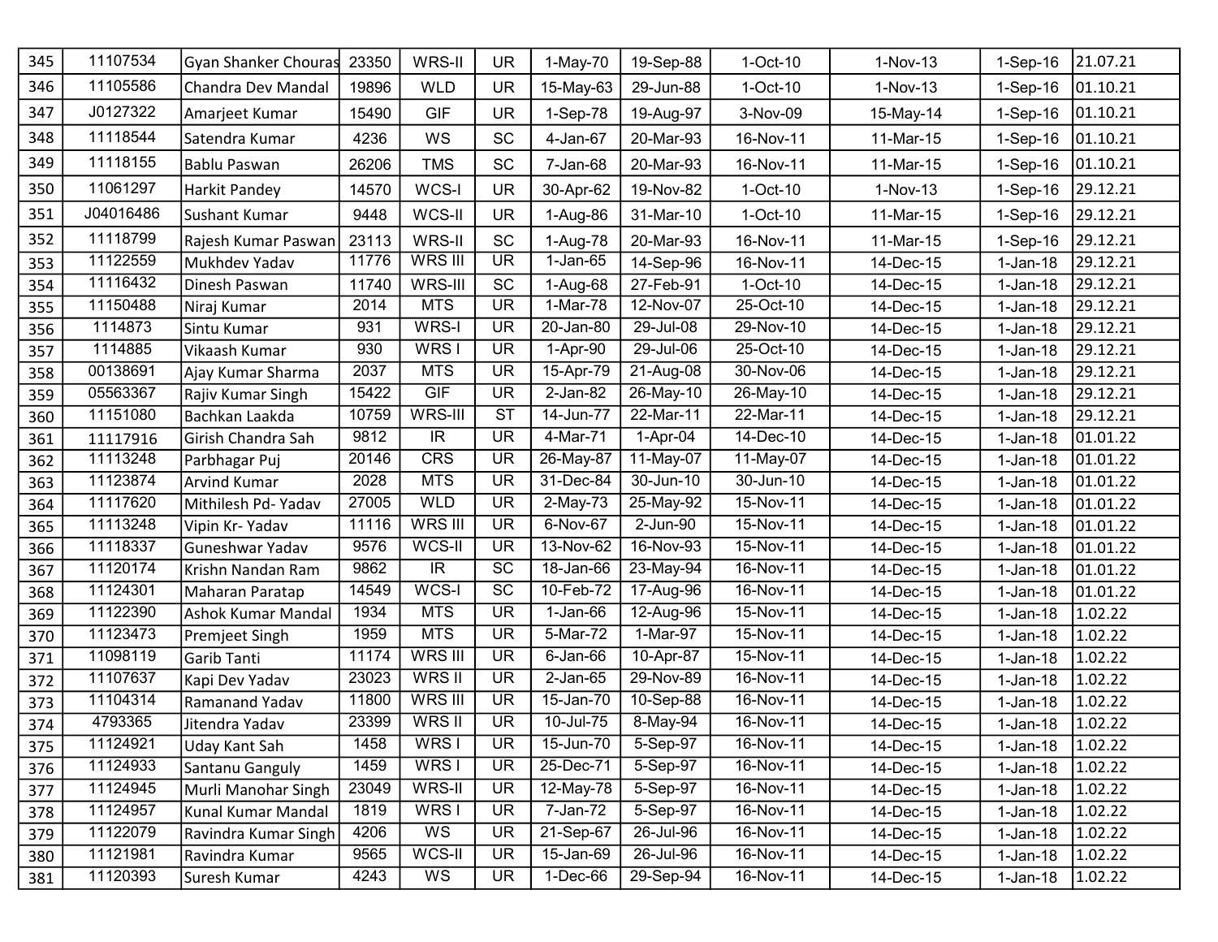| 345 | 11107534 | Gyan Shanker Chouras | 23350 | WRS-II | UR | 1-May-70 | 19-Sep-88 | 1-Oct-10 | 1-Nov-13 | 1-Sep-16 | 21.07.21 |
|---|---|---|---|---|---|---|---|---|---|---|---|
| 346 | 11105586 | Chandra Dev Mandal | 19896 | WLD | UR | 15-May-63 | 29-Jun-88 | 1-Oct-10 | 1-Nov-13 | 1-Sep-16 | 01.10.21 |
| 347 | J0127322 | Amarjeet Kumar | 15490 | GIF | UR | 1-Sep-78 | 19-Aug-97 | 3-Nov-09 | 15-May-14 | 1-Sep-16 | 01.10.21 |
| 348 | 11118544 | Satendra Kumar | 4236 | WS | SC | 4-Jan-67 | 20-Mar-93 | 16-Nov-11 | 11-Mar-15 | 1-Sep-16 | 01.10.21 |
| 349 | 11118155 | Bablu Paswan | 26206 | TMS | SC | 7-Jan-68 | 20-Mar-93 | 16-Nov-11 | 11-Mar-15 | 1-Sep-16 | 01.10.21 |
| 350 | 11061297 | Harkit Pandey | 14570 | WCS-I | UR | 30-Apr-62 | 19-Nov-82 | 1-Oct-10 | 1-Nov-13 | 1-Sep-16 | 29.12.21 |
| 351 | J04016486 | Sushant Kumar | 9448 | WCS-II | UR | 1-Aug-86 | 31-Mar-10 | 1-Oct-10 | 11-Mar-15 | 1-Sep-16 | 29.12.21 |
| 352 | 11118799 | Rajesh Kumar Paswan | 23113 | WRS-II | SC | 1-Aug-78 | 20-Mar-93 | 16-Nov-11 | 11-Mar-15 | 1-Sep-16 | 29.12.21 |
| 353 | 11122559 | Mukhdev Yadav | 11776 | WRS III | UR | 1-Jan-65 | 14-Sep-96 | 16-Nov-11 | 14-Dec-15 | 1-Jan-18 | 29.12.21 |
| 354 | 11116432 | Dinesh Paswan | 11740 | WRS-III | SC | 1-Aug-68 | 27-Feb-91 | 1-Oct-10 | 14-Dec-15 | 1-Jan-18 | 29.12.21 |
| 355 | 11150488 | Niraj Kumar | 2014 | MTS | UR | 1-Mar-78 | 12-Nov-07 | 25-Oct-10 | 14-Dec-15 | 1-Jan-18 | 29.12.21 |
| 356 | 1114873 | Sintu Kumar | 931 | WRS-I | UR | 20-Jan-80 | 29-Jul-08 | 29-Nov-10 | 14-Dec-15 | 1-Jan-18 | 29.12.21 |
| 357 | 1114885 | Vikaash Kumar | 930 | WRS I | UR | 1-Apr-90 | 29-Jul-06 | 25-Oct-10 | 14-Dec-15 | 1-Jan-18 | 29.12.21 |
| 358 | 00138691 | Ajay Kumar Sharma | 2037 | MTS | UR | 15-Apr-79 | 21-Aug-08 | 30-Nov-06 | 14-Dec-15 | 1-Jan-18 | 29.12.21 |
| 359 | 05563367 | Rajiv Kumar Singh | 15422 | GIF | UR | 2-Jan-82 | 26-May-10 | 26-May-10 | 14-Dec-15 | 1-Jan-18 | 29.12.21 |
| 360 | 11151080 | Bachkan Laakda | 10759 | WRS-III | ST | 14-Jun-77 | 22-Mar-11 | 22-Mar-11 | 14-Dec-15 | 1-Jan-18 | 29.12.21 |
| 361 | 11117916 | Girish Chandra Sah | 9812 | IR | UR | 4-Mar-71 | 1-Apr-04 | 14-Dec-10 | 14-Dec-15 | 1-Jan-18 | 01.01.22 |
| 362 | 11113248 | Parbhagar Puj | 20146 | CRS | UR | 26-May-87 | 11-May-07 | 11-May-07 | 14-Dec-15 | 1-Jan-18 | 01.01.22 |
| 363 | 11123874 | Arvind Kumar | 2028 | MTS | UR | 31-Dec-84 | 30-Jun-10 | 30-Jun-10 | 14-Dec-15 | 1-Jan-18 | 01.01.22 |
| 364 | 11117620 | Mithilesh Pd- Yadav | 27005 | WLD | UR | 2-May-73 | 25-May-92 | 15-Nov-11 | 14-Dec-15 | 1-Jan-18 | 01.01.22 |
| 365 | 11113248 | Vipin Kr- Yadav | 11116 | WRS III | UR | 6-Nov-67 | 2-Jun-90 | 15-Nov-11 | 14-Dec-15 | 1-Jan-18 | 01.01.22 |
| 366 | 11118337 | Guneshwar Yadav | 9576 | WCS-II | UR | 13-Nov-62 | 16-Nov-93 | 15-Nov-11 | 14-Dec-15 | 1-Jan-18 | 01.01.22 |
| 367 | 11120174 | Krishn Nandan Ram | 9862 | IR | SC | 18-Jan-66 | 23-May-94 | 16-Nov-11 | 14-Dec-15 | 1-Jan-18 | 01.01.22 |
| 368 | 11124301 | Maharan Paratap | 14549 | WCS-I | SC | 10-Feb-72 | 17-Aug-96 | 16-Nov-11 | 14-Dec-15 | 1-Jan-18 | 01.01.22 |
| 369 | 11122390 | Ashok Kumar Mandal | 1934 | MTS | UR | 1-Jan-66 | 12-Aug-96 | 15-Nov-11 | 14-Dec-15 | 1-Jan-18 | 1.02.22 |
| 370 | 11123473 | Premjeet Singh | 1959 | MTS | UR | 5-Mar-72 | 1-Mar-97 | 15-Nov-11 | 14-Dec-15 | 1-Jan-18 | 1.02.22 |
| 371 | 11098119 | Garib Tanti | 11174 | WRS III | UR | 6-Jan-66 | 10-Apr-87 | 15-Nov-11 | 14-Dec-15 | 1-Jan-18 | 1.02.22 |
| 372 | 11107637 | Kapi Dev Yadav | 23023 | WRS II | UR | 2-Jan-65 | 29-Nov-89 | 16-Nov-11 | 14-Dec-15 | 1-Jan-18 | 1.02.22 |
| 373 | 11104314 | Ramanand Yadav | 11800 | WRS III | UR | 15-Jan-70 | 10-Sep-88 | 16-Nov-11 | 14-Dec-15 | 1-Jan-18 | 1.02.22 |
| 374 | 4793365 | Jitendra Yadav | 23399 | WRS II | UR | 10-Jul-75 | 8-May-94 | 16-Nov-11 | 14-Dec-15 | 1-Jan-18 | 1.02.22 |
| 375 | 11124921 | Uday Kant Sah | 1458 | WRS I | UR | 15-Jun-70 | 5-Sep-97 | 16-Nov-11 | 14-Dec-15 | 1-Jan-18 | 1.02.22 |
| 376 | 11124933 | Santanu Ganguly | 1459 | WRS I | UR | 25-Dec-71 | 5-Sep-97 | 16-Nov-11 | 14-Dec-15 | 1-Jan-18 | 1.02.22 |
| 377 | 11124945 | Murli Manohar Singh | 23049 | WRS-II | UR | 12-May-78 | 5-Sep-97 | 16-Nov-11 | 14-Dec-15 | 1-Jan-18 | 1.02.22 |
| 378 | 11124957 | Kunal Kumar Mandal | 1819 | WRS I | UR | 7-Jan-72 | 5-Sep-97 | 16-Nov-11 | 14-Dec-15 | 1-Jan-18 | 1.02.22 |
| 379 | 11122079 | Ravindra Kumar Singh | 4206 | WS | UR | 21-Sep-67 | 26-Jul-96 | 16-Nov-11 | 14-Dec-15 | 1-Jan-18 | 1.02.22 |
| 380 | 11121981 | Ravindra Kumar | 9565 | WCS-II | UR | 15-Jan-69 | 26-Jul-96 | 16-Nov-11 | 14-Dec-15 | 1-Jan-18 | 1.02.22 |
| 381 | 11120393 | Suresh Kumar | 4243 | WS | UR | 1-Dec-66 | 29-Sep-94 | 16-Nov-11 | 14-Dec-15 | 1-Jan-18 | 1.02.22 |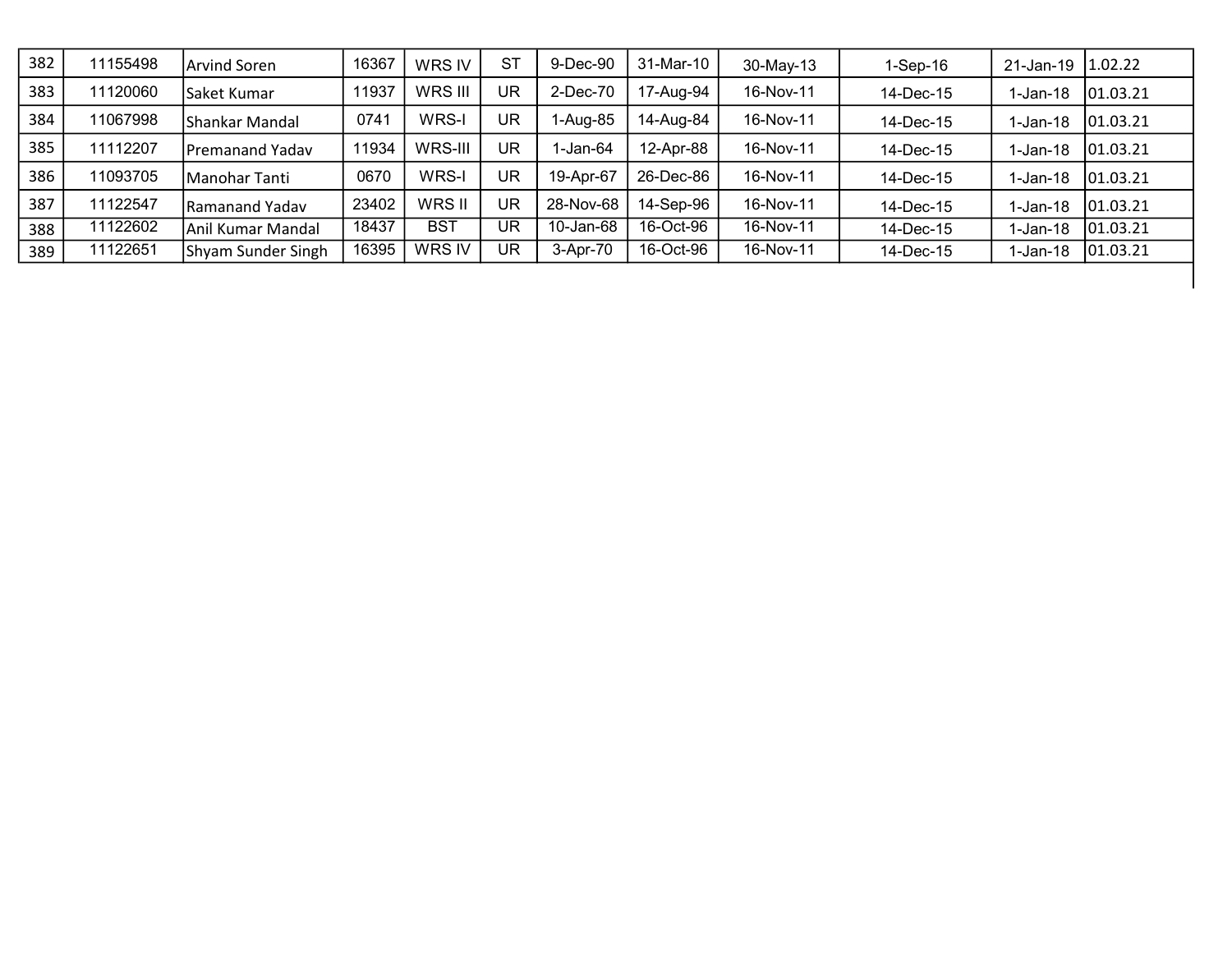| | | | | | | | | | | | |
|---|---|---|---|---|---|---|---|---|---|---|---|
| 382 | 11155498 | Arvind Soren | 16367 | WRS IV | ST | 9-Dec-90 | 31-Mar-10 | 30-May-13 | 1-Sep-16 | 21-Jan-19 | 1.02.22 |
| 383 | 11120060 | Saket Kumar | 11937 | WRS III | UR | 2-Dec-70 | 17-Aug-94 | 16-Nov-11 | 14-Dec-15 | 1-Jan-18 | 01.03.21 |
| 384 | 11067998 | Shankar Mandal | 0741 | WRS-I | UR | 1-Aug-85 | 14-Aug-84 | 16-Nov-11 | 14-Dec-15 | 1-Jan-18 | 01.03.21 |
| 385 | 11112207 | Premanand Yadav | 11934 | WRS-III | UR | 1-Jan-64 | 12-Apr-88 | 16-Nov-11 | 14-Dec-15 | 1-Jan-18 | 01.03.21 |
| 386 | 11093705 | Manohar Tanti | 0670 | WRS-I | UR | 19-Apr-67 | 26-Dec-86 | 16-Nov-11 | 14-Dec-15 | 1-Jan-18 | 01.03.21 |
| 387 | 11122547 | Ramanand Yadav | 23402 | WRS II | UR | 28-Nov-68 | 14-Sep-96 | 16-Nov-11 | 14-Dec-15 | 1-Jan-18 | 01.03.21 |
| 388 | 11122602 | Anil Kumar Mandal | 18437 | BST | UR | 10-Jan-68 | 16-Oct-96 | 16-Nov-11 | 14-Dec-15 | 1-Jan-18 | 01.03.21 |
| 389 | 11122651 | Shyam Sunder Singh | 16395 | WRS IV | UR | 3-Apr-70 | 16-Oct-96 | 16-Nov-11 | 14-Dec-15 | 1-Jan-18 | 01.03.21 |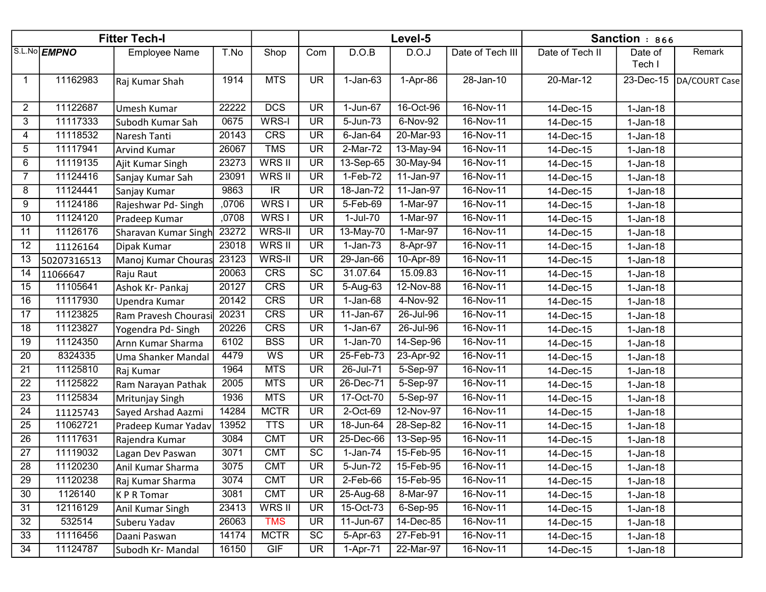| Fitter Tech-I | | | | | Level-5 | | | | Sanction : 866 | | |
|---|---|---|---|---|---|---|---|---|---|---|---|
| S.L.No | ***EMPNO*** | Employee Name | T.No | Shop | Com | D.O.B | D.O.J | Date of Tech III | Date of Tech II | Date of Tech I | Remark |
| 1 | 11162983 | Raj Kumar Shah | 1914 | MTS | UR | 1-Jan-63 | 1-Apr-86 | 28-Jan-10 | 20-Mar-12 | 23-Dec-15 | DA/COURT Case |
| 2 | 11122687 | Umesh Kumar | 22222 | DCS | UR | 1-Jun-67 | 16-Oct-96 | 16-Nov-11 | 14-Dec-15 | 1-Jan-18 | |
| 3 | 11117333 | Subodh Kumar Sah | 0675 | WRS-I | UR | 5-Jun-73 | 6-Nov-92 | 16-Nov-11 | 14-Dec-15 | 1-Jan-18 | |
| 4 | 11118532 | Naresh Tanti | 20143 | CRS | UR | 6-Jan-64 | 20-Mar-93 | 16-Nov-11 | 14-Dec-15 | 1-Jan-18 | |
| 5 | 11117941 | Arvind Kumar | 26067 | TMS | UR | 2-Mar-72 | 13-May-94 | 16-Nov-11 | 14-Dec-15 | 1-Jan-18 | |
| 6 | 11119135 | Ajit Kumar Singh | 23273 | WRS II | UR | 13-Sep-65 | 30-May-94 | 16-Nov-11 | 14-Dec-15 | 1-Jan-18 | |
| 7 | 11124416 | Sanjay Kumar Sah | 23091 | WRS II | UR | 1-Feb-72 | 11-Jan-97 | 16-Nov-11 | 14-Dec-15 | 1-Jan-18 | |
| 8 | 11124441 | Sanjay Kumar | 9863 | IR | UR | 18-Jan-72 | 11-Jan-97 | 16-Nov-11 | 14-Dec-15 | 1-Jan-18 | |
| 9 | 11124186 | Rajeshwar Pd- Singh | ,0706 | WRS I | UR | 5-Feb-69 | 1-Mar-97 | 16-Nov-11 | 14-Dec-15 | 1-Jan-18 | |
| 10 | 11124120 | Pradeep Kumar | ,0708 | WRS I | UR | 1-Jul-70 | 1-Mar-97 | 16-Nov-11 | 14-Dec-15 | 1-Jan-18 | |
| 11 | 11126176 | Sharavan Kumar Singh | 23272 | WRS-II | UR | 13-May-70 | 1-Mar-97 | 16-Nov-11 | 14-Dec-15 | 1-Jan-18 | |
| 12 | 11126164 | Dipak Kumar | 23018 | WRS II | UR | 1-Jan-73 | 8-Apr-97 | 16-Nov-11 | 14-Dec-15 | 1-Jan-18 | |
| 13 | 50207316513 | Manoj Kumar Chouras | 23123 | WRS-II | UR | 29-Jan-66 | 10-Apr-89 | 16-Nov-11 | 14-Dec-15 | 1-Jan-18 | |
| 14 | 11066647 | Raju Raut | 20063 | CRS | SC | 31.07.64 | 15.09.83 | 16-Nov-11 | 14-Dec-15 | 1-Jan-18 | |
| 15 | 11105641 | Ashok Kr- Pankaj | 20127 | CRS | UR | 5-Aug-63 | 12-Nov-88 | 16-Nov-11 | 14-Dec-15 | 1-Jan-18 | |
| 16 | 11117930 | Upendra Kumar | 20142 | CRS | UR | 1-Jan-68 | 4-Nov-92 | 16-Nov-11 | 14-Dec-15 | 1-Jan-18 | |
| 17 | 11123825 | Ram Pravesh Chourasi | 20231 | CRS | UR | 11-Jan-67 | 26-Jul-96 | 16-Nov-11 | 14-Dec-15 | 1-Jan-18 | |
| 18 | 11123827 | Yogendra Pd- Singh | 20226 | CRS | UR | 1-Jan-67 | 26-Jul-96 | 16-Nov-11 | 14-Dec-15 | 1-Jan-18 | |
| 19 | 11124350 | Arnn Kumar Sharma | 6102 | BSS | UR | 1-Jan-70 | 14-Sep-96 | 16-Nov-11 | 14-Dec-15 | 1-Jan-18 | |
| 20 | 8324335 | Uma Shanker Mandal | 4479 | WS | UR | 25-Feb-73 | 23-Apr-92 | 16-Nov-11 | 14-Dec-15 | 1-Jan-18 | |
| 21 | 11125810 | Raj Kumar | 1964 | MTS | UR | 26-Jul-71 | 5-Sep-97 | 16-Nov-11 | 14-Dec-15 | 1-Jan-18 | |
| 22 | 11125822 | Ram Narayan Pathak | 2005 | MTS | UR | 26-Dec-71 | 5-Sep-97 | 16-Nov-11 | 14-Dec-15 | 1-Jan-18 | |
| 23 | 11125834 | Mritunjay Singh | 1936 | MTS | UR | 17-Oct-70 | 5-Sep-97 | 16-Nov-11 | 14-Dec-15 | 1-Jan-18 | |
| 24 | 11125743 | Sayed Arshad Aazmi | 14284 | MCTR | UR | 2-Oct-69 | 12-Nov-97 | 16-Nov-11 | 14-Dec-15 | 1-Jan-18 | |
| 25 | 11062721 | Pradeep Kumar Yadav | 13952 | TTS | UR | 18-Jun-64 | 28-Sep-82 | 16-Nov-11 | 14-Dec-15 | 1-Jan-18 | |
| 26 | 11117631 | Rajendra Kumar | 3084 | CMT | UR | 25-Dec-66 | 13-Sep-95 | 16-Nov-11 | 14-Dec-15 | 1-Jan-18 | |
| 27 | 11119032 | Lagan Dev Paswan | 3071 | CMT | SC | 1-Jan-74 | 15-Feb-95 | 16-Nov-11 | 14-Dec-15 | 1-Jan-18 | |
| 28 | 11120230 | Anil Kumar Sharma | 3075 | CMT | UR | 5-Jun-72 | 15-Feb-95 | 16-Nov-11 | 14-Dec-15 | 1-Jan-18 | |
| 29 | 11120238 | Raj Kumar Sharma | 3074 | CMT | UR | 2-Feb-66 | 15-Feb-95 | 16-Nov-11 | 14-Dec-15 | 1-Jan-18 | |
| 30 | 1126140 | K P R Tomar | 3081 | CMT | UR | 25-Aug-68 | 8-Mar-97 | 16-Nov-11 | 14-Dec-15 | 1-Jan-18 | |
| 31 | 12116129 | Anil Kumar Singh | 23413 | WRS II | UR | 15-Oct-73 | 6-Sep-95 | 16-Nov-11 | 14-Dec-15 | 1-Jan-18 | |
| 32 | 532514 | Suberu Yadav | 26063 | TMS | UR | 11-Jun-67 | 14-Dec-85 | 16-Nov-11 | 14-Dec-15 | 1-Jan-18 | |
| 33 | 11116456 | Daani Paswan | 14174 | MCTR | SC | 5-Apr-63 | 27-Feb-91 | 16-Nov-11 | 14-Dec-15 | 1-Jan-18 | |
| 34 | 11124787 | Subodh Kr- Mandal | 16150 | GIF | UR | 1-Apr-71 | 22-Mar-97 | 16-Nov-11 | 14-Dec-15 | 1-Jan-18 | |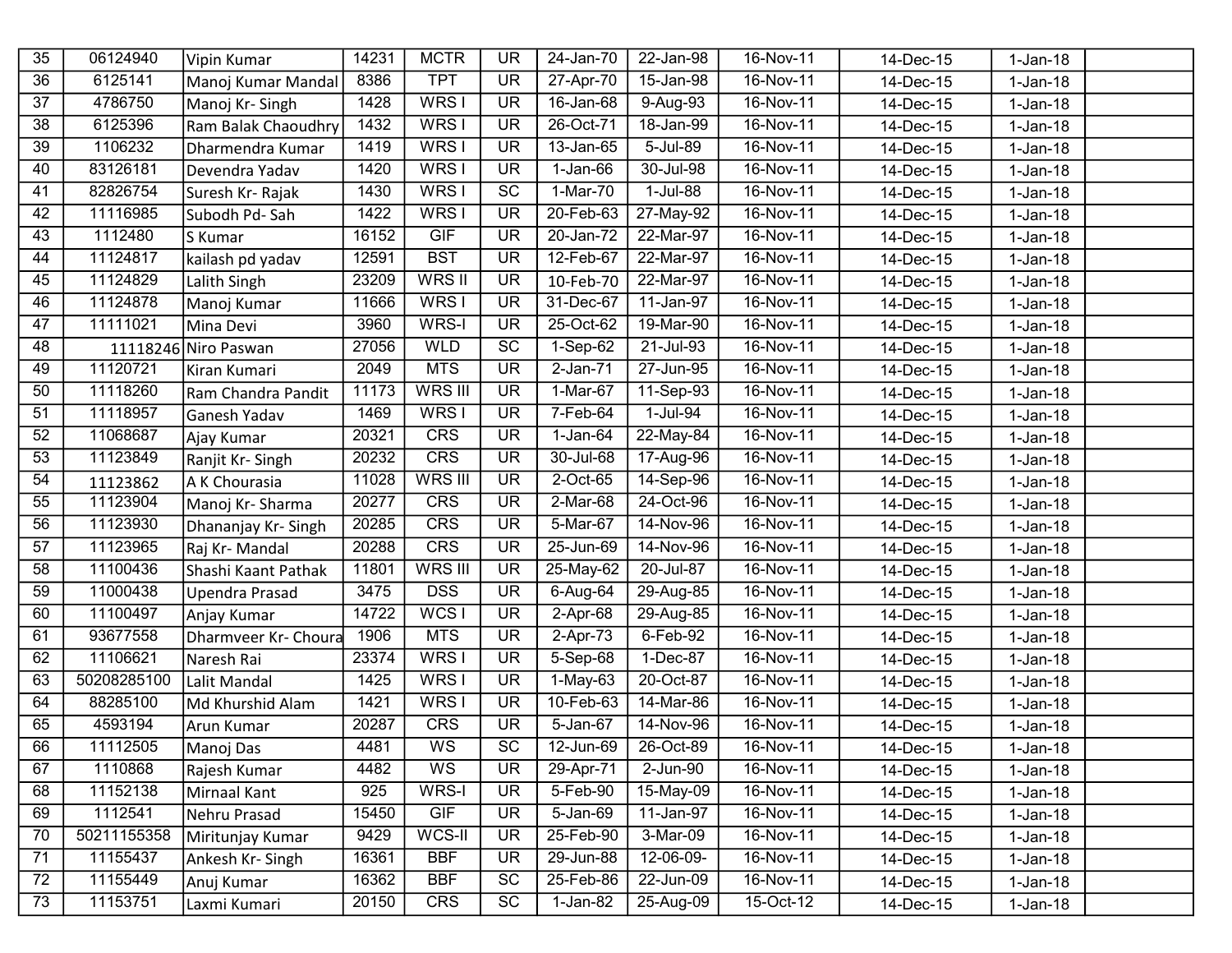| 35 | 06124940 | Vipin Kumar | 14231 | MCTR | UR | 24-Jan-70 | 22-Jan-98 | 16-Nov-11 | 14-Dec-15 | 1-Jan-18 | |
|---|---|---|---|---|---|---|---|---|---|---|---|
| 36 | 6125141 | Manoj Kumar Mandal | 8386 | TPT | UR | 27-Apr-70 | 15-Jan-98 | 16-Nov-11 | 14-Dec-15 | 1-Jan-18 | |
| 37 | 4786750 | Manoj Kr- Singh | 1428 | WRS I | UR | 16-Jan-68 | 9-Aug-93 | 16-Nov-11 | 14-Dec-15 | 1-Jan-18 | |
| 38 | 6125396 | Ram Balak Chaoudhry | 1432 | WRS I | UR | 26-Oct-71 | 18-Jan-99 | 16-Nov-11 | 14-Dec-15 | 1-Jan-18 | |
| 39 | 1106232 | Dharmendra Kumar | 1419 | WRS I | UR | 13-Jan-65 | 5-Jul-89 | 16-Nov-11 | 14-Dec-15 | 1-Jan-18 | |
| 40 | 83126181 | Devendra Yadav | 1420 | WRS I | UR | 1-Jan-66 | 30-Jul-98 | 16-Nov-11 | 14-Dec-15 | 1-Jan-18 | |
| 41 | 82826754 | Suresh Kr- Rajak | 1430 | WRS I | SC | 1-Mar-70 | 1-Jul-88 | 16-Nov-11 | 14-Dec-15 | 1-Jan-18 | |
| 42 | 11116985 | Subodh Pd- Sah | 1422 | WRS I | UR | 20-Feb-63 | 27-May-92 | 16-Nov-11 | 14-Dec-15 | 1-Jan-18 | |
| 43 | 1112480 | S Kumar | 16152 | GIF | UR | 20-Jan-72 | 22-Mar-97 | 16-Nov-11 | 14-Dec-15 | 1-Jan-18 | |
| 44 | 11124817 | kailash pd yadav | 12591 | BST | UR | 12-Feb-67 | 22-Mar-97 | 16-Nov-11 | 14-Dec-15 | 1-Jan-18 | |
| 45 | 11124829 | Lalith Singh | 23209 | WRS II | UR | 10-Feb-70 | 22-Mar-97 | 16-Nov-11 | 14-Dec-15 | 1-Jan-18 | |
| 46 | 11124878 | Manoj Kumar | 11666 | WRS I | UR | 31-Dec-67 | 11-Jan-97 | 16-Nov-11 | 14-Dec-15 | 1-Jan-18 | |
| 47 | 11111021 | Mina Devi | 3960 | WRS-I | UR | 25-Oct-62 | 19-Mar-90 | 16-Nov-11 | 14-Dec-15 | 1-Jan-18 | |
| 48 | 11118246 | Niro Paswan | 27056 | WLD | SC | 1-Sep-62 | 21-Jul-93 | 16-Nov-11 | 14-Dec-15 | 1-Jan-18 | |
| 49 | 11120721 | Kiran Kumari | 2049 | MTS | UR | 2-Jan-71 | 27-Jun-95 | 16-Nov-11 | 14-Dec-15 | 1-Jan-18 | |
| 50 | 11118260 | Ram Chandra Pandit | 11173 | WRS III | UR | 1-Mar-67 | 11-Sep-93 | 16-Nov-11 | 14-Dec-15 | 1-Jan-18 | |
| 51 | 11118957 | Ganesh Yadav | 1469 | WRS I | UR | 7-Feb-64 | 1-Jul-94 | 16-Nov-11 | 14-Dec-15 | 1-Jan-18 | |
| 52 | 11068687 | Ajay Kumar | 20321 | CRS | UR | 1-Jan-64 | 22-May-84 | 16-Nov-11 | 14-Dec-15 | 1-Jan-18 | |
| 53 | 11123849 | Ranjit Kr- Singh | 20232 | CRS | UR | 30-Jul-68 | 17-Aug-96 | 16-Nov-11 | 14-Dec-15 | 1-Jan-18 | |
| 54 | 11123862 | A K Chourasia | 11028 | WRS III | UR | 2-Oct-65 | 14-Sep-96 | 16-Nov-11 | 14-Dec-15 | 1-Jan-18 | |
| 55 | 11123904 | Manoj Kr- Sharma | 20277 | CRS | UR | 2-Mar-68 | 24-Oct-96 | 16-Nov-11 | 14-Dec-15 | 1-Jan-18 | |
| 56 | 11123930 | Dhananjay Kr- Singh | 20285 | CRS | UR | 5-Mar-67 | 14-Nov-96 | 16-Nov-11 | 14-Dec-15 | 1-Jan-18 | |
| 57 | 11123965 | Raj Kr- Mandal | 20288 | CRS | UR | 25-Jun-69 | 14-Nov-96 | 16-Nov-11 | 14-Dec-15 | 1-Jan-18 | |
| 58 | 11100436 | Shashi Kaant Pathak | 11801 | WRS III | UR | 25-May-62 | 20-Jul-87 | 16-Nov-11 | 14-Dec-15 | 1-Jan-18 | |
| 59 | 11000438 | Upendra Prasad | 3475 | DSS | UR | 6-Aug-64 | 29-Aug-85 | 16-Nov-11 | 14-Dec-15 | 1-Jan-18 | |
| 60 | 11100497 | Anjay Kumar | 14722 | WCS I | UR | 2-Apr-68 | 29-Aug-85 | 16-Nov-11 | 14-Dec-15 | 1-Jan-18 | |
| 61 | 93677558 | Dharmveer Kr- Choura | 1906 | MTS | UR | 2-Apr-73 | 6-Feb-92 | 16-Nov-11 | 14-Dec-15 | 1-Jan-18 | |
| 62 | 11106621 | Naresh Rai | 23374 | WRS I | UR | 5-Sep-68 | 1-Dec-87 | 16-Nov-11 | 14-Dec-15 | 1-Jan-18 | |
| 63 | 50208285100 | Lalit Mandal | 1425 | WRS I | UR | 1-May-63 | 20-Oct-87 | 16-Nov-11 | 14-Dec-15 | 1-Jan-18 | |
| 64 | 88285100 | Md Khurshid Alam | 1421 | WRS I | UR | 10-Feb-63 | 14-Mar-86 | 16-Nov-11 | 14-Dec-15 | 1-Jan-18 | |
| 65 | 4593194 | Arun Kumar | 20287 | CRS | UR | 5-Jan-67 | 14-Nov-96 | 16-Nov-11 | 14-Dec-15 | 1-Jan-18 | |
| 66 | 11112505 | Manoj Das | 4481 | WS | SC | 12-Jun-69 | 26-Oct-89 | 16-Nov-11 | 14-Dec-15 | 1-Jan-18 | |
| 67 | 1110868 | Rajesh Kumar | 4482 | WS | UR | 29-Apr-71 | 2-Jun-90 | 16-Nov-11 | 14-Dec-15 | 1-Jan-18 | |
| 68 | 11152138 | Mirnaal Kant | 925 | WRS-I | UR | 5-Feb-90 | 15-May-09 | 16-Nov-11 | 14-Dec-15 | 1-Jan-18 | |
| 69 | 1112541 | Nehru Prasad | 15450 | GIF | UR | 5-Jan-69 | 11-Jan-97 | 16-Nov-11 | 14-Dec-15 | 1-Jan-18 | |
| 70 | 50211155358 | Miritunjay Kumar | 9429 | WCS-II | UR | 25-Feb-90 | 3-Mar-09 | 16-Nov-11 | 14-Dec-15 | 1-Jan-18 | |
| 71 | 11155437 | Ankesh Kr- Singh | 16361 | BBF | UR | 29-Jun-88 | 12-06-09- | 16-Nov-11 | 14-Dec-15 | 1-Jan-18 | |
| 72 | 11155449 | Anuj Kumar | 16362 | BBF | SC | 25-Feb-86 | 22-Jun-09 | 16-Nov-11 | 14-Dec-15 | 1-Jan-18 | |
| 73 | 11153751 | Laxmi Kumari | 20150 | CRS | SC | 1-Jan-82 | 25-Aug-09 | 15-Oct-12 | 14-Dec-15 | 1-Jan-18 | |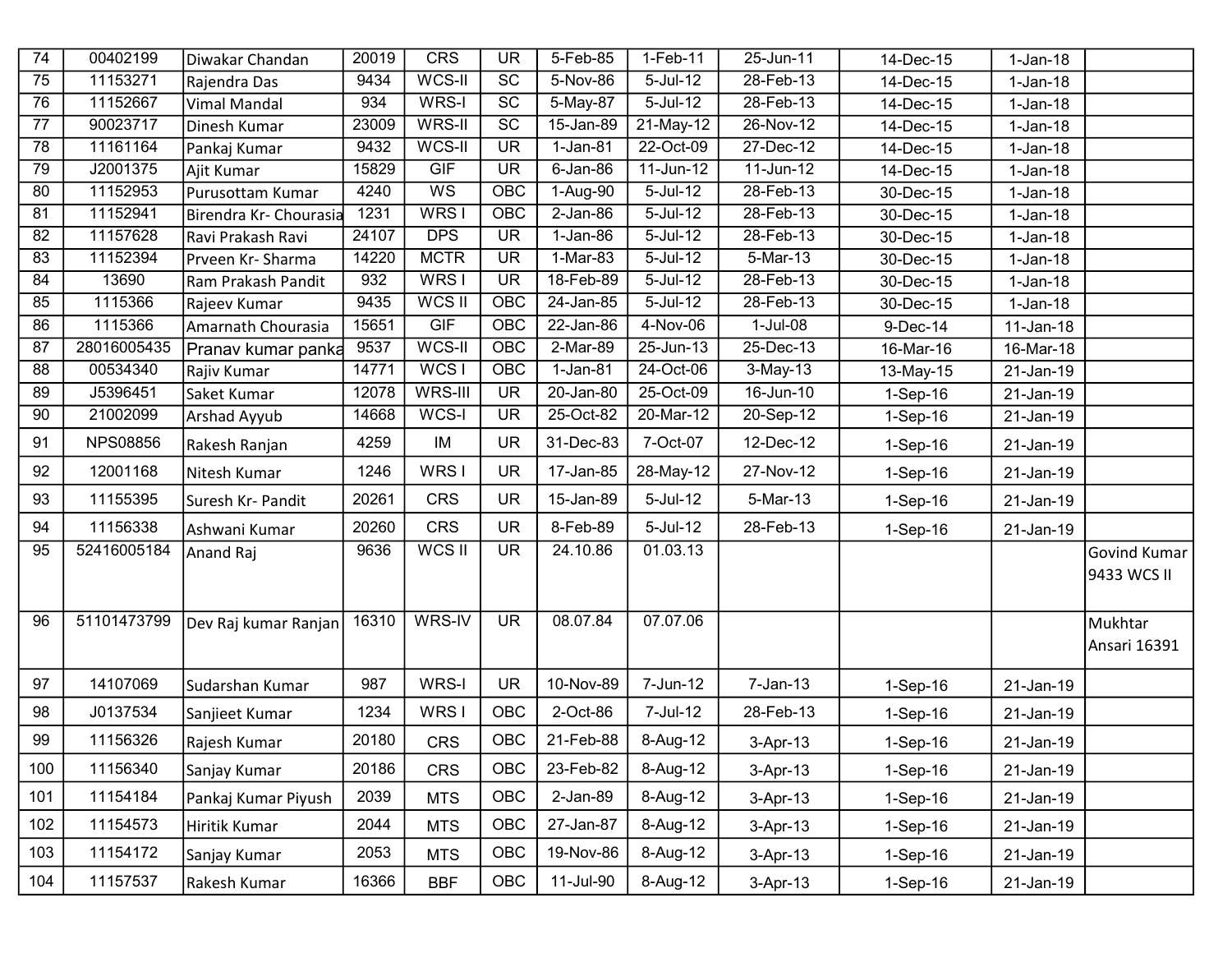| 74 | 00402199 | Diwakar Chandan | 20019 | CRS | UR | 5-Feb-85 | 1-Feb-11 | 25-Jun-11 | 14-Dec-15 | 1-Jan-18 | |
|---|---|---|---|---|---|---|---|---|---|---|---|
| 75 | 11153271 | Rajendra Das | 9434 | WCS-II | SC | 5-Nov-86 | 5-Jul-12 | 28-Feb-13 | 14-Dec-15 | 1-Jan-18 | |
| 76 | 11152667 | Vimal Mandal | 934 | WRS-I | SC | 5-May-87 | 5-Jul-12 | 28-Feb-13 | 14-Dec-15 | 1-Jan-18 | |
| 77 | 90023717 | Dinesh Kumar | 23009 | WRS-II | SC | 15-Jan-89 | 21-May-12 | 26-Nov-12 | 14-Dec-15 | 1-Jan-18 | |
| 78 | 11161164 | Pankaj Kumar | 9432 | WCS-II | UR | 1-Jan-81 | 22-Oct-09 | 27-Dec-12 | 14-Dec-15 | 1-Jan-18 | |
| 79 | J2001375 | Ajit Kumar | 15829 | GIF | UR | 6-Jan-86 | 11-Jun-12 | 11-Jun-12 | 14-Dec-15 | 1-Jan-18 | |
| 80 | 11152953 | Purusottam Kumar | 4240 | WS | OBC | 1-Aug-90 | 5-Jul-12 | 28-Feb-13 | 30-Dec-15 | 1-Jan-18 | |
| 81 | 11152941 | Birendra Kr- Chourasia | 1231 | WRS I | OBC | 2-Jan-86 | 5-Jul-12 | 28-Feb-13 | 30-Dec-15 | 1-Jan-18 | |
| 82 | 11157628 | Ravi Prakash Ravi | 24107 | DPS | UR | 1-Jan-86 | 5-Jul-12 | 28-Feb-13 | 30-Dec-15 | 1-Jan-18 | |
| 83 | 11152394 | Prveen Kr- Sharma | 14220 | MCTR | UR | 1-Mar-83 | 5-Jul-12 | 5-Mar-13 | 30-Dec-15 | 1-Jan-18 | |
| 84 | 13690 | Ram Prakash Pandit | 932 | WRS I | UR | 18-Feb-89 | 5-Jul-12 | 28-Feb-13 | 30-Dec-15 | 1-Jan-18 | |
| 85 | 1115366 | Rajeev Kumar | 9435 | WCS II | OBC | 24-Jan-85 | 5-Jul-12 | 28-Feb-13 | 30-Dec-15 | 1-Jan-18 | |
| 86 | 1115366 | Amarnath Chourasia | 15651 | GIF | OBC | 22-Jan-86 | 4-Nov-06 | 1-Jul-08 | 9-Dec-14 | 11-Jan-18 | |
| 87 | 28016005435 | Pranav kumar panka | 9537 | WCS-II | OBC | 2-Mar-89 | 25-Jun-13 | 25-Dec-13 | 16-Mar-16 | 16-Mar-18 | |
| 88 | 00534340 | Rajiv Kumar | 14771 | WCS I | OBC | 1-Jan-81 | 24-Oct-06 | 3-May-13 | 13-May-15 | 21-Jan-19 | |
| 89 | J5396451 | Saket Kumar | 12078 | WRS-III | UR | 20-Jan-80 | 25-Oct-09 | 16-Jun-10 | 1-Sep-16 | 21-Jan-19 | |
| 90 | 21002099 | Arshad Ayyub | 14668 | WCS-I | UR | 25-Oct-82 | 20-Mar-12 | 20-Sep-12 | 1-Sep-16 | 21-Jan-19 | |
| 91 | NPS08856 | Rakesh Ranjan | 4259 | IM | UR | 31-Dec-83 | 7-Oct-07 | 12-Dec-12 | 1-Sep-16 | 21-Jan-19 | |
| 92 | 12001168 | Nitesh Kumar | 1246 | WRS I | UR | 17-Jan-85 | 28-May-12 | 27-Nov-12 | 1-Sep-16 | 21-Jan-19 | |
| 93 | 11155395 | Suresh Kr- Pandit | 20261 | CRS | UR | 15-Jan-89 | 5-Jul-12 | 5-Mar-13 | 1-Sep-16 | 21-Jan-19 | |
| 94 | 11156338 | Ashwani Kumar | 20260 | CRS | UR | 8-Feb-89 | 5-Jul-12 | 28-Feb-13 | 1-Sep-16 | 21-Jan-19 | |
| 95 | 52416005184 | Anand Raj | 9636 | WCS II | UR | 24.10.86 | 01.03.13 | | | | Govind Kumar 9433 WCS II |
| 96 | 51101473799 | Dev Raj kumar Ranjan | 16310 | WRS-IV | UR | 08.07.84 | 07.07.06 | | | | Mukhtar Ansari 16391 |
| 97 | 14107069 | Sudarshan Kumar | 987 | WRS-I | UR | 10-Nov-89 | 7-Jun-12 | 7-Jan-13 | 1-Sep-16 | 21-Jan-19 | |
| 98 | J0137534 | Sanjieet Kumar | 1234 | WRS I | OBC | 2-Oct-86 | 7-Jul-12 | 28-Feb-13 | 1-Sep-16 | 21-Jan-19 | |
| 99 | 11156326 | Rajesh Kumar | 20180 | CRS | OBC | 21-Feb-88 | 8-Aug-12 | 3-Apr-13 | 1-Sep-16 | 21-Jan-19 | |
| 100 | 11156340 | Sanjay Kumar | 20186 | CRS | OBC | 23-Feb-82 | 8-Aug-12 | 3-Apr-13 | 1-Sep-16 | 21-Jan-19 | |
| 101 | 11154184 | Pankaj Kumar Piyush | 2039 | MTS | OBC | 2-Jan-89 | 8-Aug-12 | 3-Apr-13 | 1-Sep-16 | 21-Jan-19 | |
| 102 | 11154573 | Hiritik Kumar | 2044 | MTS | OBC | 27-Jan-87 | 8-Aug-12 | 3-Apr-13 | 1-Sep-16 | 21-Jan-19 | |
| 103 | 11154172 | Sanjay Kumar | 2053 | MTS | OBC | 19-Nov-86 | 8-Aug-12 | 3-Apr-13 | 1-Sep-16 | 21-Jan-19 | |
| 104 | 11157537 | Rakesh Kumar | 16366 | BBF | OBC | 11-Jul-90 | 8-Aug-12 | 3-Apr-13 | 1-Sep-16 | 21-Jan-19 | |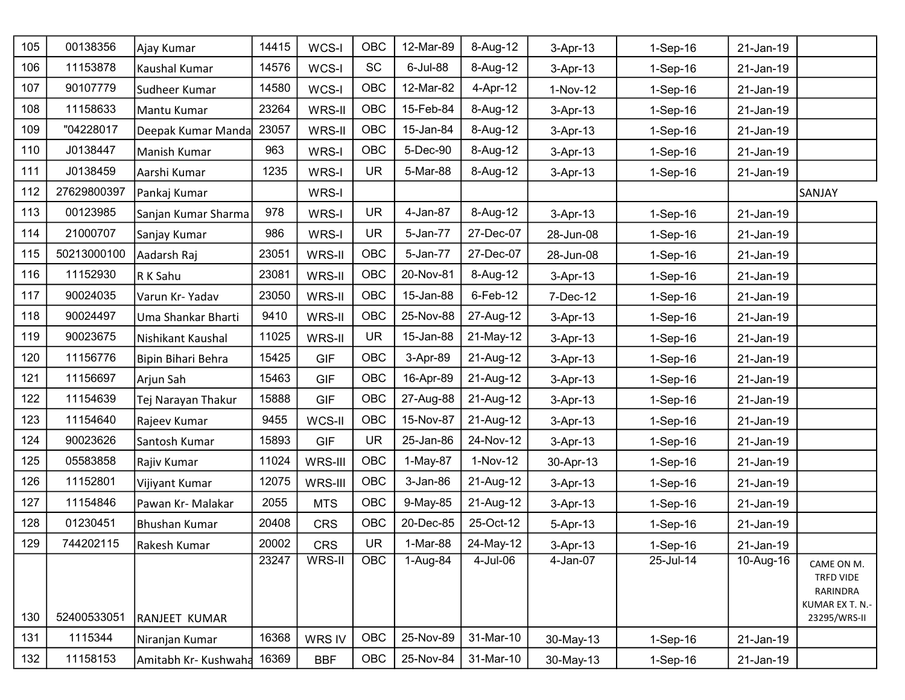| | | | | | | | | | | | |
|---|---|---|---|---|---|---|---|---|---|---|---|
| 105 | 00138356 | Ajay Kumar | 14415 | WCS-I | OBC | 12-Mar-89 | 8-Aug-12 | 3-Apr-13 | 1-Sep-16 | 21-Jan-19 | |
| 106 | 11153878 | Kaushal Kumar | 14576 | WCS-I | SC | 6-Jul-88 | 8-Aug-12 | 3-Apr-13 | 1-Sep-16 | 21-Jan-19 | |
| 107 | 90107779 | Sudheer Kumar | 14580 | WCS-I | OBC | 12-Mar-82 | 4-Apr-12 | 1-Nov-12 | 1-Sep-16 | 21-Jan-19 | |
| 108 | 11158633 | Mantu Kumar | 23264 | WRS-II | OBC | 15-Feb-84 | 8-Aug-12 | 3-Apr-13 | 1-Sep-16 | 21-Jan-19 | |
| 109 | "04228017 | Deepak Kumar Manda | 23057 | WRS-II | OBC | 15-Jan-84 | 8-Aug-12 | 3-Apr-13 | 1-Sep-16 | 21-Jan-19 | |
| 110 | J0138447 | Manish Kumar | 963 | WRS-I | OBC | 5-Dec-90 | 8-Aug-12 | 3-Apr-13 | 1-Sep-16 | 21-Jan-19 | |
| 111 | J0138459 | Aarshi Kumar | 1235 | WRS-I | UR | 5-Mar-88 | 8-Aug-12 | 3-Apr-13 | 1-Sep-16 | 21-Jan-19 | |
| 112 | 27629800397 | Pankaj Kumar | | WRS-I | | | | | | | SANJAY |
| 113 | 00123985 | Sanjan Kumar Sharma | 978 | WRS-I | UR | 4-Jan-87 | 8-Aug-12 | 3-Apr-13 | 1-Sep-16 | 21-Jan-19 | |
| 114 | 21000707 | Sanjay Kumar | 986 | WRS-I | UR | 5-Jan-77 | 27-Dec-07 | 28-Jun-08 | 1-Sep-16 | 21-Jan-19 | |
| 115 | 50213000100 | Aadarsh Raj | 23051 | WRS-II | OBC | 5-Jan-77 | 27-Dec-07 | 28-Jun-08 | 1-Sep-16 | 21-Jan-19 | |
| 116 | 11152930 | R K Sahu | 23081 | WRS-II | OBC | 20-Nov-81 | 8-Aug-12 | 3-Apr-13 | 1-Sep-16 | 21-Jan-19 | |
| 117 | 90024035 | Varun Kr- Yadav | 23050 | WRS-II | OBC | 15-Jan-88 | 6-Feb-12 | 7-Dec-12 | 1-Sep-16 | 21-Jan-19 | |
| 118 | 90024497 | Uma Shankar Bharti | 9410 | WRS-II | OBC | 25-Nov-88 | 27-Aug-12 | 3-Apr-13 | 1-Sep-16 | 21-Jan-19 | |
| 119 | 90023675 | Nishikant Kaushal | 11025 | WRS-II | UR | 15-Jan-88 | 21-May-12 | 3-Apr-13 | 1-Sep-16 | 21-Jan-19 | |
| 120 | 11156776 | Bipin Bihari Behra | 15425 | GIF | OBC | 3-Apr-89 | 21-Aug-12 | 3-Apr-13 | 1-Sep-16 | 21-Jan-19 | |
| 121 | 11156697 | Arjun Sah | 15463 | GIF | OBC | 16-Apr-89 | 21-Aug-12 | 3-Apr-13 | 1-Sep-16 | 21-Jan-19 | |
| 122 | 11154639 | Tej Narayan Thakur | 15888 | GIF | OBC | 27-Aug-88 | 21-Aug-12 | 3-Apr-13 | 1-Sep-16 | 21-Jan-19 | |
| 123 | 11154640 | Rajeev Kumar | 9455 | WCS-II | OBC | 15-Nov-87 | 21-Aug-12 | 3-Apr-13 | 1-Sep-16 | 21-Jan-19 | |
| 124 | 90023626 | Santosh Kumar | 15893 | GIF | UR | 25-Jan-86 | 24-Nov-12 | 3-Apr-13 | 1-Sep-16 | 21-Jan-19 | |
| 125 | 05583858 | Rajiv Kumar | 11024 | WRS-III | OBC | 1-May-87 | 1-Nov-12 | 30-Apr-13 | 1-Sep-16 | 21-Jan-19 | |
| 126 | 11152801 | Vijiyant Kumar | 12075 | WRS-III | OBC | 3-Jan-86 | 21-Aug-12 | 3-Apr-13 | 1-Sep-16 | 21-Jan-19 | |
| 127 | 11154846 | Pawan Kr- Malakar | 2055 | MTS | OBC | 9-May-85 | 21-Aug-12 | 3-Apr-13 | 1-Sep-16 | 21-Jan-19 | |
| 128 | 01230451 | Bhushan Kumar | 20408 | CRS | OBC | 20-Dec-85 | 25-Oct-12 | 5-Apr-13 | 1-Sep-16 | 21-Jan-19 | |
| 129 | 744202115 | Rakesh Kumar | 20002 | CRS | UR | 1-Mar-88 | 24-May-12 | 3-Apr-13 | 1-Sep-16 | 21-Jan-19 | |
| 130 | 52400533051 | RANJEET KUMAR | 23247 | WRS-II | OBC | 1-Aug-84 | 4-Jul-06 | 4-Jan-07 | 25-Jul-14 | 10-Aug-16 | CAME ON M. TRFD VIDE RARINDRA KUMAR EX T. N.- 23295/WRS-II |
| 131 | 1115344 | Niranjan Kumar | 16368 | WRS IV | OBC | 25-Nov-89 | 31-Mar-10 | 30-May-13 | 1-Sep-16 | 21-Jan-19 | |
| 132 | 11158153 | Amitabh Kr- Kushwaha | 16369 | BBF | OBC | 25-Nov-84 | 31-Mar-10 | 30-May-13 | 1-Sep-16 | 21-Jan-19 | |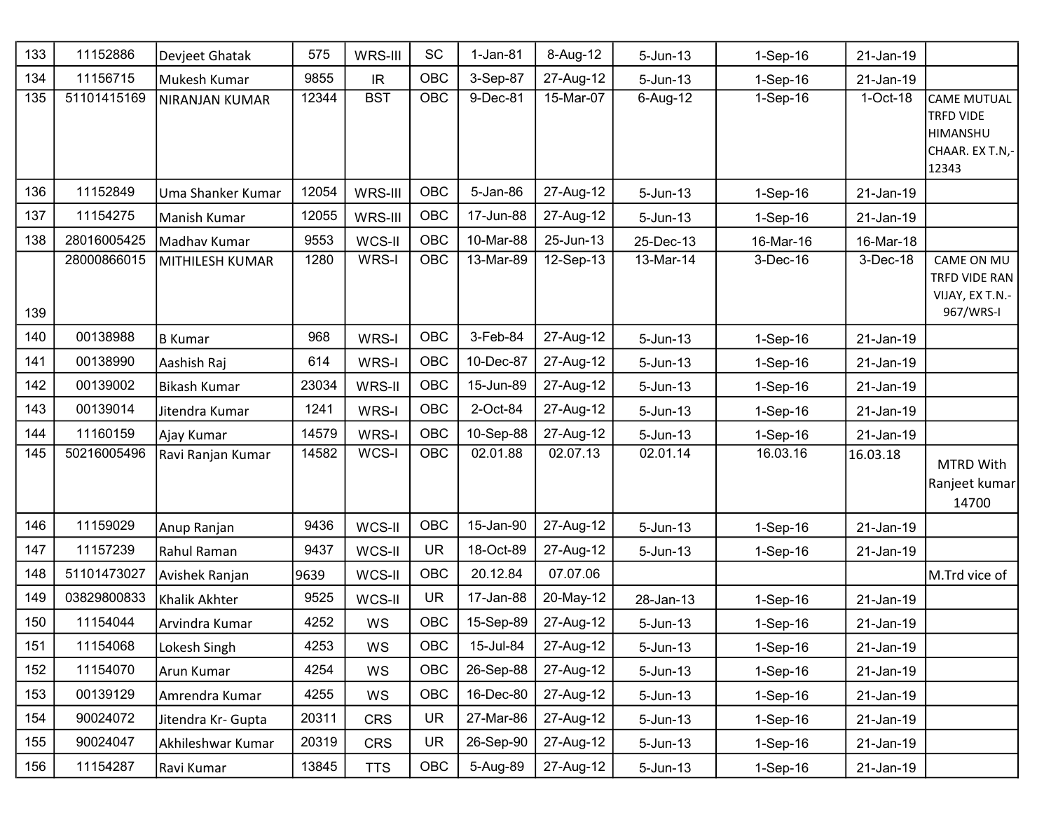| 133 | 11152886 | Devjeet Ghatak | 575 | WRS-III | SC | 1-Jan-81 | 8-Aug-12 | 5-Jun-13 | 1-Sep-16 | 21-Jan-19 | |
|---|---|---|---|---|---|---|---|---|---|---|---|
| 134 | 11156715 | Mukesh Kumar | 9855 | IR | OBC | 3-Sep-87 | 27-Aug-12 | 5-Jun-13 | 1-Sep-16 | 21-Jan-19 | |
| 135 | 51101415169 | NIRANJAN KUMAR | 12344 | BST | OBC | 9-Dec-81 | 15-Mar-07 | 6-Aug-12 | 1-Sep-16 | 1-Oct-18 | CAME MUTUAL TRFD VIDE HIMANSHU CHAAR. EX T.N,-12343 |
| 136 | 11152849 | Uma Shanker Kumar | 12054 | WRS-III | OBC | 5-Jan-86 | 27-Aug-12 | 5-Jun-13 | 1-Sep-16 | 21-Jan-19 | |
| 137 | 11154275 | Manish Kumar | 12055 | WRS-III | OBC | 17-Jun-88 | 27-Aug-12 | 5-Jun-13 | 1-Sep-16 | 21-Jan-19 | |
| 138 | 28016005425 | Madhav Kumar | 9553 | WCS-II | OBC | 10-Mar-88 | 25-Jun-13 | 25-Dec-13 | 16-Mar-16 | 16-Mar-18 | |
| 139 | 28000866015 | MITHILESH KUMAR | 1280 | WRS-I | OBC | 13-Mar-89 | 12-Sep-13 | 13-Mar-14 | 3-Dec-16 | 3-Dec-18 | CAME ON MU TRFD VIDE RAN VIJAY, EX T.N.-967/WRS-I |
| 140 | 00138988 | B Kumar | 968 | WRS-I | OBC | 3-Feb-84 | 27-Aug-12 | 5-Jun-13 | 1-Sep-16 | 21-Jan-19 | |
| 141 | 00138990 | Aashish Raj | 614 | WRS-I | OBC | 10-Dec-87 | 27-Aug-12 | 5-Jun-13 | 1-Sep-16 | 21-Jan-19 | |
| 142 | 00139002 | Bikash Kumar | 23034 | WRS-II | OBC | 15-Jun-89 | 27-Aug-12 | 5-Jun-13 | 1-Sep-16 | 21-Jan-19 | |
| 143 | 00139014 | Jitendra Kumar | 1241 | WRS-I | OBC | 2-Oct-84 | 27-Aug-12 | 5-Jun-13 | 1-Sep-16 | 21-Jan-19 | |
| 144 | 11160159 | Ajay Kumar | 14579 | WRS-I | OBC | 10-Sep-88 | 27-Aug-12 | 5-Jun-13 | 1-Sep-16 | 21-Jan-19 | |
| 145 | 50216005496 | Ravi Ranjan Kumar | 14582 | WCS-I | OBC | 02.01.88 | 02.07.13 | 02.01.14 | 16.03.16 | 16.03.18 | MTRD With Ranjeet kumar 14700 |
| 146 | 11159029 | Anup Ranjan | 9436 | WCS-II | OBC | 15-Jan-90 | 27-Aug-12 | 5-Jun-13 | 1-Sep-16 | 21-Jan-19 | |
| 147 | 11157239 | Rahul Raman | 9437 | WCS-II | UR | 18-Oct-89 | 27-Aug-12 | 5-Jun-13 | 1-Sep-16 | 21-Jan-19 | |
| 148 | 51101473027 | Avishek Ranjan | 9639 | WCS-II | OBC | 20.12.84 | 07.07.06 | | | | M.Trd vice of |
| 149 | 03829800833 | Khalik Akhter | 9525 | WCS-II | UR | 17-Jan-88 | 20-May-12 | 28-Jan-13 | 1-Sep-16 | 21-Jan-19 | |
| 150 | 11154044 | Arvindra Kumar | 4252 | WS | OBC | 15-Sep-89 | 27-Aug-12 | 5-Jun-13 | 1-Sep-16 | 21-Jan-19 | |
| 151 | 11154068 | Lokesh Singh | 4253 | WS | OBC | 15-Jul-84 | 27-Aug-12 | 5-Jun-13 | 1-Sep-16 | 21-Jan-19 | |
| 152 | 11154070 | Arun Kumar | 4254 | WS | OBC | 26-Sep-88 | 27-Aug-12 | 5-Jun-13 | 1-Sep-16 | 21-Jan-19 | |
| 153 | 00139129 | Amrendra Kumar | 4255 | WS | OBC | 16-Dec-80 | 27-Aug-12 | 5-Jun-13 | 1-Sep-16 | 21-Jan-19 | |
| 154 | 90024072 | Jitendra Kr- Gupta | 20311 | CRS | UR | 27-Mar-86 | 27-Aug-12 | 5-Jun-13 | 1-Sep-16 | 21-Jan-19 | |
| 155 | 90024047 | Akhileshwar Kumar | 20319 | CRS | UR | 26-Sep-90 | 27-Aug-12 | 5-Jun-13 | 1-Sep-16 | 21-Jan-19 | |
| 156 | 11154287 | Ravi Kumar | 13845 | TTS | OBC | 5-Aug-89 | 27-Aug-12 | 5-Jun-13 | 1-Sep-16 | 21-Jan-19 | |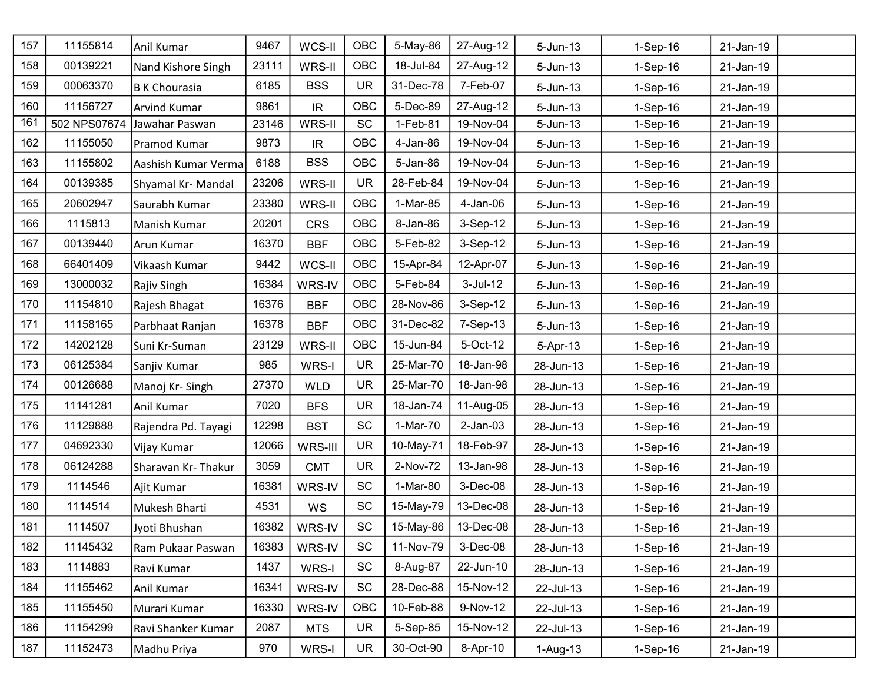| | | | | | | | | | | | |
|---|---|---|---|---|---|---|---|---|---|---|---|
| 157 | 11155814 | Anil Kumar | 9467 | WCS-II | OBC | 5-May-86 | 27-Aug-12 | 5-Jun-13 | 1-Sep-16 | 21-Jan-19 | |
| 158 | 00139221 | Nand Kishore Singh | 23111 | WRS-II | OBC | 18-Jul-84 | 27-Aug-12 | 5-Jun-13 | 1-Sep-16 | 21-Jan-19 | |
| 159 | 00063370 | B K Chourasia | 6185 | BSS | UR | 31-Dec-78 | 7-Feb-07 | 5-Jun-13 | 1-Sep-16 | 21-Jan-19 | |
| 160 | 11156727 | Arvind Kumar | 9861 | IR | OBC | 5-Dec-89 | 27-Aug-12 | 5-Jun-13 | 1-Sep-16 | 21-Jan-19 | |
| 161 | 502 NPS07674 | Jawahar Paswan | 23146 | WRS-II | SC | 1-Feb-81 | 19-Nov-04 | 5-Jun-13 | 1-Sep-16 | 21-Jan-19 | |
| 162 | 11155050 | Pramod Kumar | 9873 | IR | OBC | 4-Jan-86 | 19-Nov-04 | 5-Jun-13 | 1-Sep-16 | 21-Jan-19 | |
| 163 | 11155802 | Aashish Kumar Verma | 6188 | BSS | OBC | 5-Jan-86 | 19-Nov-04 | 5-Jun-13 | 1-Sep-16 | 21-Jan-19 | |
| 164 | 00139385 | Shyamal Kr- Mandal | 23206 | WRS-II | UR | 28-Feb-84 | 19-Nov-04 | 5-Jun-13 | 1-Sep-16 | 21-Jan-19 | |
| 165 | 20602947 | Saurabh Kumar | 23380 | WRS-II | OBC | 1-Mar-85 | 4-Jan-06 | 5-Jun-13 | 1-Sep-16 | 21-Jan-19 | |
| 166 | 1115813 | Manish Kumar | 20201 | CRS | OBC | 8-Jan-86 | 3-Sep-12 | 5-Jun-13 | 1-Sep-16 | 21-Jan-19 | |
| 167 | 00139440 | Arun Kumar | 16370 | BBF | OBC | 5-Feb-82 | 3-Sep-12 | 5-Jun-13 | 1-Sep-16 | 21-Jan-19 | |
| 168 | 66401409 | Vikaash Kumar | 9442 | WCS-II | OBC | 15-Apr-84 | 12-Apr-07 | 5-Jun-13 | 1-Sep-16 | 21-Jan-19 | |
| 169 | 13000032 | Rajiv Singh | 16384 | WRS-IV | OBC | 5-Feb-84 | 3-Jul-12 | 5-Jun-13 | 1-Sep-16 | 21-Jan-19 | |
| 170 | 11154810 | Rajesh Bhagat | 16376 | BBF | OBC | 28-Nov-86 | 3-Sep-12 | 5-Jun-13 | 1-Sep-16 | 21-Jan-19 | |
| 171 | 11158165 | Parbhaat Ranjan | 16378 | BBF | OBC | 31-Dec-82 | 7-Sep-13 | 5-Jun-13 | 1-Sep-16 | 21-Jan-19 | |
| 172 | 14202128 | Suni Kr-Suman | 23129 | WRS-II | OBC | 15-Jun-84 | 5-Oct-12 | 5-Apr-13 | 1-Sep-16 | 21-Jan-19 | |
| 173 | 06125384 | Sanjiv Kumar | 985 | WRS-I | UR | 25-Mar-70 | 18-Jan-98 | 28-Jun-13 | 1-Sep-16 | 21-Jan-19 | |
| 174 | 00126688 | Manoj Kr- Singh | 27370 | WLD | UR | 25-Mar-70 | 18-Jan-98 | 28-Jun-13 | 1-Sep-16 | 21-Jan-19 | |
| 175 | 11141281 | Anil Kumar | 7020 | BFS | UR | 18-Jan-74 | 11-Aug-05 | 28-Jun-13 | 1-Sep-16 | 21-Jan-19 | |
| 176 | 11129888 | Rajendra Pd. Tayagi | 12298 | BST | SC | 1-Mar-70 | 2-Jan-03 | 28-Jun-13 | 1-Sep-16 | 21-Jan-19 | |
| 177 | 04692330 | Vijay Kumar | 12066 | WRS-III | UR | 10-May-71 | 18-Feb-97 | 28-Jun-13 | 1-Sep-16 | 21-Jan-19 | |
| 178 | 06124288 | Sharavan Kr- Thakur | 3059 | CMT | UR | 2-Nov-72 | 13-Jan-98 | 28-Jun-13 | 1-Sep-16 | 21-Jan-19 | |
| 179 | 1114546 | Ajit Kumar | 16381 | WRS-IV | SC | 1-Mar-80 | 3-Dec-08 | 28-Jun-13 | 1-Sep-16 | 21-Jan-19 | |
| 180 | 1114514 | Mukesh Bharti | 4531 | WS | SC | 15-May-79 | 13-Dec-08 | 28-Jun-13 | 1-Sep-16 | 21-Jan-19 | |
| 181 | 1114507 | Jyoti Bhushan | 16382 | WRS-IV | SC | 15-May-86 | 13-Dec-08 | 28-Jun-13 | 1-Sep-16 | 21-Jan-19 | |
| 182 | 11145432 | Ram Pukaar Paswan | 16383 | WRS-IV | SC | 11-Nov-79 | 3-Dec-08 | 28-Jun-13 | 1-Sep-16 | 21-Jan-19 | |
| 183 | 1114883 | Ravi Kumar | 1437 | WRS-I | SC | 8-Aug-87 | 22-Jun-10 | 28-Jun-13 | 1-Sep-16 | 21-Jan-19 | |
| 184 | 11155462 | Anil Kumar | 16341 | WRS-IV | SC | 28-Dec-88 | 15-Nov-12 | 22-Jul-13 | 1-Sep-16 | 21-Jan-19 | |
| 185 | 11155450 | Murari Kumar | 16330 | WRS-IV | OBC | 10-Feb-88 | 9-Nov-12 | 22-Jul-13 | 1-Sep-16 | 21-Jan-19 | |
| 186 | 11154299 | Ravi Shanker Kumar | 2087 | MTS | UR | 5-Sep-85 | 15-Nov-12 | 22-Jul-13 | 1-Sep-16 | 21-Jan-19 | |
| 187 | 11152473 | Madhu Priya | 970 | WRS-I | UR | 30-Oct-90 | 8-Apr-10 | 1-Aug-13 | 1-Sep-16 | 21-Jan-19 | |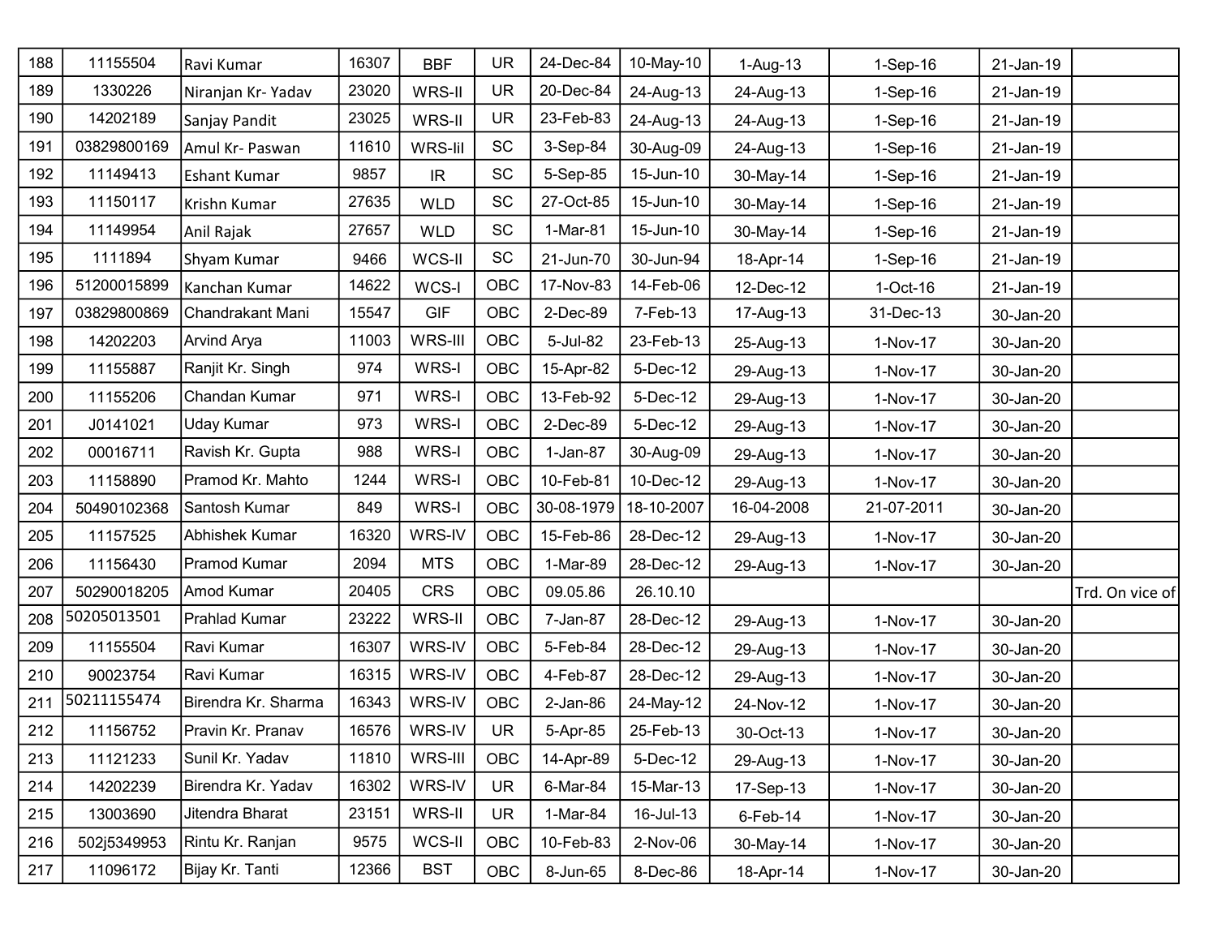| | | | | | | | | | | | |
|---|---|---|---|---|---|---|---|---|---|---|---|
| 188 | 11155504 | Ravi Kumar | 16307 | BBF | UR | 24-Dec-84 | 10-May-10 | 1-Aug-13 | 1-Sep-16 | 21-Jan-19 | |
| 189 | 1330226 | Niranjan Kr- Yadav | 23020 | WRS-II | UR | 20-Dec-84 | 24-Aug-13 | 24-Aug-13 | 1-Sep-16 | 21-Jan-19 | |
| 190 | 14202189 | Sanjay Pandit | 23025 | WRS-II | UR | 23-Feb-83 | 24-Aug-13 | 24-Aug-13 | 1-Sep-16 | 21-Jan-19 | |
| 191 | 03829800169 | Amul Kr- Paswan | 11610 | WRS-Iil | SC | 3-Sep-84 | 30-Aug-09 | 24-Aug-13 | 1-Sep-16 | 21-Jan-19 | |
| 192 | 11149413 | Eshant Kumar | 9857 | IR | SC | 5-Sep-85 | 15-Jun-10 | 30-May-14 | 1-Sep-16 | 21-Jan-19 | |
| 193 | 11150117 | Krishn Kumar | 27635 | WLD | SC | 27-Oct-85 | 15-Jun-10 | 30-May-14 | 1-Sep-16 | 21-Jan-19 | |
| 194 | 11149954 | Anil Rajak | 27657 | WLD | SC | 1-Mar-81 | 15-Jun-10 | 30-May-14 | 1-Sep-16 | 21-Jan-19 | |
| 195 | 1111894 | Shyam Kumar | 9466 | WCS-II | SC | 21-Jun-70 | 30-Jun-94 | 18-Apr-14 | 1-Sep-16 | 21-Jan-19 | |
| 196 | 51200015899 | Kanchan Kumar | 14622 | WCS-I | OBC | 17-Nov-83 | 14-Feb-06 | 12-Dec-12 | 1-Oct-16 | 21-Jan-19 | |
| 197 | 03829800869 | Chandrakant Mani | 15547 | GIF | OBC | 2-Dec-89 | 7-Feb-13 | 17-Aug-13 | 31-Dec-13 | 30-Jan-20 | |
| 198 | 14202203 | Arvind Arya | 11003 | WRS-III | OBC | 5-Jul-82 | 23-Feb-13 | 25-Aug-13 | 1-Nov-17 | 30-Jan-20 | |
| 199 | 11155887 | Ranjit Kr. Singh | 974 | WRS-I | OBC | 15-Apr-82 | 5-Dec-12 | 29-Aug-13 | 1-Nov-17 | 30-Jan-20 | |
| 200 | 11155206 | Chandan Kumar | 971 | WRS-I | OBC | 13-Feb-92 | 5-Dec-12 | 29-Aug-13 | 1-Nov-17 | 30-Jan-20 | |
| 201 | J0141021 | Uday Kumar | 973 | WRS-I | OBC | 2-Dec-89 | 5-Dec-12 | 29-Aug-13 | 1-Nov-17 | 30-Jan-20 | |
| 202 | 00016711 | Ravish Kr. Gupta | 988 | WRS-I | OBC | 1-Jan-87 | 30-Aug-09 | 29-Aug-13 | 1-Nov-17 | 30-Jan-20 | |
| 203 | 11158890 | Pramod Kr. Mahto | 1244 | WRS-I | OBC | 10-Feb-81 | 10-Dec-12 | 29-Aug-13 | 1-Nov-17 | 30-Jan-20 | |
| 204 | 50490102368 | Santosh Kumar | 849 | WRS-I | OBC | 30-08-1979 | 18-10-2007 | 16-04-2008 | 21-07-2011 | 30-Jan-20 | |
| 205 | 11157525 | Abhishek Kumar | 16320 | WRS-IV | OBC | 15-Feb-86 | 28-Dec-12 | 29-Aug-13 | 1-Nov-17 | 30-Jan-20 | |
| 206 | 11156430 | Pramod Kumar | 2094 | MTS | OBC | 1-Mar-89 | 28-Dec-12 | 29-Aug-13 | 1-Nov-17 | 30-Jan-20 | |
| 207 | 50290018205 | Amod Kumar | 20405 | CRS | OBC | 09.05.86 | 26.10.10 | | | | Trd. On vice of |
| 208 | 50205013501 | Prahlad Kumar | 23222 | WRS-II | OBC | 7-Jan-87 | 28-Dec-12 | 29-Aug-13 | 1-Nov-17 | 30-Jan-20 | |
| 209 | 11155504 | Ravi Kumar | 16307 | WRS-IV | OBC | 5-Feb-84 | 28-Dec-12 | 29-Aug-13 | 1-Nov-17 | 30-Jan-20 | |
| 210 | 90023754 | Ravi Kumar | 16315 | WRS-IV | OBC | 4-Feb-87 | 28-Dec-12 | 29-Aug-13 | 1-Nov-17 | 30-Jan-20 | |
| 211 | 50211155474 | Birendra Kr. Sharma | 16343 | WRS-IV | OBC | 2-Jan-86 | 24-May-12 | 24-Nov-12 | 1-Nov-17 | 30-Jan-20 | |
| 212 | 11156752 | Pravin Kr. Pranav | 16576 | WRS-IV | UR | 5-Apr-85 | 25-Feb-13 | 30-Oct-13 | 1-Nov-17 | 30-Jan-20 | |
| 213 | 11121233 | Sunil Kr. Yadav | 11810 | WRS-III | OBC | 14-Apr-89 | 5-Dec-12 | 29-Aug-13 | 1-Nov-17 | 30-Jan-20 | |
| 214 | 14202239 | Birendra Kr. Yadav | 16302 | WRS-IV | UR | 6-Mar-84 | 15-Mar-13 | 17-Sep-13 | 1-Nov-17 | 30-Jan-20 | |
| 215 | 13003690 | Jitendra Bharat | 23151 | WRS-II | UR | 1-Mar-84 | 16-Jul-13 | 6-Feb-14 | 1-Nov-17 | 30-Jan-20 | |
| 216 | 502j5349953 | Rintu Kr. Ranjan | 9575 | WCS-II | OBC | 10-Feb-83 | 2-Nov-06 | 30-May-14 | 1-Nov-17 | 30-Jan-20 | |
| 217 | 11096172 | Bijay Kr. Tanti | 12366 | BST | OBC | 8-Jun-65 | 8-Dec-86 | 18-Apr-14 | 1-Nov-17 | 30-Jan-20 | |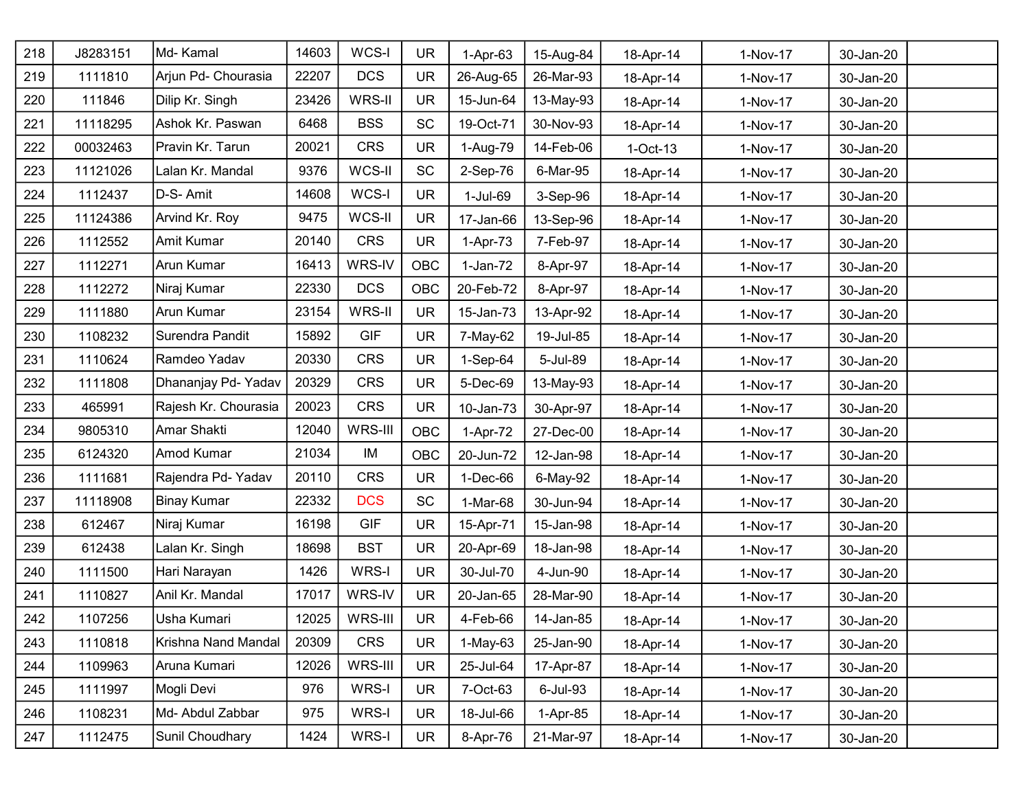| | | | | | | | | | | | |
|---|---|---|---|---|---|---|---|---|---|---|---|
| 218 | J8283151 | Md- Kamal | 14603 | WCS-I | UR | 1-Apr-63 | 15-Aug-84 | 18-Apr-14 | 1-Nov-17 | 30-Jan-20 | |
| 219 | 1111810 | Arjun Pd- Chourasia | 22207 | DCS | UR | 26-Aug-65 | 26-Mar-93 | 18-Apr-14 | 1-Nov-17 | 30-Jan-20 | |
| 220 | 111846 | Dilip Kr. Singh | 23426 | WRS-II | UR | 15-Jun-64 | 13-May-93 | 18-Apr-14 | 1-Nov-17 | 30-Jan-20 | |
| 221 | 11118295 | Ashok Kr. Paswan | 6468 | BSS | SC | 19-Oct-71 | 30-Nov-93 | 18-Apr-14 | 1-Nov-17 | 30-Jan-20 | |
| 222 | 00032463 | Pravin Kr. Tarun | 20021 | CRS | UR | 1-Aug-79 | 14-Feb-06 | 1-Oct-13 | 1-Nov-17 | 30-Jan-20 | |
| 223 | 11121026 | Lalan Kr. Mandal | 9376 | WCS-II | SC | 2-Sep-76 | 6-Mar-95 | 18-Apr-14 | 1-Nov-17 | 30-Jan-20 | |
| 224 | 1112437 | D-S- Amit | 14608 | WCS-I | UR | 1-Jul-69 | 3-Sep-96 | 18-Apr-14 | 1-Nov-17 | 30-Jan-20 | |
| 225 | 11124386 | Arvind Kr. Roy | 9475 | WCS-II | UR | 17-Jan-66 | 13-Sep-96 | 18-Apr-14 | 1-Nov-17 | 30-Jan-20 | |
| 226 | 1112552 | Amit Kumar | 20140 | CRS | UR | 1-Apr-73 | 7-Feb-97 | 18-Apr-14 | 1-Nov-17 | 30-Jan-20 | |
| 227 | 1112271 | Arun Kumar | 16413 | WRS-IV | OBC | 1-Jan-72 | 8-Apr-97 | 18-Apr-14 | 1-Nov-17 | 30-Jan-20 | |
| 228 | 1112272 | Niraj Kumar | 22330 | DCS | OBC | 20-Feb-72 | 8-Apr-97 | 18-Apr-14 | 1-Nov-17 | 30-Jan-20 | |
| 229 | 1111880 | Arun Kumar | 23154 | WRS-II | UR | 15-Jan-73 | 13-Apr-92 | 18-Apr-14 | 1-Nov-17 | 30-Jan-20 | |
| 230 | 1108232 | Surendra Pandit | 15892 | GIF | UR | 7-May-62 | 19-Jul-85 | 18-Apr-14 | 1-Nov-17 | 30-Jan-20 | |
| 231 | 1110624 | Ramdeo Yadav | 20330 | CRS | UR | 1-Sep-64 | 5-Jul-89 | 18-Apr-14 | 1-Nov-17 | 30-Jan-20 | |
| 232 | 1111808 | Dhananjay Pd- Yadav | 20329 | CRS | UR | 5-Dec-69 | 13-May-93 | 18-Apr-14 | 1-Nov-17 | 30-Jan-20 | |
| 233 | 465991 | Rajesh Kr. Chourasia | 20023 | CRS | UR | 10-Jan-73 | 30-Apr-97 | 18-Apr-14 | 1-Nov-17 | 30-Jan-20 | |
| 234 | 9805310 | Amar Shakti | 12040 | WRS-III | OBC | 1-Apr-72 | 27-Dec-00 | 18-Apr-14 | 1-Nov-17 | 30-Jan-20 | |
| 235 | 6124320 | Amod Kumar | 21034 | IM | OBC | 20-Jun-72 | 12-Jan-98 | 18-Apr-14 | 1-Nov-17 | 30-Jan-20 | |
| 236 | 1111681 | Rajendra Pd- Yadav | 20110 | CRS | UR | 1-Dec-66 | 6-May-92 | 18-Apr-14 | 1-Nov-17 | 30-Jan-20 | |
| 237 | 11118908 | Binay Kumar | 22332 | DCS | SC | 1-Mar-68 | 30-Jun-94 | 18-Apr-14 | 1-Nov-17 | 30-Jan-20 | |
| 238 | 612467 | Niraj Kumar | 16198 | GIF | UR | 15-Apr-71 | 15-Jan-98 | 18-Apr-14 | 1-Nov-17 | 30-Jan-20 | |
| 239 | 612438 | Lalan Kr. Singh | 18698 | BST | UR | 20-Apr-69 | 18-Jan-98 | 18-Apr-14 | 1-Nov-17 | 30-Jan-20 | |
| 240 | 1111500 | Hari Narayan | 1426 | WRS-I | UR | 30-Jul-70 | 4-Jun-90 | 18-Apr-14 | 1-Nov-17 | 30-Jan-20 | |
| 241 | 1110827 | Anil Kr. Mandal | 17017 | WRS-IV | UR | 20-Jan-65 | 28-Mar-90 | 18-Apr-14 | 1-Nov-17 | 30-Jan-20 | |
| 242 | 1107256 | Usha Kumari | 12025 | WRS-III | UR | 4-Feb-66 | 14-Jan-85 | 18-Apr-14 | 1-Nov-17 | 30-Jan-20 | |
| 243 | 1110818 | Krishna Nand Mandal | 20309 | CRS | UR | 1-May-63 | 25-Jan-90 | 18-Apr-14 | 1-Nov-17 | 30-Jan-20 | |
| 244 | 1109963 | Aruna Kumari | 12026 | WRS-III | UR | 25-Jul-64 | 17-Apr-87 | 18-Apr-14 | 1-Nov-17 | 30-Jan-20 | |
| 245 | 1111997 | Mogli Devi | 976 | WRS-I | UR | 7-Oct-63 | 6-Jul-93 | 18-Apr-14 | 1-Nov-17 | 30-Jan-20 | |
| 246 | 1108231 | Md- Abdul Zabbar | 975 | WRS-I | UR | 18-Jul-66 | 1-Apr-85 | 18-Apr-14 | 1-Nov-17 | 30-Jan-20 | |
| 247 | 1112475 | Sunil Choudhary | 1424 | WRS-I | UR | 8-Apr-76 | 21-Mar-97 | 18-Apr-14 | 1-Nov-17 | 30-Jan-20 | |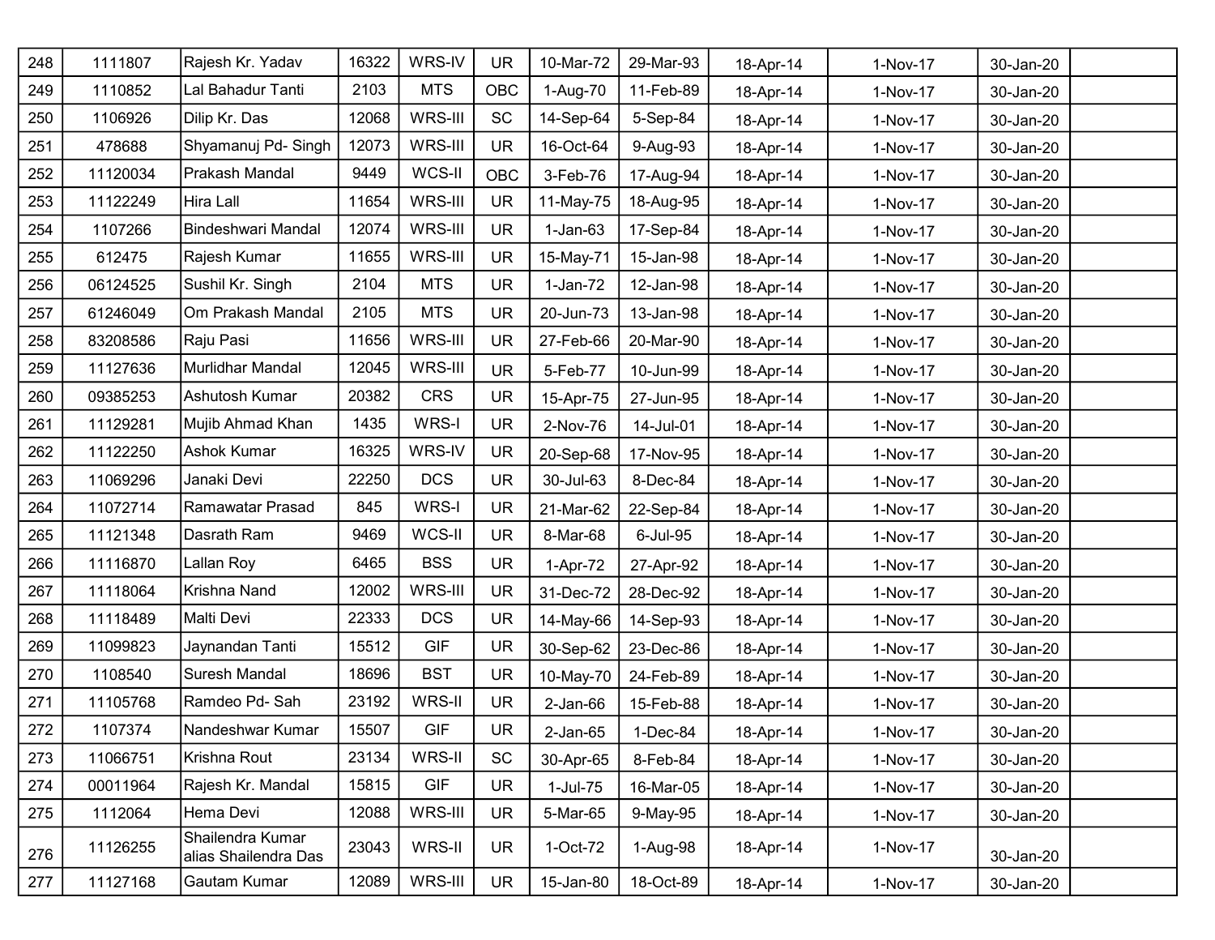| | | | | | | | | | | | |
|---|---|---|---|---|---|---|---|---|---|---|---|
| 248 | 1111807 | Rajesh Kr. Yadav | 16322 | WRS-IV | UR | 10-Mar-72 | 29-Mar-93 | 18-Apr-14 | 1-Nov-17 | 30-Jan-20 | |
| 249 | 1110852 | Lal Bahadur Tanti | 2103 | MTS | OBC | 1-Aug-70 | 11-Feb-89 | 18-Apr-14 | 1-Nov-17 | 30-Jan-20 | |
| 250 | 1106926 | Dilip Kr. Das | 12068 | WRS-III | SC | 14-Sep-64 | 5-Sep-84 | 18-Apr-14 | 1-Nov-17 | 30-Jan-20 | |
| 251 | 478688 | Shyamanuj Pd- Singh | 12073 | WRS-III | UR | 16-Oct-64 | 9-Aug-93 | 18-Apr-14 | 1-Nov-17 | 30-Jan-20 | |
| 252 | 11120034 | Prakash Mandal | 9449 | WCS-II | OBC | 3-Feb-76 | 17-Aug-94 | 18-Apr-14 | 1-Nov-17 | 30-Jan-20 | |
| 253 | 11122249 | Hira Lall | 11654 | WRS-III | UR | 11-May-75 | 18-Aug-95 | 18-Apr-14 | 1-Nov-17 | 30-Jan-20 | |
| 254 | 1107266 | Bindeshwari Mandal | 12074 | WRS-III | UR | 1-Jan-63 | 17-Sep-84 | 18-Apr-14 | 1-Nov-17 | 30-Jan-20 | |
| 255 | 612475 | Rajesh Kumar | 11655 | WRS-III | UR | 15-May-71 | 15-Jan-98 | 18-Apr-14 | 1-Nov-17 | 30-Jan-20 | |
| 256 | 06124525 | Sushil Kr. Singh | 2104 | MTS | UR | 1-Jan-72 | 12-Jan-98 | 18-Apr-14 | 1-Nov-17 | 30-Jan-20 | |
| 257 | 61246049 | Om Prakash Mandal | 2105 | MTS | UR | 20-Jun-73 | 13-Jan-98 | 18-Apr-14 | 1-Nov-17 | 30-Jan-20 | |
| 258 | 83208586 | Raju Pasi | 11656 | WRS-III | UR | 27-Feb-66 | 20-Mar-90 | 18-Apr-14 | 1-Nov-17 | 30-Jan-20 | |
| 259 | 11127636 | Murlidhar Mandal | 12045 | WRS-III | UR | 5-Feb-77 | 10-Jun-99 | 18-Apr-14 | 1-Nov-17 | 30-Jan-20 | |
| 260 | 09385253 | Ashutosh Kumar | 20382 | CRS | UR | 15-Apr-75 | 27-Jun-95 | 18-Apr-14 | 1-Nov-17 | 30-Jan-20 | |
| 261 | 11129281 | Mujib Ahmad Khan | 1435 | WRS-I | UR | 2-Nov-76 | 14-Jul-01 | 18-Apr-14 | 1-Nov-17 | 30-Jan-20 | |
| 262 | 11122250 | Ashok Kumar | 16325 | WRS-IV | UR | 20-Sep-68 | 17-Nov-95 | 18-Apr-14 | 1-Nov-17 | 30-Jan-20 | |
| 263 | 11069296 | Janaki Devi | 22250 | DCS | UR | 30-Jul-63 | 8-Dec-84 | 18-Apr-14 | 1-Nov-17 | 30-Jan-20 | |
| 264 | 11072714 | Ramawatar Prasad | 845 | WRS-I | UR | 21-Mar-62 | 22-Sep-84 | 18-Apr-14 | 1-Nov-17 | 30-Jan-20 | |
| 265 | 11121348 | Dasrath Ram | 9469 | WCS-II | UR | 8-Mar-68 | 6-Jul-95 | 18-Apr-14 | 1-Nov-17 | 30-Jan-20 | |
| 266 | 11116870 | Lallan Roy | 6465 | BSS | UR | 1-Apr-72 | 27-Apr-92 | 18-Apr-14 | 1-Nov-17 | 30-Jan-20 | |
| 267 | 11118064 | Krishna Nand | 12002 | WRS-III | UR | 31-Dec-72 | 28-Dec-92 | 18-Apr-14 | 1-Nov-17 | 30-Jan-20 | |
| 268 | 11118489 | Malti Devi | 22333 | DCS | UR | 14-May-66 | 14-Sep-93 | 18-Apr-14 | 1-Nov-17 | 30-Jan-20 | |
| 269 | 11099823 | Jaynandan Tanti | 15512 | GIF | UR | 30-Sep-62 | 23-Dec-86 | 18-Apr-14 | 1-Nov-17 | 30-Jan-20 | |
| 270 | 1108540 | Suresh Mandal | 18696 | BST | UR | 10-May-70 | 24-Feb-89 | 18-Apr-14 | 1-Nov-17 | 30-Jan-20 | |
| 271 | 11105768 | Ramdeo Pd- Sah | 23192 | WRS-II | UR | 2-Jan-66 | 15-Feb-88 | 18-Apr-14 | 1-Nov-17 | 30-Jan-20 | |
| 272 | 1107374 | Nandeshwar Kumar | 15507 | GIF | UR | 2-Jan-65 | 1-Dec-84 | 18-Apr-14 | 1-Nov-17 | 30-Jan-20 | |
| 273 | 11066751 | Krishna Rout | 23134 | WRS-II | SC | 30-Apr-65 | 8-Feb-84 | 18-Apr-14 | 1-Nov-17 | 30-Jan-20 | |
| 274 | 00011964 | Rajesh Kr. Mandal | 15815 | GIF | UR | 1-Jul-75 | 16-Mar-05 | 18-Apr-14 | 1-Nov-17 | 30-Jan-20 | |
| 275 | 1112064 | Hema Devi | 12088 | WRS-III | UR | 5-Mar-65 | 9-May-95 | 18-Apr-14 | 1-Nov-17 | 30-Jan-20 | |
| 276 | 11126255 | Shailendra Kumar alias Shailendra Das | 23043 | WRS-II | UR | 1-Oct-72 | 1-Aug-98 | 18-Apr-14 | 1-Nov-17 | 30-Jan-20 | |
| 277 | 11127168 | Gautam Kumar | 12089 | WRS-III | UR | 15-Jan-80 | 18-Oct-89 | 18-Apr-14 | 1-Nov-17 | 30-Jan-20 | |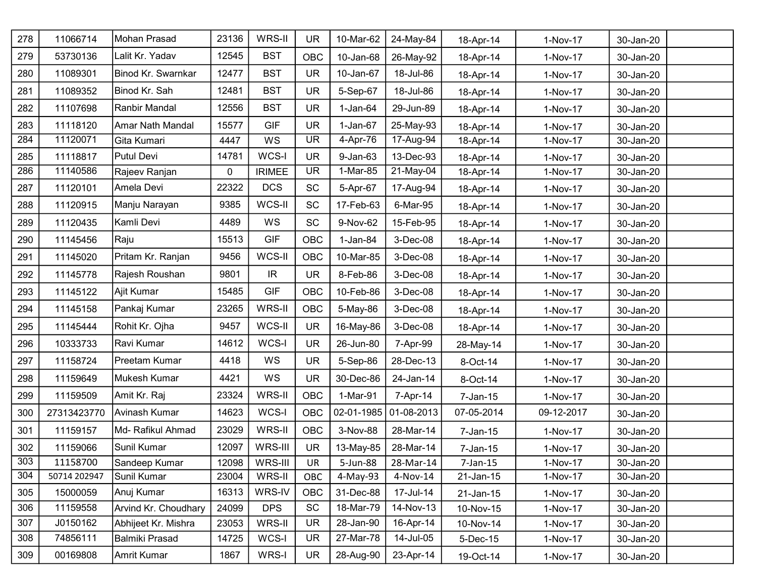| 278 | 11066714 | Mohan Prasad | 23136 | WRS-II | UR | 10-Mar-62 | 24-May-84 | 18-Apr-14 | 1-Nov-17 | 30-Jan-20 | |
|---|---|---|---|---|---|---|---|---|---|---|---|
| 279 | 53730136 | Lalit Kr. Yadav | 12545 | BST | OBC | 10-Jan-68 | 26-May-92 | 18-Apr-14 | 1-Nov-17 | 30-Jan-20 | |
| 280 | 11089301 | Binod Kr. Swarnkar | 12477 | BST | UR | 10-Jan-67 | 18-Jul-86 | 18-Apr-14 | 1-Nov-17 | 30-Jan-20 | |
| 281 | 11089352 | Binod Kr. Sah | 12481 | BST | UR | 5-Sep-67 | 18-Jul-86 | 18-Apr-14 | 1-Nov-17 | 30-Jan-20 | |
| 282 | 11107698 | Ranbir Mandal | 12556 | BST | UR | 1-Jan-64 | 29-Jun-89 | 18-Apr-14 | 1-Nov-17 | 30-Jan-20 | |
| 283 | 11118120 | Amar Nath Mandal | 15577 | GIF | UR | 1-Jan-67 | 25-May-93 | 18-Apr-14 | 1-Nov-17 | 30-Jan-20 | |
| 284 | 11120071 | Gita Kumari | 4447 | WS | UR | 4-Apr-76 | 17-Aug-94 | 18-Apr-14 | 1-Nov-17 | 30-Jan-20 | |
| 285 | 11118817 | Putul Devi | 14781 | WCS-I | UR | 9-Jan-63 | 13-Dec-93 | 18-Apr-14 | 1-Nov-17 | 30-Jan-20 | |
| 286 | 11140586 | Rajeev Ranjan | 0 | IRIMEE | UR | 1-Mar-85 | 21-May-04 | 18-Apr-14 | 1-Nov-17 | 30-Jan-20 | |
| 287 | 11120101 | Amela Devi | 22322 | DCS | SC | 5-Apr-67 | 17-Aug-94 | 18-Apr-14 | 1-Nov-17 | 30-Jan-20 | |
| 288 | 11120915 | Manju Narayan | 9385 | WCS-II | SC | 17-Feb-63 | 6-Mar-95 | 18-Apr-14 | 1-Nov-17 | 30-Jan-20 | |
| 289 | 11120435 | Kamli Devi | 4489 | WS | SC | 9-Nov-62 | 15-Feb-95 | 18-Apr-14 | 1-Nov-17 | 30-Jan-20 | |
| 290 | 11145456 | Raju | 15513 | GIF | OBC | 1-Jan-84 | 3-Dec-08 | 18-Apr-14 | 1-Nov-17 | 30-Jan-20 | |
| 291 | 11145020 | Pritam Kr. Ranjan | 9456 | WCS-II | OBC | 10-Mar-85 | 3-Dec-08 | 18-Apr-14 | 1-Nov-17 | 30-Jan-20 | |
| 292 | 11145778 | Rajesh Roushan | 9801 | IR | UR | 8-Feb-86 | 3-Dec-08 | 18-Apr-14 | 1-Nov-17 | 30-Jan-20 | |
| 293 | 11145122 | Ajit Kumar | 15485 | GIF | OBC | 10-Feb-86 | 3-Dec-08 | 18-Apr-14 | 1-Nov-17 | 30-Jan-20 | |
| 294 | 11145158 | Pankaj Kumar | 23265 | WRS-II | OBC | 5-May-86 | 3-Dec-08 | 18-Apr-14 | 1-Nov-17 | 30-Jan-20 | |
| 295 | 11145444 | Rohit Kr. Ojha | 9457 | WCS-II | UR | 16-May-86 | 3-Dec-08 | 18-Apr-14 | 1-Nov-17 | 30-Jan-20 | |
| 296 | 10333733 | Ravi Kumar | 14612 | WCS-I | UR | 26-Jun-80 | 7-Apr-99 | 28-May-14 | 1-Nov-17 | 30-Jan-20 | |
| 297 | 11158724 | Preetam Kumar | 4418 | WS | UR | 5-Sep-86 | 28-Dec-13 | 8-Oct-14 | 1-Nov-17 | 30-Jan-20 | |
| 298 | 11159649 | Mukesh Kumar | 4421 | WS | UR | 30-Dec-86 | 24-Jan-14 | 8-Oct-14 | 1-Nov-17 | 30-Jan-20 | |
| 299 | 11159509 | Amit Kr. Raj | 23324 | WRS-II | OBC | 1-Mar-91 | 7-Apr-14 | 7-Jan-15 | 1-Nov-17 | 30-Jan-20 | |
| 300 | 27313423770 | Avinash Kumar | 14623 | WCS-I | OBC | 02-01-1985 | 01-08-2013 | 07-05-2014 | 09-12-2017 | 30-Jan-20 | |
| 301 | 11159157 | Md- Rafikul Ahmad | 23029 | WRS-II | OBC | 3-Nov-88 | 28-Mar-14 | 7-Jan-15 | 1-Nov-17 | 30-Jan-20 | |
| 302 | 11159066 | Sunil Kumar | 12097 | WRS-III | UR | 13-May-85 | 28-Mar-14 | 7-Jan-15 | 1-Nov-17 | 30-Jan-20 | |
| 303 | 11158700 | Sandeep Kumar | 12098 | WRS-III | UR | 5-Jun-88 | 28-Mar-14 | 7-Jan-15 | 1-Nov-17 | 30-Jan-20 | |
| 304 | 50714 202947 | Sunil Kumar | 23004 | WRS-II | OBC | 4-May-93 | 4-Nov-14 | 21-Jan-15 | 1-Nov-17 | 30-Jan-20 | |
| 305 | 15000059 | Anuj Kumar | 16313 | WRS-IV | OBC | 31-Dec-88 | 17-Jul-14 | 21-Jan-15 | 1-Nov-17 | 30-Jan-20 | |
| 306 | 11159558 | Arvind Kr. Choudhary | 24099 | DPS | SC | 18-Mar-79 | 14-Nov-13 | 10-Nov-15 | 1-Nov-17 | 30-Jan-20 | |
| 307 | J0150162 | Abhijeet Kr. Mishra | 23053 | WRS-II | UR | 28-Jan-90 | 16-Apr-14 | 10-Nov-14 | 1-Nov-17 | 30-Jan-20 | |
| 308 | 74856111 | Balmiki Prasad | 14725 | WCS-I | UR | 27-Mar-78 | 14-Jul-05 | 5-Dec-15 | 1-Nov-17 | 30-Jan-20 | |
| 309 | 00169808 | Amrit Kumar | 1867 | WRS-I | UR | 28-Aug-90 | 23-Apr-14 | 19-Oct-14 | 1-Nov-17 | 30-Jan-20 | |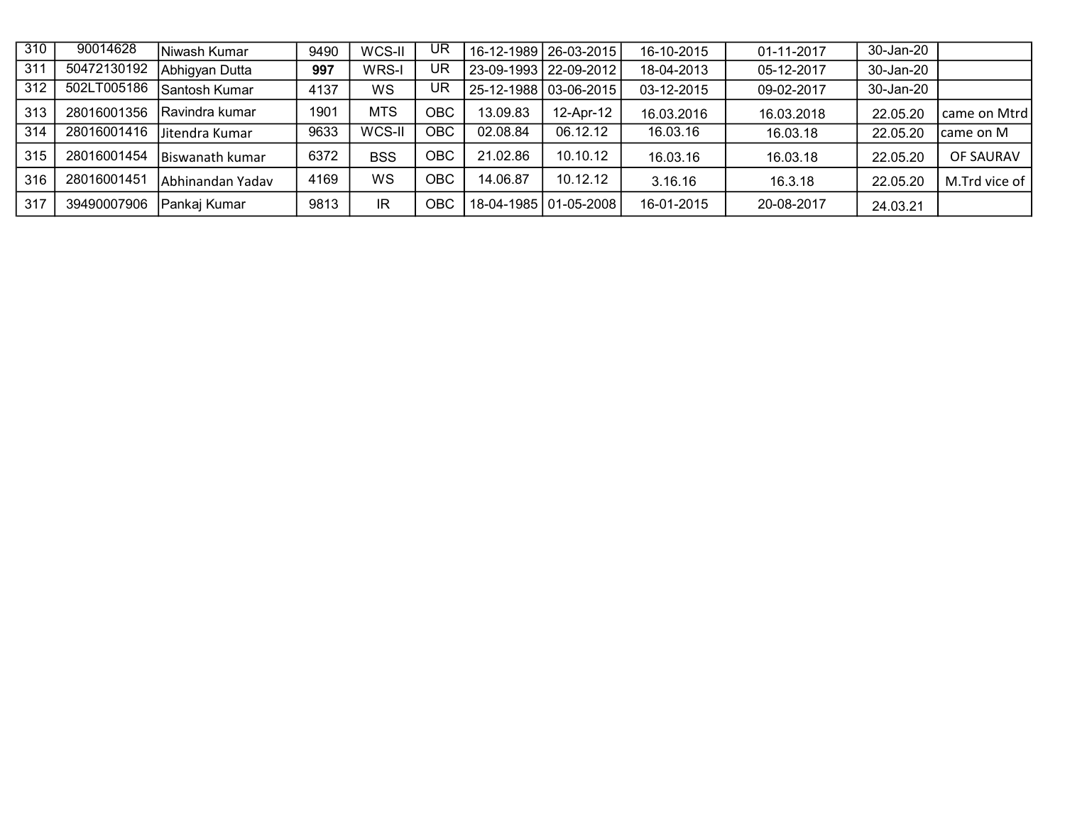| | | | | | | | | | | | |
|---|---|---|---|---|---|---|---|---|---|---|---|
| 310 | 90014628 | Niwash Kumar | 9490 | WCS-II | UR | 16-12-1989 | 26-03-2015 | 16-10-2015 | 01-11-2017 | 30-Jan-20 | |
| 311 | 50472130192 | Abhigyan Dutta | **997** | WRS-I | UR | 23-09-1993 | 22-09-2012 | 18-04-2013 | 05-12-2017 | 30-Jan-20 | |
| 312 | 502LT005186 | Santosh Kumar | 4137 | WS | UR | 25-12-1988 | 03-06-2015 | 03-12-2015 | 09-02-2017 | 30-Jan-20 | |
| 313 | 28016001356 | Ravindra kumar | 1901 | MTS | OBC | 13.09.83 | 12-Apr-12 | 16.03.2016 | 16.03.2018 | 22.05.20 | came on Mtrd |
| 314 | 28016001416 | Jitendra Kumar | 9633 | WCS-II | OBC | 02.08.84 | 06.12.12 | 16.03.16 | 16.03.18 | 22.05.20 | came on M |
| 315 | 28016001454 | Biswanath kumar | 6372 | BSS | OBC | 21.02.86 | 10.10.12 | 16.03.16 | 16.03.18 | 22.05.20 | OF SAURAV |
| 316 | 28016001451 | Abhinandan Yadav | 4169 | WS | OBC | 14.06.87 | 10.12.12 | 3.16.16 | 16.3.18 | 22.05.20 | M.Trd vice of |
| 317 | 39490007906 | Pankaj Kumar | 9813 | IR | OBC | 18-04-1985 | 01-05-2008 | 16-01-2015 | 20-08-2017 | 24.03.21 | |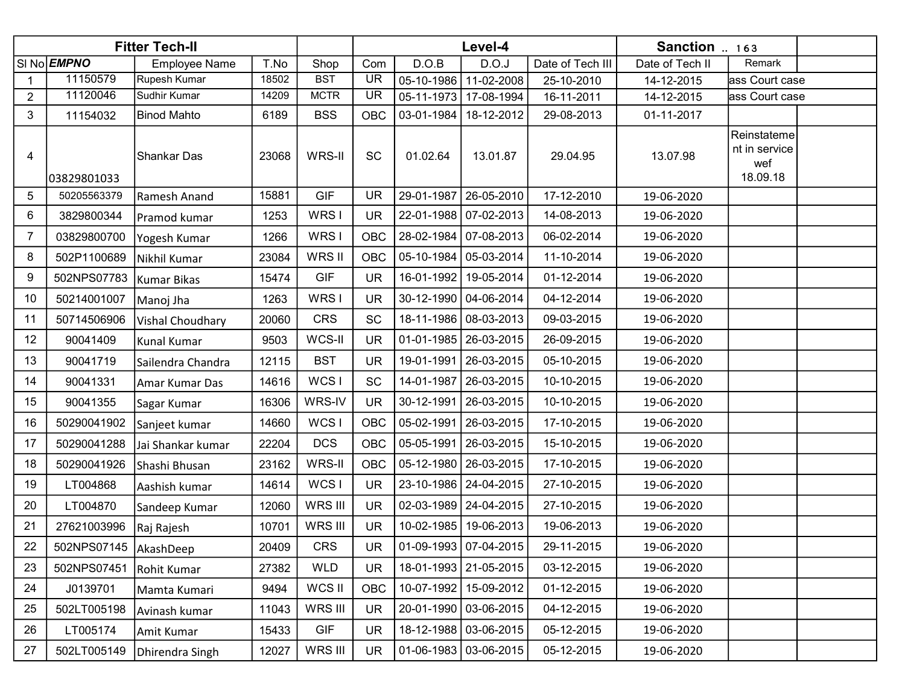| Fitter Tech-II | | | | | Level-4 | | | | Sanction .. 163 | | |
|---|---|---|---|---|---|---|---|---|---|---|---|
| Sl No | ***EMPNO*** | Employee Name | T.No | Shop | Com | D.O.B | D.O.J | Date of Tech III | Date of Tech II | Remark | |
| 1 | 11150579 | Rupesh Kumar | 18502 | BST | UR | 05-10-1986 | 11-02-2008 | 25-10-2010 | 14-12-2015 | ass Court case | |
| 2 | 11120046 | Sudhir Kumar | 14209 | MCTR | UR | 05-11-1973 | 17-08-1994 | 16-11-2011 | 14-12-2015 | ass Court case | |
| 3 | 11154032 | Binod Mahto | 6189 | BSS | OBC | 03-01-1984 | 18-12-2012 | 29-08-2013 | 01-11-2017 | | |
| 4 | 03829801033 | Shankar Das | 23068 | WRS-II | SC | 01.02.64 | 13.01.87 | 29.04.95 | 13.07.98 | Reinstatement in service wef 18.09.18 | |
| 5 | 50205563379 | Ramesh Anand | 15881 | GIF | UR | 29-01-1987 | 26-05-2010 | 17-12-2010 | 19-06-2020 | | |
| 6 | 3829800344 | Pramod kumar | 1253 | WRS I | UR | 22-01-1988 | 07-02-2013 | 14-08-2013 | 19-06-2020 | | |
| 7 | 03829800700 | Yogesh Kumar | 1266 | WRS I | OBC | 28-02-1984 | 07-08-2013 | 06-02-2014 | 19-06-2020 | | |
| 8 | 502P1100689 | Nikhil Kumar | 23084 | WRS II | OBC | 05-10-1984 | 05-03-2014 | 11-10-2014 | 19-06-2020 | | |
| 9 | 502NPS07783 | Kumar Bikas | 15474 | GIF | UR | 16-01-1992 | 19-05-2014 | 01-12-2014 | 19-06-2020 | | |
| 10 | 50214001007 | Manoj Jha | 1263 | WRS I | UR | 30-12-1990 | 04-06-2014 | 04-12-2014 | 19-06-2020 | | |
| 11 | 50714506906 | Vishal Choudhary | 20060 | CRS | SC | 18-11-1986 | 08-03-2013 | 09-03-2015 | 19-06-2020 | | |
| 12 | 90041409 | Kunal Kumar | 9503 | WCS-II | UR | 01-01-1985 | 26-03-2015 | 26-09-2015 | 19-06-2020 | | |
| 13 | 90041719 | Sailendra Chandra | 12115 | BST | UR | 19-01-1991 | 26-03-2015 | 05-10-2015 | 19-06-2020 | | |
| 14 | 90041331 | Amar Kumar Das | 14616 | WCS I | SC | 14-01-1987 | 26-03-2015 | 10-10-2015 | 19-06-2020 | | |
| 15 | 90041355 | Sagar Kumar | 16306 | WRS-IV | UR | 30-12-1991 | 26-03-2015 | 10-10-2015 | 19-06-2020 | | |
| 16 | 50290041902 | Sanjeet kumar | 14660 | WCS I | OBC | 05-02-1991 | 26-03-2015 | 17-10-2015 | 19-06-2020 | | |
| 17 | 50290041288 | Jai Shankar kumar | 22204 | DCS | OBC | 05-05-1991 | 26-03-2015 | 15-10-2015 | 19-06-2020 | | |
| 18 | 50290041926 | Shashi Bhusan | 23162 | WRS-II | OBC | 05-12-1980 | 26-03-2015 | 17-10-2015 | 19-06-2020 | | |
| 19 | LT004868 | Aashish kumar | 14614 | WCS I | UR | 23-10-1986 | 24-04-2015 | 27-10-2015 | 19-06-2020 | | |
| 20 | LT004870 | Sandeep Kumar | 12060 | WRS III | UR | 02-03-1989 | 24-04-2015 | 27-10-2015 | 19-06-2020 | | |
| 21 | 27621003996 | Raj Rajesh | 10701 | WRS III | UR | 10-02-1985 | 19-06-2013 | 19-06-2013 | 19-06-2020 | | |
| 22 | 502NPS07145 | AkashDeep | 20409 | CRS | UR | 01-09-1993 | 07-04-2015 | 29-11-2015 | 19-06-2020 | | |
| 23 | 502NPS07451 | Rohit Kumar | 27382 | WLD | UR | 18-01-1993 | 21-05-2015 | 03-12-2015 | 19-06-2020 | | |
| 24 | J0139701 | Mamta Kumari | 9494 | WCS II | OBC | 10-07-1992 | 15-09-2012 | 01-12-2015 | 19-06-2020 | | |
| 25 | 502LT005198 | Avinash kumar | 11043 | WRS III | UR | 20-01-1990 | 03-06-2015 | 04-12-2015 | 19-06-2020 | | |
| 26 | LT005174 | Amit Kumar | 15433 | GIF | UR | 18-12-1988 | 03-06-2015 | 05-12-2015 | 19-06-2020 | | |
| 27 | 502LT005149 | Dhirendra Singh | 12027 | WRS III | UR | 01-06-1983 | 03-06-2015 | 05-12-2015 | 19-06-2020 | | |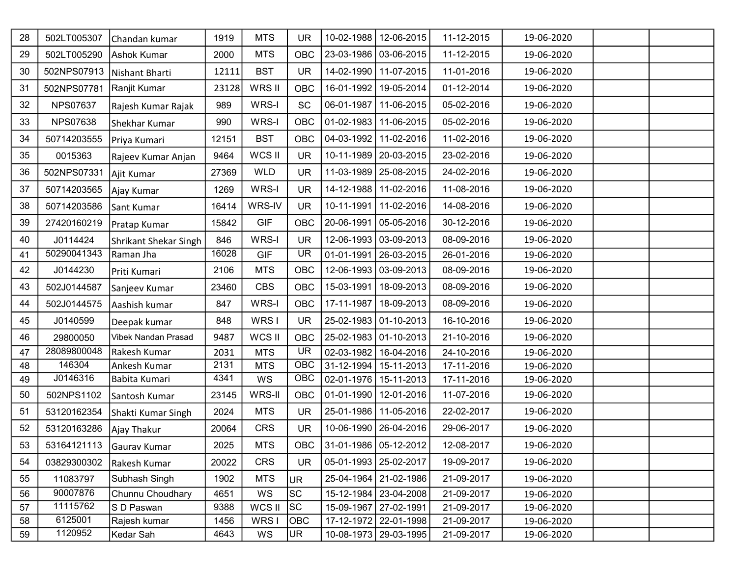| | | | | | | | | | | | |
|---|---|---|---|---|---|---|---|---|---|---|---|
| 28 | 502LT005307 | Chandan kumar | 1919 | MTS | UR | 10-02-1988 | 12-06-2015 | 11-12-2015 | 19-06-2020 | | |
| 29 | 502LT005290 | Ashok Kumar | 2000 | MTS | OBC | 23-03-1986 | 03-06-2015 | 11-12-2015 | 19-06-2020 | | |
| 30 | 502NPS07913 | Nishant Bharti | 12111 | BST | UR | 14-02-1990 | 11-07-2015 | 11-01-2016 | 19-06-2020 | | |
| 31 | 502NPS07781 | Ranjit Kumar | 23128 | WRS II | OBC | 16-01-1992 | 19-05-2014 | 01-12-2014 | 19-06-2020 | | |
| 32 | NPS07637 | Rajesh Kumar Rajak | 989 | WRS-I | SC | 06-01-1987 | 11-06-2015 | 05-02-2016 | 19-06-2020 | | |
| 33 | NPS07638 | Shekhar Kumar | 990 | WRS-I | OBC | 01-02-1983 | 11-06-2015 | 05-02-2016 | 19-06-2020 | | |
| 34 | 50714203555 | Priya Kumari | 12151 | BST | OBC | 04-03-1992 | 11-02-2016 | 11-02-2016 | 19-06-2020 | | |
| 35 | 0015363 | Rajeev Kumar Anjan | 9464 | WCS II | UR | 10-11-1989 | 20-03-2015 | 23-02-2016 | 19-06-2020 | | |
| 36 | 502NPS07331 | Ajit Kumar | 27369 | WLD | UR | 11-03-1989 | 25-08-2015 | 24-02-2016 | 19-06-2020 | | |
| 37 | 50714203565 | Ajay Kumar | 1269 | WRS-I | UR | 14-12-1988 | 11-02-2016 | 11-08-2016 | 19-06-2020 | | |
| 38 | 50714203586 | Sant Kumar | 16414 | WRS-IV | UR | 10-11-1991 | 11-02-2016 | 14-08-2016 | 19-06-2020 | | |
| 39 | 27420160219 | Pratap Kumar | 15842 | GIF | OBC | 20-06-1991 | 05-05-2016 | 30-12-2016 | 19-06-2020 | | |
| 40 | J0114424 | Shrikant Shekar Singh | 846 | WRS-I | UR | 12-06-1993 | 03-09-2013 | 08-09-2016 | 19-06-2020 | | |
| 41 | 50290041343 | Raman Jha | 16028 | GIF | UR | 01-01-1991 | 26-03-2015 | 26-01-2016 | 19-06-2020 | | |
| 42 | J0144230 | Priti Kumari | 2106 | MTS | OBC | 12-06-1993 | 03-09-2013 | 08-09-2016 | 19-06-2020 | | |
| 43 | 502J0144587 | Sanjeev Kumar | 23460 | CBS | OBC | 15-03-1991 | 18-09-2013 | 08-09-2016 | 19-06-2020 | | |
| 44 | 502J0144575 | Aashish kumar | 847 | WRS-I | OBC | 17-11-1987 | 18-09-2013 | 08-09-2016 | 19-06-2020 | | |
| 45 | J0140599 | Deepak kumar | 848 | WRS I | UR | 25-02-1983 | 01-10-2013 | 16-10-2016 | 19-06-2020 | | |
| 46 | 29800050 | Vibek Nandan Prasad | 9487 | WCS II | OBC | 25-02-1983 | 01-10-2013 | 21-10-2016 | 19-06-2020 | | |
| 47 | 28089800048 | Rakesh Kumar | 2031 | MTS | UR | 02-03-1982 | 16-04-2016 | 24-10-2016 | 19-06-2020 | | |
| 48 | 146304 | Ankesh Kumar | 2131 | MTS | OBC | 31-12-1994 | 15-11-2013 | 17-11-2016 | 19-06-2020 | | |
| 49 | J0146316 | Babita Kumari | 4341 | WS | OBC | 02-01-1976 | 15-11-2013 | 17-11-2016 | 19-06-2020 | | |
| 50 | 502NPS1102 | Santosh Kumar | 23145 | WRS-II | OBC | 01-01-1990 | 12-01-2016 | 11-07-2016 | 19-06-2020 | | |
| 51 | 53120162354 | Shakti Kumar Singh | 2024 | MTS | UR | 25-01-1986 | 11-05-2016 | 22-02-2017 | 19-06-2020 | | |
| 52 | 53120163286 | Ajay Thakur | 20064 | CRS | UR | 10-06-1990 | 26-04-2016 | 29-06-2017 | 19-06-2020 | | |
| 53 | 53164121113 | Gaurav Kumar | 2025 | MTS | OBC | 31-01-1986 | 05-12-2012 | 12-08-2017 | 19-06-2020 | | |
| 54 | 03829300302 | Rakesh Kumar | 20022 | CRS | UR | 05-01-1993 | 25-02-2017 | 19-09-2017 | 19-06-2020 | | |
| 55 | 11083797 | Subhash Singh | 1902 | MTS | UR | 25-04-1964 | 21-02-1986 | 21-09-2017 | 19-06-2020 | | |
| 56 | 90007876 | Chunnu Choudhary | 4651 | WS | SC | 15-12-1984 | 23-04-2008 | 21-09-2017 | 19-06-2020 | | |
| 57 | 11115762 | S D Paswan | 9388 | WCS II | SC | 15-09-1967 | 27-02-1991 | 21-09-2017 | 19-06-2020 | | |
| 58 | 6125001 | Rajesh kumar | 1456 | WRS I | OBC | 17-12-1972 | 22-01-1998 | 21-09-2017 | 19-06-2020 | | |
| 59 | 1120952 | Kedar Sah | 4643 | WS | UR | 10-08-1973 | 29-03-1995 | 21-09-2017 | 19-06-2020 | | |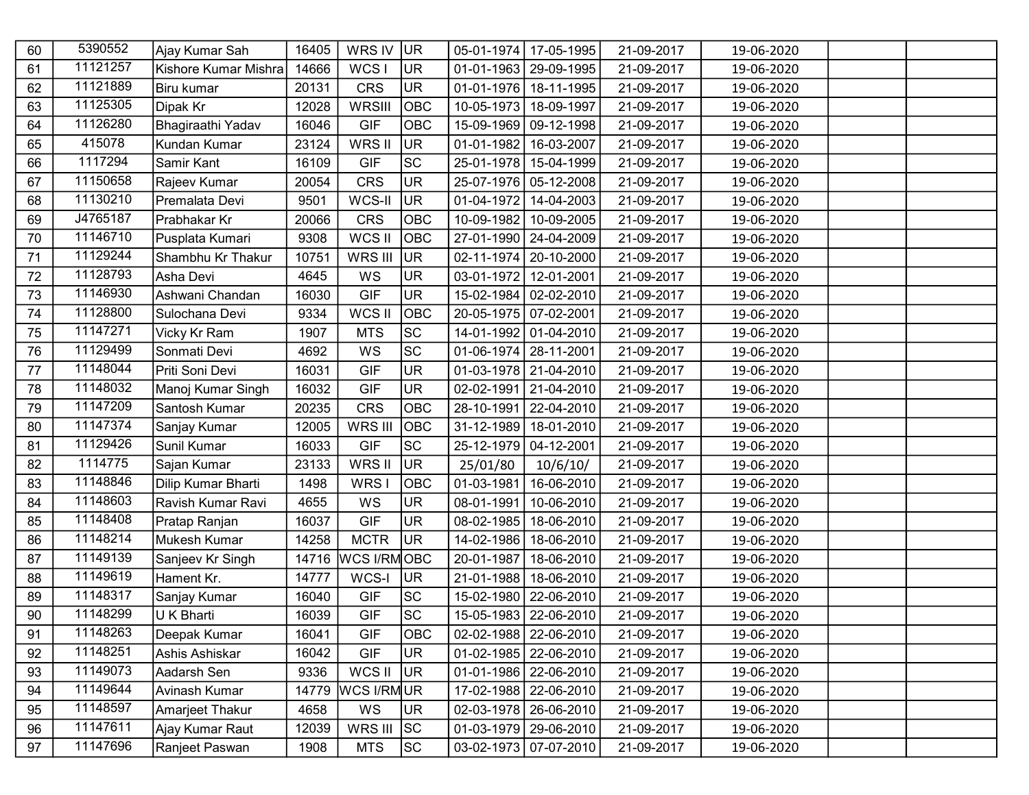| | | | | | | | | | | | |
|---|---|---|---|---|---|---|---|---|---|---|---|
| 60 | 5390552 | Ajay Kumar Sah | 16405 | WRS IV | UR | 05-01-1974 | 17-05-1995 | 21-09-2017 | 19-06-2020 | | |
| 61 | 11121257 | Kishore Kumar Mishra | 14666 | WCS I | UR | 01-01-1963 | 29-09-1995 | 21-09-2017 | 19-06-2020 | | |
| 62 | 11121889 | Biru kumar | 20131 | CRS | UR | 01-01-1976 | 18-11-1995 | 21-09-2017 | 19-06-2020 | | |
| 63 | 11125305 | Dipak Kr | 12028 | WRSIII | OBC | 10-05-1973 | 18-09-1997 | 21-09-2017 | 19-06-2020 | | |
| 64 | 11126280 | Bhagiraathi Yadav | 16046 | GIF | OBC | 15-09-1969 | 09-12-1998 | 21-09-2017 | 19-06-2020 | | |
| 65 | 415078 | Kundan Kumar | 23124 | WRS II | UR | 01-01-1982 | 16-03-2007 | 21-09-2017 | 19-06-2020 | | |
| 66 | 1117294 | Samir Kant | 16109 | GIF | SC | 25-01-1978 | 15-04-1999 | 21-09-2017 | 19-06-2020 | | |
| 67 | 11150658 | Rajeev Kumar | 20054 | CRS | UR | 25-07-1976 | 05-12-2008 | 21-09-2017 | 19-06-2020 | | |
| 68 | 11130210 | Premalata Devi | 9501 | WCS-II | UR | 01-04-1972 | 14-04-2003 | 21-09-2017 | 19-06-2020 | | |
| 69 | J4765187 | Prabhakar Kr | 20066 | CRS | OBC | 10-09-1982 | 10-09-2005 | 21-09-2017 | 19-06-2020 | | |
| 70 | 11146710 | Pusplata Kumari | 9308 | WCS II | OBC | 27-01-1990 | 24-04-2009 | 21-09-2017 | 19-06-2020 | | |
| 71 | 11129244 | Shambhu Kr Thakur | 10751 | WRS III | UR | 02-11-1974 | 20-10-2000 | 21-09-2017 | 19-06-2020 | | |
| 72 | 11128793 | Asha Devi | 4645 | WS | UR | 03-01-1972 | 12-01-2001 | 21-09-2017 | 19-06-2020 | | |
| 73 | 11146930 | Ashwani Chandan | 16030 | GIF | UR | 15-02-1984 | 02-02-2010 | 21-09-2017 | 19-06-2020 | | |
| 74 | 11128800 | Sulochana Devi | 9334 | WCS II | OBC | 20-05-1975 | 07-02-2001 | 21-09-2017 | 19-06-2020 | | |
| 75 | 11147271 | Vicky Kr Ram | 1907 | MTS | SC | 14-01-1992 | 01-04-2010 | 21-09-2017 | 19-06-2020 | | |
| 76 | 11129499 | Sonmati Devi | 4692 | WS | SC | 01-06-1974 | 28-11-2001 | 21-09-2017 | 19-06-2020 | | |
| 77 | 11148044 | Priti Soni Devi | 16031 | GIF | UR | 01-03-1978 | 21-04-2010 | 21-09-2017 | 19-06-2020 | | |
| 78 | 11148032 | Manoj Kumar Singh | 16032 | GIF | UR | 02-02-1991 | 21-04-2010 | 21-09-2017 | 19-06-2020 | | |
| 79 | 11147209 | Santosh Kumar | 20235 | CRS | OBC | 28-10-1991 | 22-04-2010 | 21-09-2017 | 19-06-2020 | | |
| 80 | 11147374 | Sanjay Kumar | 12005 | WRS III | OBC | 31-12-1989 | 18-01-2010 | 21-09-2017 | 19-06-2020 | | |
| 81 | 11129426 | Sunil Kumar | 16033 | GIF | SC | 25-12-1979 | 04-12-2001 | 21-09-2017 | 19-06-2020 | | |
| 82 | 1114775 | Sajan Kumar | 23133 | WRS II | UR | 25/01/80 | 10/6/10/ | 21-09-2017 | 19-06-2020 | | |
| 83 | 11148846 | Dilip Kumar Bharti | 1498 | WRS I | OBC | 01-03-1981 | 16-06-2010 | 21-09-2017 | 19-06-2020 | | |
| 84 | 11148603 | Ravish Kumar Ravi | 4655 | WS | UR | 08-01-1991 | 10-06-2010 | 21-09-2017 | 19-06-2020 | | |
| 85 | 11148408 | Pratap Ranjan | 16037 | GIF | UR | 08-02-1985 | 18-06-2010 | 21-09-2017 | 19-06-2020 | | |
| 86 | 11148214 | Mukesh Kumar | 14258 | MCTR | UR | 14-02-1986 | 18-06-2010 | 21-09-2017 | 19-06-2020 | | |
| 87 | 11149139 | Sanjeev Kr Singh | 14716 | WCS I/RM | OBC | 20-01-1987 | 18-06-2010 | 21-09-2017 | 19-06-2020 | | |
| 88 | 11149619 | Hament Kr. | 14777 | WCS-I | UR | 21-01-1988 | 18-06-2010 | 21-09-2017 | 19-06-2020 | | |
| 89 | 11148317 | Sanjay Kumar | 16040 | GIF | SC | 15-02-1980 | 22-06-2010 | 21-09-2017 | 19-06-2020 | | |
| 90 | 11148299 | U K Bharti | 16039 | GIF | SC | 15-05-1983 | 22-06-2010 | 21-09-2017 | 19-06-2020 | | |
| 91 | 11148263 | Deepak Kumar | 16041 | GIF | OBC | 02-02-1988 | 22-06-2010 | 21-09-2017 | 19-06-2020 | | |
| 92 | 11148251 | Ashis Ashiskar | 16042 | GIF | UR | 01-02-1985 | 22-06-2010 | 21-09-2017 | 19-06-2020 | | |
| 93 | 11149073 | Aadarsh Sen | 9336 | WCS II | UR | 01-01-1986 | 22-06-2010 | 21-09-2017 | 19-06-2020 | | |
| 94 | 11149644 | Avinash Kumar | 14779 | WCS I/RM | UR | 17-02-1988 | 22-06-2010 | 21-09-2017 | 19-06-2020 | | |
| 95 | 11148597 | Amarjeet Thakur | 4658 | WS | UR | 02-03-1978 | 26-06-2010 | 21-09-2017 | 19-06-2020 | | |
| 96 | 11147611 | Ajay Kumar Raut | 12039 | WRS III | SC | 01-03-1979 | 29-06-2010 | 21-09-2017 | 19-06-2020 | | |
| 97 | 11147696 | Ranjeet Paswan | 1908 | MTS | SC | 03-02-1973 | 07-07-2010 | 21-09-2017 | 19-06-2020 | | |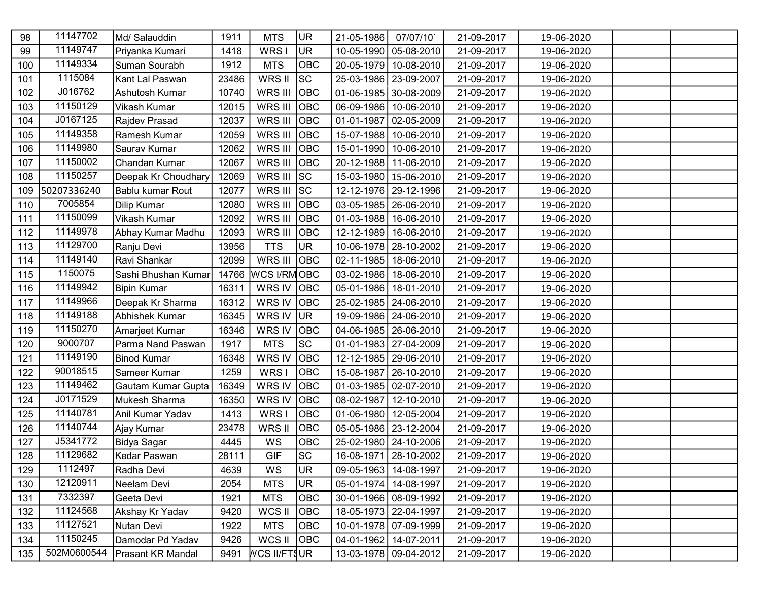| | | | | | | | | | | | |
|---|---|---|---|---|---|---|---|---|---|---|---|
| 98 | 11147702 | Md/ Salauddin | 1911 | MTS | UR | 21-05-1986 | 07/07/10` | 21-09-2017 | 19-06-2020 | | |
| 99 | 11149747 | Priyanka Kumari | 1418 | WRS I | UR | 10-05-1990 | 05-08-2010 | 21-09-2017 | 19-06-2020 | | |
| 100 | 11149334 | Suman Sourabh | 1912 | MTS | OBC | 20-05-1979 | 10-08-2010 | 21-09-2017 | 19-06-2020 | | |
| 101 | 1115084 | Kant Lal Paswan | 23486 | WRS II | SC | 25-03-1986 | 23-09-2007 | 21-09-2017 | 19-06-2020 | | |
| 102 | J016762 | Ashutosh Kumar | 10740 | WRS III | OBC | 01-06-1985 | 30-08-2009 | 21-09-2017 | 19-06-2020 | | |
| 103 | 11150129 | Vikash Kumar | 12015 | WRS III | OBC | 06-09-1986 | 10-06-2010 | 21-09-2017 | 19-06-2020 | | |
| 104 | J0167125 | Rajdev Prasad | 12037 | WRS III | OBC | 01-01-1987 | 02-05-2009 | 21-09-2017 | 19-06-2020 | | |
| 105 | 11149358 | Ramesh Kumar | 12059 | WRS III | OBC | 15-07-1988 | 10-06-2010 | 21-09-2017 | 19-06-2020 | | |
| 106 | 11149980 | Saurav Kumar | 12062 | WRS III | OBC | 15-01-1990 | 10-06-2010 | 21-09-2017 | 19-06-2020 | | |
| 107 | 11150002 | Chandan Kumar | 12067 | WRS III | OBC | 20-12-1988 | 11-06-2010 | 21-09-2017 | 19-06-2020 | | |
| 108 | 11150257 | Deepak Kr Choudhary | 12069 | WRS III | SC | 15-03-1980 | 15-06-2010 | 21-09-2017 | 19-06-2020 | | |
| 109 | 50207336240 | Bablu kumar Rout | 12077 | WRS III | SC | 12-12-1976 | 29-12-1996 | 21-09-2017 | 19-06-2020 | | |
| 110 | 7005854 | Dilip Kumar | 12080 | WRS III | OBC | 03-05-1985 | 26-06-2010 | 21-09-2017 | 19-06-2020 | | |
| 111 | 11150099 | Vikash Kumar | 12092 | WRS III | OBC | 01-03-1988 | 16-06-2010 | 21-09-2017 | 19-06-2020 | | |
| 112 | 11149978 | Abhay Kumar Madhu | 12093 | WRS III | OBC | 12-12-1989 | 16-06-2010 | 21-09-2017 | 19-06-2020 | | |
| 113 | 11129700 | Ranju Devi | 13956 | TTS | UR | 10-06-1978 | 28-10-2002 | 21-09-2017 | 19-06-2020 | | |
| 114 | 11149140 | Ravi Shankar | 12099 | WRS III | OBC | 02-11-1985 | 18-06-2010 | 21-09-2017 | 19-06-2020 | | |
| 115 | 1150075 | Sashi Bhushan Kumar | 14766 | WCS I/RM | OBC | 03-02-1986 | 18-06-2010 | 21-09-2017 | 19-06-2020 | | |
| 116 | 11149942 | Bipin Kumar | 16311 | WRS IV | OBC | 05-01-1986 | 18-01-2010 | 21-09-2017 | 19-06-2020 | | |
| 117 | 11149966 | Deepak Kr Sharma | 16312 | WRS IV | OBC | 25-02-1985 | 24-06-2010 | 21-09-2017 | 19-06-2020 | | |
| 118 | 11149188 | Abhishek Kumar | 16345 | WRS IV | UR | 19-09-1986 | 24-06-2010 | 21-09-2017 | 19-06-2020 | | |
| 119 | 11150270 | Amarjeet Kumar | 16346 | WRS IV | OBC | 04-06-1985 | 26-06-2010 | 21-09-2017 | 19-06-2020 | | |
| 120 | 9000707 | Parma Nand Paswan | 1917 | MTS | SC | 01-01-1983 | 27-04-2009 | 21-09-2017 | 19-06-2020 | | |
| 121 | 11149190 | Binod Kumar | 16348 | WRS IV | OBC | 12-12-1985 | 29-06-2010 | 21-09-2017 | 19-06-2020 | | |
| 122 | 90018515 | Sameer Kumar | 1259 | WRS I | OBC | 15-08-1987 | 26-10-2010 | 21-09-2017 | 19-06-2020 | | |
| 123 | 11149462 | Gautam Kumar Gupta | 16349 | WRS IV | OBC | 01-03-1985 | 02-07-2010 | 21-09-2017 | 19-06-2020 | | |
| 124 | J0171529 | Mukesh Sharma | 16350 | WRS IV | OBC | 08-02-1987 | 12-10-2010 | 21-09-2017 | 19-06-2020 | | |
| 125 | 11140781 | Anil Kumar Yadav | 1413 | WRS I | OBC | 01-06-1980 | 12-05-2004 | 21-09-2017 | 19-06-2020 | | |
| 126 | 11140744 | Ajay Kumar | 23478 | WRS II | OBC | 05-05-1986 | 23-12-2004 | 21-09-2017 | 19-06-2020 | | |
| 127 | J5341772 | Bidya Sagar | 4445 | WS | OBC | 25-02-1980 | 24-10-2006 | 21-09-2017 | 19-06-2020 | | |
| 128 | 11129682 | Kedar Paswan | 28111 | GIF | SC | 16-08-1971 | 28-10-2002 | 21-09-2017 | 19-06-2020 | | |
| 129 | 1112497 | Radha Devi | 4639 | WS | UR | 09-05-1963 | 14-08-1997 | 21-09-2017 | 19-06-2020 | | |
| 130 | 12120911 | Neelam Devi | 2054 | MTS | UR | 05-01-1974 | 14-08-1997 | 21-09-2017 | 19-06-2020 | | |
| 131 | 7332397 | Geeta Devi | 1921 | MTS | OBC | 30-01-1966 | 08-09-1992 | 21-09-2017 | 19-06-2020 | | |
| 132 | 11124568 | Akshay Kr Yadav | 9420 | WCS II | OBC | 18-05-1973 | 22-04-1997 | 21-09-2017 | 19-06-2020 | | |
| 133 | 11127521 | Nutan Devi | 1922 | MTS | OBC | 10-01-1978 | 07-09-1999 | 21-09-2017 | 19-06-2020 | | |
| 134 | 11150245 | Damodar Pd Yadav | 9426 | WCS II | OBC | 04-01-1962 | 14-07-2011 | 21-09-2017 | 19-06-2020 | | |
| 135 | 502M0600544 | Prasant KR Mandal | 9491 | WCS II/FTS | UR | 13-03-1978 | 09-04-2012 | 21-09-2017 | 19-06-2020 | | |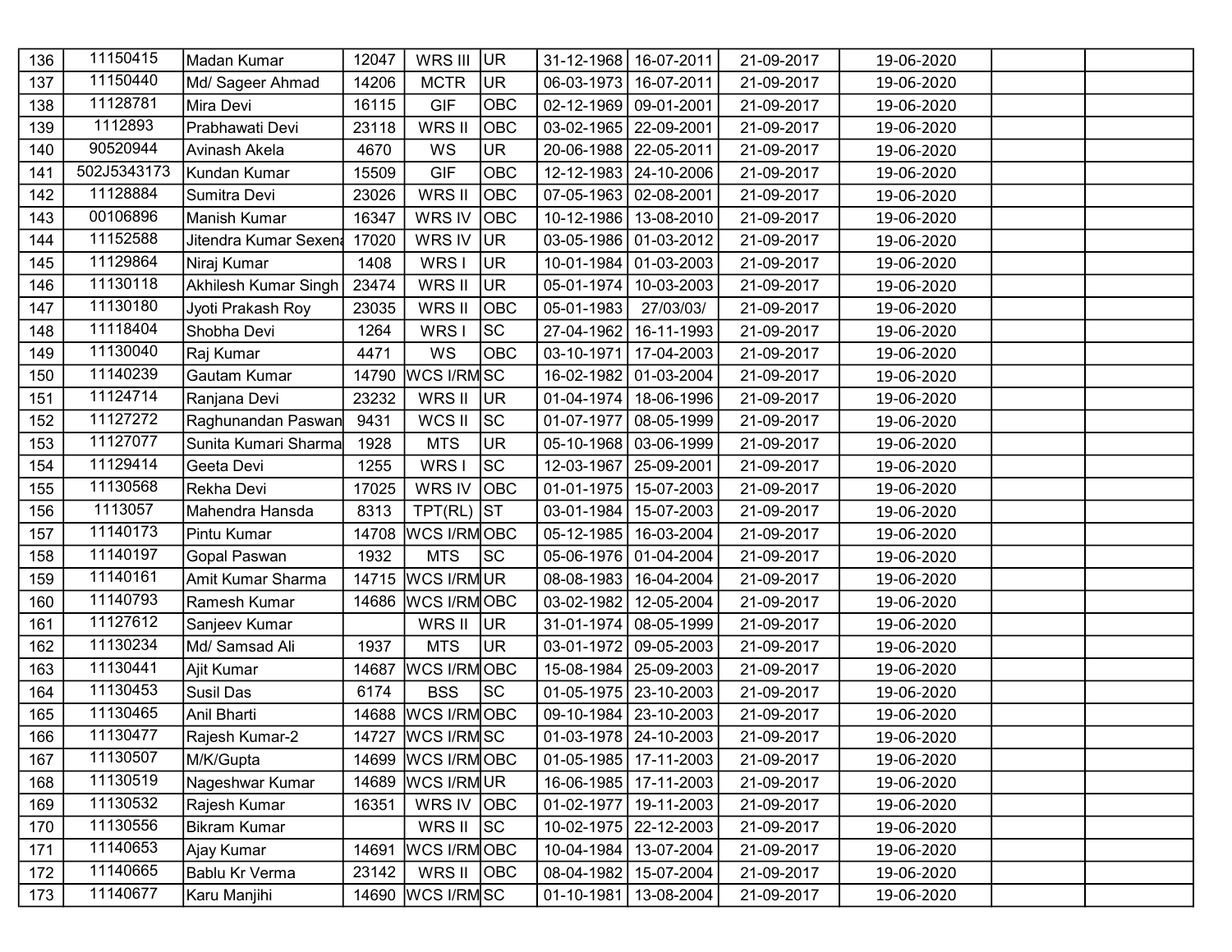| 136 | 11150415 | Madan Kumar | 12047 | WRS III | UR | 31-12-1968 | 16-07-2011 | 21-09-2017 | 19-06-2020 | | |
|---|---|---|---|---|---|---|---|---|---|---|---|
| 137 | 11150440 | Md/ Sageer Ahmad | 14206 | MCTR | UR | 06-03-1973 | 16-07-2011 | 21-09-2017 | 19-06-2020 | | |
| 138 | 11128781 | Mira Devi | 16115 | GIF | OBC | 02-12-1969 | 09-01-2001 | 21-09-2017 | 19-06-2020 | | |
| 139 | 1112893 | Prabhawati Devi | 23118 | WRS II | OBC | 03-02-1965 | 22-09-2001 | 21-09-2017 | 19-06-2020 | | |
| 140 | 90520944 | Avinash Akela | 4670 | WS | UR | 20-06-1988 | 22-05-2011 | 21-09-2017 | 19-06-2020 | | |
| 141 | 502J5343173 | Kundan Kumar | 15509 | GIF | OBC | 12-12-1983 | 24-10-2006 | 21-09-2017 | 19-06-2020 | | |
| 142 | 11128884 | Sumitra Devi | 23026 | WRS II | OBC | 07-05-1963 | 02-08-2001 | 21-09-2017 | 19-06-2020 | | |
| 143 | 00106896 | Manish Kumar | 16347 | WRS IV | OBC | 10-12-1986 | 13-08-2010 | 21-09-2017 | 19-06-2020 | | |
| 144 | 11152588 | Jitendra Kumar Sexena | 17020 | WRS IV | UR | 03-05-1986 | 01-03-2012 | 21-09-2017 | 19-06-2020 | | |
| 145 | 11129864 | Niraj Kumar | 1408 | WRS I | UR | 10-01-1984 | 01-03-2003 | 21-09-2017 | 19-06-2020 | | |
| 146 | 11130118 | Akhilesh Kumar Singh | 23474 | WRS II | UR | 05-01-1974 | 10-03-2003 | 21-09-2017 | 19-06-2020 | | |
| 147 | 11130180 | Jyoti Prakash Roy | 23035 | WRS II | OBC | 05-01-1983 | 27/03/03/ | 21-09-2017 | 19-06-2020 | | |
| 148 | 11118404 | Shobha Devi | 1264 | WRS I | SC | 27-04-1962 | 16-11-1993 | 21-09-2017 | 19-06-2020 | | |
| 149 | 11130040 | Raj Kumar | 4471 | WS | OBC | 03-10-1971 | 17-04-2003 | 21-09-2017 | 19-06-2020 | | |
| 150 | 11140239 | Gautam Kumar | 14790 | WCS I/RM | SC | 16-02-1982 | 01-03-2004 | 21-09-2017 | 19-06-2020 | | |
| 151 | 11124714 | Ranjana Devi | 23232 | WRS II | UR | 01-04-1974 | 18-06-1996 | 21-09-2017 | 19-06-2020 | | |
| 152 | 11127272 | Raghunandan Paswan | 9431 | WCS II | SC | 01-07-1977 | 08-05-1999 | 21-09-2017 | 19-06-2020 | | |
| 153 | 11127077 | Sunita Kumari Sharma | 1928 | MTS | UR | 05-10-1968 | 03-06-1999 | 21-09-2017 | 19-06-2020 | | |
| 154 | 11129414 | Geeta Devi | 1255 | WRS I | SC | 12-03-1967 | 25-09-2001 | 21-09-2017 | 19-06-2020 | | |
| 155 | 11130568 | Rekha Devi | 17025 | WRS IV | OBC | 01-01-1975 | 15-07-2003 | 21-09-2017 | 19-06-2020 | | |
| 156 | 1113057 | Mahendra Hansda | 8313 | TPT(RL) | ST | 03-01-1984 | 15-07-2003 | 21-09-2017 | 19-06-2020 | | |
| 157 | 11140173 | Pintu Kumar | 14708 | WCS I/RM | OBC | 05-12-1985 | 16-03-2004 | 21-09-2017 | 19-06-2020 | | |
| 158 | 11140197 | Gopal Paswan | 1932 | MTS | SC | 05-06-1976 | 01-04-2004 | 21-09-2017 | 19-06-2020 | | |
| 159 | 11140161 | Amit Kumar Sharma | 14715 | WCS I/RM | UR | 08-08-1983 | 16-04-2004 | 21-09-2017 | 19-06-2020 | | |
| 160 | 11140793 | Ramesh Kumar | 14686 | WCS I/RM | OBC | 03-02-1982 | 12-05-2004 | 21-09-2017 | 19-06-2020 | | |
| 161 | 11127612 | Sanjeev Kumar | | WRS II | UR | 31-01-1974 | 08-05-1999 | 21-09-2017 | 19-06-2020 | | |
| 162 | 11130234 | Md/ Samsad Ali | 1937 | MTS | UR | 03-01-1972 | 09-05-2003 | 21-09-2017 | 19-06-2020 | | |
| 163 | 11130441 | Ajit Kumar | 14687 | WCS I/RM | OBC | 15-08-1984 | 25-09-2003 | 21-09-2017 | 19-06-2020 | | |
| 164 | 11130453 | Susil Das | 6174 | BSS | SC | 01-05-1975 | 23-10-2003 | 21-09-2017 | 19-06-2020 | | |
| 165 | 11130465 | Anil Bharti | 14688 | WCS I/RM | OBC | 09-10-1984 | 23-10-2003 | 21-09-2017 | 19-06-2020 | | |
| 166 | 11130477 | Rajesh Kumar-2 | 14727 | WCS I/RM | SC | 01-03-1978 | 24-10-2003 | 21-09-2017 | 19-06-2020 | | |
| 167 | 11130507 | M/K/Gupta | 14699 | WCS I/RM | OBC | 01-05-1985 | 17-11-2003 | 21-09-2017 | 19-06-2020 | | |
| 168 | 11130519 | Nageshwar Kumar | 14689 | WCS I/RM | UR | 16-06-1985 | 17-11-2003 | 21-09-2017 | 19-06-2020 | | |
| 169 | 11130532 | Rajesh Kumar | 16351 | WRS IV | OBC | 01-02-1977 | 19-11-2003 | 21-09-2017 | 19-06-2020 | | |
| 170 | 11130556 | Bikram Kumar | | WRS II | SC | 10-02-1975 | 22-12-2003 | 21-09-2017 | 19-06-2020 | | |
| 171 | 11140653 | Ajay Kumar | 14691 | WCS I/RM | OBC | 10-04-1984 | 13-07-2004 | 21-09-2017 | 19-06-2020 | | |
| 172 | 11140665 | Bablu Kr Verma | 23142 | WRS II | OBC | 08-04-1982 | 15-07-2004 | 21-09-2017 | 19-06-2020 | | |
| 173 | 11140677 | Karu Manjihi | 14690 | WCS I/RM | SC | 01-10-1981 | 13-08-2004 | 21-09-2017 | 19-06-2020 | | |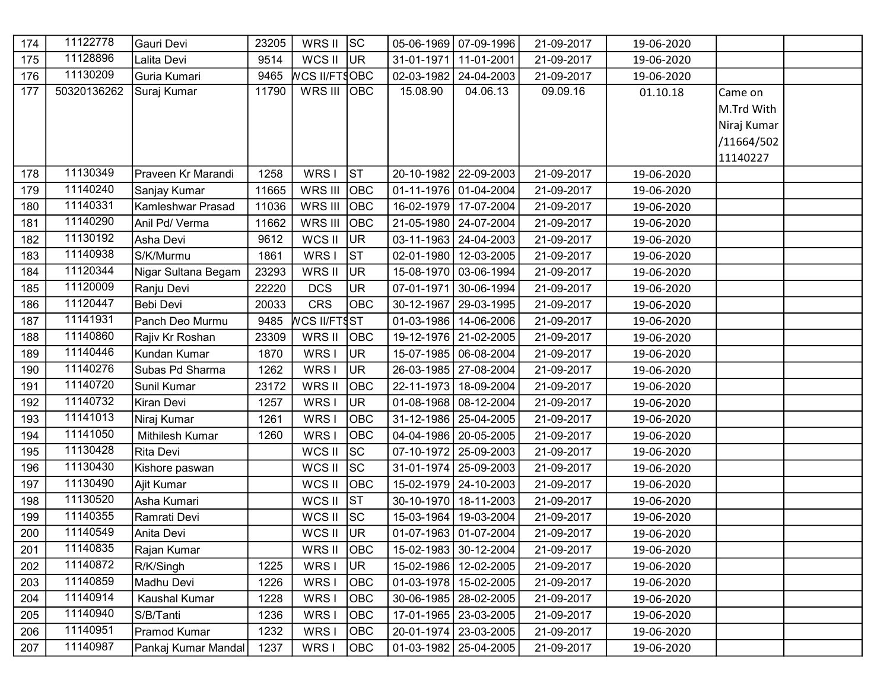| 174 | 11122778 | Gauri Devi | 23205 | WRS II | SC | 05-06-1969 | 07-09-1996 | 21-09-2017 | 19-06-2020 | | |
|---|---|---|---|---|---|---|---|---|---|---|---|
| 175 | 11128896 | Lalita Devi | 9514 | WCS II | UR | 31-01-1971 | 11-01-2001 | 21-09-2017 | 19-06-2020 | | |
| 176 | 11130209 | Guria Kumari | 9465 | WCS II/FTS | OBC | 02-03-1982 | 24-04-2003 | 21-09-2017 | 19-06-2020 | | |
| 177 | 50320136262 | Suraj Kumar | 11790 | WRS III | OBC | 15.08.90 | 04.06.13 | 09.09.16 | 01.10.18 | Came on M.Trd With Niraj Kumar /11664/50211140227 | |
| 178 | 11130349 | Praveen Kr Marandi | 1258 | WRS I | ST | 20-10-1982 | 22-09-2003 | 21-09-2017 | 19-06-2020 | | |
| 179 | 11140240 | Sanjay Kumar | 11665 | WRS III | OBC | 01-11-1976 | 01-04-2004 | 21-09-2017 | 19-06-2020 | | |
| 180 | 11140331 | Kamleshwar Prasad | 11036 | WRS III | OBC | 16-02-1979 | 17-07-2004 | 21-09-2017 | 19-06-2020 | | |
| 181 | 11140290 | Anil Pd/ Verma | 11662 | WRS III | OBC | 21-05-1980 | 24-07-2004 | 21-09-2017 | 19-06-2020 | | |
| 182 | 11130192 | Asha Devi | 9612 | WCS II | UR | 03-11-1963 | 24-04-2003 | 21-09-2017 | 19-06-2020 | | |
| 183 | 11140938 | S/K/Murmu | 1861 | WRS I | ST | 02-01-1980 | 12-03-2005 | 21-09-2017 | 19-06-2020 | | |
| 184 | 11120344 | Nigar Sultana Begam | 23293 | WRS II | UR | 15-08-1970 | 03-06-1994 | 21-09-2017 | 19-06-2020 | | |
| 185 | 11120009 | Ranju Devi | 22220 | DCS | UR | 07-01-1971 | 30-06-1994 | 21-09-2017 | 19-06-2020 | | |
| 186 | 11120447 | Bebi Devi | 20033 | CRS | OBC | 30-12-1967 | 29-03-1995 | 21-09-2017 | 19-06-2020 | | |
| 187 | 11141931 | Panch Deo Murmu | 9485 | WCS II/FTS | ST | 01-03-1986 | 14-06-2006 | 21-09-2017 | 19-06-2020 | | |
| 188 | 11140860 | Rajiv Kr Roshan | 23309 | WRS II | OBC | 19-12-1976 | 21-02-2005 | 21-09-2017 | 19-06-2020 | | |
| 189 | 11140446 | Kundan Kumar | 1870 | WRS I | UR | 15-07-1985 | 06-08-2004 | 21-09-2017 | 19-06-2020 | | |
| 190 | 11140276 | Subas Pd Sharma | 1262 | WRS I | UR | 26-03-1985 | 27-08-2004 | 21-09-2017 | 19-06-2020 | | |
| 191 | 11140720 | Sunil Kumar | 23172 | WRS II | OBC | 22-11-1973 | 18-09-2004 | 21-09-2017 | 19-06-2020 | | |
| 192 | 11140732 | Kiran Devi | 1257 | WRS I | UR | 01-08-1968 | 08-12-2004 | 21-09-2017 | 19-06-2020 | | |
| 193 | 11141013 | Niraj Kumar | 1261 | WRS I | OBC | 31-12-1986 | 25-04-2005 | 21-09-2017 | 19-06-2020 | | |
| 194 | 11141050 | Mithilesh Kumar | 1260 | WRS I | OBC | 04-04-1986 | 20-05-2005 | 21-09-2017 | 19-06-2020 | | |
| 195 | 11130428 | Rita Devi | | WCS II | SC | 07-10-1972 | 25-09-2003 | 21-09-2017 | 19-06-2020 | | |
| 196 | 11130430 | Kishore paswan | | WCS II | SC | 31-01-1974 | 25-09-2003 | 21-09-2017 | 19-06-2020 | | |
| 197 | 11130490 | Ajit Kumar | | WCS II | OBC | 15-02-1979 | 24-10-2003 | 21-09-2017 | 19-06-2020 | | |
| 198 | 11130520 | Asha Kumari | | WCS II | ST | 30-10-1970 | 18-11-2003 | 21-09-2017 | 19-06-2020 | | |
| 199 | 11140355 | Ramrati Devi | | WCS II | SC | 15-03-1964 | 19-03-2004 | 21-09-2017 | 19-06-2020 | | |
| 200 | 11140549 | Anita Devi | | WCS II | UR | 01-07-1963 | 01-07-2004 | 21-09-2017 | 19-06-2020 | | |
| 201 | 11140835 | Rajan Kumar | | WRS II | OBC | 15-02-1983 | 30-12-2004 | 21-09-2017 | 19-06-2020 | | |
| 202 | 11140872 | R/K/Singh | 1225 | WRS I | UR | 15-02-1986 | 12-02-2005 | 21-09-2017 | 19-06-2020 | | |
| 203 | 11140859 | Madhu Devi | 1226 | WRS I | OBC | 01-03-1978 | 15-02-2005 | 21-09-2017 | 19-06-2020 | | |
| 204 | 11140914 | Kaushal Kumar | 1228 | WRS I | OBC | 30-06-1985 | 28-02-2005 | 21-09-2017 | 19-06-2020 | | |
| 205 | 11140940 | S/B/Tanti | 1236 | WRS I | OBC | 17-01-1965 | 23-03-2005 | 21-09-2017 | 19-06-2020 | | |
| 206 | 11140951 | Pramod Kumar | 1232 | WRS I | OBC | 20-01-1974 | 23-03-2005 | 21-09-2017 | 19-06-2020 | | |
| 207 | 11140987 | Pankaj Kumar Mandal | 1237 | WRS I | OBC | 01-03-1982 | 25-04-2005 | 21-09-2017 | 19-06-2020 | | |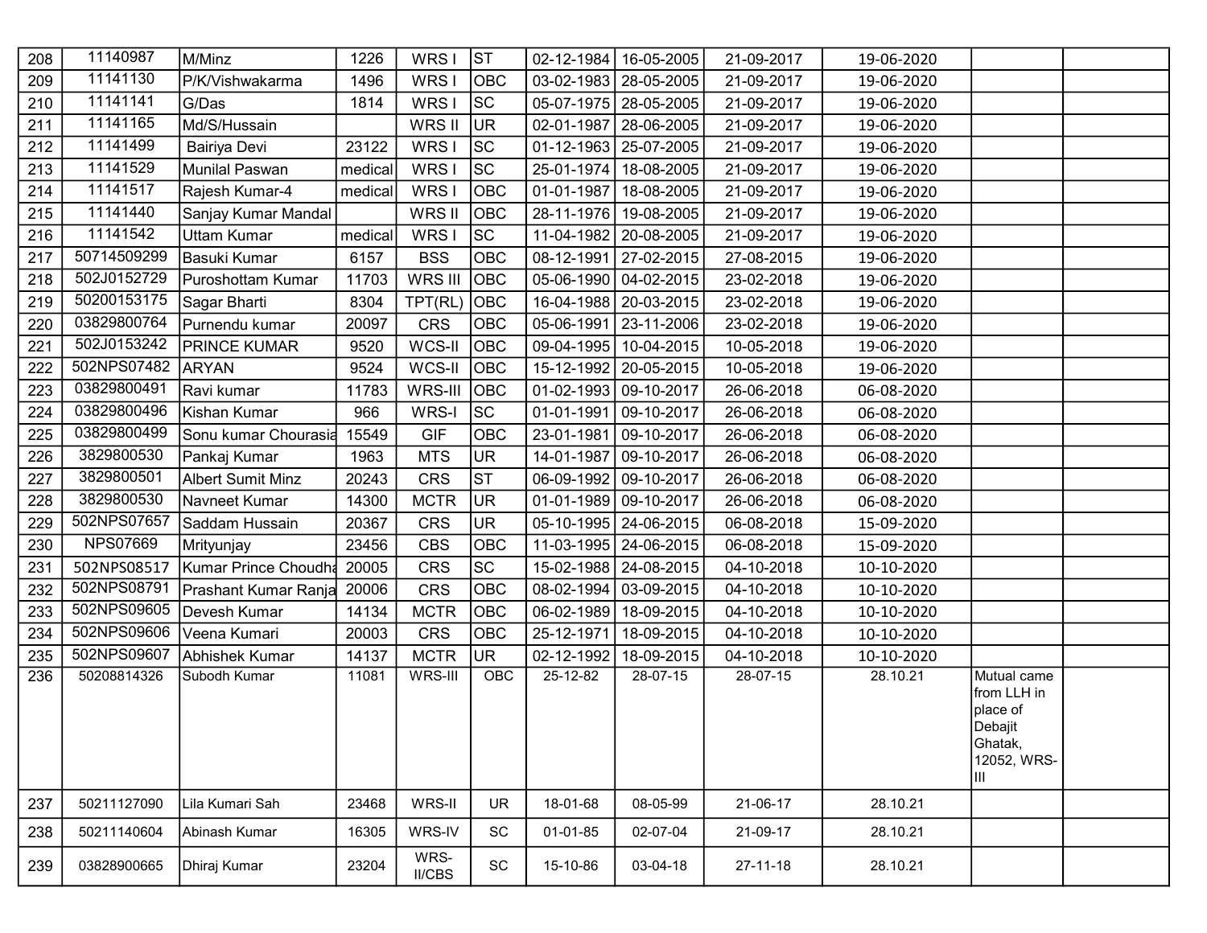| 208 | 11140987 | M/Minz | 1226 | WRS I | ST | 02-12-1984 | 16-05-2005 | 21-09-2017 | 19-06-2020 | | |
|---|---|---|---|---|---|---|---|---|---|---|---|
| 209 | 11141130 | P/K/Vishwakarma | 1496 | WRS I | OBC | 03-02-1983 | 28-05-2005 | 21-09-2017 | 19-06-2020 | | |
| 210 | 11141141 | G/Das | 1814 | WRS I | SC | 05-07-1975 | 28-05-2005 | 21-09-2017 | 19-06-2020 | | |
| 211 | 11141165 | Md/S/Hussain | | WRS II | UR | 02-01-1987 | 28-06-2005 | 21-09-2017 | 19-06-2020 | | |
| 212 | 11141499 | Bairiya Devi | 23122 | WRS I | SC | 01-12-1963 | 25-07-2005 | 21-09-2017 | 19-06-2020 | | |
| 213 | 11141529 | Munilal Paswan | medical | WRS I | SC | 25-01-1974 | 18-08-2005 | 21-09-2017 | 19-06-2020 | | |
| 214 | 11141517 | Rajesh Kumar-4 | medical | WRS I | OBC | 01-01-1987 | 18-08-2005 | 21-09-2017 | 19-06-2020 | | |
| 215 | 11141440 | Sanjay Kumar Mandal | | WRS II | OBC | 28-11-1976 | 19-08-2005 | 21-09-2017 | 19-06-2020 | | |
| 216 | 11141542 | Uttam Kumar | medical | WRS I | SC | 11-04-1982 | 20-08-2005 | 21-09-2017 | 19-06-2020 | | |
| 217 | 50714509299 | Basuki Kumar | 6157 | BSS | OBC | 08-12-1991 | 27-02-2015 | 27-08-2015 | 19-06-2020 | | |
| 218 | 502J0152729 | Puroshottam Kumar | 11703 | WRS III | OBC | 05-06-1990 | 04-02-2015 | 23-02-2018 | 19-06-2020 | | |
| 219 | 50200153175 | Sagar Bharti | 8304 | TPT(RL) | OBC | 16-04-1988 | 20-03-2015 | 23-02-2018 | 19-06-2020 | | |
| 220 | 03829800764 | Purnendu kumar | 20097 | CRS | OBC | 05-06-1991 | 23-11-2006 | 23-02-2018 | 19-06-2020 | | |
| 221 | 502J0153242 | PRINCE KUMAR | 9520 | WCS-II | OBC | 09-04-1995 | 10-04-2015 | 10-05-2018 | 19-06-2020 | | |
| 222 | 502NPS07482 | ARYAN | 9524 | WCS-II | OBC | 15-12-1992 | 20-05-2015 | 10-05-2018 | 19-06-2020 | | |
| 223 | 03829800491 | Ravi kumar | 11783 | WRS-III | OBC | 01-02-1993 | 09-10-2017 | 26-06-2018 | 06-08-2020 | | |
| 224 | 03829800496 | Kishan Kumar | 966 | WRS-I | SC | 01-01-1991 | 09-10-2017 | 26-06-2018 | 06-08-2020 | | |
| 225 | 03829800499 | Sonu kumar Chourasia | 15549 | GIF | OBC | 23-01-1981 | 09-10-2017 | 26-06-2018 | 06-08-2020 | | |
| 226 | 3829800530 | Pankaj Kumar | 1963 | MTS | UR | 14-01-1987 | 09-10-2017 | 26-06-2018 | 06-08-2020 | | |
| 227 | 3829800501 | Albert Sumit Minz | 20243 | CRS | ST | 06-09-1992 | 09-10-2017 | 26-06-2018 | 06-08-2020 | | |
| 228 | 3829800530 | Navneet Kumar | 14300 | MCTR | UR | 01-01-1989 | 09-10-2017 | 26-06-2018 | 06-08-2020 | | |
| 229 | 502NPS07657 | Saddam Hussain | 20367 | CRS | UR | 05-10-1995 | 24-06-2015 | 06-08-2018 | 15-09-2020 | | |
| 230 | NPS07669 | Mrityunjay | 23456 | CBS | OBC | 11-03-1995 | 24-06-2015 | 06-08-2018 | 15-09-2020 | | |
| 231 | 502NPS08517 | Kumar Prince Choudha | 20005 | CRS | SC | 15-02-1988 | 24-08-2015 | 04-10-2018 | 10-10-2020 | | |
| 232 | 502NPS08791 | Prashant Kumar Ranja | 20006 | CRS | OBC | 08-02-1994 | 03-09-2015 | 04-10-2018 | 10-10-2020 | | |
| 233 | 502NPS09605 | Devesh Kumar | 14134 | MCTR | OBC | 06-02-1989 | 18-09-2015 | 04-10-2018 | 10-10-2020 | | |
| 234 | 502NPS09606 | Veena Kumari | 20003 | CRS | OBC | 25-12-1971 | 18-09-2015 | 04-10-2018 | 10-10-2020 | | |
| 235 | 502NPS09607 | Abhishek Kumar | 14137 | MCTR | UR | 02-12-1992 | 18-09-2015 | 04-10-2018 | 10-10-2020 | | |
| 236 | 50208814326 | Subodh Kumar | 11081 | WRS-III | OBC | 25-12-82 | 28-07-15 | 28-07-15 | 28.10.21 | Mutual came from LLH in place of Debajit Ghatak, 12052, WRS-III | |
| 237 | 50211127090 | Lila Kumari Sah | 23468 | WRS-II | UR | 18-01-68 | 08-05-99 | 21-06-17 | 28.10.21 | | |
| 238 | 50211140604 | Abinash Kumar | 16305 | WRS-IV | SC | 01-01-85 | 02-07-04 | 21-09-17 | 28.10.21 | | |
| 239 | 03828900665 | Dhiraj Kumar | 23204 | WRS-II/CBS | SC | 15-10-86 | 03-04-18 | 27-11-18 | 28.10.21 | | |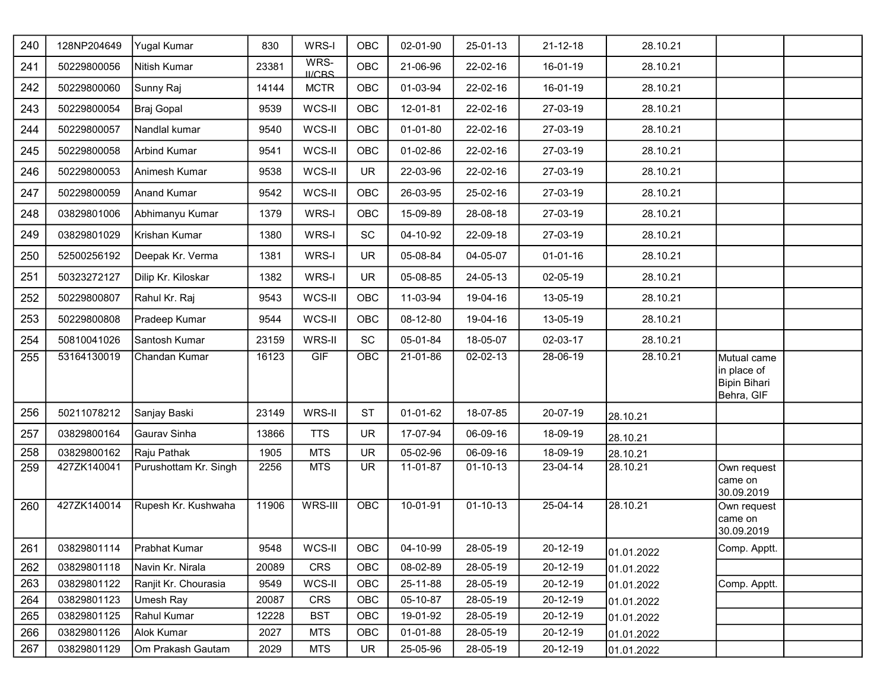| | | | | | | | | | | | |
|---|---|---|---|---|---|---|---|---|---|---|---|
| 240 | 128NP204649 | Yugal Kumar | 830 | WRS-I | OBC | 02-01-90 | 25-01-13 | 21-12-18 | 28.10.21 | | |
| 241 | 50229800056 | Nitish Kumar | 23381 | WRS-II/CBS | OBC | 21-06-96 | 22-02-16 | 16-01-19 | 28.10.21 | | |
| 242 | 50229800060 | Sunny Raj | 14144 | MCTR | OBC | 01-03-94 | 22-02-16 | 16-01-19 | 28.10.21 | | |
| 243 | 50229800054 | Braj Gopal | 9539 | WCS-II | OBC | 12-01-81 | 22-02-16 | 27-03-19 | 28.10.21 | | |
| 244 | 50229800057 | Nandlal kumar | 9540 | WCS-II | OBC | 01-01-80 | 22-02-16 | 27-03-19 | 28.10.21 | | |
| 245 | 50229800058 | Arbind Kumar | 9541 | WCS-II | OBC | 01-02-86 | 22-02-16 | 27-03-19 | 28.10.21 | | |
| 246 | 50229800053 | Animesh Kumar | 9538 | WCS-II | UR | 22-03-96 | 22-02-16 | 27-03-19 | 28.10.21 | | |
| 247 | 50229800059 | Anand Kumar | 9542 | WCS-II | OBC | 26-03-95 | 25-02-16 | 27-03-19 | 28.10.21 | | |
| 248 | 03829801006 | Abhimanyu Kumar | 1379 | WRS-I | OBC | 15-09-89 | 28-08-18 | 27-03-19 | 28.10.21 | | |
| 249 | 03829801029 | Krishan Kumar | 1380 | WRS-I | SC | 04-10-92 | 22-09-18 | 27-03-19 | 28.10.21 | | |
| 250 | 52500256192 | Deepak Kr. Verma | 1381 | WRS-I | UR | 05-08-84 | 04-05-07 | 01-01-16 | 28.10.21 | | |
| 251 | 50323272127 | Dilip Kr. Kiloskar | 1382 | WRS-I | UR | 05-08-85 | 24-05-13 | 02-05-19 | 28.10.21 | | |
| 252 | 50229800807 | Rahul Kr. Raj | 9543 | WCS-II | OBC | 11-03-94 | 19-04-16 | 13-05-19 | 28.10.21 | | |
| 253 | 50229800808 | Pradeep Kumar | 9544 | WCS-II | OBC | 08-12-80 | 19-04-16 | 13-05-19 | 28.10.21 | | |
| 254 | 50810041026 | Santosh Kumar | 23159 | WRS-II | SC | 05-01-84 | 18-05-07 | 02-03-17 | 28.10.21 | | |
| 255 | 53164130019 | Chandan Kumar | 16123 | GIF | OBC | 21-01-86 | 02-02-13 | 28-06-19 | 28.10.21 | Mutual came in place of Bipin Bihari Behra, GIF | |
| 256 | 50211078212 | Sanjay Baski | 23149 | WRS-II | ST | 01-01-62 | 18-07-85 | 20-07-19 | 28.10.21 | | |
| 257 | 03829800164 | Gaurav Sinha | 13866 | TTS | UR | 17-07-94 | 06-09-16 | 18-09-19 | 28.10.21 | | |
| 258 | 03829800162 | Raju Pathak | 1905 | MTS | UR | 05-02-96 | 06-09-16 | 18-09-19 | 28.10.21 | | |
| 259 | 427ZK140041 | Purushottam Kr. Singh | 2256 | MTS | UR | 11-01-87 | 01-10-13 | 23-04-14 | 28.10.21 | Own request came on 30.09.2019 | |
| 260 | 427ZK140014 | Rupesh Kr. Kushwaha | 11906 | WRS-III | OBC | 10-01-91 | 01-10-13 | 25-04-14 | 28.10.21 | Own request came on 30.09.2019 | |
| 261 | 03829801114 | Prabhat Kumar | 9548 | WCS-II | OBC | 04-10-99 | 28-05-19 | 20-12-19 | 01.01.2022 | Comp. Apptt. | |
| 262 | 03829801118 | Navin Kr. Nirala | 20089 | CRS | OBC | 08-02-89 | 28-05-19 | 20-12-19 | 01.01.2022 | | |
| 263 | 03829801122 | Ranjit Kr. Chourasia | 9549 | WCS-II | OBC | 25-11-88 | 28-05-19 | 20-12-19 | 01.01.2022 | Comp. Apptt. | |
| 264 | 03829801123 | Umesh Ray | 20087 | CRS | OBC | 05-10-87 | 28-05-19 | 20-12-19 | 01.01.2022 | | |
| 265 | 03829801125 | Rahul Kumar | 12228 | BST | OBC | 19-01-92 | 28-05-19 | 20-12-19 | 01.01.2022 | | |
| 266 | 03829801126 | Alok Kumar | 2027 | MTS | OBC | 01-01-88 | 28-05-19 | 20-12-19 | 01.01.2022 | | |
| 267 | 03829801129 | Om Prakash Gautam | 2029 | MTS | UR | 25-05-96 | 28-05-19 | 20-12-19 | 01.01.2022 | | |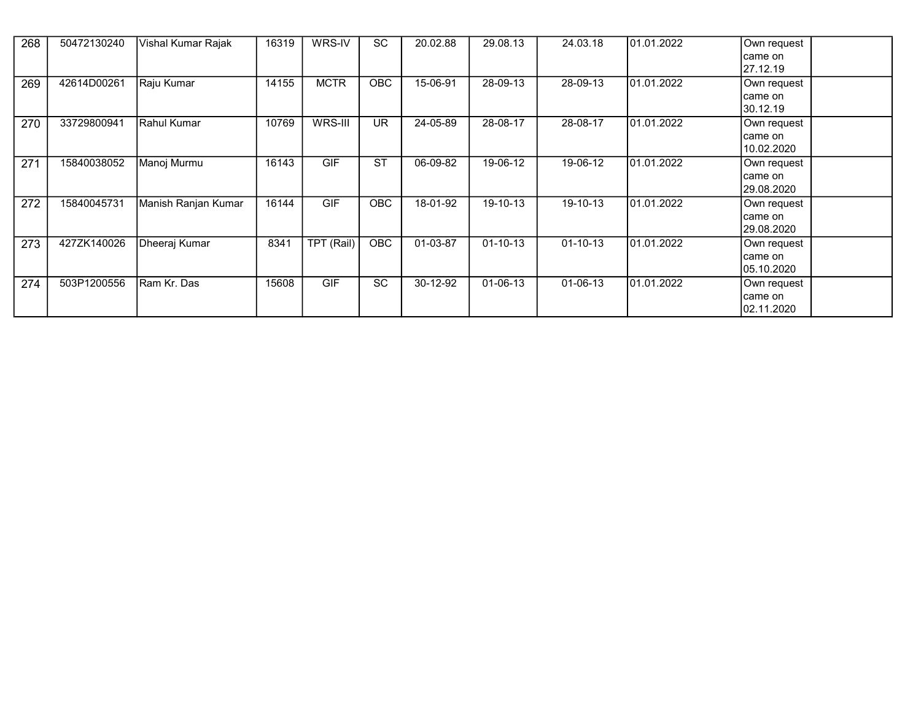| 268 | 50472130240 | Vishal Kumar Rajak | 16319 | WRS-IV | SC | 20.02.88 | 29.08.13 | 24.03.18 | 01.01.2022 | Own request came on 27.12.19 | |
|---|---|---|---|---|---|---|---|---|---|---|---|
| 269 | 42614D00261 | Raju Kumar | 14155 | MCTR | OBC | 15-06-91 | 28-09-13 | 28-09-13 | 01.01.2022 | Own request came on 30.12.19 | |
| 270 | 33729800941 | Rahul Kumar | 10769 | WRS-III | UR | 24-05-89 | 28-08-17 | 28-08-17 | 01.01.2022 | Own request came on 10.02.2020 | |
| 271 | 15840038052 | Manoj Murmu | 16143 | GIF | ST | 06-09-82 | 19-06-12 | 19-06-12 | 01.01.2022 | Own request came on 29.08.2020 | |
| 272 | 15840045731 | Manish Ranjan Kumar | 16144 | GIF | OBC | 18-01-92 | 19-10-13 | 19-10-13 | 01.01.2022 | Own request came on 29.08.2020 | |
| 273 | 427ZK140026 | Dheeraj Kumar | 8341 | TPT (Rail) | OBC | 01-03-87 | 01-10-13 | 01-10-13 | 01.01.2022 | Own request came on 05.10.2020 | |
| 274 | 503P1200556 | Ram Kr. Das | 15608 | GIF | SC | 30-12-92 | 01-06-13 | 01-06-13 | 01.01.2022 | Own request came on 02.11.2020 | |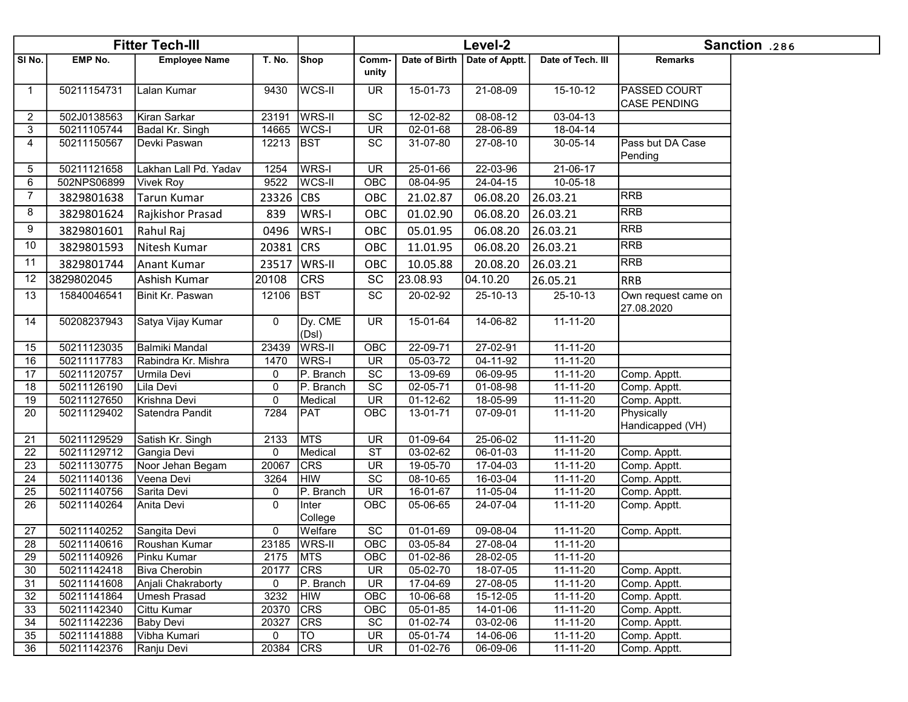| Fitter Tech-III | | | | | Level-2 | | | | Sanction .286 |
|---|---|---|---|---|---|---|---|---|---|
| Sl No. | EMP No. | Employee Name | T. No. | Shop | Comm-unity | Date of Birth | Date of Apptt. | Date of Tech. III | Remarks |
| 1 | 50211154731 | Lalan Kumar | 9430 | WCS-II | UR | 15-01-73 | 21-08-09 | 15-10-12 | PASSED COURT CASE PENDING |
| 2 | 502J0138563 | Kiran Sarkar | 23191 | WRS-II | SC | 12-02-82 | 08-08-12 | 03-04-13 | |
| 3 | 50211105744 | Badal Kr. Singh | 14665 | WCS-I | UR | 02-01-68 | 28-06-89 | 18-04-14 | |
| 4 | 50211150567 | Devki Paswan | 12213 | BST | SC | 31-07-80 | 27-08-10 | 30-05-14 | Pass but DA Case Pending |
| 5 | 50211121658 | Lakhan Lall Pd. Yadav | 1254 | WRS-I | UR | 25-01-66 | 22-03-96 | 21-06-17 | |
| 6 | 502NPS06899 | Vivek Roy | 9522 | WCS-II | OBC | 08-04-95 | 24-04-15 | 10-05-18 | |
| 7 | 3829801638 | Tarun Kumar | 23326 | CBS | OBC | 21.02.87 | 06.08.20 | 26.03.21 | RRB |
| 8 | 3829801624 | Rajkishor Prasad | 839 | WRS-I | OBC | 01.02.90 | 06.08.20 | 26.03.21 | RRB |
| 9 | 3829801601 | Rahul Raj | 0496 | WRS-I | OBC | 05.01.95 | 06.08.20 | 26.03.21 | RRB |
| 10 | 3829801593 | Nitesh Kumar | 20381 | CRS | OBC | 11.01.95 | 06.08.20 | 26.03.21 | RRB |
| 11 | 3829801744 | Anant Kumar | 23517 | WRS-II | OBC | 10.05.88 | 20.08.20 | 26.03.21 | RRB |
| 12 | 3829802045 | Ashish Kumar | 20108 | CRS | SC | 23.08.93 | 04.10.20 | 26.05.21 | RRB |
| 13 | 15840046541 | Binit Kr. Paswan | 12106 | BST | SC | 20-02-92 | 25-10-13 | 25-10-13 | Own request came on 27.08.2020 |
| 14 | 50208237943 | Satya Vijay Kumar | 0 | Dy. CME (Dsl) | UR | 15-01-64 | 14-06-82 | 11-11-20 | |
| 15 | 50211123035 | Balmiki Mandal | 23439 | WRS-II | OBC | 22-09-71 | 27-02-91 | 11-11-20 | |
| 16 | 50211117783 | Rabindra Kr. Mishra | 1470 | WRS-I | UR | 05-03-72 | 04-11-92 | 11-11-20 | |
| 17 | 50211120757 | Urmila Devi | 0 | P. Branch | SC | 13-09-69 | 06-09-95 | 11-11-20 | Comp. Apptt. |
| 18 | 50211126190 | Lila Devi | 0 | P. Branch | SC | 02-05-71 | 01-08-98 | 11-11-20 | Comp. Apptt. |
| 19 | 50211127650 | Krishna Devi | 0 | Medical | UR | 01-12-62 | 18-05-99 | 11-11-20 | Comp. Apptt. |
| 20 | 50211129402 | Satendra Pandit | 7284 | PAT | OBC | 13-01-71 | 07-09-01 | 11-11-20 | Physically Handicapped (VH) |
| 21 | 50211129529 | Satish Kr. Singh | 2133 | MTS | UR | 01-09-64 | 25-06-02 | 11-11-20 | |
| 22 | 50211129712 | Gangia Devi | 0 | Medical | ST | 03-02-62 | 06-01-03 | 11-11-20 | Comp. Apptt. |
| 23 | 50211130775 | Noor Jehan Begam | 20067 | CRS | UR | 19-05-70 | 17-04-03 | 11-11-20 | Comp. Apptt. |
| 24 | 50211140136 | Veena Devi | 3264 | HIW | SC | 08-10-65 | 16-03-04 | 11-11-20 | Comp. Apptt. |
| 25 | 50211140756 | Sarita Devi | 0 | P. Branch | UR | 16-01-67 | 11-05-04 | 11-11-20 | Comp. Apptt. |
| 26 | 50211140264 | Anita Devi | 0 | Inter College | OBC | 05-06-65 | 24-07-04 | 11-11-20 | Comp. Apptt. |
| 27 | 50211140252 | Sangita Devi | 0 | Welfare | SC | 01-01-69 | 09-08-04 | 11-11-20 | Comp. Apptt. |
| 28 | 50211140616 | Roushan Kumar | 23185 | WRS-II | OBC | 03-05-84 | 27-08-04 | 11-11-20 | |
| 29 | 50211140926 | Pinku Kumar | 2175 | MTS | OBC | 01-02-86 | 28-02-05 | 11-11-20 | |
| 30 | 50211142418 | Biva Cherobin | 20177 | CRS | UR | 05-02-70 | 18-07-05 | 11-11-20 | Comp. Apptt. |
| 31 | 50211141608 | Anjali Chakraborty | 0 | P. Branch | UR | 17-04-69 | 27-08-05 | 11-11-20 | Comp. Apptt. |
| 32 | 50211141864 | Umesh Prasad | 3232 | HIW | OBC | 10-06-68 | 15-12-05 | 11-11-20 | Comp. Apptt. |
| 33 | 50211142340 | Cittu Kumar | 20370 | CRS | OBC | 05-01-85 | 14-01-06 | 11-11-20 | Comp. Apptt. |
| 34 | 50211142236 | Baby Devi | 20327 | CRS | SC | 01-02-74 | 03-02-06 | 11-11-20 | Comp. Apptt. |
| 35 | 50211141888 | Vibha Kumari | 0 | TO | UR | 05-01-74 | 14-06-06 | 11-11-20 | Comp. Apptt. |
| 36 | 50211142376 | Ranju Devi | 20384 | CRS | UR | 01-02-76 | 06-09-06 | 11-11-20 | Comp. Apptt. |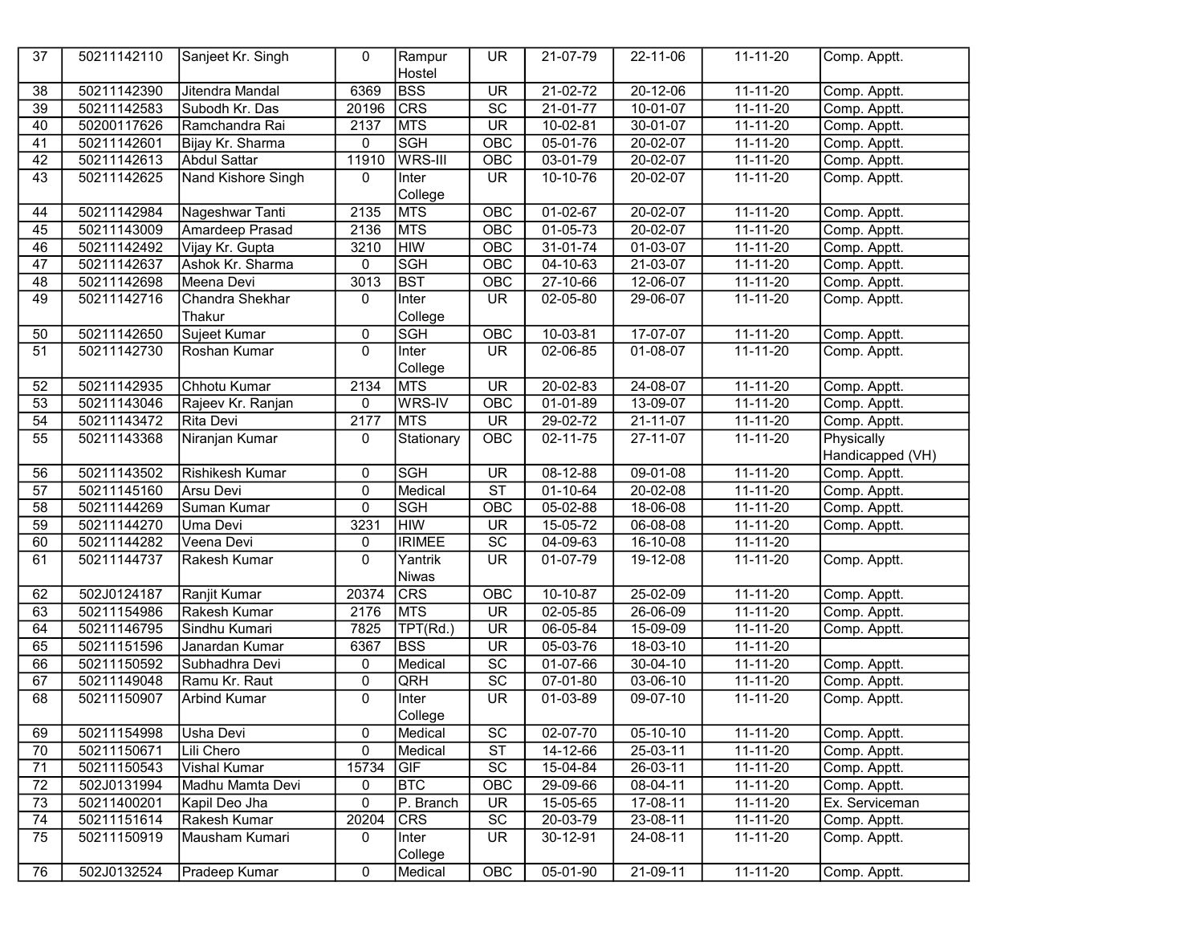| 37 | 50211142110 | Sanjeet Kr. Singh | 0 | Rampur Hostel | UR | 21-07-79 | 22-11-06 | 11-11-20 | Comp. Apptt. |
|---|---|---|---|---|---|---|---|---|---|
| 38 | 50211142390 | Jitendra Mandal | 6369 | BSS | UR | 21-02-72 | 20-12-06 | 11-11-20 | Comp. Apptt. |
| 39 | 50211142583 | Subodh Kr. Das | 20196 | CRS | SC | 21-01-77 | 10-01-07 | 11-11-20 | Comp. Apptt. |
| 40 | 50200117626 | Ramchandra Rai | 2137 | MTS | UR | 10-02-81 | 30-01-07 | 11-11-20 | Comp. Apptt. |
| 41 | 50211142601 | Bijay Kr. Sharma | 0 | SGH | OBC | 05-01-76 | 20-02-07 | 11-11-20 | Comp. Apptt. |
| 42 | 50211142613 | Abdul Sattar | 11910 | WRS-III | OBC | 03-01-79 | 20-02-07 | 11-11-20 | Comp. Apptt. |
| 43 | 50211142625 | Nand Kishore Singh | 0 | Inter College | UR | 10-10-76 | 20-02-07 | 11-11-20 | Comp. Apptt. |
| 44 | 50211142984 | Nageshwar Tanti | 2135 | MTS | OBC | 01-02-67 | 20-02-07 | 11-11-20 | Comp. Apptt. |
| 45 | 50211143009 | Amardeep Prasad | 2136 | MTS | OBC | 01-05-73 | 20-02-07 | 11-11-20 | Comp. Apptt. |
| 46 | 50211142492 | Vijay Kr. Gupta | 3210 | HIW | OBC | 31-01-74 | 01-03-07 | 11-11-20 | Comp. Apptt. |
| 47 | 50211142637 | Ashok Kr. Sharma | 0 | SGH | OBC | 04-10-63 | 21-03-07 | 11-11-20 | Comp. Apptt. |
| 48 | 50211142698 | Meena Devi | 3013 | BST | OBC | 27-10-66 | 12-06-07 | 11-11-20 | Comp. Apptt. |
| 49 | 50211142716 | Chandra Shekhar Thakur | 0 | Inter College | UR | 02-05-80 | 29-06-07 | 11-11-20 | Comp. Apptt. |
| 50 | 50211142650 | Sujeet Kumar | 0 | SGH | OBC | 10-03-81 | 17-07-07 | 11-11-20 | Comp. Apptt. |
| 51 | 50211142730 | Roshan Kumar | 0 | Inter College | UR | 02-06-85 | 01-08-07 | 11-11-20 | Comp. Apptt. |
| 52 | 50211142935 | Chhotu Kumar | 2134 | MTS | UR | 20-02-83 | 24-08-07 | 11-11-20 | Comp. Apptt. |
| 53 | 50211143046 | Rajeev Kr. Ranjan | 0 | WRS-IV | OBC | 01-01-89 | 13-09-07 | 11-11-20 | Comp. Apptt. |
| 54 | 50211143472 | Rita Devi | 2177 | MTS | UR | 29-02-72 | 21-11-07 | 11-11-20 | Comp. Apptt. |
| 55 | 50211143368 | Niranjan Kumar | 0 | Stationary | OBC | 02-11-75 | 27-11-07 | 11-11-20 | Physically Handicapped (VH) |
| 56 | 50211143502 | Rishikesh Kumar | 0 | SGH | UR | 08-12-88 | 09-01-08 | 11-11-20 | Comp. Apptt. |
| 57 | 50211145160 | Arsu Devi | 0 | Medical | ST | 01-10-64 | 20-02-08 | 11-11-20 | Comp. Apptt. |
| 58 | 50211144269 | Suman Kumar | 0 | SGH | OBC | 05-02-88 | 18-06-08 | 11-11-20 | Comp. Apptt. |
| 59 | 50211144270 | Uma Devi | 3231 | HIW | UR | 15-05-72 | 06-08-08 | 11-11-20 | Comp. Apptt. |
| 60 | 50211144282 | Veena Devi | 0 | IRIMEE | SC | 04-09-63 | 16-10-08 | 11-11-20 | |
| 61 | 50211144737 | Rakesh Kumar | 0 | Yantrik Niwas | UR | 01-07-79 | 19-12-08 | 11-11-20 | Comp. Apptt. |
| 62 | 502J0124187 | Ranjit Kumar | 20374 | CRS | OBC | 10-10-87 | 25-02-09 | 11-11-20 | Comp. Apptt. |
| 63 | 50211154986 | Rakesh Kumar | 2176 | MTS | UR | 02-05-85 | 26-06-09 | 11-11-20 | Comp. Apptt. |
| 64 | 50211146795 | Sindhu Kumari | 7825 | TPT(Rd.) | UR | 06-05-84 | 15-09-09 | 11-11-20 | Comp. Apptt. |
| 65 | 50211151596 | Janardan Kumar | 6367 | BSS | UR | 05-03-76 | 18-03-10 | 11-11-20 | |
| 66 | 50211150592 | Subhadhra Devi | 0 | Medical | SC | 01-07-66 | 30-04-10 | 11-11-20 | Comp. Apptt. |
| 67 | 50211149048 | Ramu Kr. Raut | 0 | QRH | SC | 07-01-80 | 03-06-10 | 11-11-20 | Comp. Apptt. |
| 68 | 50211150907 | Arbind Kumar | 0 | Inter College | UR | 01-03-89 | 09-07-10 | 11-11-20 | Comp. Apptt. |
| 69 | 50211154998 | Usha Devi | 0 | Medical | SC | 02-07-70 | 05-10-10 | 11-11-20 | Comp. Apptt. |
| 70 | 50211150671 | Lili Chero | 0 | Medical | ST | 14-12-66 | 25-03-11 | 11-11-20 | Comp. Apptt. |
| 71 | 50211150543 | Vishal Kumar | 15734 | GIF | SC | 15-04-84 | 26-03-11 | 11-11-20 | Comp. Apptt. |
| 72 | 502J0131994 | Madhu Mamta Devi | 0 | BTC | OBC | 29-09-66 | 08-04-11 | 11-11-20 | Comp. Apptt. |
| 73 | 50211400201 | Kapil Deo Jha | 0 | P. Branch | UR | 15-05-65 | 17-08-11 | 11-11-20 | Ex. Serviceman |
| 74 | 50211151614 | Rakesh Kumar | 20204 | CRS | SC | 20-03-79 | 23-08-11 | 11-11-20 | Comp. Apptt. |
| 75 | 50211150919 | Mausham Kumari | 0 | Inter College | UR | 30-12-91 | 24-08-11 | 11-11-20 | Comp. Apptt. |
| 76 | 502J0132524 | Pradeep Kumar | 0 | Medical | OBC | 05-01-90 | 21-09-11 | 11-11-20 | Comp. Apptt. |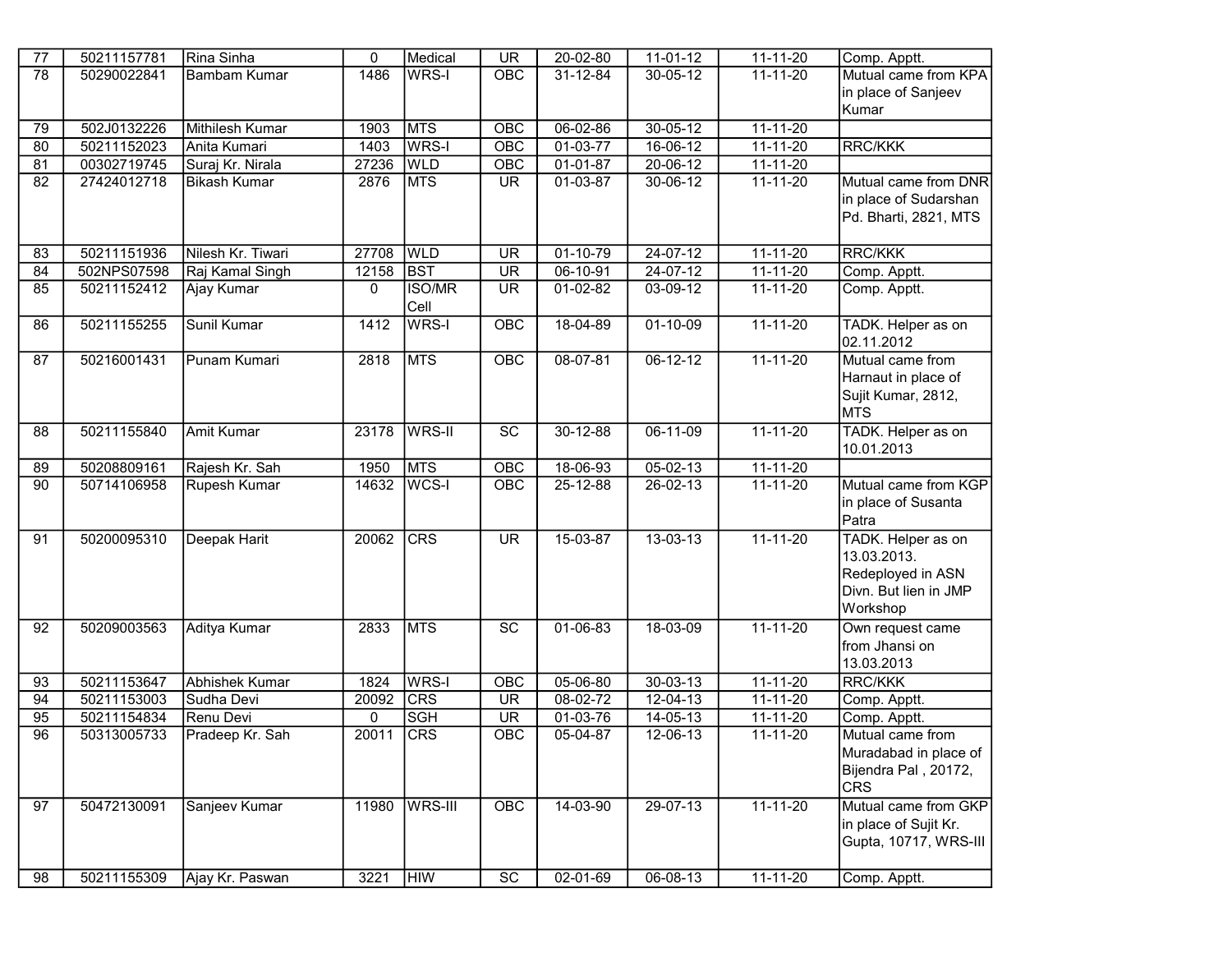| | | | | | | | | | |
|---|---|---|---|---|---|---|---|---|---|
| 77 | 50211157781 | Rina Sinha | 0 | Medical | UR | 20-02-80 | 11-01-12 | 11-11-20 | Comp. Apptt. |
| 78 | 50290022841 | Bambam Kumar | 1486 | WRS-I | OBC | 31-12-84 | 30-05-12 | 11-11-20 | Mutual came from KPA in place of Sanjeev Kumar |
| 79 | 502J0132226 | Mithilesh Kumar | 1903 | MTS | OBC | 06-02-86 | 30-05-12 | 11-11-20 | |
| 80 | 50211152023 | Anita Kumari | 1403 | WRS-I | OBC | 01-03-77 | 16-06-12 | 11-11-20 | RRC/KKK |
| 81 | 00302719745 | Suraj Kr. Nirala | 27236 | WLD | OBC | 01-01-87 | 20-06-12 | 11-11-20 | |
| 82 | 27424012718 | Bikash Kumar | 2876 | MTS | UR | 01-03-87 | 30-06-12 | 11-11-20 | Mutual came from DNR in place of Sudarshan Pd. Bharti, 2821, MTS |
| 83 | 50211151936 | Nilesh Kr. Tiwari | 27708 | WLD | UR | 01-10-79 | 24-07-12 | 11-11-20 | RRC/KKK |
| 84 | 502NPS07598 | Raj Kamal Singh | 12158 | BST | UR | 06-10-91 | 24-07-12 | 11-11-20 | Comp. Apptt. |
| 85 | 50211152412 | Ajay Kumar | 0 | ISO/MR Cell | UR | 01-02-82 | 03-09-12 | 11-11-20 | Comp. Apptt. |
| 86 | 50211155255 | Sunil Kumar | 1412 | WRS-I | OBC | 18-04-89 | 01-10-09 | 11-11-20 | TADK. Helper as on 02.11.2012 |
| 87 | 50216001431 | Punam Kumari | 2818 | MTS | OBC | 08-07-81 | 06-12-12 | 11-11-20 | Mutual came from Harnaut in place of Sujit Kumar, 2812, MTS |
| 88 | 50211155840 | Amit Kumar | 23178 | WRS-II | SC | 30-12-88 | 06-11-09 | 11-11-20 | TADK. Helper as on 10.01.2013 |
| 89 | 50208809161 | Rajesh Kr. Sah | 1950 | MTS | OBC | 18-06-93 | 05-02-13 | 11-11-20 | |
| 90 | 50714106958 | Rupesh Kumar | 14632 | WCS-I | OBC | 25-12-88 | 26-02-13 | 11-11-20 | Mutual came from KGP in place of Susanta Patra |
| 91 | 50200095310 | Deepak Harit | 20062 | CRS | UR | 15-03-87 | 13-03-13 | 11-11-20 | TADK. Helper as on 13.03.2013. Redeployed in ASN Divn. But lien in JMP Workshop |
| 92 | 50209003563 | Aditya Kumar | 2833 | MTS | SC | 01-06-83 | 18-03-09 | 11-11-20 | Own request came from Jhansi on 13.03.2013 |
| 93 | 50211153647 | Abhishek Kumar | 1824 | WRS-I | OBC | 05-06-80 | 30-03-13 | 11-11-20 | RRC/KKK |
| 94 | 50211153003 | Sudha Devi | 20092 | CRS | UR | 08-02-72 | 12-04-13 | 11-11-20 | Comp. Apptt. |
| 95 | 50211154834 | Renu Devi | 0 | SGH | UR | 01-03-76 | 14-05-13 | 11-11-20 | Comp. Apptt. |
| 96 | 50313005733 | Pradeep Kr. Sah | 20011 | CRS | OBC | 05-04-87 | 12-06-13 | 11-11-20 | Mutual came from Muradabad in place of Bijendra Pal , 20172, CRS |
| 97 | 50472130091 | Sanjeev Kumar | 11980 | WRS-III | OBC | 14-03-90 | 29-07-13 | 11-11-20 | Mutual came from GKP in place of Sujit Kr. Gupta, 10717, WRS-III |
| 98 | 50211155309 | Ajay Kr. Paswan | 3221 | HIW | SC | 02-01-69 | 06-08-13 | 11-11-20 | Comp. Apptt. |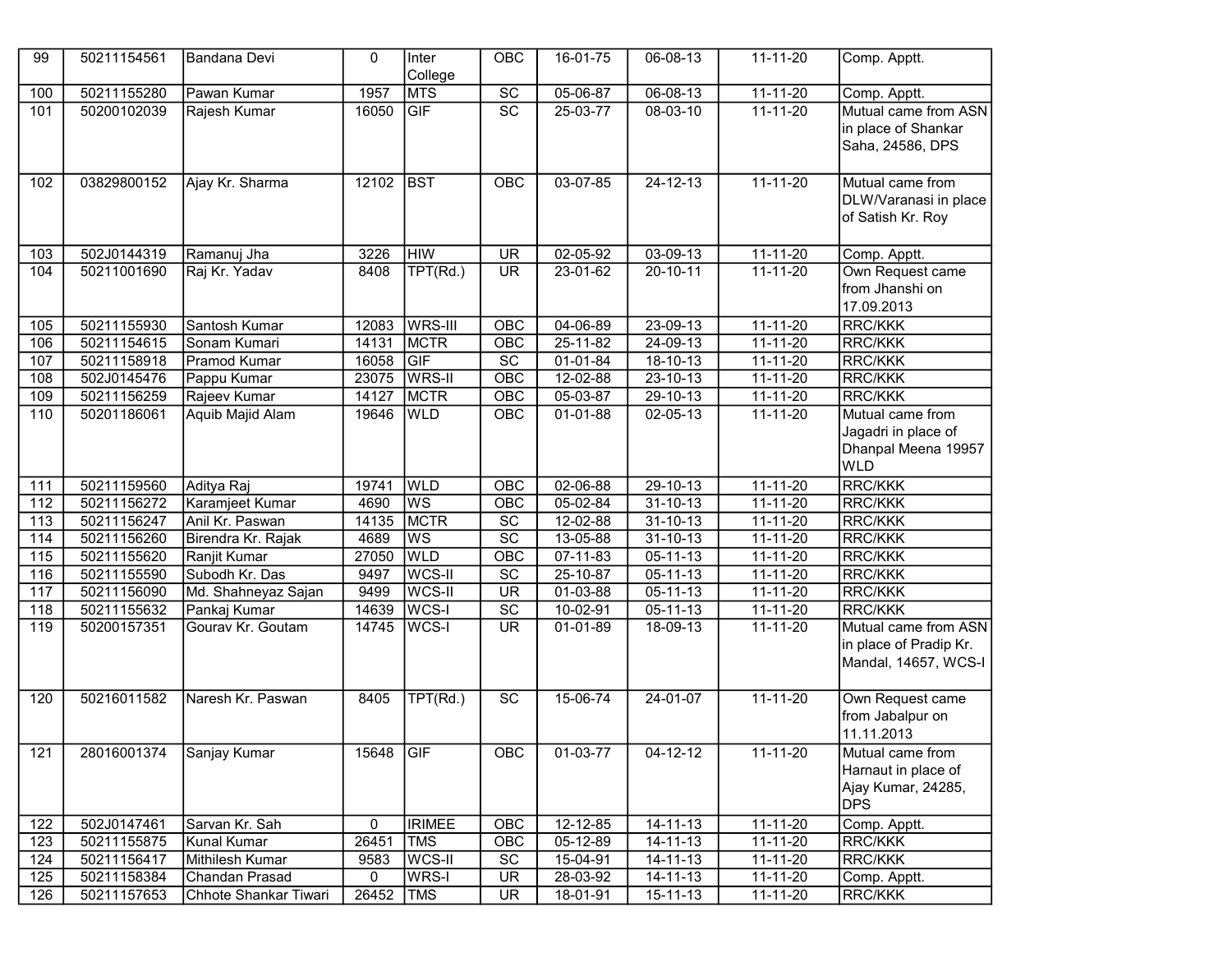| 99 | 50211154561 | Bandana Devi | 0 | Inter College | OBC | 16-01-75 | 06-08-13 | 11-11-20 | Comp. Apptt. |
|---|---|---|---|---|---|---|---|---|---|
| 100 | 50211155280 | Pawan Kumar | 1957 | MTS | SC | 05-06-87 | 06-08-13 | 11-11-20 | Comp. Apptt. |
| 101 | 50200102039 | Rajesh Kumar | 16050 | GIF | SC | 25-03-77 | 08-03-10 | 11-11-20 | Mutual came from ASN in place of Shankar Saha, 24586, DPS |
| 102 | 03829800152 | Ajay Kr. Sharma | 12102 | BST | OBC | 03-07-85 | 24-12-13 | 11-11-20 | Mutual came from DLW/Varanasi in place of Satish Kr. Roy |
| 103 | 502J0144319 | Ramanuj Jha | 3226 | HIW | UR | 02-05-92 | 03-09-13 | 11-11-20 | Comp. Apptt. |
| 104 | 50211001690 | Raj Kr. Yadav | 8408 | TPT(Rd.) | UR | 23-01-62 | 20-10-11 | 11-11-20 | Own Request came from Jhanshi on 17.09.2013 |
| 105 | 50211155930 | Santosh Kumar | 12083 | WRS-III | OBC | 04-06-89 | 23-09-13 | 11-11-20 | RRC/KKK |
| 106 | 50211154615 | Sonam Kumari | 14131 | MCTR | OBC | 25-11-82 | 24-09-13 | 11-11-20 | RRC/KKK |
| 107 | 50211158918 | Pramod Kumar | 16058 | GIF | SC | 01-01-84 | 18-10-13 | 11-11-20 | RRC/KKK |
| 108 | 502J0145476 | Pappu Kumar | 23075 | WRS-II | OBC | 12-02-88 | 23-10-13 | 11-11-20 | RRC/KKK |
| 109 | 50211156259 | Rajeev Kumar | 14127 | MCTR | OBC | 05-03-87 | 29-10-13 | 11-11-20 | RRC/KKK |
| 110 | 50201186061 | Aquib Majid Alam | 19646 | WLD | OBC | 01-01-88 | 02-05-13 | 11-11-20 | Mutual came from Jagadri in place of Dhanpal Meena 19957 WLD |
| 111 | 50211159560 | Aditya Raj | 19741 | WLD | OBC | 02-06-88 | 29-10-13 | 11-11-20 | RRC/KKK |
| 112 | 50211156272 | Karamjeet Kumar | 4690 | WS | OBC | 05-02-84 | 31-10-13 | 11-11-20 | RRC/KKK |
| 113 | 50211156247 | Anil Kr. Paswan | 14135 | MCTR | SC | 12-02-88 | 31-10-13 | 11-11-20 | RRC/KKK |
| 114 | 50211156260 | Birendra Kr. Rajak | 4689 | WS | SC | 13-05-88 | 31-10-13 | 11-11-20 | RRC/KKK |
| 115 | 50211155620 | Ranjit Kumar | 27050 | WLD | OBC | 07-11-83 | 05-11-13 | 11-11-20 | RRC/KKK |
| 116 | 50211155590 | Subodh Kr. Das | 9497 | WCS-II | SC | 25-10-87 | 05-11-13 | 11-11-20 | RRC/KKK |
| 117 | 50211156090 | Md. Shahneyaz Sajan | 9499 | WCS-II | UR | 01-03-88 | 05-11-13 | 11-11-20 | RRC/KKK |
| 118 | 50211155632 | Pankaj Kumar | 14639 | WCS-I | SC | 10-02-91 | 05-11-13 | 11-11-20 | RRC/KKK |
| 119 | 50200157351 | Gourav Kr. Goutam | 14745 | WCS-I | UR | 01-01-89 | 18-09-13 | 11-11-20 | Mutual came from ASN in place of Pradip Kr. Mandal, 14657, WCS-I |
| 120 | 50216011582 | Naresh Kr. Paswan | 8405 | TPT(Rd.) | SC | 15-06-74 | 24-01-07 | 11-11-20 | Own Request came from Jabalpur on 11.11.2013 |
| 121 | 28016001374 | Sanjay Kumar | 15648 | GIF | OBC | 01-03-77 | 04-12-12 | 11-11-20 | Mutual came from Harnaut in place of Ajay Kumar, 24285, DPS |
| 122 | 502J0147461 | Sarvan Kr. Sah | 0 | IRIMEE | OBC | 12-12-85 | 14-11-13 | 11-11-20 | Comp. Apptt. |
| 123 | 50211155875 | Kunal Kumar | 26451 | TMS | OBC | 05-12-89 | 14-11-13 | 11-11-20 | RRC/KKK |
| 124 | 50211156417 | Mithilesh Kumar | 9583 | WCS-II | SC | 15-04-91 | 14-11-13 | 11-11-20 | RRC/KKK |
| 125 | 50211158384 | Chandan Prasad | 0 | WRS-I | UR | 28-03-92 | 14-11-13 | 11-11-20 | Comp. Apptt. |
| 126 | 50211157653 | Chhote Shankar Tiwari | 26452 | TMS | UR | 18-01-91 | 15-11-13 | 11-11-20 | RRC/KKK |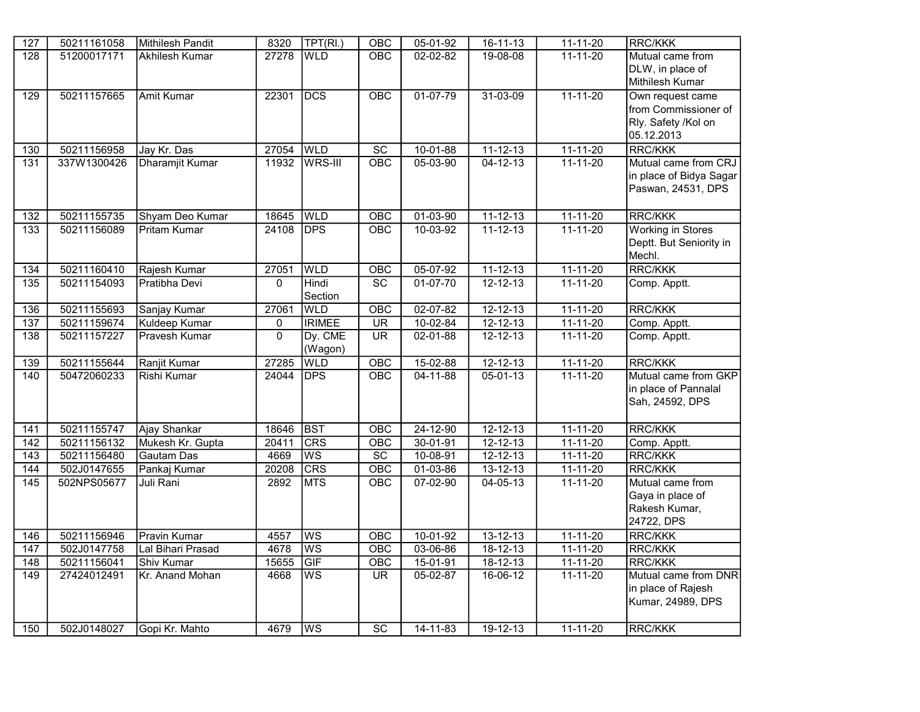| | | | | | | | | | |
|---|---|---|---|---|---|---|---|---|---|
| 127 | 50211161058 | Mithilesh Pandit | 8320 | TPT(Rl.) | OBC | 05-01-92 | 16-11-13 | 11-11-20 | RRC/KKK |
| 128 | 51200017171 | Akhilesh Kumar | 27278 | WLD | OBC | 02-02-82 | 19-08-08 | 11-11-20 | Mutual came from DLW, in place of Mithilesh Kumar |
| 129 | 50211157665 | Amit Kumar | 22301 | DCS | OBC | 01-07-79 | 31-03-09 | 11-11-20 | Own request came from Commissioner of Rly. Safety /Kol on 05.12.2013 |
| 130 | 50211156958 | Jay Kr. Das | 27054 | WLD | SC | 10-01-88 | 11-12-13 | 11-11-20 | RRC/KKK |
| 131 | 337W1300426 | Dharamjit Kumar | 11932 | WRS-III | OBC | 05-03-90 | 04-12-13 | 11-11-20 | Mutual came from CRJ in place of Bidya Sagar Paswan, 24531, DPS |
| 132 | 50211155735 | Shyam Deo Kumar | 18645 | WLD | OBC | 01-03-90 | 11-12-13 | 11-11-20 | RRC/KKK |
| 133 | 50211156089 | Pritam Kumar | 24108 | DPS | OBC | 10-03-92 | 11-12-13 | 11-11-20 | Working in Stores Deptt. But Seniority in Mechl. |
| 134 | 50211160410 | Rajesh Kumar | 27051 | WLD | OBC | 05-07-92 | 11-12-13 | 11-11-20 | RRC/KKK |
| 135 | 50211154093 | Pratibha Devi | 0 | Hindi Section | SC | 01-07-70 | 12-12-13 | 11-11-20 | Comp. Apptt. |
| 136 | 50211155693 | Sanjay Kumar | 27061 | WLD | OBC | 02-07-82 | 12-12-13 | 11-11-20 | RRC/KKK |
| 137 | 50211159674 | Kuldeep Kumar | 0 | IRIMEE | UR | 10-02-84 | 12-12-13 | 11-11-20 | Comp. Apptt. |
| 138 | 50211157227 | Pravesh Kumar | 0 | Dy. CME (Wagon) | UR | 02-01-88 | 12-12-13 | 11-11-20 | Comp. Apptt. |
| 139 | 50211155644 | Ranjit Kumar | 27285 | WLD | OBC | 15-02-88 | 12-12-13 | 11-11-20 | RRC/KKK |
| 140 | 50472060233 | Rishi Kumar | 24044 | DPS | OBC | 04-11-88 | 05-01-13 | 11-11-20 | Mutual came from GKP in place of Pannalal Sah, 24592, DPS |
| 141 | 50211155747 | Ajay Shankar | 18646 | BST | OBC | 24-12-90 | 12-12-13 | 11-11-20 | RRC/KKK |
| 142 | 50211156132 | Mukesh Kr. Gupta | 20411 | CRS | OBC | 30-01-91 | 12-12-13 | 11-11-20 | Comp. Apptt. |
| 143 | 50211156480 | Gautam Das | 4669 | WS | SC | 10-08-91 | 12-12-13 | 11-11-20 | RRC/KKK |
| 144 | 502J0147655 | Pankaj Kumar | 20208 | CRS | OBC | 01-03-86 | 13-12-13 | 11-11-20 | RRC/KKK |
| 145 | 502NPS05677 | Juli Rani | 2892 | MTS | OBC | 07-02-90 | 04-05-13 | 11-11-20 | Mutual came from Gaya in place of Rakesh Kumar, 24722, DPS |
| 146 | 50211156946 | Pravin Kumar | 4557 | WS | OBC | 10-01-92 | 13-12-13 | 11-11-20 | RRC/KKK |
| 147 | 502J0147758 | Lal Bihari Prasad | 4678 | WS | OBC | 03-06-86 | 18-12-13 | 11-11-20 | RRC/KKK |
| 148 | 50211156041 | Shiv Kumar | 15655 | GIF | OBC | 15-01-91 | 18-12-13 | 11-11-20 | RRC/KKK |
| 149 | 27424012491 | Kr. Anand Mohan | 4668 | WS | UR | 05-02-87 | 16-06-12 | 11-11-20 | Mutual came from DNR in place of Rajesh Kumar, 24989, DPS |
| 150 | 502J0148027 | Gopi Kr. Mahto | 4679 | WS | SC | 14-11-83 | 19-12-13 | 11-11-20 | RRC/KKK |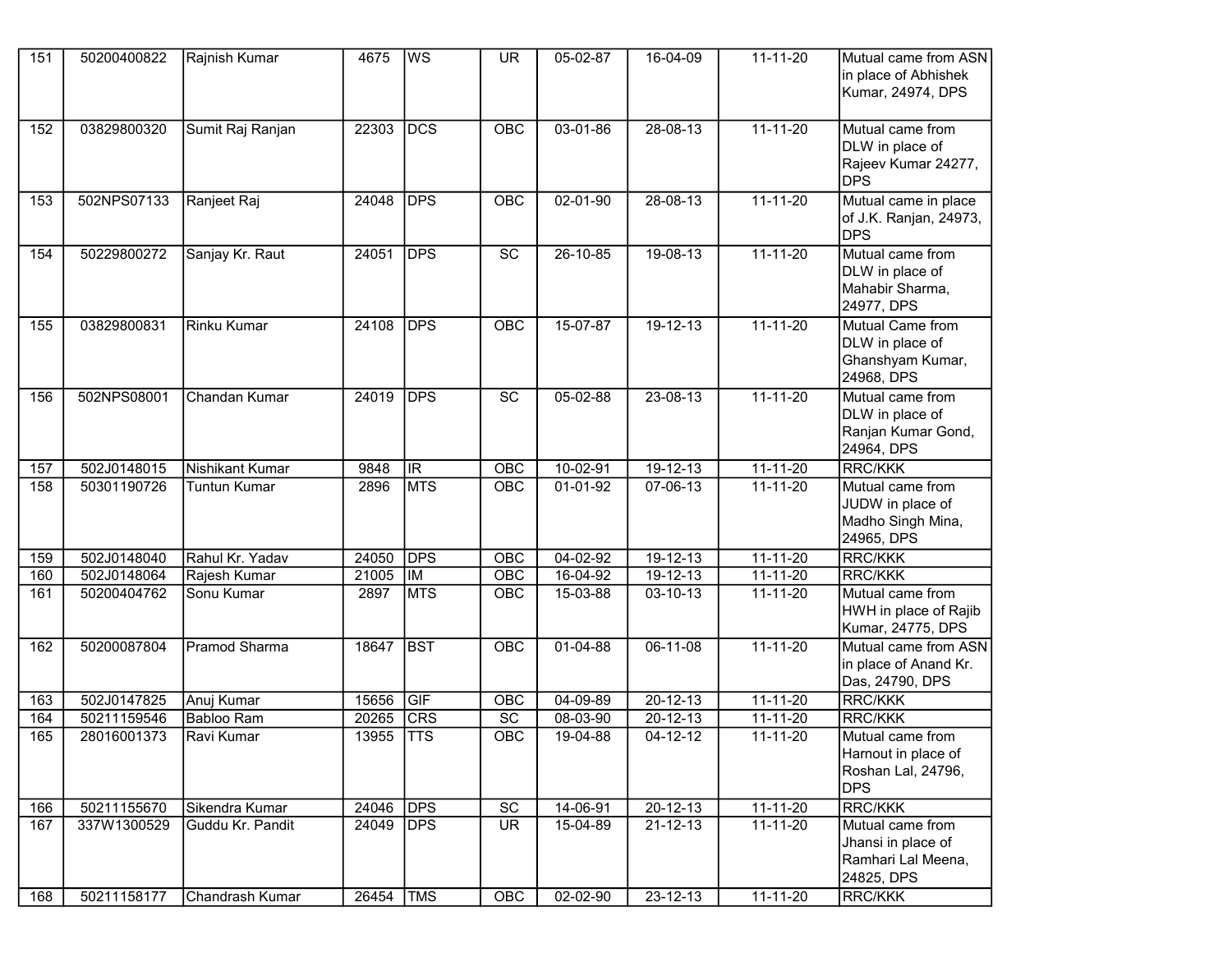| 151 | 50200400822 | Rajnish Kumar | 4675 | WS | UR | 05-02-87 | 16-04-09 | 11-11-20 | Mutual came from ASN in place of Abhishek Kumar, 24974, DPS |
|---|---|---|---|---|---|---|---|---|---|
| 152 | 03829800320 | Sumit Raj Ranjan | 22303 | DCS | OBC | 03-01-86 | 28-08-13 | 11-11-20 | Mutual came from DLW in place of Rajeev Kumar 24277, DPS |
| 153 | 502NPS07133 | Ranjeet Raj | 24048 | DPS | OBC | 02-01-90 | 28-08-13 | 11-11-20 | Mutual came in place of J.K. Ranjan, 24973, DPS |
| 154 | 50229800272 | Sanjay Kr. Raut | 24051 | DPS | SC | 26-10-85 | 19-08-13 | 11-11-20 | Mutual came from DLW in place of Mahabir Sharma, 24977, DPS |
| 155 | 03829800831 | Rinku Kumar | 24108 | DPS | OBC | 15-07-87 | 19-12-13 | 11-11-20 | Mutual Came from DLW in place of Ghanshyam Kumar, 24968, DPS |
| 156 | 502NPS08001 | Chandan Kumar | 24019 | DPS | SC | 05-02-88 | 23-08-13 | 11-11-20 | Mutual came from DLW in place of Ranjan Kumar Gond, 24964, DPS |
| 157 | 502J0148015 | Nishikant Kumar | 9848 | IR | OBC | 10-02-91 | 19-12-13 | 11-11-20 | RRC/KKK |
| 158 | 50301190726 | Tuntun Kumar | 2896 | MTS | OBC | 01-01-92 | 07-06-13 | 11-11-20 | Mutual came from JUDW in place of Madho Singh Mina, 24965, DPS |
| 159 | 502J0148040 | Rahul Kr. Yadav | 24050 | DPS | OBC | 04-02-92 | 19-12-13 | 11-11-20 | RRC/KKK |
| 160 | 502J0148064 | Rajesh Kumar | 21005 | IM | OBC | 16-04-92 | 19-12-13 | 11-11-20 | RRC/KKK |
| 161 | 50200404762 | Sonu Kumar | 2897 | MTS | OBC | 15-03-88 | 03-10-13 | 11-11-20 | Mutual came from HWH in place of Rajib Kumar, 24775, DPS |
| 162 | 50200087804 | Pramod Sharma | 18647 | BST | OBC | 01-04-88 | 06-11-08 | 11-11-20 | Mutual came from ASN in place of Anand Kr. Das, 24790, DPS |
| 163 | 502J0147825 | Anuj Kumar | 15656 | GIF | OBC | 04-09-89 | 20-12-13 | 11-11-20 | RRC/KKK |
| 164 | 50211159546 | Babloo Ram | 20265 | CRS | SC | 08-03-90 | 20-12-13 | 11-11-20 | RRC/KKK |
| 165 | 28016001373 | Ravi Kumar | 13955 | TTS | OBC | 19-04-88 | 04-12-12 | 11-11-20 | Mutual came from Harnout in place of Roshan Lal, 24796, DPS |
| 166 | 50211155670 | Sikendra Kumar | 24046 | DPS | SC | 14-06-91 | 20-12-13 | 11-11-20 | RRC/KKK |
| 167 | 337W1300529 | Guddu Kr. Pandit | 24049 | DPS | UR | 15-04-89 | 21-12-13 | 11-11-20 | Mutual came from Jhansi in place of Ramhari Lal Meena, 24825, DPS |
| 168 | 50211158177 | Chandrash Kumar | 26454 | TMS | OBC | 02-02-90 | 23-12-13 | 11-11-20 | RRC/KKK |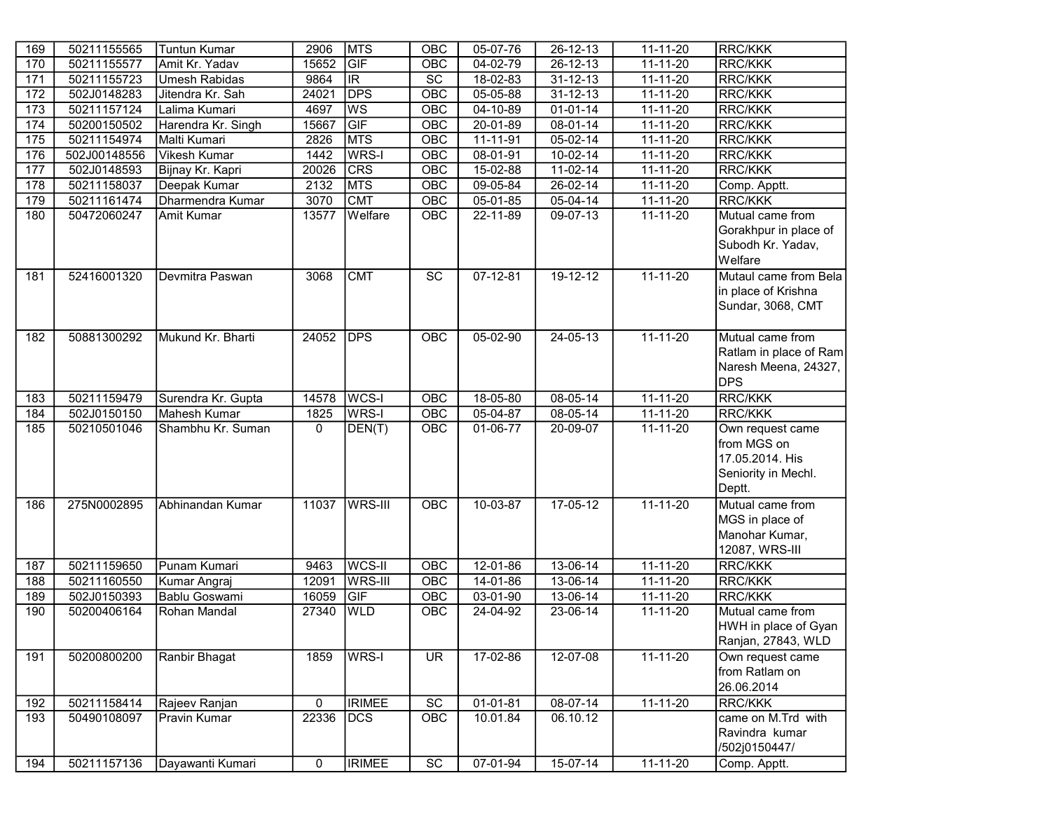| 169 | 50211155565 | Tuntun Kumar | 2906 | MTS | OBC | 05-07-76 | 26-12-13 | 11-11-20 | RRC/KKK |
|---|---|---|---|---|---|---|---|---|---|
| 170 | 50211155577 | Amit Kr. Yadav | 15652 | GIF | OBC | 04-02-79 | 26-12-13 | 11-11-20 | RRC/KKK |
| 171 | 50211155723 | Umesh Rabidas | 9864 | IR | SC | 18-02-83 | 31-12-13 | 11-11-20 | RRC/KKK |
| 172 | 502J0148283 | Jitendra Kr. Sah | 24021 | DPS | OBC | 05-05-88 | 31-12-13 | 11-11-20 | RRC/KKK |
| 173 | 50211157124 | Lalima Kumari | 4697 | WS | OBC | 04-10-89 | 01-01-14 | 11-11-20 | RRC/KKK |
| 174 | 50200150502 | Harendra Kr. Singh | 15667 | GIF | OBC | 20-01-89 | 08-01-14 | 11-11-20 | RRC/KKK |
| 175 | 50211154974 | Malti Kumari | 2826 | MTS | OBC | 11-11-91 | 05-02-14 | 11-11-20 | RRC/KKK |
| 176 | 502J00148556 | Vikesh Kumar | 1442 | WRS-I | OBC | 08-01-91 | 10-02-14 | 11-11-20 | RRC/KKK |
| 177 | 502J0148593 | Bijnay Kr. Kapri | 20026 | CRS | OBC | 15-02-88 | 11-02-14 | 11-11-20 | RRC/KKK |
| 178 | 50211158037 | Deepak Kumar | 2132 | MTS | OBC | 09-05-84 | 26-02-14 | 11-11-20 | Comp. Apptt. |
| 179 | 50211161474 | Dharmendra Kumar | 3070 | CMT | OBC | 05-01-85 | 05-04-14 | 11-11-20 | RRC/KKK |
| 180 | 50472060247 | Amit Kumar | 13577 | Welfare | OBC | 22-11-89 | 09-07-13 | 11-11-20 | Mutual came from Gorakhpur in place of Subodh Kr. Yadav, Welfare |
| 181 | 52416001320 | Devmitra Paswan | 3068 | CMT | SC | 07-12-81 | 19-12-12 | 11-11-20 | Mutaul came from Bela in place of Krishna Sundar, 3068, CMT |
| 182 | 50881300292 | Mukund Kr. Bharti | 24052 | DPS | OBC | 05-02-90 | 24-05-13 | 11-11-20 | Mutual came from Ratlam in place of Ram Naresh Meena, 24327, DPS |
| 183 | 50211159479 | Surendra Kr. Gupta | 14578 | WCS-I | OBC | 18-05-80 | 08-05-14 | 11-11-20 | RRC/KKK |
| 184 | 502J0150150 | Mahesh Kumar | 1825 | WRS-I | OBC | 05-04-87 | 08-05-14 | 11-11-20 | RRC/KKK |
| 185 | 50210501046 | Shambhu Kr. Suman | 0 | DEN(T) | OBC | 01-06-77 | 20-09-07 | 11-11-20 | Own request came from MGS on 17.05.2014. His Seniority in Mechl. Deptt. |
| 186 | 275N0002895 | Abhinandan Kumar | 11037 | WRS-III | OBC | 10-03-87 | 17-05-12 | 11-11-20 | Mutual came from MGS in place of Manohar Kumar, 12087, WRS-III |
| 187 | 50211159650 | Punam Kumari | 9463 | WCS-II | OBC | 12-01-86 | 13-06-14 | 11-11-20 | RRC/KKK |
| 188 | 50211160550 | Kumar Angraj | 12091 | WRS-III | OBC | 14-01-86 | 13-06-14 | 11-11-20 | RRC/KKK |
| 189 | 502J0150393 | Bablu Goswami | 16059 | GIF | OBC | 03-01-90 | 13-06-14 | 11-11-20 | RRC/KKK |
| 190 | 50200406164 | Rohan Mandal | 27340 | WLD | OBC | 24-04-92 | 23-06-14 | 11-11-20 | Mutual came from HWH in place of Gyan Ranjan, 27843, WLD |
| 191 | 50200800200 | Ranbir Bhagat | 1859 | WRS-I | UR | 17-02-86 | 12-07-08 | 11-11-20 | Own request came from Ratlam on 26.06.2014 |
| 192 | 50211158414 | Rajeev Ranjan | 0 | IRIMEE | SC | 01-01-81 | 08-07-14 | 11-11-20 | RRC/KKK |
| 193 | 50490108097 | Pravin Kumar | 22336 | DCS | OBC | 10.01.84 | 06.10.12 | | came on M.Trd with Ravindra kumar /502j0150447/ |
| 194 | 50211157136 | Dayawanti Kumari | 0 | IRIMEE | SC | 07-01-94 | 15-07-14 | 11-11-20 | Comp. Apptt. |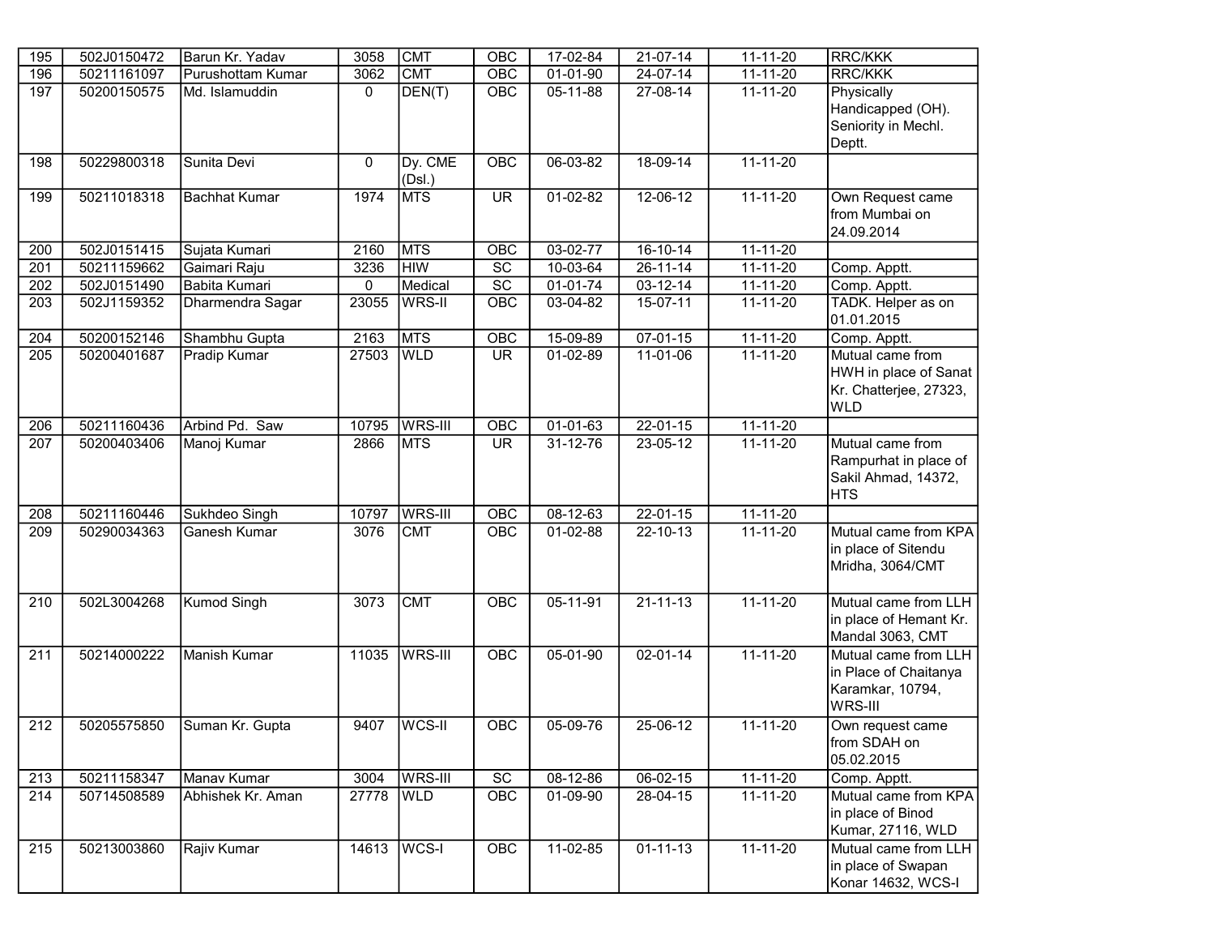| 195 | 502J0150472 | Barun Kr. Yadav | 3058 | CMT | OBC | 17-02-84 | 21-07-14 | 11-11-20 | RRC/KKK |
|---|---|---|---|---|---|---|---|---|---|
| 196 | 50211161097 | Purushottam Kumar | 3062 | CMT | OBC | 01-01-90 | 24-07-14 | 11-11-20 | RRC/KKK |
| 197 | 50200150575 | Md. Islamuddin | 0 | DEN(T) | OBC | 05-11-88 | 27-08-14 | 11-11-20 | Physically Handicapped (OH). Seniority in Mechl. Deptt. |
| 198 | 50229800318 | Sunita Devi | 0 | Dy. CME (Dsl.) | OBC | 06-03-82 | 18-09-14 | 11-11-20 | |
| 199 | 50211018318 | Bachhat Kumar | 1974 | MTS | UR | 01-02-82 | 12-06-12 | 11-11-20 | Own Request came from Mumbai on 24.09.2014 |
| 200 | 502J0151415 | Sujata Kumari | 2160 | MTS | OBC | 03-02-77 | 16-10-14 | 11-11-20 | |
| 201 | 50211159662 | Gaimari Raju | 3236 | HIW | SC | 10-03-64 | 26-11-14 | 11-11-20 | Comp. Apptt. |
| 202 | 502J0151490 | Babita Kumari | 0 | Medical | SC | 01-01-74 | 03-12-14 | 11-11-20 | Comp. Apptt. |
| 203 | 502J1159352 | Dharmendra Sagar | 23055 | WRS-II | OBC | 03-04-82 | 15-07-11 | 11-11-20 | TADK. Helper as on 01.01.2015 |
| 204 | 50200152146 | Shambhu Gupta | 2163 | MTS | OBC | 15-09-89 | 07-01-15 | 11-11-20 | Comp. Apptt. |
| 205 | 50200401687 | Pradip Kumar | 27503 | WLD | UR | 01-02-89 | 11-01-06 | 11-11-20 | Mutual came from HWH in place of Sanat Kr. Chatterjee, 27323, WLD |
| 206 | 50211160436 | Arbind Pd. Saw | 10795 | WRS-III | OBC | 01-01-63 | 22-01-15 | 11-11-20 | |
| 207 | 50200403406 | Manoj Kumar | 2866 | MTS | UR | 31-12-76 | 23-05-12 | 11-11-20 | Mutual came from Rampurhat in place of Sakil Ahmad, 14372, HTS |
| 208 | 50211160446 | Sukhdeo Singh | 10797 | WRS-III | OBC | 08-12-63 | 22-01-15 | 11-11-20 | |
| 209 | 50290034363 | Ganesh Kumar | 3076 | CMT | OBC | 01-02-88 | 22-10-13 | 11-11-20 | Mutual came from KPA in place of Sitendu Mridha, 3064/CMT |
| 210 | 502L3004268 | Kumod Singh | 3073 | CMT | OBC | 05-11-91 | 21-11-13 | 11-11-20 | Mutual came from LLH in place of Hemant Kr. Mandal 3063, CMT |
| 211 | 50214000222 | Manish Kumar | 11035 | WRS-III | OBC | 05-01-90 | 02-01-14 | 11-11-20 | Mutual came from LLH in Place of Chaitanya Karamkar, 10794, WRS-III |
| 212 | 50205575850 | Suman Kr. Gupta | 9407 | WCS-II | OBC | 05-09-76 | 25-06-12 | 11-11-20 | Own request came from SDAH on 05.02.2015 |
| 213 | 50211158347 | Manav Kumar | 3004 | WRS-III | SC | 08-12-86 | 06-02-15 | 11-11-20 | Comp. Apptt. |
| 214 | 50714508589 | Abhishek Kr. Aman | 27778 | WLD | OBC | 01-09-90 | 28-04-15 | 11-11-20 | Mutual came from KPA in place of Binod Kumar, 27116, WLD |
| 215 | 50213003860 | Rajiv Kumar | 14613 | WCS-I | OBC | 11-02-85 | 01-11-13 | 11-11-20 | Mutual came from LLH in place of Swapan Konar 14632, WCS-I |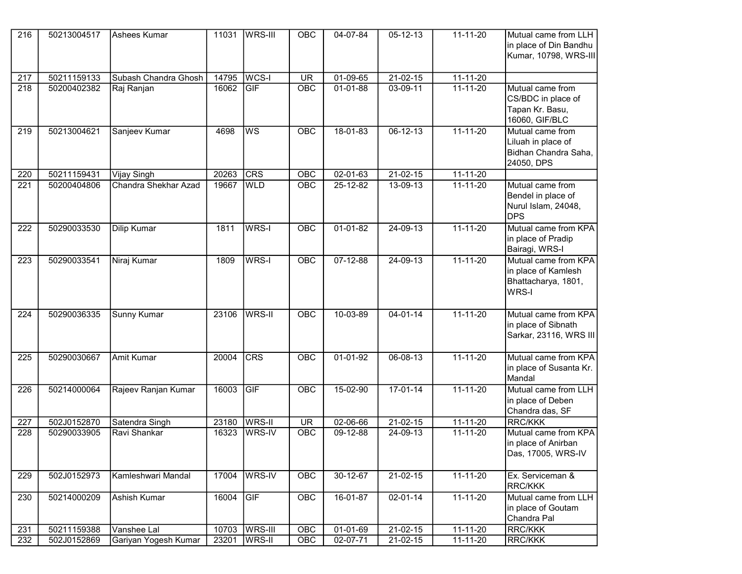| 216 | 50213004517 | Ashees Kumar | 11031 | WRS-III | OBC | 04-07-84 | 05-12-13 | 11-11-20 | Mutual came from LLH in place of Din Bandhu Kumar, 10798, WRS-III |
|---|---|---|---|---|---|---|---|---|---|
| 217 | 50211159133 | Subash Chandra Ghosh | 14795 | WCS-I | UR | 01-09-65 | 21-02-15 | 11-11-20 | |
| 218 | 50200402382 | Raj Ranjan | 16062 | GIF | OBC | 01-01-88 | 03-09-11 | 11-11-20 | Mutual came from CS/BDC in place of Tapan Kr. Basu, 16060, GIF/BLC |
| 219 | 50213004621 | Sanjeev Kumar | 4698 | WS | OBC | 18-01-83 | 06-12-13 | 11-11-20 | Mutual came from Liluah in place of Bidhan Chandra Saha, 24050, DPS |
| 220 | 50211159431 | Vijay Singh | 20263 | CRS | OBC | 02-01-63 | 21-02-15 | 11-11-20 | |
| 221 | 50200404806 | Chandra Shekhar Azad | 19667 | WLD | OBC | 25-12-82 | 13-09-13 | 11-11-20 | Mutual came from Bendel in place of Nurul Islam, 24048, DPS |
| 222 | 50290033530 | Dilip Kumar | 1811 | WRS-I | OBC | 01-01-82 | 24-09-13 | 11-11-20 | Mutual came from KPA in place of Pradip Bairagi, WRS-I |
| 223 | 50290033541 | Niraj Kumar | 1809 | WRS-I | OBC | 07-12-88 | 24-09-13 | 11-11-20 | Mutual came from KPA in place of Kamlesh Bhattacharya, 1801, WRS-I |
| 224 | 50290036335 | Sunny Kumar | 23106 | WRS-II | OBC | 10-03-89 | 04-01-14 | 11-11-20 | Mutual came from KPA in place of Sibnath Sarkar, 23116, WRS III |
| 225 | 50290030667 | Amit Kumar | 20004 | CRS | OBC | 01-01-92 | 06-08-13 | 11-11-20 | Mutual came from KPA in place of Susanta Kr. Mandal |
| 226 | 50214000064 | Rajeev Ranjan Kumar | 16003 | GIF | OBC | 15-02-90 | 17-01-14 | 11-11-20 | Mutual came from LLH in place of Deben Chandra das, SF |
| 227 | 502J0152870 | Satendra Singh | 23180 | WRS-II | UR | 02-06-66 | 21-02-15 | 11-11-20 | RRC/KKK |
| 228 | 50290033905 | Ravi Shankar | 16323 | WRS-IV | OBC | 09-12-88 | 24-09-13 | 11-11-20 | Mutual came from KPA in place of Anirban Das, 17005, WRS-IV |
| 229 | 502J0152973 | Kamleshwari Mandal | 17004 | WRS-IV | OBC | 30-12-67 | 21-02-15 | 11-11-20 | Ex. Serviceman & RRC/KKK |
| 230 | 50214000209 | Ashish Kumar | 16004 | GIF | OBC | 16-01-87 | 02-01-14 | 11-11-20 | Mutual came from LLH in place of Goutam Chandra Pal |
| 231 | 50211159388 | Vanshee Lal | 10703 | WRS-III | OBC | 01-01-69 | 21-02-15 | 11-11-20 | RRC/KKK |
| 232 | 502J0152869 | Gariyan Yogesh Kumar | 23201 | WRS-II | OBC | 02-07-71 | 21-02-15 | 11-11-20 | RRC/KKK |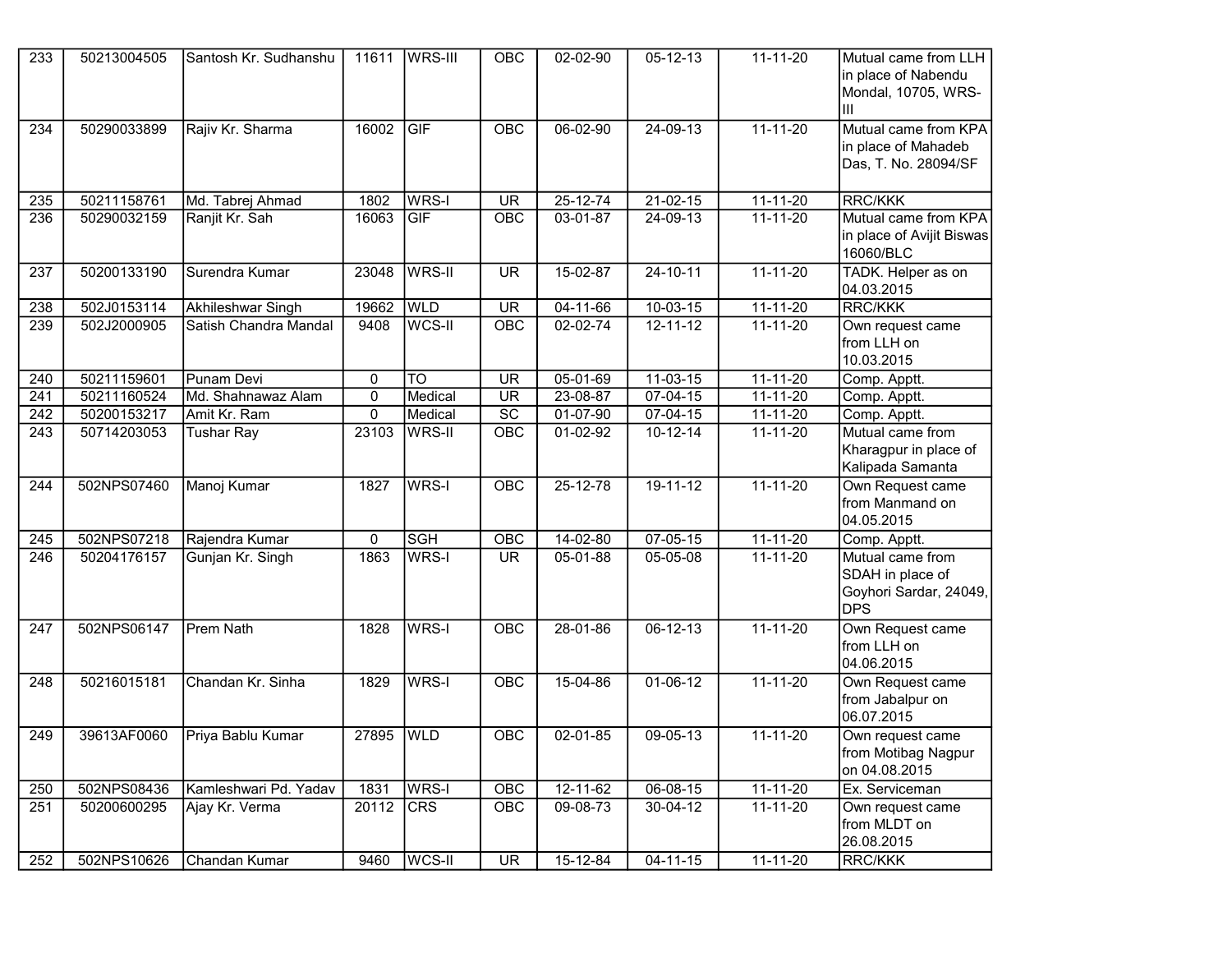| 233 | 50213004505 | Santosh Kr. Sudhanshu | 11611 | WRS-III | OBC | 02-02-90 | 05-12-13 | 11-11-20 | Mutual came from LLH in place of Nabendu Mondal, 10705, WRS-III |
|---|---|---|---|---|---|---|---|---|---|
| 234 | 50290033899 | Rajiv Kr. Sharma | 16002 | GIF | OBC | 06-02-90 | 24-09-13 | 11-11-20 | Mutual came from KPA in place of Mahadeb Das, T. No. 28094/SF |
| 235 | 50211158761 | Md. Tabrej Ahmad | 1802 | WRS-I | UR | 25-12-74 | 21-02-15 | 11-11-20 | RRC/KKK |
| 236 | 50290032159 | Ranjit Kr. Sah | 16063 | GIF | OBC | 03-01-87 | 24-09-13 | 11-11-20 | Mutual came from KPA in place of Avijit Biswas 16060/BLC |
| 237 | 50200133190 | Surendra Kumar | 23048 | WRS-II | UR | 15-02-87 | 24-10-11 | 11-11-20 | TADK. Helper as on 04.03.2015 |
| 238 | 502J0153114 | Akhileshwar Singh | 19662 | WLD | UR | 04-11-66 | 10-03-15 | 11-11-20 | RRC/KKK |
| 239 | 502J2000905 | Satish Chandra Mandal | 9408 | WCS-II | OBC | 02-02-74 | 12-11-12 | 11-11-20 | Own request came from LLH on 10.03.2015 |
| 240 | 50211159601 | Punam Devi | 0 | TO | UR | 05-01-69 | 11-03-15 | 11-11-20 | Comp. Apptt. |
| 241 | 50211160524 | Md. Shahnawaz Alam | 0 | Medical | UR | 23-08-87 | 07-04-15 | 11-11-20 | Comp. Apptt. |
| 242 | 50200153217 | Amit Kr. Ram | 0 | Medical | SC | 01-07-90 | 07-04-15 | 11-11-20 | Comp. Apptt. |
| 243 | 50714203053 | Tushar Ray | 23103 | WRS-II | OBC | 01-02-92 | 10-12-14 | 11-11-20 | Mutual came from Kharagpur in place of Kalipada Samanta |
| 244 | 502NPS07460 | Manoj Kumar | 1827 | WRS-I | OBC | 25-12-78 | 19-11-12 | 11-11-20 | Own Request came from Manmand on 04.05.2015 |
| 245 | 502NPS07218 | Rajendra Kumar | 0 | SGH | OBC | 14-02-80 | 07-05-15 | 11-11-20 | Comp. Apptt. |
| 246 | 50204176157 | Gunjan Kr. Singh | 1863 | WRS-I | UR | 05-01-88 | 05-05-08 | 11-11-20 | Mutual came from SDAH in place of Goyhori Sardar, 24049, DPS |
| 247 | 502NPS06147 | Prem Nath | 1828 | WRS-I | OBC | 28-01-86 | 06-12-13 | 11-11-20 | Own Request came from LLH on 04.06.2015 |
| 248 | 50216015181 | Chandan Kr. Sinha | 1829 | WRS-I | OBC | 15-04-86 | 01-06-12 | 11-11-20 | Own Request came from Jabalpur on 06.07.2015 |
| 249 | 39613AF0060 | Priya Bablu Kumar | 27895 | WLD | OBC | 02-01-85 | 09-05-13 | 11-11-20 | Own request came from Motibag Nagpur on 04.08.2015 |
| 250 | 502NPS08436 | Kamleshwari Pd. Yadav | 1831 | WRS-I | OBC | 12-11-62 | 06-08-15 | 11-11-20 | Ex. Serviceman |
| 251 | 50200600295 | Ajay Kr. Verma | 20112 | CRS | OBC | 09-08-73 | 30-04-12 | 11-11-20 | Own request came from MLDT on 26.08.2015 |
| 252 | 502NPS10626 | Chandan Kumar | 9460 | WCS-II | UR | 15-12-84 | 04-11-15 | 11-11-20 | RRC/KKK |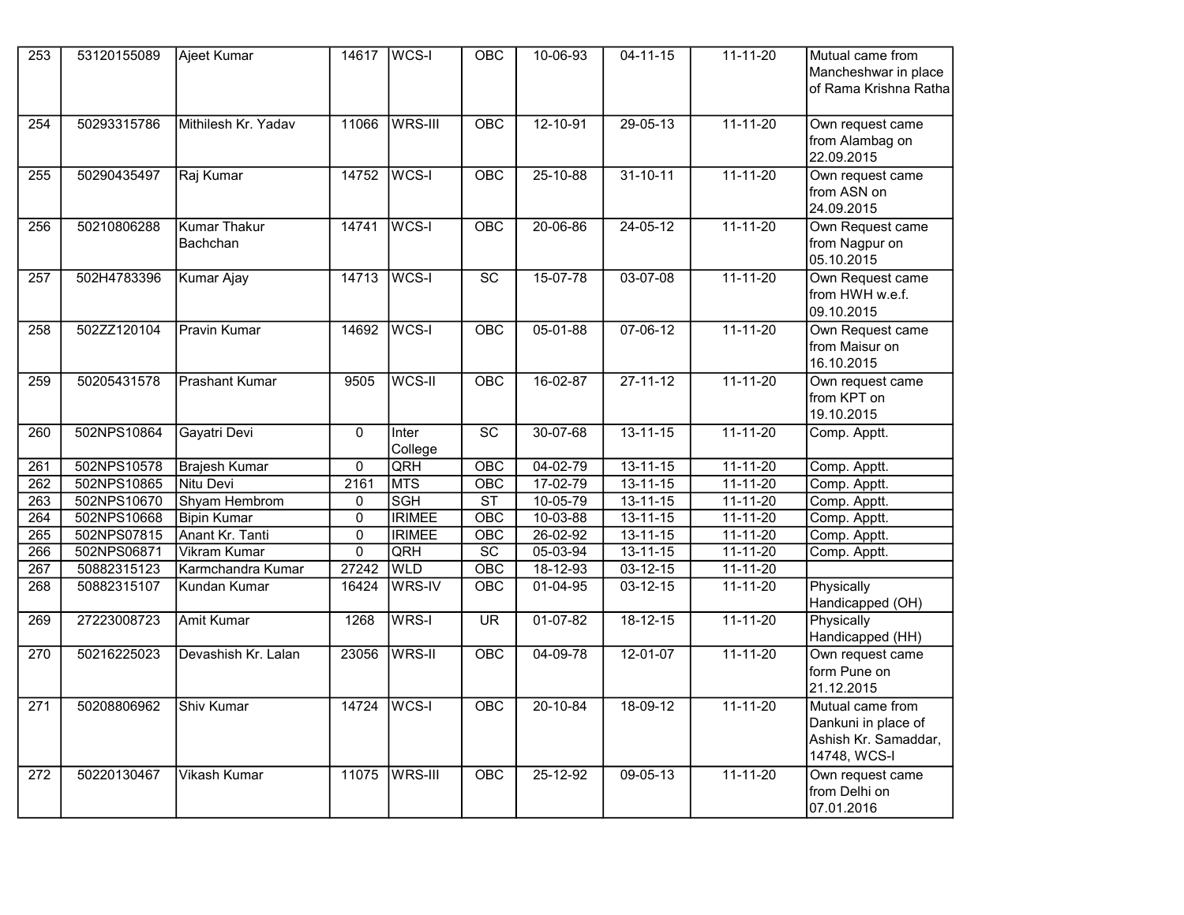| 253 | 53120155089 | Ajeet Kumar | 14617 | WCS-I | OBC | 10-06-93 | 04-11-15 | 11-11-20 | Mutual came from Mancheshwar in place of Rama Krishna Ratha |
|---|---|---|---|---|---|---|---|---|---|
| 254 | 50293315786 | Mithilesh Kr. Yadav | 11066 | WRS-III | OBC | 12-10-91 | 29-05-13 | 11-11-20 | Own request came from Alambag on 22.09.2015 |
| 255 | 50290435497 | Raj Kumar | 14752 | WCS-I | OBC | 25-10-88 | 31-10-11 | 11-11-20 | Own request came from ASN on 24.09.2015 |
| 256 | 50210806288 | Kumar Thakur Bachchan | 14741 | WCS-I | OBC | 20-06-86 | 24-05-12 | 11-11-20 | Own Request came from Nagpur on 05.10.2015 |
| 257 | 502H4783396 | Kumar Ajay | 14713 | WCS-I | SC | 15-07-78 | 03-07-08 | 11-11-20 | Own Request came from HWH w.e.f. 09.10.2015 |
| 258 | 502ZZ120104 | Pravin Kumar | 14692 | WCS-I | OBC | 05-01-88 | 07-06-12 | 11-11-20 | Own Request came from Maisur on 16.10.2015 |
| 259 | 50205431578 | Prashant Kumar | 9505 | WCS-II | OBC | 16-02-87 | 27-11-12 | 11-11-20 | Own request came from KPT on 19.10.2015 |
| 260 | 502NPS10864 | Gayatri Devi | 0 | Inter College | SC | 30-07-68 | 13-11-15 | 11-11-20 | Comp. Apptt. |
| 261 | 502NPS10578 | Brajesh Kumar | 0 | QRH | OBC | 04-02-79 | 13-11-15 | 11-11-20 | Comp. Apptt. |
| 262 | 502NPS10865 | Nitu Devi | 2161 | MTS | OBC | 17-02-79 | 13-11-15 | 11-11-20 | Comp. Apptt. |
| 263 | 502NPS10670 | Shyam Hembrom | 0 | SGH | ST | 10-05-79 | 13-11-15 | 11-11-20 | Comp. Apptt. |
| 264 | 502NPS10668 | Bipin Kumar | 0 | IRIMEE | OBC | 10-03-88 | 13-11-15 | 11-11-20 | Comp. Apptt. |
| 265 | 502NPS07815 | Anant Kr. Tanti | 0 | IRIMEE | OBC | 26-02-92 | 13-11-15 | 11-11-20 | Comp. Apptt. |
| 266 | 502NPS06871 | Vikram Kumar | 0 | QRH | SC | 05-03-94 | 13-11-15 | 11-11-20 | Comp. Apptt. |
| 267 | 50882315123 | Karmchandra Kumar | 27242 | WLD | OBC | 18-12-93 | 03-12-15 | 11-11-20 | |
| 268 | 50882315107 | Kundan Kumar | 16424 | WRS-IV | OBC | 01-04-95 | 03-12-15 | 11-11-20 | Physically Handicapped (OH) |
| 269 | 27223008723 | Amit Kumar | 1268 | WRS-I | UR | 01-07-82 | 18-12-15 | 11-11-20 | Physically Handicapped (HH) |
| 270 | 50216225023 | Devashish Kr. Lalan | 23056 | WRS-II | OBC | 04-09-78 | 12-01-07 | 11-11-20 | Own request came form Pune on 21.12.2015 |
| 271 | 50208806962 | Shiv Kumar | 14724 | WCS-I | OBC | 20-10-84 | 18-09-12 | 11-11-20 | Mutual came from Dankuni in place of Ashish Kr. Samaddar, 14748, WCS-I |
| 272 | 50220130467 | Vikash Kumar | 11075 | WRS-III | OBC | 25-12-92 | 09-05-13 | 11-11-20 | Own request came from Delhi on 07.01.2016 |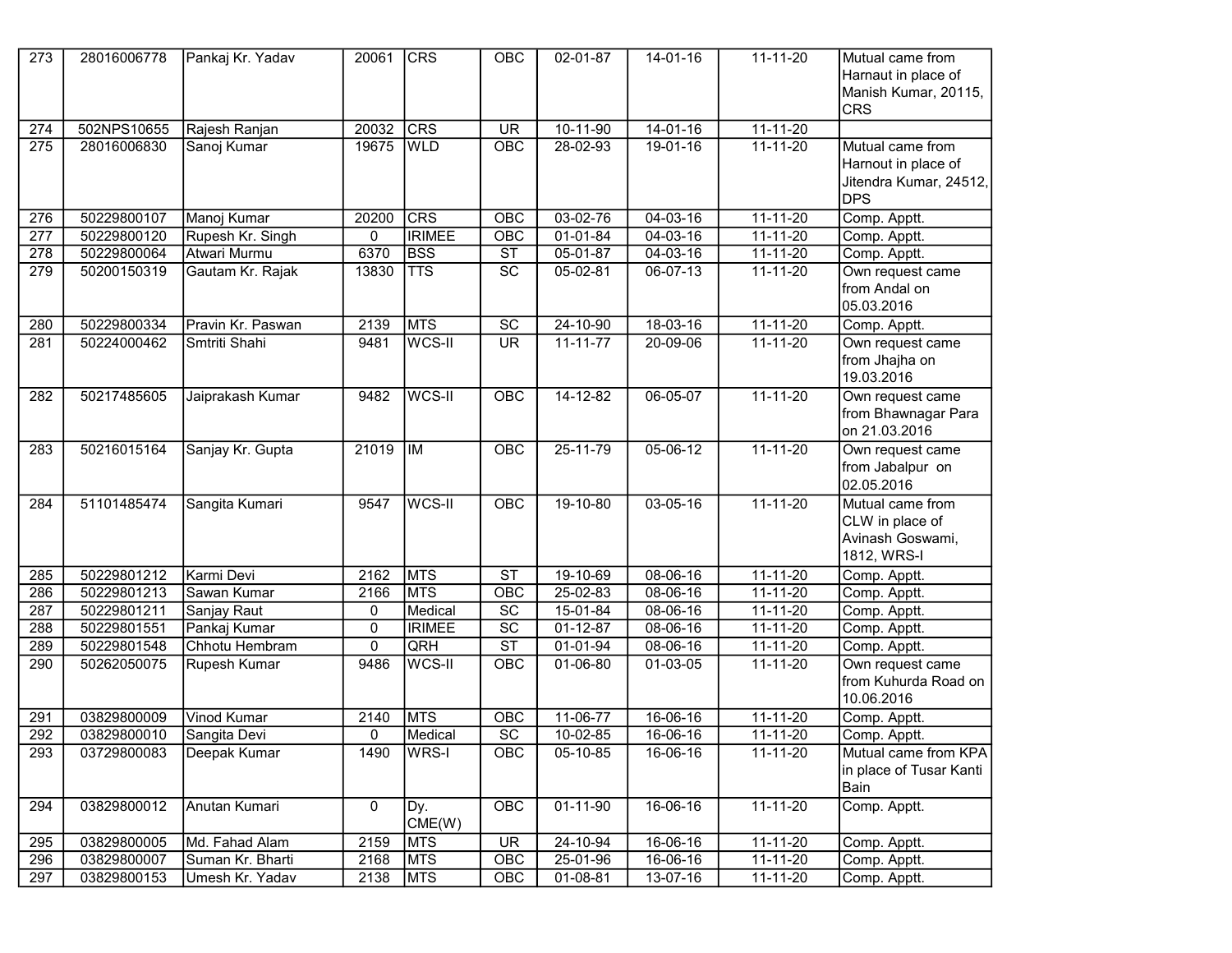| 273 | 28016006778 | Pankaj Kr. Yadav | 20061 | CRS | OBC | 02-01-87 | 14-01-16 | 11-11-20 | Mutual came from Harnaut in place of Manish Kumar, 20115, CRS |
|---|---|---|---|---|---|---|---|---|---|
| 274 | 502NPS10655 | Rajesh Ranjan | 20032 | CRS | UR | 10-11-90 | 14-01-16 | 11-11-20 | |
| 275 | 28016006830 | Sanoj Kumar | 19675 | WLD | OBC | 28-02-93 | 19-01-16 | 11-11-20 | Mutual came from Harnout in place of Jitendra Kumar, 24512, DPS |
| 276 | 50229800107 | Manoj Kumar | 20200 | CRS | OBC | 03-02-76 | 04-03-16 | 11-11-20 | Comp. Apptt. |
| 277 | 50229800120 | Rupesh Kr. Singh | 0 | IRIMEE | OBC | 01-01-84 | 04-03-16 | 11-11-20 | Comp. Apptt. |
| 278 | 50229800064 | Atwari Murmu | 6370 | BSS | ST | 05-01-87 | 04-03-16 | 11-11-20 | Comp. Apptt. |
| 279 | 50200150319 | Gautam Kr. Rajak | 13830 | TTS | SC | 05-02-81 | 06-07-13 | 11-11-20 | Own request came from Andal on 05.03.2016 |
| 280 | 50229800334 | Pravin Kr. Paswan | 2139 | MTS | SC | 24-10-90 | 18-03-16 | 11-11-20 | Comp. Apptt. |
| 281 | 50224000462 | Smtriti Shahi | 9481 | WCS-II | UR | 11-11-77 | 20-09-06 | 11-11-20 | Own request came from Jhajha on 19.03.2016 |
| 282 | 50217485605 | Jaiprakash Kumar | 9482 | WCS-II | OBC | 14-12-82 | 06-05-07 | 11-11-20 | Own request came from Bhawnagar Para on 21.03.2016 |
| 283 | 50216015164 | Sanjay Kr. Gupta | 21019 | IM | OBC | 25-11-79 | 05-06-12 | 11-11-20 | Own request came from Jabalpur on 02.05.2016 |
| 284 | 51101485474 | Sangita Kumari | 9547 | WCS-II | OBC | 19-10-80 | 03-05-16 | 11-11-20 | Mutual came from CLW in place of Avinash Goswami, 1812, WRS-I |
| 285 | 50229801212 | Karmi Devi | 2162 | MTS | ST | 19-10-69 | 08-06-16 | 11-11-20 | Comp. Apptt. |
| 286 | 50229801213 | Sawan Kumar | 2166 | MTS | OBC | 25-02-83 | 08-06-16 | 11-11-20 | Comp. Apptt. |
| 287 | 50229801211 | Sanjay Raut | 0 | Medical | SC | 15-01-84 | 08-06-16 | 11-11-20 | Comp. Apptt. |
| 288 | 50229801551 | Pankaj Kumar | 0 | IRIMEE | SC | 01-12-87 | 08-06-16 | 11-11-20 | Comp. Apptt. |
| 289 | 50229801548 | Chhotu Hembram | 0 | QRH | ST | 01-01-94 | 08-06-16 | 11-11-20 | Comp. Apptt. |
| 290 | 50262050075 | Rupesh Kumar | 9486 | WCS-II | OBC | 01-06-80 | 01-03-05 | 11-11-20 | Own request came from Kuhurda Road on 10.06.2016 |
| 291 | 03829800009 | Vinod Kumar | 2140 | MTS | OBC | 11-06-77 | 16-06-16 | 11-11-20 | Comp. Apptt. |
| 292 | 03829800010 | Sangita Devi | 0 | Medical | SC | 10-02-85 | 16-06-16 | 11-11-20 | Comp. Apptt. |
| 293 | 03729800083 | Deepak Kumar | 1490 | WRS-I | OBC | 05-10-85 | 16-06-16 | 11-11-20 | Mutual came from KPA in place of Tusar Kanti Bain |
| 294 | 03829800012 | Anutan Kumari | 0 | Dy. CME(W) | OBC | 01-11-90 | 16-06-16 | 11-11-20 | Comp. Apptt. |
| 295 | 03829800005 | Md. Fahad Alam | 2159 | MTS | UR | 24-10-94 | 16-06-16 | 11-11-20 | Comp. Apptt. |
| 296 | 03829800007 | Suman Kr. Bharti | 2168 | MTS | OBC | 25-01-96 | 16-06-16 | 11-11-20 | Comp. Apptt. |
| 297 | 03829800153 | Umesh Kr. Yadav | 2138 | MTS | OBC | 01-08-81 | 13-07-16 | 11-11-20 | Comp. Apptt. |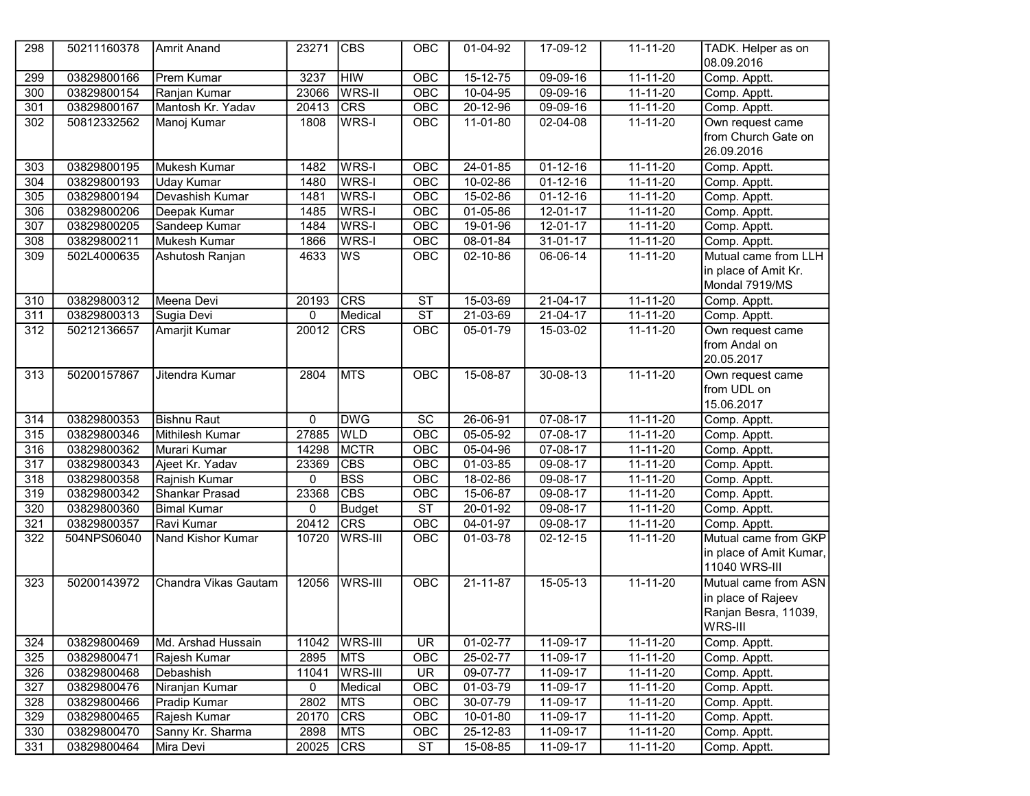| 298 | 50211160378 | Amrit Anand | 23271 | CBS | OBC | 01-04-92 | 17-09-12 | 11-11-20 | TADK. Helper as on 08.09.2016 |
|---|---|---|---|---|---|---|---|---|---|
| 299 | 03829800166 | Prem Kumar | 3237 | HIW | OBC | 15-12-75 | 09-09-16 | 11-11-20 | Comp. Apptt. |
| 300 | 03829800154 | Ranjan Kumar | 23066 | WRS-II | OBC | 10-04-95 | 09-09-16 | 11-11-20 | Comp. Apptt. |
| 301 | 03829800167 | Mantosh Kr. Yadav | 20413 | CRS | OBC | 20-12-96 | 09-09-16 | 11-11-20 | Comp. Apptt. |
| 302 | 50812332562 | Manoj Kumar | 1808 | WRS-I | OBC | 11-01-80 | 02-04-08 | 11-11-20 | Own request came from Church Gate on 26.09.2016 |
| 303 | 03829800195 | Mukesh Kumar | 1482 | WRS-I | OBC | 24-01-85 | 01-12-16 | 11-11-20 | Comp. Apptt. |
| 304 | 03829800193 | Uday Kumar | 1480 | WRS-I | OBC | 10-02-86 | 01-12-16 | 11-11-20 | Comp. Apptt. |
| 305 | 03829800194 | Devashish Kumar | 1481 | WRS-I | OBC | 15-02-86 | 01-12-16 | 11-11-20 | Comp. Apptt. |
| 306 | 03829800206 | Deepak Kumar | 1485 | WRS-I | OBC | 01-05-86 | 12-01-17 | 11-11-20 | Comp. Apptt. |
| 307 | 03829800205 | Sandeep Kumar | 1484 | WRS-I | OBC | 19-01-96 | 12-01-17 | 11-11-20 | Comp. Apptt. |
| 308 | 03829800211 | Mukesh Kumar | 1866 | WRS-I | OBC | 08-01-84 | 31-01-17 | 11-11-20 | Comp. Apptt. |
| 309 | 502L4000635 | Ashutosh Ranjan | 4633 | WS | OBC | 02-10-86 | 06-06-14 | 11-11-20 | Mutual came from LLH in place of Amit Kr. Mondal 7919/MS |
| 310 | 03829800312 | Meena Devi | 20193 | CRS | ST | 15-03-69 | 21-04-17 | 11-11-20 | Comp. Apptt. |
| 311 | 03829800313 | Sugia Devi | 0 | Medical | ST | 21-03-69 | 21-04-17 | 11-11-20 | Comp. Apptt. |
| 312 | 50212136657 | Amarjit Kumar | 20012 | CRS | OBC | 05-01-79 | 15-03-02 | 11-11-20 | Own request came from Andal on 20.05.2017 |
| 313 | 50200157867 | Jitendra Kumar | 2804 | MTS | OBC | 15-08-87 | 30-08-13 | 11-11-20 | Own request came from UDL on 15.06.2017 |
| 314 | 03829800353 | Bishnu Raut | 0 | DWG | SC | 26-06-91 | 07-08-17 | 11-11-20 | Comp. Apptt. |
| 315 | 03829800346 | Mithilesh Kumar | 27885 | WLD | OBC | 05-05-92 | 07-08-17 | 11-11-20 | Comp. Apptt. |
| 316 | 03829800362 | Murari Kumar | 14298 | MCTR | OBC | 05-04-96 | 07-08-17 | 11-11-20 | Comp. Apptt. |
| 317 | 03829800343 | Ajeet Kr. Yadav | 23369 | CBS | OBC | 01-03-85 | 09-08-17 | 11-11-20 | Comp. Apptt. |
| 318 | 03829800358 | Rajnish Kumar | 0 | BSS | OBC | 18-02-86 | 09-08-17 | 11-11-20 | Comp. Apptt. |
| 319 | 03829800342 | Shankar Prasad | 23368 | CBS | OBC | 15-06-87 | 09-08-17 | 11-11-20 | Comp. Apptt. |
| 320 | 03829800360 | Bimal Kumar | 0 | Budget | ST | 20-01-92 | 09-08-17 | 11-11-20 | Comp. Apptt. |
| 321 | 03829800357 | Ravi Kumar | 20412 | CRS | OBC | 04-01-97 | 09-08-17 | 11-11-20 | Comp. Apptt. |
| 322 | 504NPS06040 | Nand Kishor Kumar | 10720 | WRS-III | OBC | 01-03-78 | 02-12-15 | 11-11-20 | Mutual came from GKP in place of Amit Kumar, 11040 WRS-III |
| 323 | 50200143972 | Chandra Vikas Gautam | 12056 | WRS-III | OBC | 21-11-87 | 15-05-13 | 11-11-20 | Mutual came from ASN in place of Rajeev Ranjan Besra, 11039, WRS-III |
| 324 | 03829800469 | Md. Arshad Hussain | 11042 | WRS-III | UR | 01-02-77 | 11-09-17 | 11-11-20 | Comp. Apptt. |
| 325 | 03829800471 | Rajesh Kumar | 2895 | MTS | OBC | 25-02-77 | 11-09-17 | 11-11-20 | Comp. Apptt. |
| 326 | 03829800468 | Debashish | 11041 | WRS-III | UR | 09-07-77 | 11-09-17 | 11-11-20 | Comp. Apptt. |
| 327 | 03829800476 | Niranjan Kumar | 0 | Medical | OBC | 01-03-79 | 11-09-17 | 11-11-20 | Comp. Apptt. |
| 328 | 03829800466 | Pradip Kumar | 2802 | MTS | OBC | 30-07-79 | 11-09-17 | 11-11-20 | Comp. Apptt. |
| 329 | 03829800465 | Rajesh Kumar | 20170 | CRS | OBC | 10-01-80 | 11-09-17 | 11-11-20 | Comp. Apptt. |
| 330 | 03829800470 | Sanny Kr. Sharma | 2898 | MTS | OBC | 25-12-83 | 11-09-17 | 11-11-20 | Comp. Apptt. |
| 331 | 03829800464 | Mira Devi | 20025 | CRS | ST | 15-08-85 | 11-09-17 | 11-11-20 | Comp. Apptt. |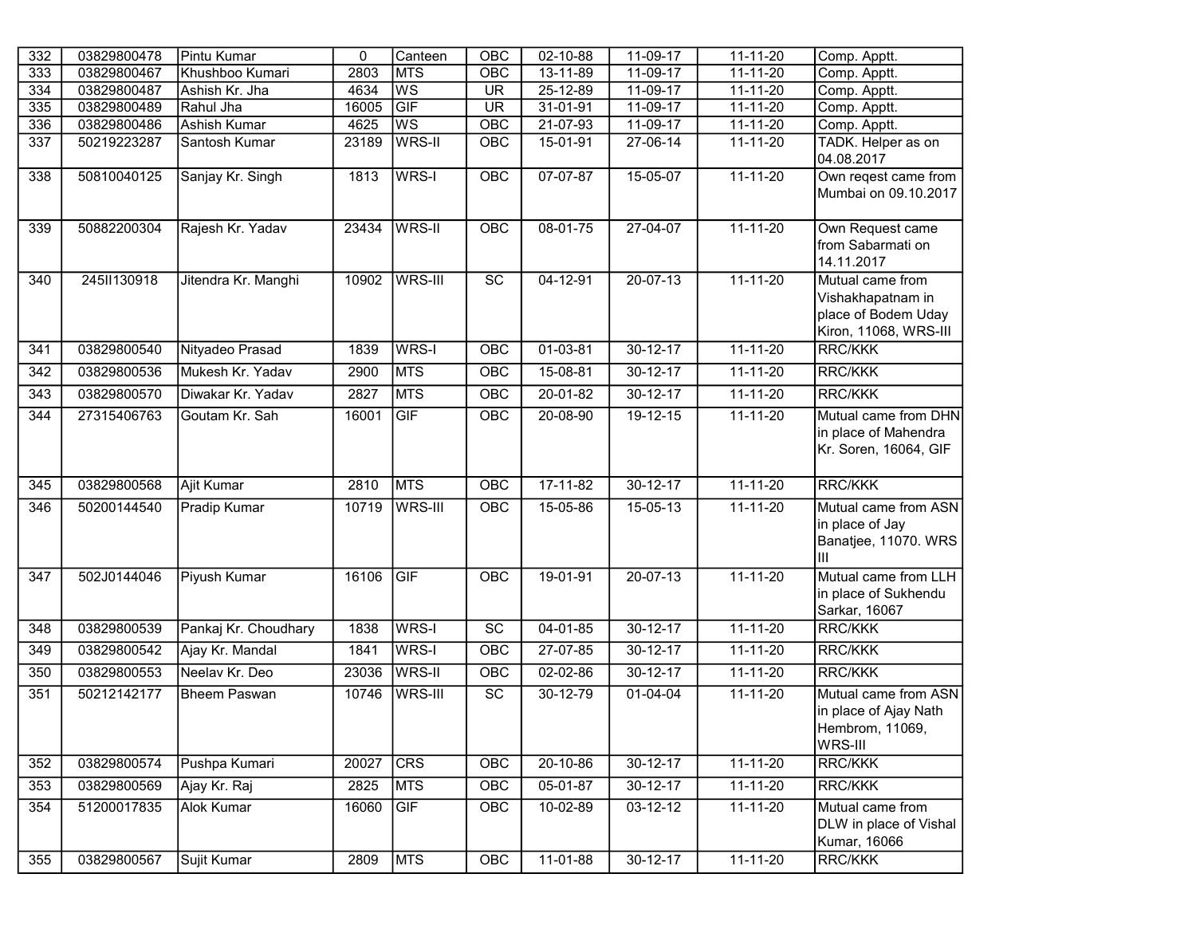| 332 | 03829800478 | Pintu Kumar | 0 | Canteen | OBC | 02-10-88 | 11-09-17 | 11-11-20 | Comp. Apptt. |
|---|---|---|---|---|---|---|---|---|---|
| 333 | 03829800467 | Khushboo Kumari | 2803 | MTS | OBC | 13-11-89 | 11-09-17 | 11-11-20 | Comp. Apptt. |
| 334 | 03829800487 | Ashish Kr. Jha | 4634 | WS | UR | 25-12-89 | 11-09-17 | 11-11-20 | Comp. Apptt. |
| 335 | 03829800489 | Rahul Jha | 16005 | GIF | UR | 31-01-91 | 11-09-17 | 11-11-20 | Comp. Apptt. |
| 336 | 03829800486 | Ashish Kumar | 4625 | WS | OBC | 21-07-93 | 11-09-17 | 11-11-20 | Comp. Apptt. |
| 337 | 50219223287 | Santosh Kumar | 23189 | WRS-II | OBC | 15-01-91 | 27-06-14 | 11-11-20 | TADK. Helper as on 04.08.2017 |
| 338 | 50810040125 | Sanjay Kr. Singh | 1813 | WRS-I | OBC | 07-07-87 | 15-05-07 | 11-11-20 | Own reqest came from Mumbai on 09.10.2017 |
| 339 | 50882200304 | Rajesh Kr. Yadav | 23434 | WRS-II | OBC | 08-01-75 | 27-04-07 | 11-11-20 | Own Request came from Sabarmati on 14.11.2017 |
| 340 | 245II130918 | Jitendra Kr. Manghi | 10902 | WRS-III | SC | 04-12-91 | 20-07-13 | 11-11-20 | Mutual came from Vishakhapatnam in place of Bodem Uday Kiron, 11068, WRS-III |
| 341 | 03829800540 | Nityadeo Prasad | 1839 | WRS-I | OBC | 01-03-81 | 30-12-17 | 11-11-20 | RRC/KKK |
| 342 | 03829800536 | Mukesh Kr. Yadav | 2900 | MTS | OBC | 15-08-81 | 30-12-17 | 11-11-20 | RRC/KKK |
| 343 | 03829800570 | Diwakar Kr. Yadav | 2827 | MTS | OBC | 20-01-82 | 30-12-17 | 11-11-20 | RRC/KKK |
| 344 | 27315406763 | Goutam Kr. Sah | 16001 | GIF | OBC | 20-08-90 | 19-12-15 | 11-11-20 | Mutual came from DHN in place of Mahendra Kr. Soren, 16064, GIF |
| 345 | 03829800568 | Ajit Kumar | 2810 | MTS | OBC | 17-11-82 | 30-12-17 | 11-11-20 | RRC/KKK |
| 346 | 50200144540 | Pradip Kumar | 10719 | WRS-III | OBC | 15-05-86 | 15-05-13 | 11-11-20 | Mutual came from ASN in place of Jay Banatjee, 11070. WRS III |
| 347 | 502J0144046 | Piyush Kumar | 16106 | GIF | OBC | 19-01-91 | 20-07-13 | 11-11-20 | Mutual came from LLH in place of Sukhendu Sarkar, 16067 |
| 348 | 03829800539 | Pankaj Kr. Choudhary | 1838 | WRS-I | SC | 04-01-85 | 30-12-17 | 11-11-20 | RRC/KKK |
| 349 | 03829800542 | Ajay Kr. Mandal | 1841 | WRS-I | OBC | 27-07-85 | 30-12-17 | 11-11-20 | RRC/KKK |
| 350 | 03829800553 | Neelav Kr. Deo | 23036 | WRS-II | OBC | 02-02-86 | 30-12-17 | 11-11-20 | RRC/KKK |
| 351 | 50212142177 | Bheem Paswan | 10746 | WRS-III | SC | 30-12-79 | 01-04-04 | 11-11-20 | Mutual came from ASN in place of Ajay Nath Hembrom, 11069, WRS-III |
| 352 | 03829800574 | Pushpa Kumari | 20027 | CRS | OBC | 20-10-86 | 30-12-17 | 11-11-20 | RRC/KKK |
| 353 | 03829800569 | Ajay Kr. Raj | 2825 | MTS | OBC | 05-01-87 | 30-12-17 | 11-11-20 | RRC/KKK |
| 354 | 51200017835 | Alok Kumar | 16060 | GIF | OBC | 10-02-89 | 03-12-12 | 11-11-20 | Mutual came from DLW in place of Vishal Kumar, 16066 |
| 355 | 03829800567 | Sujit Kumar | 2809 | MTS | OBC | 11-01-88 | 30-12-17 | 11-11-20 | RRC/KKK |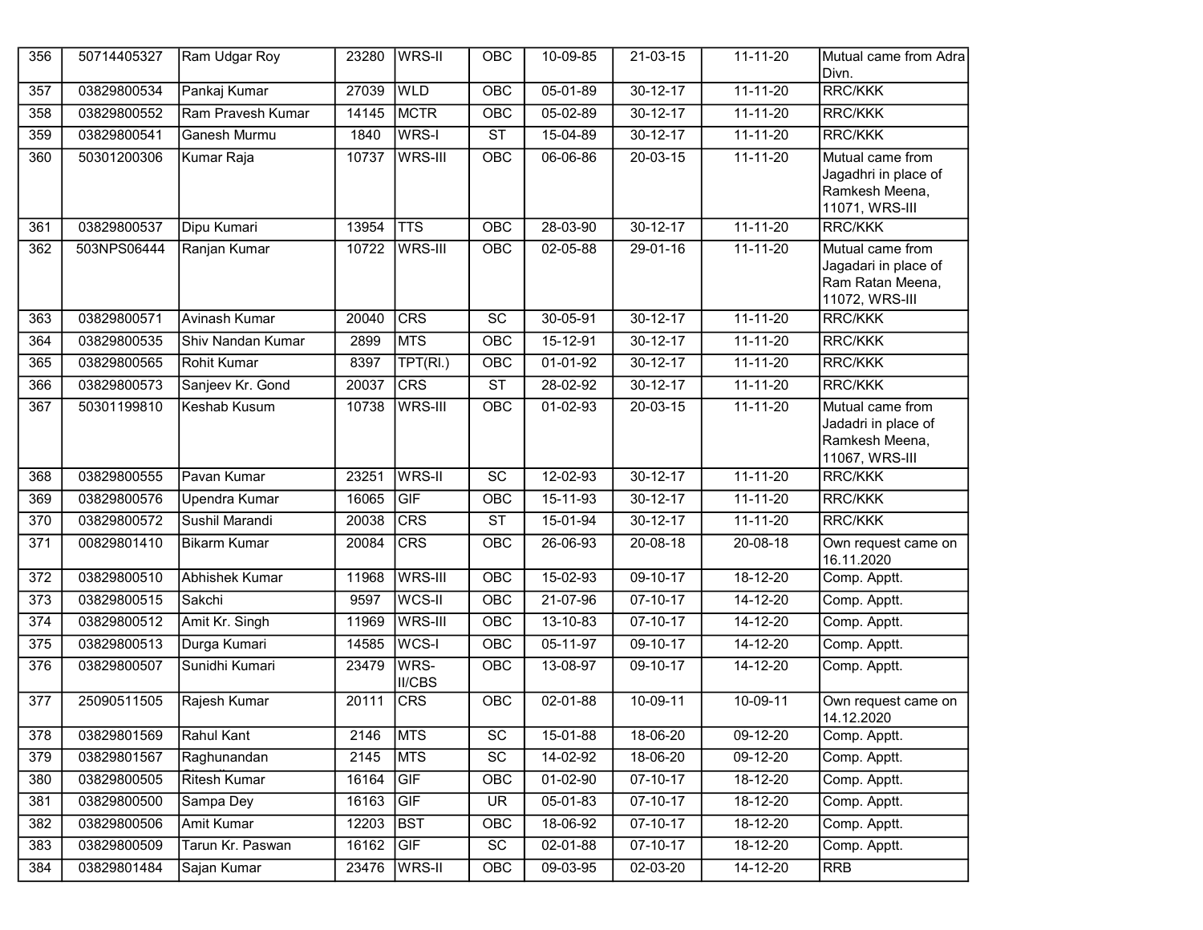| 356 | 50714405327 | Ram Udgar Roy | 23280 | WRS-II | OBC | 10-09-85 | 21-03-15 | 11-11-20 | Mutual came from Adra Divn. |
|---|---|---|---|---|---|---|---|---|---|
| 357 | 03829800534 | Pankaj Kumar | 27039 | WLD | OBC | 05-01-89 | 30-12-17 | 11-11-20 | RRC/KKK |
| 358 | 03829800552 | Ram Pravesh Kumar | 14145 | MCTR | OBC | 05-02-89 | 30-12-17 | 11-11-20 | RRC/KKK |
| 359 | 03829800541 | Ganesh Murmu | 1840 | WRS-I | ST | 15-04-89 | 30-12-17 | 11-11-20 | RRC/KKK |
| 360 | 50301200306 | Kumar Raja | 10737 | WRS-III | OBC | 06-06-86 | 20-03-15 | 11-11-20 | Mutual came from Jagadhri in place of Ramkesh Meena, 11071, WRS-III |
| 361 | 03829800537 | Dipu Kumari | 13954 | TTS | OBC | 28-03-90 | 30-12-17 | 11-11-20 | RRC/KKK |
| 362 | 503NPS06444 | Ranjan Kumar | 10722 | WRS-III | OBC | 02-05-88 | 29-01-16 | 11-11-20 | Mutual came from Jagadari in place of Ram Ratan Meena, 11072, WRS-III |
| 363 | 03829800571 | Avinash Kumar | 20040 | CRS | SC | 30-05-91 | 30-12-17 | 11-11-20 | RRC/KKK |
| 364 | 03829800535 | Shiv Nandan Kumar | 2899 | MTS | OBC | 15-12-91 | 30-12-17 | 11-11-20 | RRC/KKK |
| 365 | 03829800565 | Rohit Kumar | 8397 | TPT(Rl.) | OBC | 01-01-92 | 30-12-17 | 11-11-20 | RRC/KKK |
| 366 | 03829800573 | Sanjeev Kr. Gond | 20037 | CRS | ST | 28-02-92 | 30-12-17 | 11-11-20 | RRC/KKK |
| 367 | 50301199810 | Keshab Kusum | 10738 | WRS-III | OBC | 01-02-93 | 20-03-15 | 11-11-20 | Mutual came from Jadadri in place of Ramkesh Meena, 11067, WRS-III |
| 368 | 03829800555 | Pavan Kumar | 23251 | WRS-II | SC | 12-02-93 | 30-12-17 | 11-11-20 | RRC/KKK |
| 369 | 03829800576 | Upendra Kumar | 16065 | GIF | OBC | 15-11-93 | 30-12-17 | 11-11-20 | RRC/KKK |
| 370 | 03829800572 | Sushil Marandi | 20038 | CRS | ST | 15-01-94 | 30-12-17 | 11-11-20 | RRC/KKK |
| 371 | 00829801410 | Bikarm Kumar | 20084 | CRS | OBC | 26-06-93 | 20-08-18 | 20-08-18 | Own request came on 16.11.2020 |
| 372 | 03829800510 | Abhishek Kumar | 11968 | WRS-III | OBC | 15-02-93 | 09-10-17 | 18-12-20 | Comp. Apptt. |
| 373 | 03829800515 | Sakchi | 9597 | WCS-II | OBC | 21-07-96 | 07-10-17 | 14-12-20 | Comp. Apptt. |
| 374 | 03829800512 | Amit Kr. Singh | 11969 | WRS-III | OBC | 13-10-83 | 07-10-17 | 14-12-20 | Comp. Apptt. |
| 375 | 03829800513 | Durga Kumari | 14585 | WCS-I | OBC | 05-11-97 | 09-10-17 | 14-12-20 | Comp. Apptt. |
| 376 | 03829800507 | Sunidhi Kumari | 23479 | WRS-II/CBS | OBC | 13-08-97 | 09-10-17 | 14-12-20 | Comp. Apptt. |
| 377 | 25090511505 | Rajesh Kumar | 20111 | CRS | OBC | 02-01-88 | 10-09-11 | 10-09-11 | Own request came on 14.12.2020 |
| 378 | 03829801569 | Rahul Kant | 2146 | MTS | SC | 15-01-88 | 18-06-20 | 09-12-20 | Comp. Apptt. |
| 379 | 03829801567 | Raghunandan | 2145 | MTS | SC | 14-02-92 | 18-06-20 | 09-12-20 | Comp. Apptt. |
| 380 | 03829800505 | Ritesh Kumar | 16164 | GIF | OBC | 01-02-90 | 07-10-17 | 18-12-20 | Comp. Apptt. |
| 381 | 03829800500 | Sampa Dey | 16163 | GIF | UR | 05-01-83 | 07-10-17 | 18-12-20 | Comp. Apptt. |
| 382 | 03829800506 | Amit Kumar | 12203 | BST | OBC | 18-06-92 | 07-10-17 | 18-12-20 | Comp. Apptt. |
| 383 | 03829800509 | Tarun Kr. Paswan | 16162 | GIF | SC | 02-01-88 | 07-10-17 | 18-12-20 | Comp. Apptt. |
| 384 | 03829801484 | Sajan Kumar | 23476 | WRS-II | OBC | 09-03-95 | 02-03-20 | 14-12-20 | RRB |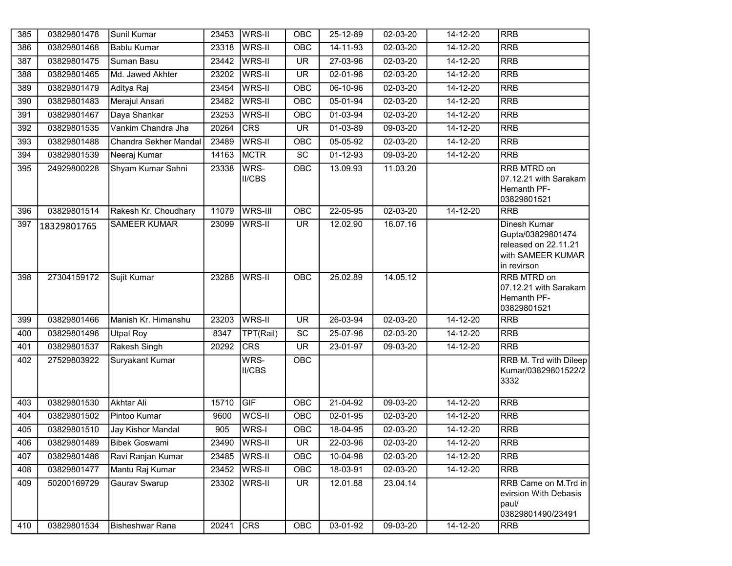| 385 | 03829801478 | Sunil Kumar | 23453 | WRS-II | OBC | 25-12-89 | 02-03-20 | 14-12-20 | RRB |
|---|---|---|---|---|---|---|---|---|---|
| 386 | 03829801468 | Bablu Kumar | 23318 | WRS-II | OBC | 14-11-93 | 02-03-20 | 14-12-20 | RRB |
| 387 | 03829801475 | Suman Basu | 23442 | WRS-II | UR | 27-03-96 | 02-03-20 | 14-12-20 | RRB |
| 388 | 03829801465 | Md. Jawed Akhter | 23202 | WRS-II | UR | 02-01-96 | 02-03-20 | 14-12-20 | RRB |
| 389 | 03829801479 | Aditya Raj | 23454 | WRS-II | OBC | 06-10-96 | 02-03-20 | 14-12-20 | RRB |
| 390 | 03829801483 | Merajul Ansari | 23482 | WRS-II | OBC | 05-01-94 | 02-03-20 | 14-12-20 | RRB |
| 391 | 03829801467 | Daya Shankar | 23253 | WRS-II | OBC | 01-03-94 | 02-03-20 | 14-12-20 | RRB |
| 392 | 03829801535 | Vankim Chandra Jha | 20264 | CRS | UR | 01-03-89 | 09-03-20 | 14-12-20 | RRB |
| 393 | 03829801488 | Chandra Sekher Mandal | 23489 | WRS-II | OBC | 05-05-92 | 02-03-20 | 14-12-20 | RRB |
| 394 | 03829801539 | Neeraj Kumar | 14163 | MCTR | SC | 01-12-93 | 09-03-20 | 14-12-20 | RRB |
| 395 | 24929800228 | Shyam Kumar Sahni | 23338 | WRS-II/CBS | OBC | 13.09.93 | 11.03.20 | | RRB MTRD on 07.12.21 with Sarakam Hemanth PF-03829801521 |
| 396 | 03829801514 | Rakesh Kr. Choudhary | 11079 | WRS-III | OBC | 22-05-95 | 02-03-20 | 14-12-20 | RRB |
| 397 | 18329801765 | SAMEER KUMAR | 23099 | WRS-II | UR | 12.02.90 | 16.07.16 | | Dinesh Kumar Gupta/03829801474 released on 22.11.21 with SAMEER KUMAR in revirson |
| 398 | 27304159172 | Sujit Kumar | 23288 | WRS-II | OBC | 25.02.89 | 14.05.12 | | RRB MTRD on 07.12.21 with Sarakam Hemanth PF-03829801521 |
| 399 | 03829801466 | Manish Kr. Himanshu | 23203 | WRS-II | UR | 26-03-94 | 02-03-20 | 14-12-20 | RRB |
| 400 | 03829801496 | Utpal Roy | 8347 | TPT(Rail) | SC | 25-07-96 | 02-03-20 | 14-12-20 | RRB |
| 401 | 03829801537 | Rakesh Singh | 20292 | CRS | UR | 23-01-97 | 09-03-20 | 14-12-20 | RRB |
| 402 | 27529803922 | Suryakant Kumar | | WRS-II/CBS | OBC | | | | RRB M. Trd with Dileep Kumar/03829801522/23332 |
| 403 | 03829801530 | Akhtar Ali | 15710 | GIF | OBC | 21-04-92 | 09-03-20 | 14-12-20 | RRB |
| 404 | 03829801502 | Pintoo Kumar | 9600 | WCS-II | OBC | 02-01-95 | 02-03-20 | 14-12-20 | RRB |
| 405 | 03829801510 | Jay Kishor Mandal | 905 | WRS-I | OBC | 18-04-95 | 02-03-20 | 14-12-20 | RRB |
| 406 | 03829801489 | Bibek Goswami | 23490 | WRS-II | UR | 22-03-96 | 02-03-20 | 14-12-20 | RRB |
| 407 | 03829801486 | Ravi Ranjan Kumar | 23485 | WRS-II | OBC | 10-04-98 | 02-03-20 | 14-12-20 | RRB |
| 408 | 03829801477 | Mantu Raj Kumar | 23452 | WRS-II | OBC | 18-03-91 | 02-03-20 | 14-12-20 | RRB |
| 409 | 50200169729 | Gaurav Swarup | 23302 | WRS-II | UR | 12.01.88 | 23.04.14 | | RRB Came on M.Trd in evirsion With Debasis paul/ 03829801490/23491 |
| 410 | 03829801534 | Bisheshwar Rana | 20241 | CRS | OBC | 03-01-92 | 09-03-20 | 14-12-20 | RRB |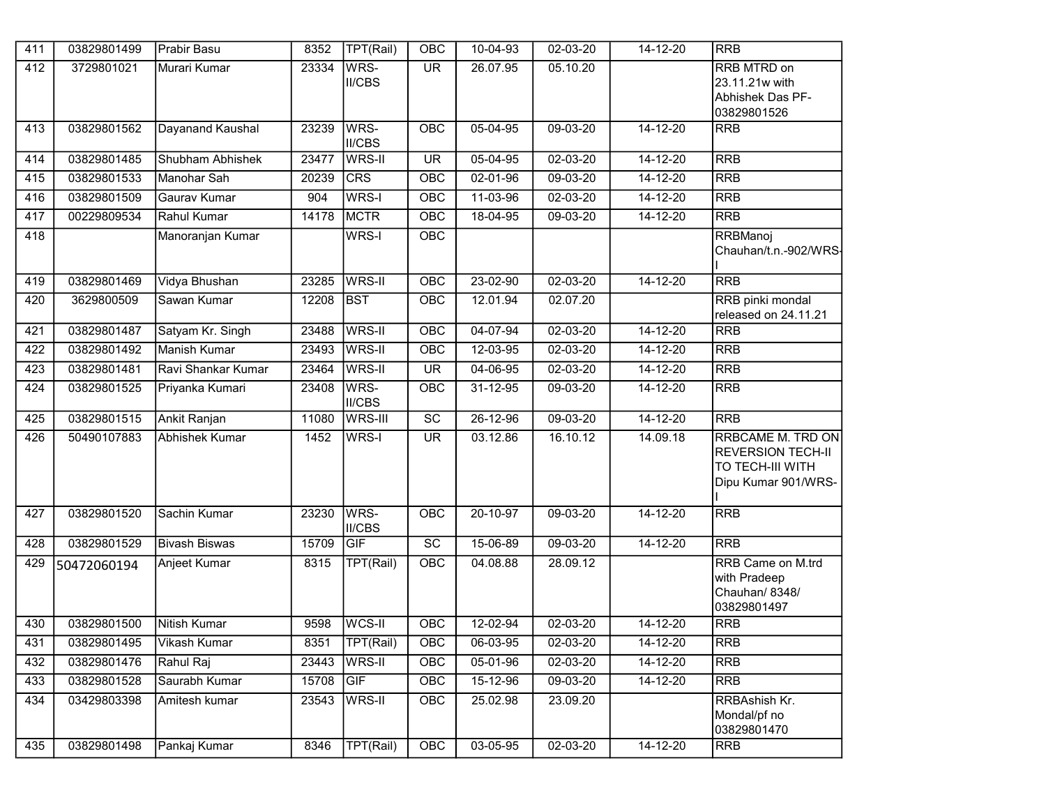| 411 | 03829801499 | Prabir Basu | 8352 | TPT(Rail) | OBC | 10-04-93 | 02-03-20 | 14-12-20 | RRB |
|---|---|---|---|---|---|---|---|---|---|
| 412 | 3729801021 | Murari Kumar | 23334 | WRS-II/CBS | UR | 26.07.95 | 05.10.20 | | RRB MTRD on 23.11.21w with Abhishek Das PF-03829801526 |
| 413 | 03829801562 | Dayanand Kaushal | 23239 | WRS-II/CBS | OBC | 05-04-95 | 09-03-20 | 14-12-20 | RRB |
| 414 | 03829801485 | Shubham Abhishek | 23477 | WRS-II | UR | 05-04-95 | 02-03-20 | 14-12-20 | RRB |
| 415 | 03829801533 | Manohar Sah | 20239 | CRS | OBC | 02-01-96 | 09-03-20 | 14-12-20 | RRB |
| 416 | 03829801509 | Gaurav Kumar | 904 | WRS-I | OBC | 11-03-96 | 02-03-20 | 14-12-20 | RRB |
| 417 | 00229809534 | Rahul Kumar | 14178 | MCTR | OBC | 18-04-95 | 09-03-20 | 14-12-20 | RRB |
| 418 | | Manoranjan Kumar | | WRS-I | OBC | | | | RRBManoj Chauhan/t.n.-902/WRS-I |
| 419 | 03829801469 | Vidya Bhushan | 23285 | WRS-II | OBC | 23-02-90 | 02-03-20 | 14-12-20 | RRB |
| 420 | 3629800509 | Sawan Kumar | 12208 | BST | OBC | 12.01.94 | 02.07.20 | | RRB pinki mondal released on 24.11.21 |
| 421 | 03829801487 | Satyam Kr. Singh | 23488 | WRS-II | OBC | 04-07-94 | 02-03-20 | 14-12-20 | RRB |
| 422 | 03829801492 | Manish Kumar | 23493 | WRS-II | OBC | 12-03-95 | 02-03-20 | 14-12-20 | RRB |
| 423 | 03829801481 | Ravi Shankar Kumar | 23464 | WRS-II | UR | 04-06-95 | 02-03-20 | 14-12-20 | RRB |
| 424 | 03829801525 | Priyanka Kumari | 23408 | WRS-II/CBS | OBC | 31-12-95 | 09-03-20 | 14-12-20 | RRB |
| 425 | 03829801515 | Ankit Ranjan | 11080 | WRS-III | SC | 26-12-96 | 09-03-20 | 14-12-20 | RRB |
| 426 | 50490107883 | Abhishek Kumar | 1452 | WRS-I | UR | 03.12.86 | 16.10.12 | 14.09.18 | RRBCAME M. TRD ON REVERSION TECH-II TO TECH-III WITH Dipu Kumar 901/WRS-I |
| 427 | 03829801520 | Sachin Kumar | 23230 | WRS-II/CBS | OBC | 20-10-97 | 09-03-20 | 14-12-20 | RRB |
| 428 | 03829801529 | Bivash Biswas | 15709 | GIF | SC | 15-06-89 | 09-03-20 | 14-12-20 | RRB |
| 429 | 50472060194 | Anjeet Kumar | 8315 | TPT(Rail) | OBC | 04.08.88 | 28.09.12 | | RRB Came on M.trd with Pradeep Chauhan/ 8348/ 03829801497 |
| 430 | 03829801500 | Nitish Kumar | 9598 | WCS-II | OBC | 12-02-94 | 02-03-20 | 14-12-20 | RRB |
| 431 | 03829801495 | Vikash Kumar | 8351 | TPT(Rail) | OBC | 06-03-95 | 02-03-20 | 14-12-20 | RRB |
| 432 | 03829801476 | Rahul Raj | 23443 | WRS-II | OBC | 05-01-96 | 02-03-20 | 14-12-20 | RRB |
| 433 | 03829801528 | Saurabh Kumar | 15708 | GIF | OBC | 15-12-96 | 09-03-20 | 14-12-20 | RRB |
| 434 | 03429803398 | Amitesh kumar | 23543 | WRS-II | OBC | 25.02.98 | 23.09.20 | | RRBAshish Kr. Mondal/pf no 03829801470 |
| 435 | 03829801498 | Pankaj Kumar | 8346 | TPT(Rail) | OBC | 03-05-95 | 02-03-20 | 14-12-20 | RRB |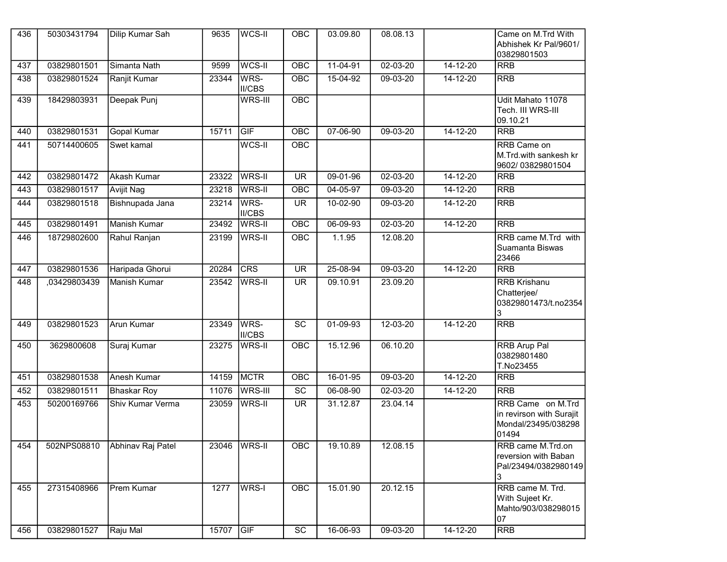| 436 | 50303431794 | Dilip Kumar Sah | 9635 | WCS-II | OBC | 03.09.80 | 08.08.13 | | Came on M.Trd With Abhishek Kr Pal/9601/ 03829801503 |
|---|---|---|---|---|---|---|---|---|---|
| 437 | 03829801501 | Simanta Nath | 9599 | WCS-II | OBC | 11-04-91 | 02-03-20 | 14-12-20 | RRB |
| 438 | 03829801524 | Ranjit Kumar | 23344 | WRS-II/CBS | OBC | 15-04-92 | 09-03-20 | 14-12-20 | RRB |
| 439 | 18429803931 | Deepak Punj | | WRS-III | OBC | | | | Udit Mahato 11078 Tech. III WRS-III 09.10.21 |
| 440 | 03829801531 | Gopal Kumar | 15711 | GIF | OBC | 07-06-90 | 09-03-20 | 14-12-20 | RRB |
| 441 | 50714400605 | Swet kamal | | WCS-II | OBC | | | | RRB Came on M.Trd.with sankesh kr 9602/ 03829801504 |
| 442 | 03829801472 | Akash Kumar | 23322 | WRS-II | UR | 09-01-96 | 02-03-20 | 14-12-20 | RRB |
| 443 | 03829801517 | Avijit Nag | 23218 | WRS-II | OBC | 04-05-97 | 09-03-20 | 14-12-20 | RRB |
| 444 | 03829801518 | Bishnupada Jana | 23214 | WRS-II/CBS | UR | 10-02-90 | 09-03-20 | 14-12-20 | RRB |
| 445 | 03829801491 | Manish Kumar | 23492 | WRS-II | OBC | 06-09-93 | 02-03-20 | 14-12-20 | RRB |
| 446 | 18729802600 | Rahul Ranjan | 23199 | WRS-II | OBC | 1.1.95 | 12.08.20 | | RRB came M.Trd with Suamanta Biswas 23466 |
| 447 | 03829801536 | Haripada Ghorui | 20284 | CRS | UR | 25-08-94 | 09-03-20 | 14-12-20 | RRB |
| 448 | ,03429803439 | Manish Kumar | 23542 | WRS-II | UR | 09.10.91 | 23.09.20 | | RRB Krishanu Chatterjee/ 03829801473/t.no23543 |
| 449 | 03829801523 | Arun Kumar | 23349 | WRS-II/CBS | SC | 01-09-93 | 12-03-20 | 14-12-20 | RRB |
| 450 | 3629800608 | Suraj Kumar | 23275 | WRS-II | OBC | 15.12.96 | 06.10.20 | | RRB Arup Pal 03829801480 T.No23455 |
| 451 | 03829801538 | Anesh Kumar | 14159 | MCTR | OBC | 16-01-95 | 09-03-20 | 14-12-20 | RRB |
| 452 | 03829801511 | Bhaskar Roy | 11076 | WRS-III | SC | 06-08-90 | 02-03-20 | 14-12-20 | RRB |
| 453 | 50200169766 | Shiv Kumar Verma | 23059 | WRS-II | UR | 31.12.87 | 23.04.14 | | RRB Came on M.Trd in revirson with Surajit Mondal/23495/03829801494 |
| 454 | 502NPS08810 | Abhinav Raj Patel | 23046 | WRS-II | OBC | 19.10.89 | 12.08.15 | | RRB came M.Trd.on reversion with Baban Pal/23494/03829801493 |
| 455 | 27315408966 | Prem Kumar | 1277 | WRS-I | OBC | 15.01.90 | 20.12.15 | | RRB came M. Trd. With Sujeet Kr. Mahto/903/03829801507 |
| 456 | 03829801527 | Raju Mal | 15707 | GIF | SC | 16-06-93 | 09-03-20 | 14-12-20 | RRB |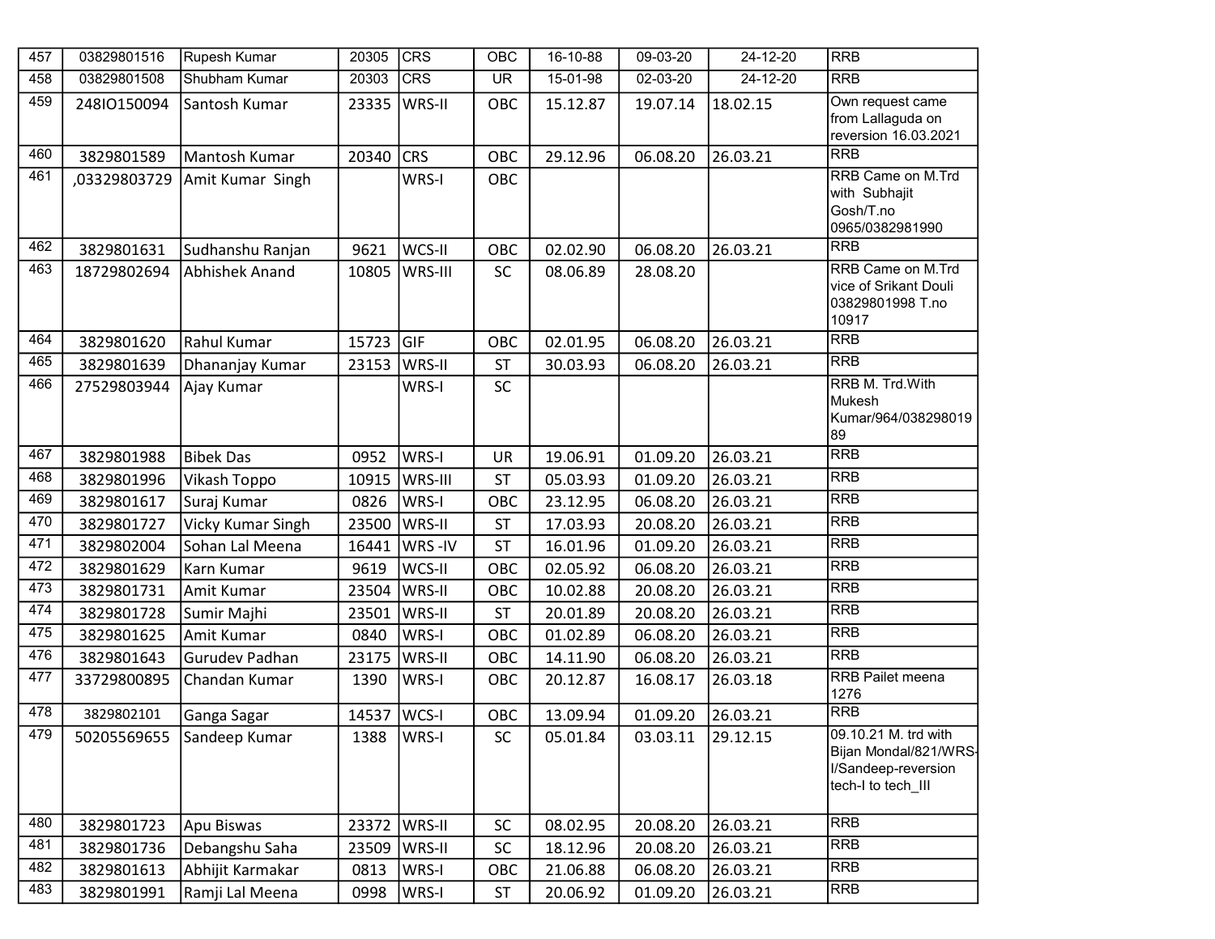| 457 | 03829801516 | Rupesh Kumar | 20305 | CRS | OBC | 16-10-88 | 09-03-20 | 24-12-20 | RRB |
|---|---|---|---|---|---|---|---|---|---|
| 458 | 03829801508 | Shubham Kumar | 20303 | CRS | UR | 15-01-98 | 02-03-20 | 24-12-20 | RRB |
| 459 | 248IO150094 | Santosh Kumar | 23335 | WRS-II | OBC | 15.12.87 | 19.07.14 | 18.02.15 | Own request came from Lallaguda on reversion 16.03.2021 |
| 460 | 3829801589 | Mantosh Kumar | 20340 | CRS | OBC | 29.12.96 | 06.08.20 | 26.03.21 | RRB |
| 461 | ,03329803729 | Amit Kumar Singh | | WRS-I | OBC | | | | RRB Came on M.Trd with Subhajit Gosh/T.no 0965/0382981990 |
| 462 | 3829801631 | Sudhanshu Ranjan | 9621 | WCS-II | OBC | 02.02.90 | 06.08.20 | 26.03.21 | RRB |
| 463 | 18729802694 | Abhishek Anand | 10805 | WRS-III | SC | 08.06.89 | 28.08.20 | | RRB Came on M.Trd vice of Srikant Douli 03829801998 T.no 10917 |
| 464 | 3829801620 | Rahul Kumar | 15723 | GIF | OBC | 02.01.95 | 06.08.20 | 26.03.21 | RRB |
| 465 | 3829801639 | Dhananjay Kumar | 23153 | WRS-II | ST | 30.03.93 | 06.08.20 | 26.03.21 | RRB |
| 466 | 27529803944 | Ajay Kumar | | WRS-I | SC | | | | RRB M. Trd.With Mukesh Kumar/964/038298019 89 |
| 467 | 3829801988 | Bibek Das | 0952 | WRS-I | UR | 19.06.91 | 01.09.20 | 26.03.21 | RRB |
| 468 | 3829801996 | Vikash Toppo | 10915 | WRS-III | ST | 05.03.93 | 01.09.20 | 26.03.21 | RRB |
| 469 | 3829801617 | Suraj Kumar | 0826 | WRS-I | OBC | 23.12.95 | 06.08.20 | 26.03.21 | RRB |
| 470 | 3829801727 | Vicky Kumar Singh | 23500 | WRS-II | ST | 17.03.93 | 20.08.20 | 26.03.21 | RRB |
| 471 | 3829802004 | Sohan Lal Meena | 16441 | WRS -IV | ST | 16.01.96 | 01.09.20 | 26.03.21 | RRB |
| 472 | 3829801629 | Karn Kumar | 9619 | WCS-II | OBC | 02.05.92 | 06.08.20 | 26.03.21 | RRB |
| 473 | 3829801731 | Amit Kumar | 23504 | WRS-II | OBC | 10.02.88 | 20.08.20 | 26.03.21 | RRB |
| 474 | 3829801728 | Sumir Majhi | 23501 | WRS-II | ST | 20.01.89 | 20.08.20 | 26.03.21 | RRB |
| 475 | 3829801625 | Amit Kumar | 0840 | WRS-I | OBC | 01.02.89 | 06.08.20 | 26.03.21 | RRB |
| 476 | 3829801643 | Gurudev Padhan | 23175 | WRS-II | OBC | 14.11.90 | 06.08.20 | 26.03.21 | RRB |
| 477 | 33729800895 | Chandan Kumar | 1390 | WRS-I | OBC | 20.12.87 | 16.08.17 | 26.03.18 | RRB Pailet meena 1276 |
| 478 | 3829802101 | Ganga Sagar | 14537 | WCS-I | OBC | 13.09.94 | 01.09.20 | 26.03.21 | RRB |
| 479 | 50205569655 | Sandeep Kumar | 1388 | WRS-I | SC | 05.01.84 | 03.03.11 | 29.12.15 | 09.10.21 M. trd with Bijan Mondal/821/WRS-I/Sandeep-reversion tech-I to tech_III |
| 480 | 3829801723 | Apu Biswas | 23372 | WRS-II | SC | 08.02.95 | 20.08.20 | 26.03.21 | RRB |
| 481 | 3829801736 | Debangshu Saha | 23509 | WRS-II | SC | 18.12.96 | 20.08.20 | 26.03.21 | RRB |
| 482 | 3829801613 | Abhijit Karmakar | 0813 | WRS-I | OBC | 21.06.88 | 06.08.20 | 26.03.21 | RRB |
| 483 | 3829801991 | Ramji Lal Meena | 0998 | WRS-I | ST | 20.06.92 | 01.09.20 | 26.03.21 | RRB |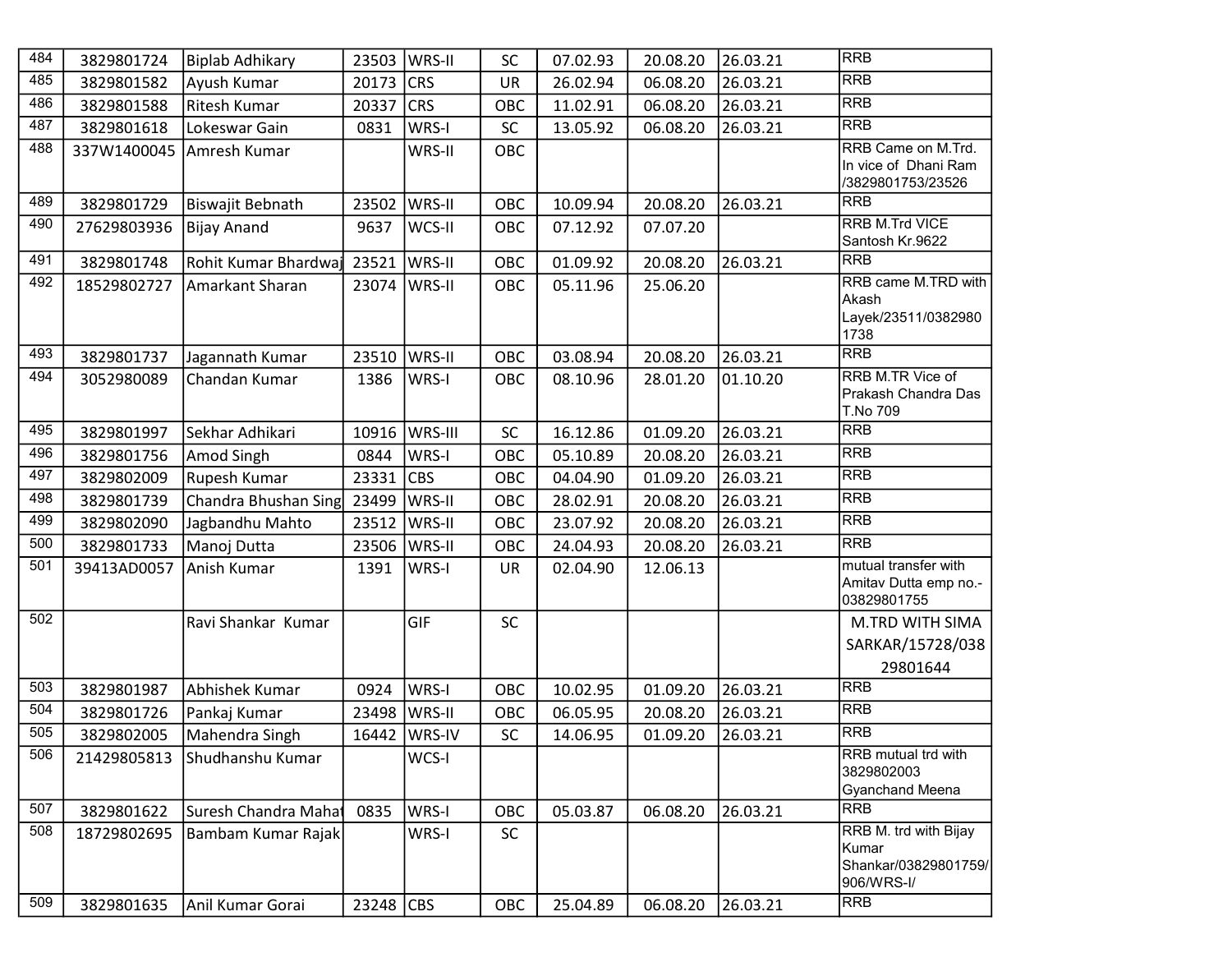| | | | | | | | | | |
|---|---|---|---|---|---|---|---|---|---|
| 484 | 3829801724 | Biplab Adhikary | 23503 | WRS-II | SC | 07.02.93 | 20.08.20 | 26.03.21 | RRB |
| 485 | 3829801582 | Ayush Kumar | 20173 | CRS | UR | 26.02.94 | 06.08.20 | 26.03.21 | RRB |
| 486 | 3829801588 | Ritesh Kumar | 20337 | CRS | OBC | 11.02.91 | 06.08.20 | 26.03.21 | RRB |
| 487 | 3829801618 | Lokeswar Gain | 0831 | WRS-I | SC | 13.05.92 | 06.08.20 | 26.03.21 | RRB |
| 488 | 337W1400045 | Amresh Kumar | | WRS-II | OBC | | | | RRB Came on M.Trd. In vice of Dhani Ram /3829801753/23526 |
| 489 | 3829801729 | Biswajit Bebnath | 23502 | WRS-II | OBC | 10.09.94 | 20.08.20 | 26.03.21 | RRB |
| 490 | 27629803936 | Bijay Anand | 9637 | WCS-II | OBC | 07.12.92 | 07.07.20 | | RRB M.Trd VICE Santosh Kr.9622 |
| 491 | 3829801748 | Rohit Kumar Bhardwaj | 23521 | WRS-II | OBC | 01.09.92 | 20.08.20 | 26.03.21 | RRB |
| 492 | 18529802727 | Amarkant Sharan | 23074 | WRS-II | OBC | 05.11.96 | 25.06.20 | | RRB came M.TRD with Akash Layek/23511/03829801738 |
| 493 | 3829801737 | Jagannath Kumar | 23510 | WRS-II | OBC | 03.08.94 | 20.08.20 | 26.03.21 | RRB |
| 494 | 3052980089 | Chandan Kumar | 1386 | WRS-I | OBC | 08.10.96 | 28.01.20 | 01.10.20 | RRB M.TR Vice of Prakash Chandra Das T.No 709 |
| 495 | 3829801997 | Sekhar Adhikari | 10916 | WRS-III | SC | 16.12.86 | 01.09.20 | 26.03.21 | RRB |
| 496 | 3829801756 | Amod Singh | 0844 | WRS-I | OBC | 05.10.89 | 20.08.20 | 26.03.21 | RRB |
| 497 | 3829802009 | Rupesh Kumar | 23331 | CBS | OBC | 04.04.90 | 01.09.20 | 26.03.21 | RRB |
| 498 | 3829801739 | Chandra Bhushan Sing | 23499 | WRS-II | OBC | 28.02.91 | 20.08.20 | 26.03.21 | RRB |
| 499 | 3829802090 | Jagbandhu Mahto | 23512 | WRS-II | OBC | 23.07.92 | 20.08.20 | 26.03.21 | RRB |
| 500 | 3829801733 | Manoj Dutta | 23506 | WRS-II | OBC | 24.04.93 | 20.08.20 | 26.03.21 | RRB |
| 501 | 39413AD0057 | Anish Kumar | 1391 | WRS-I | UR | 02.04.90 | 12.06.13 | | mutual transfer with Amitav Dutta emp no.-03829801755 |
| 502 | | Ravi Shankar Kumar | | GIF | SC | | | | M.TRD WITH SIMA SARKAR/15728/03829801644 |
| 503 | 3829801987 | Abhishek Kumar | 0924 | WRS-I | OBC | 10.02.95 | 01.09.20 | 26.03.21 | RRB |
| 504 | 3829801726 | Pankaj Kumar | 23498 | WRS-II | OBC | 06.05.95 | 20.08.20 | 26.03.21 | RRB |
| 505 | 3829802005 | Mahendra Singh | 16442 | WRS-IV | SC | 14.06.95 | 01.09.20 | 26.03.21 | RRB |
| 506 | 21429805813 | Shudhanshu Kumar | | WCS-I | | | | | RRB mutual trd with 3829802003 Gyanchand Meena |
| 507 | 3829801622 | Suresh Chandra Mahat | 0835 | WRS-I | OBC | 05.03.87 | 06.08.20 | 26.03.21 | RRB |
| 508 | 18729802695 | Bambam Kumar Rajak | | WRS-I | SC | | | | RRB M. trd with Bijay Kumar Shankar/03829801759/906/WRS-I/ |
| 509 | 3829801635 | Anil Kumar Gorai | 23248 | CBS | OBC | 25.04.89 | 06.08.20 | 26.03.21 | RRB |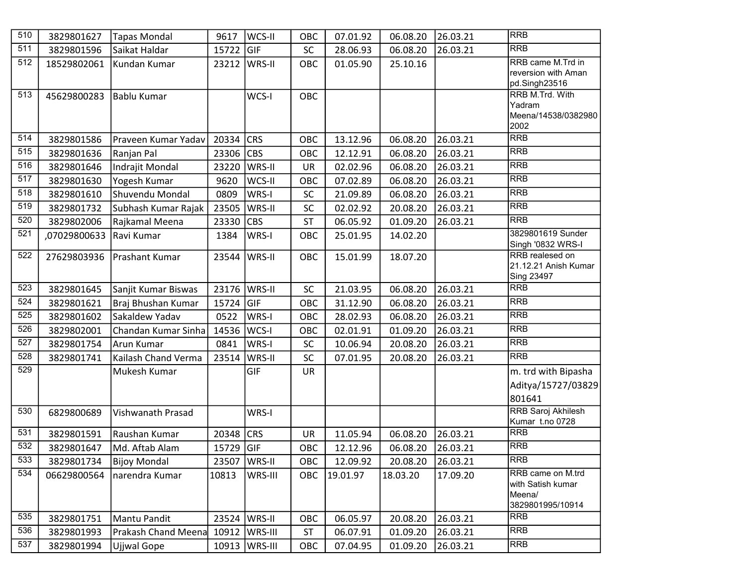| 510 | 3829801627 | Tapas Mondal | 9617 | WCS-II | OBC | 07.01.92 | 06.08.20 | 26.03.21 | RRB |
|---|---|---|---|---|---|---|---|---|---|
| 511 | 3829801596 | Saikat Haldar | 15722 | GIF | SC | 28.06.93 | 06.08.20 | 26.03.21 | RRB |
| 512 | 18529802061 | Kundan Kumar | 23212 | WRS-II | OBC | 01.05.90 | 25.10.16 | | RRB came M.Trd in reversion with Aman pd.Singh23516 |
| 513 | 45629800283 | Bablu Kumar | | WCS-I | OBC | | | | RRB M.Trd. With Yadram Meena/14538/03829802002 |
| 514 | 3829801586 | Praveen Kumar Yadav | 20334 | CRS | OBC | 13.12.96 | 06.08.20 | 26.03.21 | RRB |
| 515 | 3829801636 | Ranjan Pal | 23306 | CBS | OBC | 12.12.91 | 06.08.20 | 26.03.21 | RRB |
| 516 | 3829801646 | Indrajit Mondal | 23220 | WRS-II | UR | 02.02.96 | 06.08.20 | 26.03.21 | RRB |
| 517 | 3829801630 | Yogesh Kumar | 9620 | WCS-II | OBC | 07.02.89 | 06.08.20 | 26.03.21 | RRB |
| 518 | 3829801610 | Shuvendu Mondal | 0809 | WRS-I | SC | 21.09.89 | 06.08.20 | 26.03.21 | RRB |
| 519 | 3829801732 | Subhash Kumar Rajak | 23505 | WRS-II | SC | 02.02.92 | 20.08.20 | 26.03.21 | RRB |
| 520 | 3829802006 | Rajkamal Meena | 23330 | CBS | ST | 06.05.92 | 01.09.20 | 26.03.21 | RRB |
| 521 | ,07029800633 | Ravi Kumar | 1384 | WRS-I | OBC | 25.01.95 | 14.02.20 | | 3829801619 Sunder Singh '0832 WRS-I |
| 522 | 27629803936 | Prashant Kumar | 23544 | WRS-II | OBC | 15.01.99 | 18.07.20 | | RRB realesed on 21.12.21 Anish Kumar Sing 23497 |
| 523 | 3829801645 | Sanjit Kumar Biswas | 23176 | WRS-II | SC | 21.03.95 | 06.08.20 | 26.03.21 | RRB |
| 524 | 3829801621 | Braj Bhushan Kumar | 15724 | GIF | OBC | 31.12.90 | 06.08.20 | 26.03.21 | RRB |
| 525 | 3829801602 | Sakaldew Yadav | 0522 | WRS-I | OBC | 28.02.93 | 06.08.20 | 26.03.21 | RRB |
| 526 | 3829802001 | Chandan Kumar Sinha | 14536 | WCS-I | OBC | 02.01.91 | 01.09.20 | 26.03.21 | RRB |
| 527 | 3829801754 | Arun Kumar | 0841 | WRS-I | SC | 10.06.94 | 20.08.20 | 26.03.21 | RRB |
| 528 | 3829801741 | Kailash Chand Verma | 23514 | WRS-II | SC | 07.01.95 | 20.08.20 | 26.03.21 | RRB |
| 529 | | Mukesh Kumar | | GIF | UR | | | | m. trd with Bipasha Aditya/15727/03829801641 |
| 530 | 6829800689 | Vishwanath Prasad | | WRS-I | | | | | RRB Saroj Akhilesh Kumar t.no 0728 |
| 531 | 3829801591 | Raushan Kumar | 20348 | CRS | UR | 11.05.94 | 06.08.20 | 26.03.21 | RRB |
| 532 | 3829801647 | Md. Aftab Alam | 15729 | GIF | OBC | 12.12.96 | 06.08.20 | 26.03.21 | RRB |
| 533 | 3829801734 | Bijoy Mondal | 23507 | WRS-II | OBC | 12.09.92 | 20.08.20 | 26.03.21 | RRB |
| 534 | 06629800564 | narendra Kumar | 10813 | WRS-III | OBC | 19.01.97 | 18.03.20 | 17.09.20 | RRB came on M.trd with Satish kumar Meena/ 3829801995/10914 |
| 535 | 3829801751 | Mantu Pandit | 23524 | WRS-II | OBC | 06.05.97 | 20.08.20 | 26.03.21 | RRB |
| 536 | 3829801993 | Prakash Chand Meena | 10912 | WRS-III | ST | 06.07.91 | 01.09.20 | 26.03.21 | RRB |
| 537 | 3829801994 | Ujjwal Gope | 10913 | WRS-III | OBC | 07.04.95 | 01.09.20 | 26.03.21 | RRB |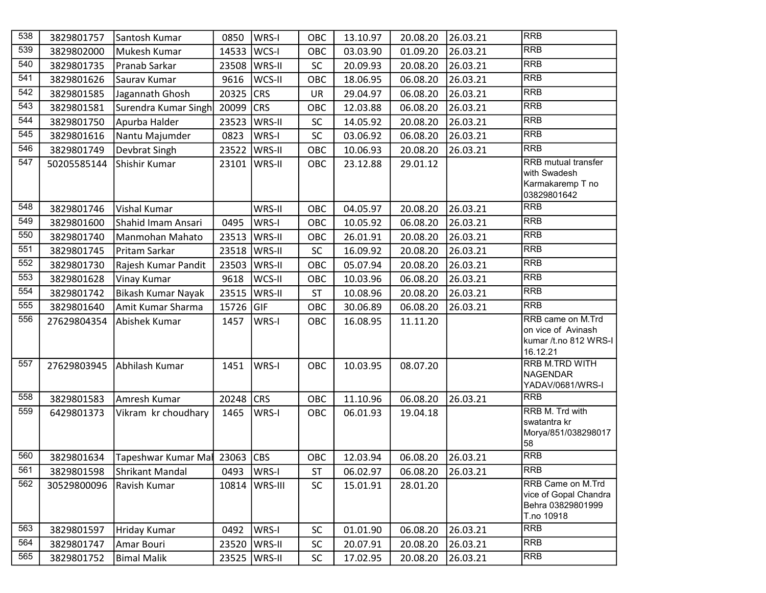| 538 | 3829801757 | Santosh Kumar | 0850 | WRS-I | OBC | 13.10.97 | 20.08.20 | 26.03.21 | RRB |
|---|---|---|---|---|---|---|---|---|---|
| 539 | 3829802000 | Mukesh Kumar | 14533 | WCS-I | OBC | 03.03.90 | 01.09.20 | 26.03.21 | RRB |
| 540 | 3829801735 | Pranab Sarkar | 23508 | WRS-II | SC | 20.09.93 | 20.08.20 | 26.03.21 | RRB |
| 541 | 3829801626 | Saurav Kumar | 9616 | WCS-II | OBC | 18.06.95 | 06.08.20 | 26.03.21 | RRB |
| 542 | 3829801585 | Jagannath Ghosh | 20325 | CRS | UR | 29.04.97 | 06.08.20 | 26.03.21 | RRB |
| 543 | 3829801581 | Surendra Kumar Singh | 20099 | CRS | OBC | 12.03.88 | 06.08.20 | 26.03.21 | RRB |
| 544 | 3829801750 | Apurba Halder | 23523 | WRS-II | SC | 14.05.92 | 20.08.20 | 26.03.21 | RRB |
| 545 | 3829801616 | Nantu Majumder | 0823 | WRS-I | SC | 03.06.92 | 06.08.20 | 26.03.21 | RRB |
| 546 | 3829801749 | Devbrat Singh | 23522 | WRS-II | OBC | 10.06.93 | 20.08.20 | 26.03.21 | RRB |
| 547 | 50205585144 | Shishir Kumar | 23101 | WRS-II | OBC | 23.12.88 | 29.01.12 | | RRB mutual transfer with Swadesh Karmakaremp T no 03829801642 |
| 548 | 3829801746 | Vishal Kumar | | WRS-II | OBC | 04.05.97 | 20.08.20 | 26.03.21 | RRB |
| 549 | 3829801600 | Shahid Imam Ansari | 0495 | WRS-I | OBC | 10.05.92 | 06.08.20 | 26.03.21 | RRB |
| 550 | 3829801740 | Manmohan Mahato | 23513 | WRS-II | OBC | 26.01.91 | 20.08.20 | 26.03.21 | RRB |
| 551 | 3829801745 | Pritam Sarkar | 23518 | WRS-II | SC | 16.09.92 | 20.08.20 | 26.03.21 | RRB |
| 552 | 3829801730 | Rajesh Kumar Pandit | 23503 | WRS-II | OBC | 05.07.94 | 20.08.20 | 26.03.21 | RRB |
| 553 | 3829801628 | Vinay Kumar | 9618 | WCS-II | OBC | 10.03.96 | 06.08.20 | 26.03.21 | RRB |
| 554 | 3829801742 | Bikash Kumar Nayak | 23515 | WRS-II | ST | 10.08.96 | 20.08.20 | 26.03.21 | RRB |
| 555 | 3829801640 | Amit Kumar Sharma | 15726 | GIF | OBC | 30.06.89 | 06.08.20 | 26.03.21 | RRB |
| 556 | 27629804354 | Abishek Kumar | 1457 | WRS-I | OBC | 16.08.95 | 11.11.20 | | RRB came on M.Trd on vice of Avinash kumar /t.no 812 WRS-I 16.12.21 |
| 557 | 27629803945 | Abhilash Kumar | 1451 | WRS-I | OBC | 10.03.95 | 08.07.20 | | RRB M.TRD WITH NAGENDAR YADAV/0681/WRS-I |
| 558 | 3829801583 | Amresh Kumar | 20248 | CRS | OBC | 11.10.96 | 06.08.20 | 26.03.21 | RRB |
| 559 | 6429801373 | Vikram kr choudhary | 1465 | WRS-I | OBC | 06.01.93 | 19.04.18 | | RRB M. Trd with swatantra kr Morya/851/03829801758 |
| 560 | 3829801634 | Tapeshwar Kumar Mal | 23063 | CBS | OBC | 12.03.94 | 06.08.20 | 26.03.21 | RRB |
| 561 | 3829801598 | Shrikant Mandal | 0493 | WRS-I | ST | 06.02.97 | 06.08.20 | 26.03.21 | RRB |
| 562 | 30529800096 | Ravish Kumar | 10814 | WRS-III | SC | 15.01.91 | 28.01.20 | | RRB Came on M.Trd vice of Gopal Chandra Behra 03829801999 T.no 10918 |
| 563 | 3829801597 | Hriday Kumar | 0492 | WRS-I | SC | 01.01.90 | 06.08.20 | 26.03.21 | RRB |
| 564 | 3829801747 | Amar Bouri | 23520 | WRS-II | SC | 20.07.91 | 20.08.20 | 26.03.21 | RRB |
| 565 | 3829801752 | Bimal Malik | 23525 | WRS-II | SC | 17.02.95 | 20.08.20 | 26.03.21 | RRB |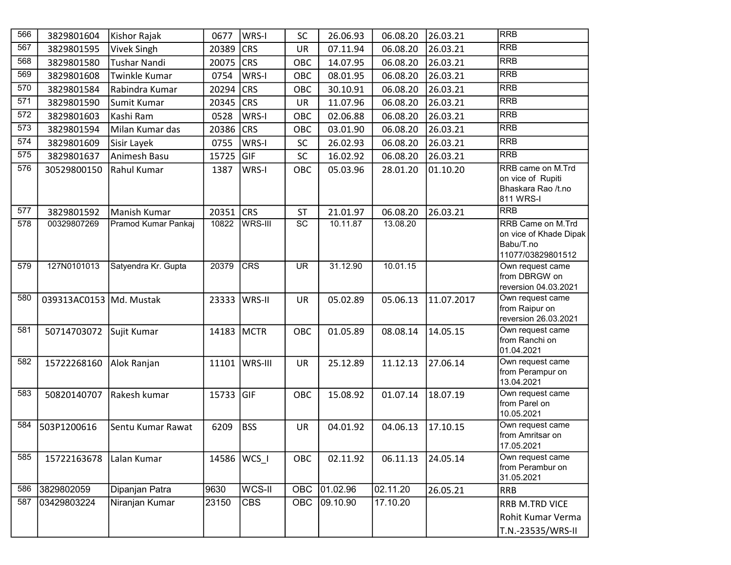| | | | | | | | | | |
|---|---|---|---|---|---|---|---|---|---|
| 566 | 3829801604 | Kishor Rajak | 0677 | WRS-I | SC | 26.06.93 | 06.08.20 | 26.03.21 | RRB |
| 567 | 3829801595 | Vivek Singh | 20389 | CRS | UR | 07.11.94 | 06.08.20 | 26.03.21 | RRB |
| 568 | 3829801580 | Tushar Nandi | 20075 | CRS | OBC | 14.07.95 | 06.08.20 | 26.03.21 | RRB |
| 569 | 3829801608 | Twinkle Kumar | 0754 | WRS-I | OBC | 08.01.95 | 06.08.20 | 26.03.21 | RRB |
| 570 | 3829801584 | Rabindra Kumar | 20294 | CRS | OBC | 30.10.91 | 06.08.20 | 26.03.21 | RRB |
| 571 | 3829801590 | Sumit Kumar | 20345 | CRS | UR | 11.07.96 | 06.08.20 | 26.03.21 | RRB |
| 572 | 3829801603 | Kashi Ram | 0528 | WRS-I | OBC | 02.06.88 | 06.08.20 | 26.03.21 | RRB |
| 573 | 3829801594 | Milan Kumar das | 20386 | CRS | OBC | 03.01.90 | 06.08.20 | 26.03.21 | RRB |
| 574 | 3829801609 | Sisir Layek | 0755 | WRS-I | SC | 26.02.93 | 06.08.20 | 26.03.21 | RRB |
| 575 | 3829801637 | Animesh Basu | 15725 | GIF | SC | 16.02.92 | 06.08.20 | 26.03.21 | RRB |
| 576 | 30529800150 | Rahul Kumar | 1387 | WRS-I | OBC | 05.03.96 | 28.01.20 | 01.10.20 | RRB came on M.Trd on vice of Rupiti Bhaskara Rao /t.no 811 WRS-I |
| 577 | 3829801592 | Manish Kumar | 20351 | CRS | ST | 21.01.97 | 06.08.20 | 26.03.21 | RRB |
| 578 | 00329807269 | Pramod Kumar Pankaj | 10822 | WRS-III | SC | 10.11.87 | 13.08.20 | | RRB Came on M.Trd on vice of Khade Dipak Babu/T.no 11077/03829801512 |
| 579 | 127N0101013 | Satyendra Kr. Gupta | 20379 | CRS | UR | 31.12.90 | 10.01.15 | | Own request came from DBRGW on reversion 04.03.2021 |
| 580 | 039313AC0153 | Md. Mustak | 23333 | WRS-II | UR | 05.02.89 | 05.06.13 | 11.07.2017 | Own request came from Raipur on reversion 26.03.2021 |
| 581 | 50714703072 | Sujit Kumar | 14183 | MCTR | OBC | 01.05.89 | 08.08.14 | 14.05.15 | Own request came from Ranchi on 01.04.2021 |
| 582 | 15722268160 | Alok Ranjan | 11101 | WRS-III | UR | 25.12.89 | 11.12.13 | 27.06.14 | Own request came from Perampur on 13.04.2021 |
| 583 | 50820140707 | Rakesh kumar | 15733 | GIF | OBC | 15.08.92 | 01.07.14 | 18.07.19 | Own request came from Parel on 10.05.2021 |
| 584 | 503P1200616 | Sentu Kumar Rawat | 6209 | BSS | UR | 04.01.92 | 04.06.13 | 17.10.15 | Own request came from Amritsar on 17.05.2021 |
| 585 | 15722163678 | Lalan Kumar | 14586 | WCS_I | OBC | 02.11.92 | 06.11.13 | 24.05.14 | Own request came from Perambur on 31.05.2021 |
| 586 | 3829802059 | Dipanjan Patra | 9630 | WCS-II | OBC | 01.02.96 | 02.11.20 | 26.05.21 | RRB |
| 587 | 03429803224 | Niranjan Kumar | 23150 | CBS | OBC | 09.10.90 | 17.10.20 | | RRB M.TRD VICE Rohit Kumar Verma T.N.-23535/WRS-II |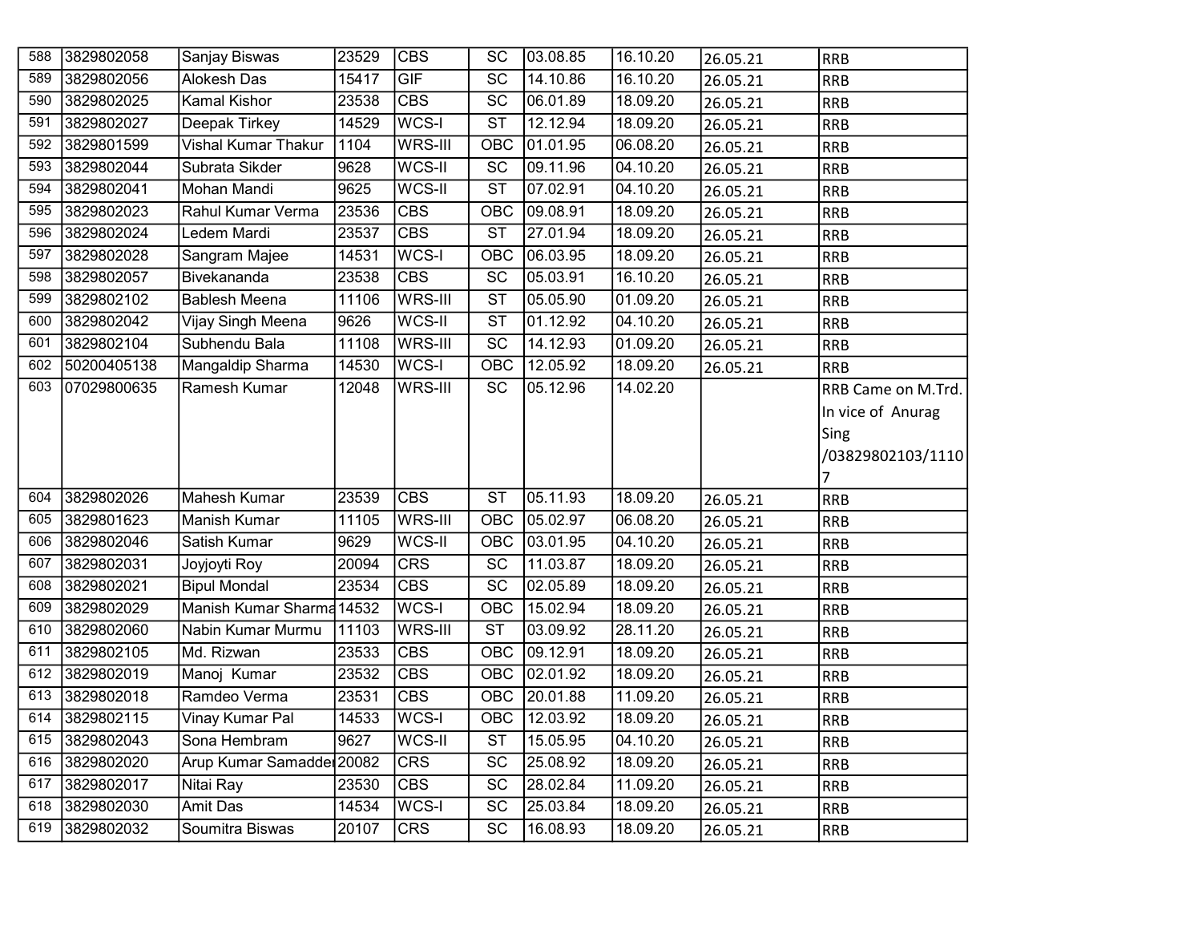| | | | | | | | | | |
|---|---|---|---|---|---|---|---|---|---|
| 588 | 3829802058 | Sanjay Biswas | 23529 | CBS | SC | 03.08.85 | 16.10.20 | 26.05.21 | RRB |
| 589 | 3829802056 | Alokesh Das | 15417 | GIF | SC | 14.10.86 | 16.10.20 | 26.05.21 | RRB |
| 590 | 3829802025 | Kamal Kishor | 23538 | CBS | SC | 06.01.89 | 18.09.20 | 26.05.21 | RRB |
| 591 | 3829802027 | Deepak Tirkey | 14529 | WCS-I | ST | 12.12.94 | 18.09.20 | 26.05.21 | RRB |
| 592 | 3829801599 | Vishal Kumar Thakur | 1104 | WRS-III | OBC | 01.01.95 | 06.08.20 | 26.05.21 | RRB |
| 593 | 3829802044 | Subrata Sikder | 9628 | WCS-II | SC | 09.11.96 | 04.10.20 | 26.05.21 | RRB |
| 594 | 3829802041 | Mohan Mandi | 9625 | WCS-II | ST | 07.02.91 | 04.10.20 | 26.05.21 | RRB |
| 595 | 3829802023 | Rahul Kumar Verma | 23536 | CBS | OBC | 09.08.91 | 18.09.20 | 26.05.21 | RRB |
| 596 | 3829802024 | Ledem Mardi | 23537 | CBS | ST | 27.01.94 | 18.09.20 | 26.05.21 | RRB |
| 597 | 3829802028 | Sangram Majee | 14531 | WCS-I | OBC | 06.03.95 | 18.09.20 | 26.05.21 | RRB |
| 598 | 3829802057 | Bivekananda | 23538 | CBS | SC | 05.03.91 | 16.10.20 | 26.05.21 | RRB |
| 599 | 3829802102 | Bablesh Meena | 11106 | WRS-III | ST | 05.05.90 | 01.09.20 | 26.05.21 | RRB |
| 600 | 3829802042 | Vijay Singh Meena | 9626 | WCS-II | ST | 01.12.92 | 04.10.20 | 26.05.21 | RRB |
| 601 | 3829802104 | Subhendu Bala | 11108 | WRS-III | SC | 14.12.93 | 01.09.20 | 26.05.21 | RRB |
| 602 | 50200405138 | Mangaldip Sharma | 14530 | WCS-I | OBC | 12.05.92 | 18.09.20 | 26.05.21 | RRB |
| 603 | 07029800635 | Ramesh Kumar | 12048 | WRS-III | SC | 05.12.96 | 14.02.20 | | RRB Came on M.Trd. In vice of Anurag Sing /03829802103/11107 |
| 604 | 3829802026 | Mahesh Kumar | 23539 | CBS | ST | 05.11.93 | 18.09.20 | 26.05.21 | RRB |
| 605 | 3829801623 | Manish Kumar | 11105 | WRS-III | OBC | 05.02.97 | 06.08.20 | 26.05.21 | RRB |
| 606 | 3829802046 | Satish Kumar | 9629 | WCS-II | OBC | 03.01.95 | 04.10.20 | 26.05.21 | RRB |
| 607 | 3829802031 | Joyjoyti Roy | 20094 | CRS | SC | 11.03.87 | 18.09.20 | 26.05.21 | RRB |
| 608 | 3829802021 | Bipul Mondal | 23534 | CBS | SC | 02.05.89 | 18.09.20 | 26.05.21 | RRB |
| 609 | 3829802029 | Manish Kumar Sharma | 14532 | WCS-I | OBC | 15.02.94 | 18.09.20 | 26.05.21 | RRB |
| 610 | 3829802060 | Nabin Kumar Murmu | 11103 | WRS-III | ST | 03.09.92 | 28.11.20 | 26.05.21 | RRB |
| 611 | 3829802105 | Md. Rizwan | 23533 | CBS | OBC | 09.12.91 | 18.09.20 | 26.05.21 | RRB |
| 612 | 3829802019 | Manoj Kumar | 23532 | CBS | OBC | 02.01.92 | 18.09.20 | 26.05.21 | RRB |
| 613 | 3829802018 | Ramdeo Verma | 23531 | CBS | OBC | 20.01.88 | 11.09.20 | 26.05.21 | RRB |
| 614 | 3829802115 | Vinay Kumar Pal | 14533 | WCS-I | OBC | 12.03.92 | 18.09.20 | 26.05.21 | RRB |
| 615 | 3829802043 | Sona Hembram | 9627 | WCS-II | ST | 15.05.95 | 04.10.20 | 26.05.21 | RRB |
| 616 | 3829802020 | Arup Kumar Samadder | 20082 | CRS | SC | 25.08.92 | 18.09.20 | 26.05.21 | RRB |
| 617 | 3829802017 | Nitai Ray | 23530 | CBS | SC | 28.02.84 | 11.09.20 | 26.05.21 | RRB |
| 618 | 3829802030 | Amit Das | 14534 | WCS-I | SC | 25.03.84 | 18.09.20 | 26.05.21 | RRB |
| 619 | 3829802032 | Soumitra Biswas | 20107 | CRS | SC | 16.08.93 | 18.09.20 | 26.05.21 | RRB |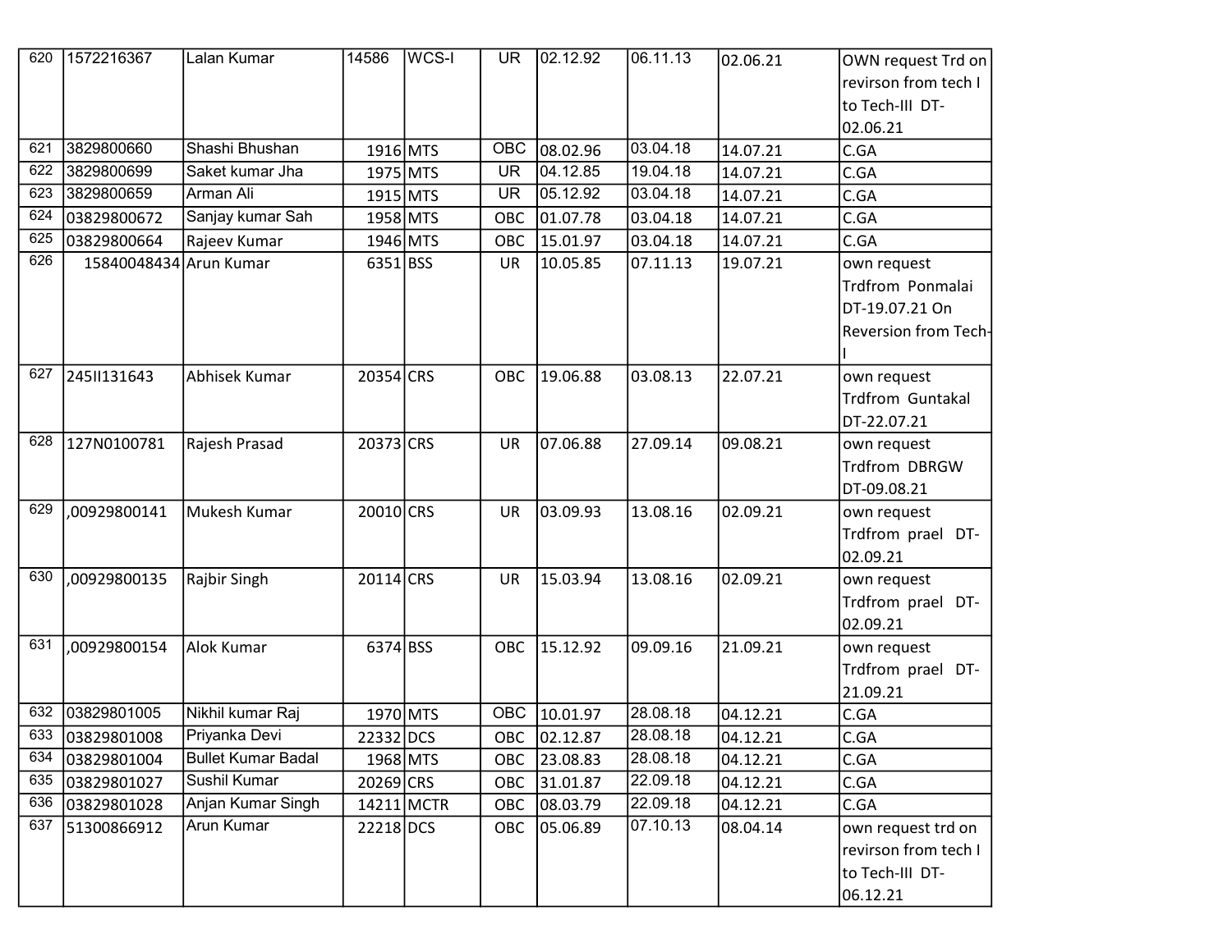| 620 | 1572216367 | Lalan Kumar | 14586 | WCS-I | UR | 02.12.92 | 06.11.13 | 02.06.21 | OWN request Trd on revirson from tech I to Tech-III DT-02.06.21 |
|---|---|---|---|---|---|---|---|---|---|
| 621 | 3829800660 | Shashi Bhushan | 1916 | MTS | OBC | 08.02.96 | 03.04.18 | 14.07.21 | C.GA |
| 622 | 3829800699 | Saket kumar Jha | 1975 | MTS | UR | 04.12.85 | 19.04.18 | 14.07.21 | C.GA |
| 623 | 3829800659 | Arman Ali | 1915 | MTS | UR | 05.12.92 | 03.04.18 | 14.07.21 | C.GA |
| 624 | 03829800672 | Sanjay kumar Sah | 1958 | MTS | OBC | 01.07.78 | 03.04.18 | 14.07.21 | C.GA |
| 625 | 03829800664 | Rajeev Kumar | 1946 | MTS | OBC | 15.01.97 | 03.04.18 | 14.07.21 | C.GA |
| 626 | 15840048434 | Arun Kumar | 6351 | BSS | UR | 10.05.85 | 07.11.13 | 19.07.21 | own request Trdfrom Ponmalai DT-19.07.21 On Reversion from Tech-I |
| 627 | 245II131643 | Abhisek Kumar | 20354 | CRS | OBC | 19.06.88 | 03.08.13 | 22.07.21 | own request Trdfrom Guntakal DT-22.07.21 |
| 628 | 127N0100781 | Rajesh Prasad | 20373 | CRS | UR | 07.06.88 | 27.09.14 | 09.08.21 | own request Trdfrom DBRGW DT-09.08.21 |
| 629 | ,00929800141 | Mukesh Kumar | 20010 | CRS | UR | 03.09.93 | 13.08.16 | 02.09.21 | own request Trdfrom prael DT-02.09.21 |
| 630 | ,00929800135 | Rajbir Singh | 20114 | CRS | UR | 15.03.94 | 13.08.16 | 02.09.21 | own request Trdfrom prael DT-02.09.21 |
| 631 | ,00929800154 | Alok Kumar | 6374 | BSS | OBC | 15.12.92 | 09.09.16 | 21.09.21 | own request Trdfrom prael DT-21.09.21 |
| 632 | 03829801005 | Nikhil kumar Raj | 1970 | MTS | OBC | 10.01.97 | 28.08.18 | 04.12.21 | C.GA |
| 633 | 03829801008 | Priyanka Devi | 22332 | DCS | OBC | 02.12.87 | 28.08.18 | 04.12.21 | C.GA |
| 634 | 03829801004 | Bullet Kumar Badal | 1968 | MTS | OBC | 23.08.83 | 28.08.18 | 04.12.21 | C.GA |
| 635 | 03829801027 | Sushil Kumar | 20269 | CRS | OBC | 31.01.87 | 22.09.18 | 04.12.21 | C.GA |
| 636 | 03829801028 | Anjan Kumar Singh | 14211 | MCTR | OBC | 08.03.79 | 22.09.18 | 04.12.21 | C.GA |
| 637 | 51300866912 | Arun Kumar | 22218 | DCS | OBC | 05.06.89 | 07.10.13 | 08.04.14 | own request trd on revirson from tech I to Tech-III DT-06.12.21 |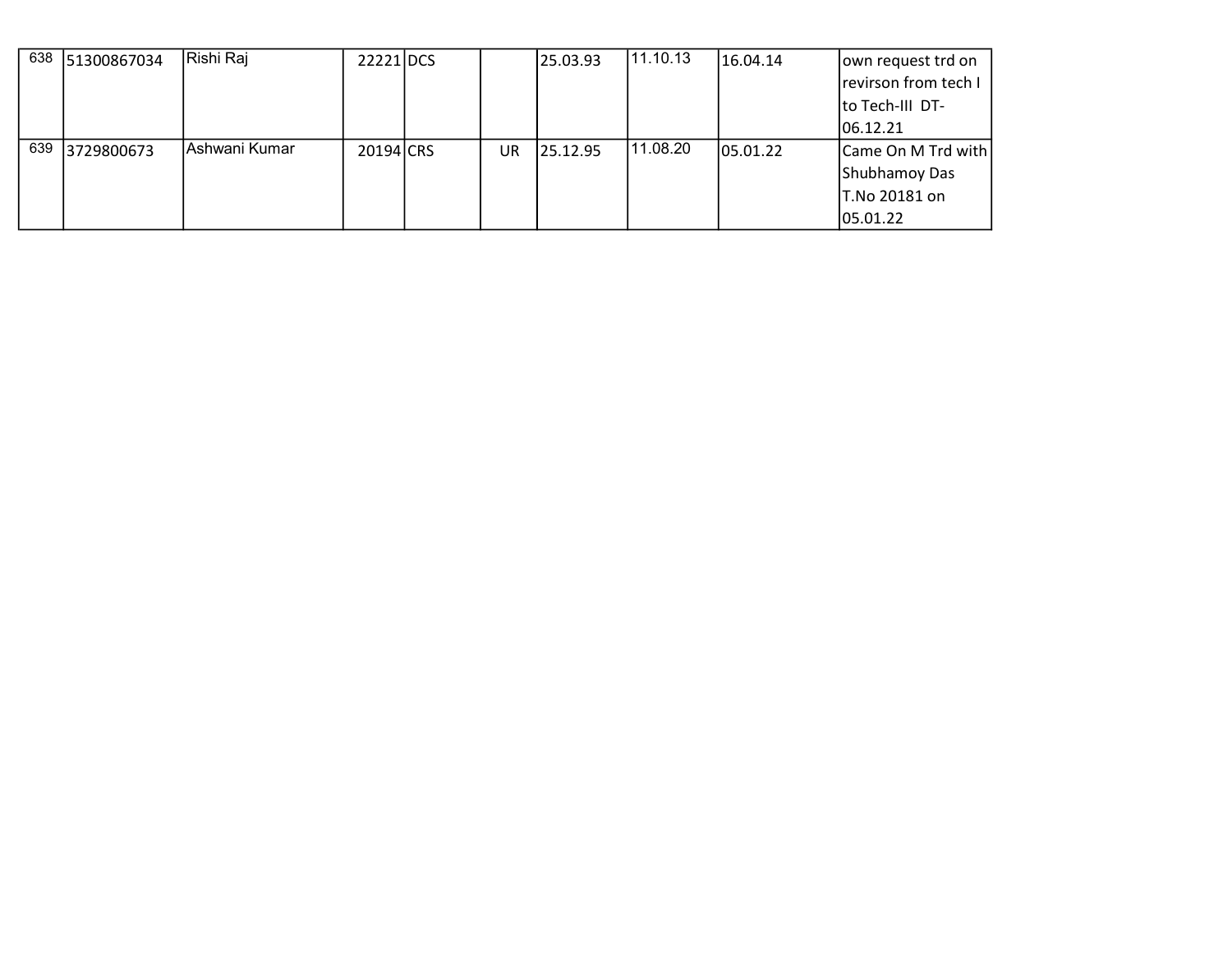| | | | | | | | | | |
|---|---|---|---|---|---|---|---|---|---|
| 638 | 51300867034 | Rishi Raj | 22221 | DCS | | 25.03.93 | 11.10.13 | 16.04.14 | own request trd on revirson from tech I to Tech-III DT-06.12.21 |
| 639 | 3729800673 | Ashwani Kumar | 20194 | CRS | UR | 25.12.95 | 11.08.20 | 05.01.22 | Came On M Trd with Shubhamoy Das T.No 20181 on 05.01.22 |